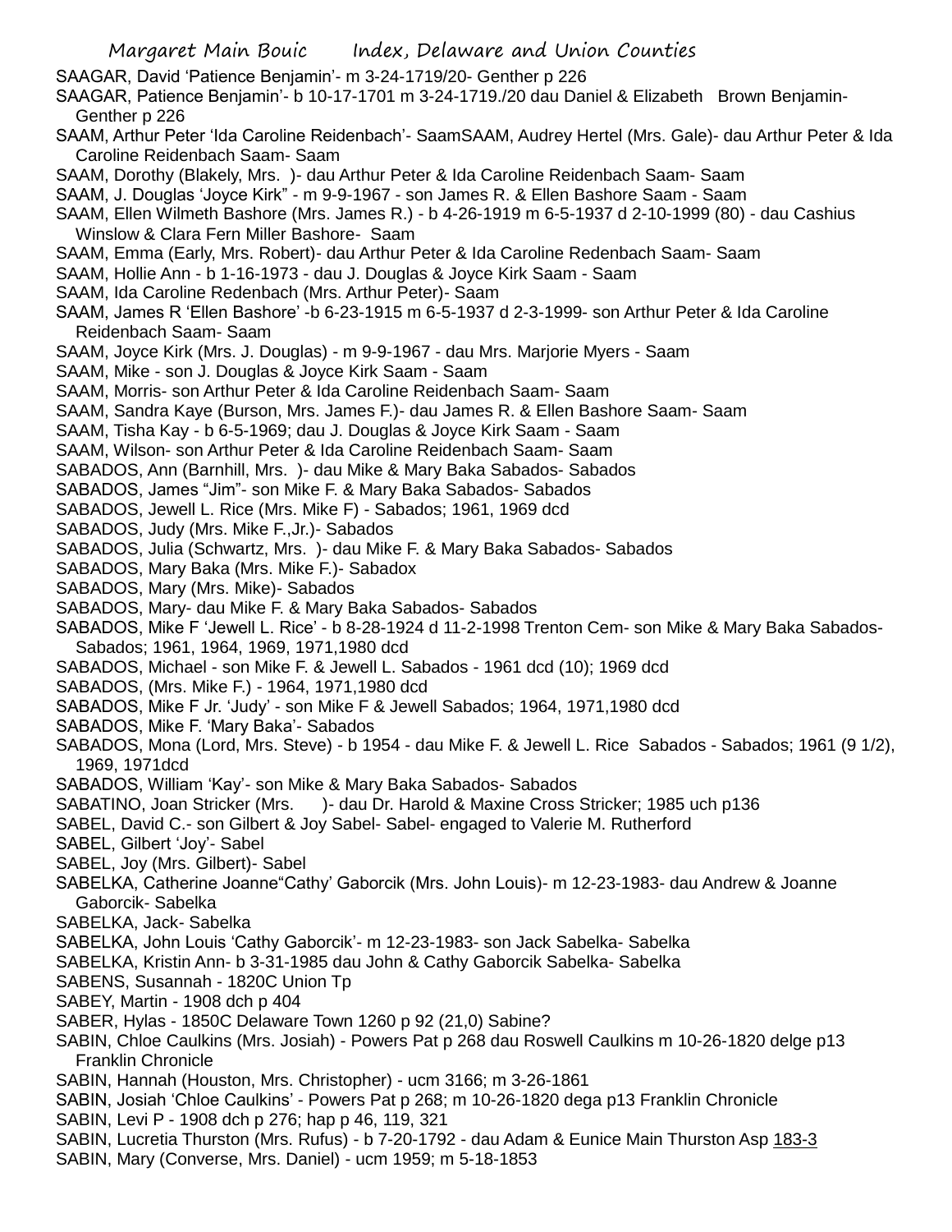SAAGAR, David 'Patience Benjamin'- m 3-24-1719/20- Genther p 226

SAAGAR, Patience Benjamin'- b 10-17-1701 m 3-24-1719./20 dau Daniel & Elizabeth Brown Benjamin- Genther p 226

SAAM, Arthur Peter 'Ida Caroline Reidenbach'- SaamSAAM, Audrey Hertel (Mrs. Gale)- dau Arthur Peter & Ida Caroline Reidenbach Saam- Saam

SAAM, Dorothy (Blakely, Mrs. )- dau Arthur Peter & Ida Caroline Reidenbach Saam- Saam

SAAM, J. Douglas 'Joyce Kirk" - m 9-9-1967 - son James R. & Ellen Bashore Saam - Saam

SAAM, Ellen Wilmeth Bashore (Mrs. James R.) - b 4-26-1919 m 6-5-1937 d 2-10-1999 (80) - dau Cashius Winslow & Clara Fern Miller Bashore- Saam

SAAM, Emma (Early, Mrs. Robert)- dau Arthur Peter & Ida Caroline Redenbach Saam- Saam

SAAM, Hollie Ann - b 1-16-1973 - dau J. Douglas & Joyce Kirk Saam - Saam

SAAM, Ida Caroline Redenbach (Mrs. Arthur Peter)- Saam

SAAM, James R 'Ellen Bashore' -b 6-23-1915 m 6-5-1937 d 2-3-1999- son Arthur Peter & Ida Caroline Reidenbach Saam- Saam

SAAM, Joyce Kirk (Mrs. J. Douglas) - m 9-9-1967 - dau Mrs. Marjorie Myers - Saam

SAAM, Mike - son J. Douglas & Joyce Kirk Saam - Saam

SAAM, Morris- son Arthur Peter & Ida Caroline Reidenbach Saam- Saam

SAAM, Sandra Kaye (Burson, Mrs. James F.)- dau James R. & Ellen Bashore Saam- Saam

SAAM, Tisha Kay - b 6-5-1969; dau J. Douglas & Joyce Kirk Saam - Saam

SAAM, Wilson- son Arthur Peter & Ida Caroline Reidenbach Saam- Saam

SABADOS, Ann (Barnhill, Mrs. )- dau Mike & Mary Baka Sabados- Sabados

SABADOS, James "Jim"- son Mike F. & Mary Baka Sabados- Sabados

SABADOS, Jewell L. Rice (Mrs. Mike F) - Sabados; 1961, 1969 dcd

SABADOS, Judy (Mrs. Mike F.,Jr.)- Sabados

SABADOS, Julia (Schwartz, Mrs. )- dau Mike F. & Mary Baka Sabados- Sabados

SABADOS, Mary Baka (Mrs. Mike F.)- Sabadox

SABADOS, Mary (Mrs. Mike)- Sabados

SABADOS, Mary- dau Mike F. & Mary Baka Sabados- Sabados

SABADOS, Mike F 'Jewell L. Rice' - b 8-28-1924 d 11-2-1998 Trenton Cem- son Mike & Mary Baka Sabados- Sabados; 1961, 1964, 1969, 1971,1980 dcd

SABADOS, Michael - son Mike F. & Jewell L. Sabados - 1961 dcd (10); 1969 dcd

SABADOS, (Mrs. Mike F.) - 1964, 1971,1980 dcd

SABADOS, Mike F Jr. 'Judy' - son Mike F & Jewell Sabados; 1964, 1971,1980 dcd

SABADOS, Mike F. 'Mary Baka'- Sabados

SABADOS, Mona (Lord, Mrs. Steve) - b 1954 - dau Mike F. & Jewell L. Rice Sabados - Sabados; 1961 (9 1/2), 1969, 1971dcd

SABADOS, William 'Kay'- son Mike & Mary Baka Sabados- Sabados

SABATINO, Joan Stricker (Mrs. )- dau Dr. Harold & Maxine Cross Stricker; 1985 uch p136

SABEL, David C.- son Gilbert & Joy Sabel- Sabel- engaged to Valerie M. Rutherford

SABEL, Gilbert 'Joy'- Sabel

SABEL, Joy (Mrs. Gilbert)- Sabel

SABELKA, Catherine Joanne"Cathy' Gaborcik (Mrs. John Louis)- m 12-23-1983- dau Andrew & Joanne Gaborcik- Sabelka

SABELKA, Jack- Sabelka

SABELKA, John Louis 'Cathy Gaborcik'- m 12-23-1983- son Jack Sabelka- Sabelka

SABELKA, Kristin Ann- b 3-31-1985 dau John & Cathy Gaborcik Sabelka- Sabelka

SABENS, Susannah - 1820C Union Tp

SABEY, Martin - 1908 dch p 404

SABER, Hylas - 1850C Delaware Town 1260 p 92 (21,0) Sabine?

SABIN, Chloe Caulkins (Mrs. Josiah) - Powers Pat p 268 dau Roswell Caulkins m 10-26-1820 delge p13 Franklin Chronicle

SABIN, Hannah (Houston, Mrs. Christopher) - ucm 3166; m 3-26-1861

SABIN, Josiah 'Chloe Caulkins' - Powers Pat p 268; m 10-26-1820 dega p13 Franklin Chronicle

SABIN, Levi P - 1908 dch p 276; hap p 46, 119, 321

SABIN, Lucretia Thurston (Mrs. Rufus) - b 7-20-1792 - dau Adam & Eunice Main Thurston Asp 183-3

SABIN, Mary (Converse, Mrs. Daniel) - ucm 1959; m 5-18-1853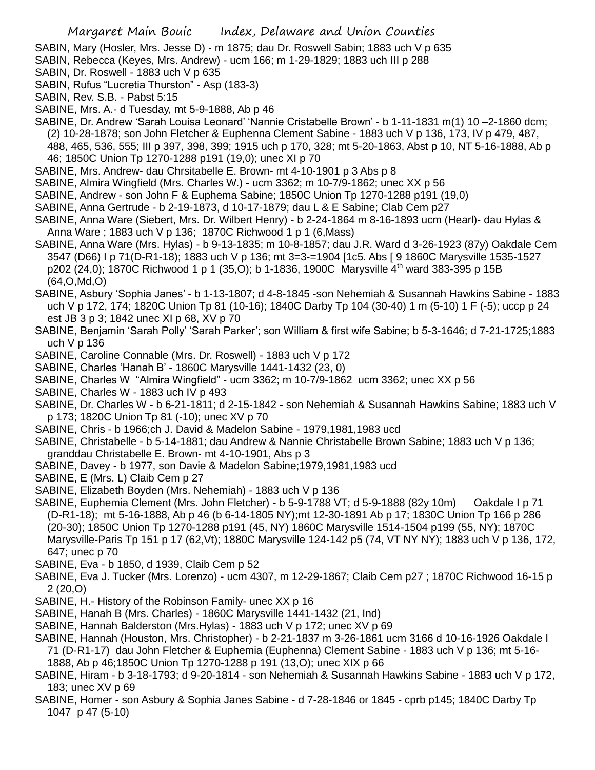SABIN, Mary (Hosler, Mrs. Jesse D) - m 1875; dau Dr. Roswell Sabin; 1883 uch V p 635

SABIN, Rebecca (Keyes, Mrs. Andrew) - ucm 166; m 1-29-1829; 1883 uch III p 288

SABIN, Dr. Roswell - 1883 uch V p 635

SABIN, Rufus "Lucretia Thurston" - Asp (183-3)

SABIN, Rev. S.B. - Pabst 5:15

SABINE, Mrs. A.- d Tuesday, mt 5-9-1888, Ab p 46

SABINE, Dr. Andrew 'Sarah Louisa Leonard' 'Nannie Cristabelle Brown' - b 1-11-1831 m(1) 10 –2-1860 dcm; (2) 10-28-1878; son John Fletcher & Euphenna Clement Sabine - 1883 uch V p 136, 173, IV p 479, 487, 488, 465, 536, 555; III p 397, 398, 399; 1915 uch p 170, 328; mt 5-20-1863, Abst p 10, NT 5-16-1888, Ab p 46; 1850C Union Tp 1270-1288 p191 (19,0); unec XI p 70

SABINE, Mrs. Andrew- dau Chrsitabelle E. Brown- mt 4-10-1901 p 3 Abs p 8

SABINE, Almira Wingfield (Mrs. Charles W.) - ucm 3362; m 10-7/9-1862; unec XX p 56

SABINE, Andrew - son John F & Euphema Sabine; 1850C Union Tp 1270-1288 p191 (19,0)

SABINE, Anna Gertrude - b 2-19-1873, d 10-17-1879; dau L & E Sabine; Clab Cem p27

SABINE, Anna Ware (Siebert, Mrs. Dr. Wilbert Henry) - b 2-24-1864 m 8-16-1893 ucm (Hearl)- dau Hylas & Anna Ware ; 1883 uch V p 136; 1870C Richwood 1 p 1 (6,Mass)

SABINE, Anna Ware (Mrs. Hylas) - b 9-13-1835; m 10-8-1857; dau J.R. Ward d 3-26-1923 (87y) Oakdale Cem 3547 (D66) I p 71(D-R1-18); 1883 uch V p 136; mt 3=3-=1904 [1c5. Abs [ 9 1860C Marysville 1535-1527 p202 (24,0); 1870C Richwood 1 p 1 (35,O); b 1-1836, 1900C Marysville 4th ward 383-395 p 15B (64,O,Md,O)

SABINE, Asbury 'Sophia Janes' - b 1-13-1807; d 4-8-1845 -son Nehemiah & Susannah Hawkins Sabine - 1883 uch V p 172, 174; 1820C Union Tp 81 (10-16); 1840C Darby Tp 104 (30-40) 1 m (5-10) 1 F (-5); uccp p 24 est JB 3 p 3; 1842 unec XI p 68, XV p 70

SABINE, Benjamin 'Sarah Polly' 'Sarah Parker'; son William & first wife Sabine; b 5-3-1646; d 7-21-1725;1883 uch V p 136

SABINE, Caroline Connable (Mrs. Dr. Roswell) - 1883 uch V p 172

SABINE, Charles 'Hanah B' - 1860C Marysville 1441-1432 (23, 0)

SABINE, Charles W "Almira Wingfield" - ucm 3362; m 10-7/9-1862 ucm 3362; unec XX p 56

SABINE, Charles W - 1883 uch IV p 493

SABINE, Dr. Charles W - b 6-21-1811; d 2-15-1842 - son Nehemiah & Susannah Hawkins Sabine; 1883 uch V p 173; 1820C Union Tp 81 (-10); unec XV p 70

SABINE, Chris - b 1966;ch J. David & Madelon Sabine - 1979,1981,1983 ucd

SABINE, Christabelle - b 5-14-1881; dau Andrew & Nannie Christabelle Brown Sabine; 1883 uch V p 136; granddau Christabelle E. Brown- mt 4-10-1901, Abs p 3

SABINE, Davey - b 1977, son Davie & Madelon Sabine;1979,1981,1983 ucd

SABINE, E (Mrs. L) Claib Cem p 27

SABINE, Elizabeth Boyden (Mrs. Nehemiah) - 1883 uch V p 136

SABINE, Euphemia Clement (Mrs. John Fletcher) - b 5-9-1788 VT; d 5-9-1888 (82y 10m) Oakdale I p 71 (D-R1-18); mt 5-16-1888, Ab p 46 (b 6-14-1805 NY);mt 12-30-1891 Ab p 17; 1830C Union Tp 166 p 286 (20-30); 1850C Union Tp 1270-1288 p191 (45, NY) 1860C Marysville 1514-1504 p199 (55, NY); 1870C Marysville-Paris Tp 151 p 17 (62,Vt); 1880C Marysville 124-142 p5 (74, VT NY NY); 1883 uch V p 136, 172, 647; unec p 70

SABINE, Eva - b 1850, d 1939, Claib Cem p 52

SABINE, Eva J. Tucker (Mrs. Lorenzo) - ucm 4307, m 12-29-1867; Claib Cem p27 ; 1870C Richwood 16-15 p 2 (20,O)

SABINE, H.- History of the Robinson Family- unec XX p 16

SABINE, Hanah B (Mrs. Charles) - 1860C Marysville 1441-1432 (21, Ind)

SABINE, Hannah Balderston (Mrs.Hylas) - 1883 uch V p 172; unec XV p 69

SABINE, Hannah (Houston, Mrs. Christopher) - b 2-21-1837 m 3-26-1861 ucm 3166 d 10-16-1926 Oakdale I 71 (D-R1-17) dau John Fletcher & Euphemia (Euphenna) Clement Sabine - 1883 uch V p 136; mt 5-16-1888, Ab p 46;1850C Union Tp 1270-1288 p 191 (13,O); unec XIX p 66

SABINE, Hiram - b 3-18-1793; d 9-20-1814 - son Nehemiah & Susannah Hawkins Sabine - 1883 uch V p 172, 183; unec XV p 69

SABINE, Homer - son Asbury & Sophia Janes Sabine - d 7-28-1846 or 1845 - cprb p145; 1840C Darby Tp 1047 p 47 (5-10)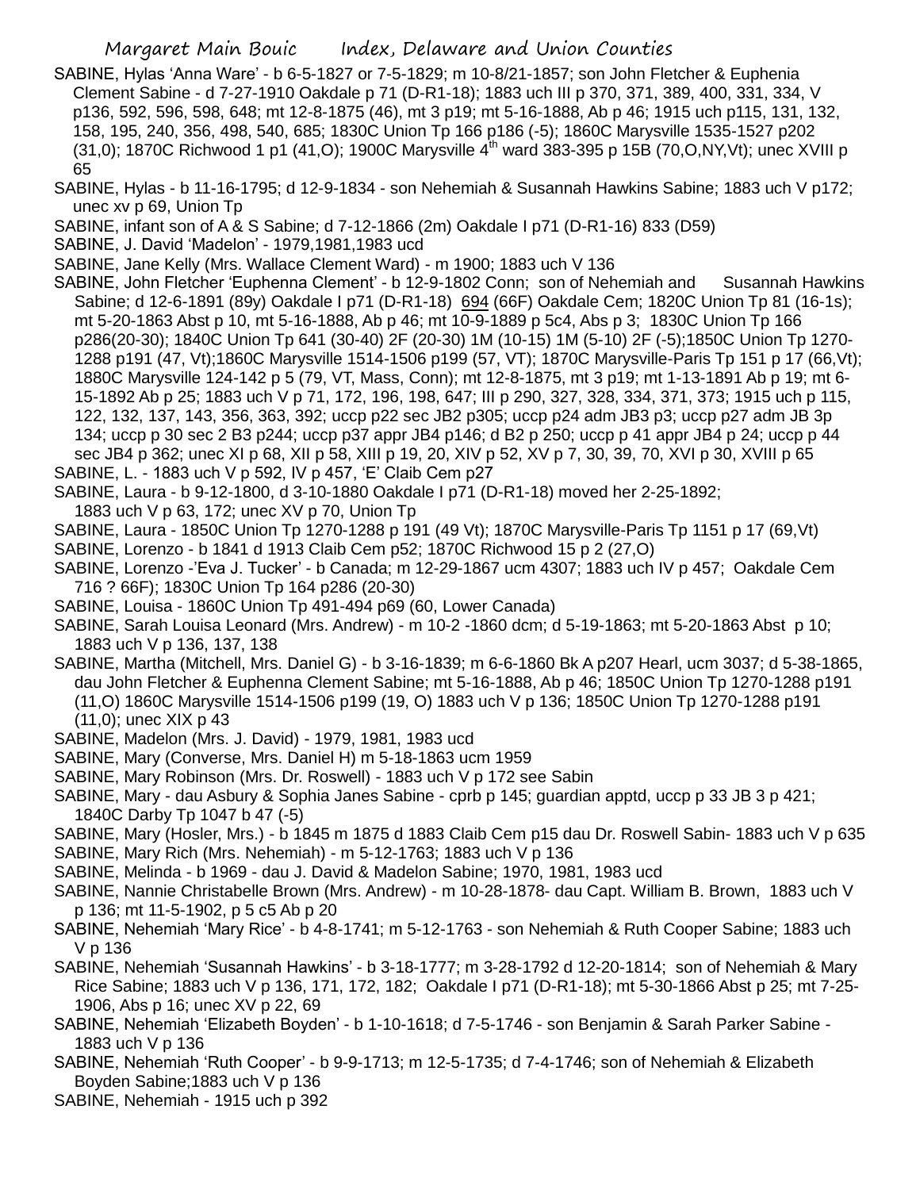SABINE, Hylas 'Anna Ware' - b 6-5-1827 or 7-5-1829; m 10-8/21-1857; son John Fletcher & Euphenia Clement Sabine - d 7-27-1910 Oakdale p 71 (D-R1-18); 1883 uch III p 370, 371, 389, 400, 331, 334, V p136, 592, 596, 598, 648; mt 12-8-1875 (46), mt 3 p19; mt 5-16-1888, Ab p 46; 1915 uch p115, 131, 132, 158, 195, 240, 356, 498, 540, 685; 1830C Union Tp 166 p186 (-5); 1860C Marysville 1535-1527 p202 (31,0); 1870C Richwood 1 p1 (41,O); 1900C Marysville 4th ward 383-395 p 15B (70,O,NY,Vt); unec XVIII p 65

SABINE, Hylas - b 11-16-1795; d 12-9-1834 - son Nehemiah & Susannah Hawkins Sabine; 1883 uch V p172; unec xv p 69, Union Tp

SABINE, infant son of A & S Sabine; d 7-12-1866 (2m) Oakdale I p71 (D-R1-16) 833 (D59)

SABINE, J. David 'Madelon' - 1979,1981,1983 ucd

SABINE, Jane Kelly (Mrs. Wallace Clement Ward) - m 1900; 1883 uch V 136

SABINE, John Fletcher 'Euphenna Clement' - b 12-9-1802 Conn; son of Nehemiah and Susannah Hawkins Sabine; d 12-6-1891 (89y) Oakdale I p71 (D-R1-18) 694 (66F) Oakdale Cem; 1820C Union Tp 81 (16-1s); mt 5-20-1863 Abst p 10, mt 5-16-1888, Ab p 46; mt 10-9-1889 p 5c4, Abs p 3; 1830C Union Tp 166 p286(20-30); 1840C Union Tp 641 (30-40) 2F (20-30) 1M (10-15) 1M (5-10) 2F (-5);1850C Union Tp 1270-1288 p191 (47, Vt);1860C Marysville 1514-1506 p199 (57, VT); 1870C Marysville-Paris Tp 151 p 17 (66,Vt); 1880C Marysville 124-142 p 5 (79, VT, Mass, Conn); mt 12-8-1875, mt 3 p19; mt 1-13-1891 Ab p 19; mt 6-15-1892 Ab p 25; 1883 uch V p 71, 172, 196, 198, 647; III p 290, 327, 328, 334, 371, 373; 1915 uch p 115, 122, 132, 137, 143, 356, 363, 392; uccp p22 sec JB2 p305; uccp p24 adm JB3 p3; uccp p27 adm JB 3p 134; uccp p 30 sec 2 B3 p244; uccp p37 appr JB4 p146; d B2 p 250; uccp p 41 appr JB4 p 24; uccp p 44 sec JB4 p 362; unec XI p 68, XII p 58, XIII p 19, 20, XIV p 52, XV p 7, 30, 39, 70, XVI p 30, XVIII p 65

SABINE, L. - 1883 uch V p 592, IV p 457, 'E' Claib Cem p27

SABINE, Laura - b 9-12-1800, d 3-10-1880 Oakdale I p71 (D-R1-18) moved her 2-25-1892; 1883 uch V p 63, 172; unec XV p 70, Union Tp

SABINE, Laura - 1850C Union Tp 1270-1288 p 191 (49 Vt); 1870C Marysville-Paris Tp 1151 p 17 (69,Vt)

SABINE, Lorenzo - b 1841 d 1913 Claib Cem p52; 1870C Richwood 15 p 2 (27,O)

SABINE, Lorenzo -'Eva J. Tucker' - b Canada; m 12-29-1867 ucm 4307; 1883 uch IV p 457; Oakdale Cem 716 ? 66F); 1830C Union Tp 164 p286 (20-30)

SABINE, Louisa - 1860C Union Tp 491-494 p69 (60, Lower Canada)

SABINE, Sarah Louisa Leonard (Mrs. Andrew) - m 10-2 -1860 dcm; d 5-19-1863; mt 5-20-1863 Abst p 10; 1883 uch V p 136, 137, 138

SABINE, Martha (Mitchell, Mrs. Daniel G) - b 3-16-1839; m 6-6-1860 Bk A p207 Hearl, ucm 3037; d 5-38-1865, dau John Fletcher & Euphenna Clement Sabine; mt 5-16-1888, Ab p 46; 1850C Union Tp 1270-1288 p191 (11,O) 1860C Marysville 1514-1506 p199 (19, O) 1883 uch V p 136; 1850C Union Tp 1270-1288 p191 (11,0); unec XIX p 43

SABINE, Madelon (Mrs. J. David) - 1979, 1981, 1983 ucd

SABINE, Mary (Converse, Mrs. Daniel H) m 5-18-1863 ucm 1959

SABINE, Mary Robinson (Mrs. Dr. Roswell) - 1883 uch V p 172 see Sabin

SABINE, Mary - dau Asbury & Sophia Janes Sabine - cprb p 145; guardian apptd, uccp p 33 JB 3 p 421; 1840C Darby Tp 1047 b 47 (-5)

SABINE, Mary (Hosler, Mrs.) - b 1845 m 1875 d 1883 Claib Cem p15 dau Dr. Roswell Sabin- 1883 uch V p 635

SABINE, Mary Rich (Mrs. Nehemiah) - m 5-12-1763; 1883 uch V p 136

SABINE, Melinda - b 1969 - dau J. David & Madelon Sabine; 1970, 1981, 1983 ucd

SABINE, Nannie Christabelle Brown (Mrs. Andrew) - m 10-28-1878- dau Capt. William B. Brown, 1883 uch V p 136; mt 11-5-1902, p 5 c5 Ab p 20

SABINE, Nehemiah 'Mary Rice' - b 4-8-1741; m 5-12-1763 - son Nehemiah & Ruth Cooper Sabine; 1883 uch V p 136

SABINE, Nehemiah 'Susannah Hawkins' - b 3-18-1777; m 3-28-1792 d 12-20-1814; son of Nehemiah & Mary Rice Sabine; 1883 uch V p 136, 171, 172, 182; Oakdale I p71 (D-R1-18); mt 5-30-1866 Abst p 25; mt 7-25-1906, Abs p 16; unec XV p 22, 69

SABINE, Nehemiah 'Elizabeth Boyden' - b 1-10-1618; d 7-5-1746 - son Benjamin & Sarah Parker Sabine - 1883 uch V p 136

SABINE, Nehemiah 'Ruth Cooper' - b 9-9-1713; m 12-5-1735; d 7-4-1746; son of Nehemiah & Elizabeth Boyden Sabine;1883 uch V p 136

SABINE, Nehemiah - 1915 uch p 392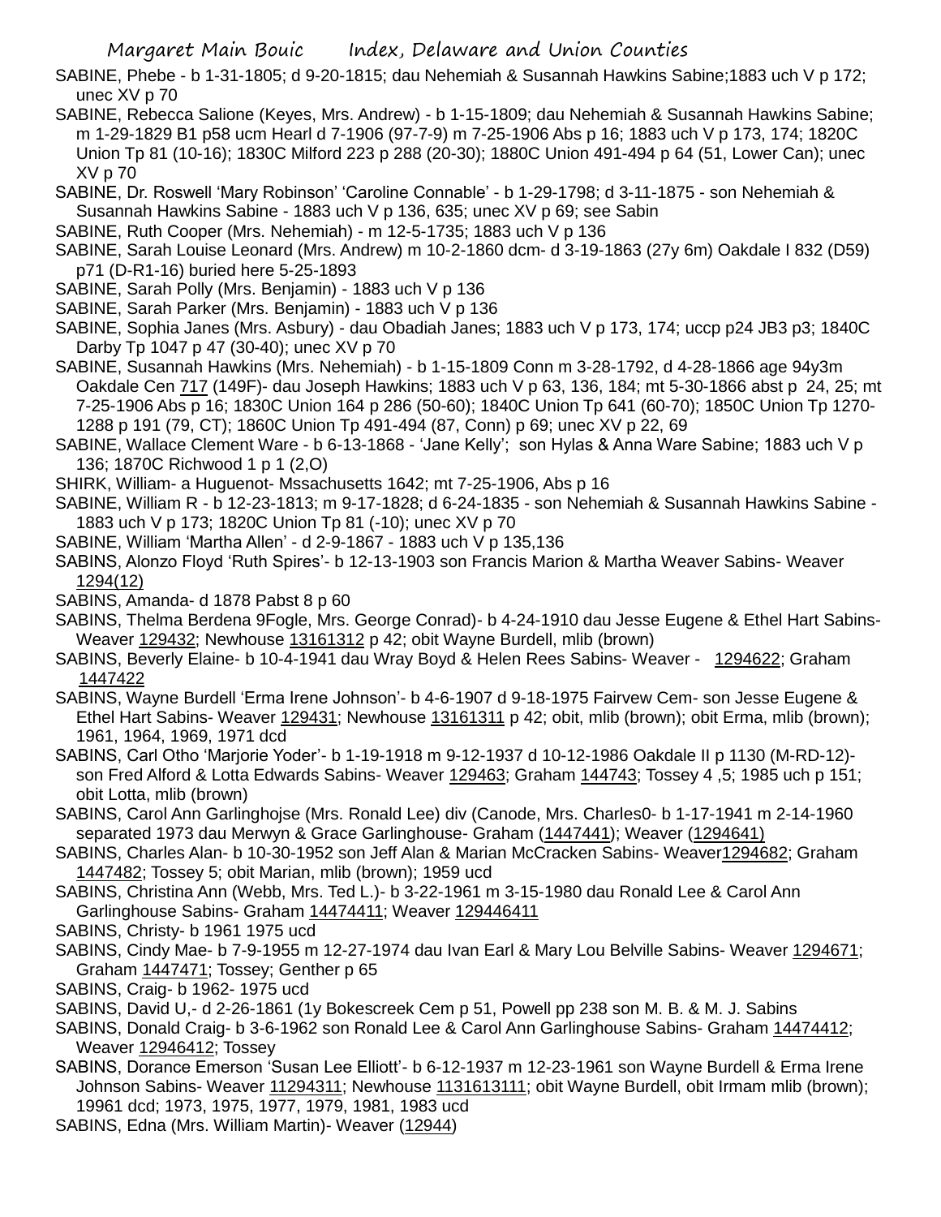SABINE, Phebe - b 1-31-1805; d 9-20-1815; dau Nehemiah & Susannah Hawkins Sabine;1883 uch V p 172; unec XV p 70

SABINE, Rebecca Salione (Keyes, Mrs. Andrew) - b 1-15-1809; dau Nehemiah & Susannah Hawkins Sabine; m 1-29-1829 B1 p58 ucm Hearl d 7-1906 (97-7-9) m 7-25-1906 Abs p 16; 1883 uch V p 173, 174; 1820C Union Tp 81 (10-16); 1830C Milford 223 p 288 (20-30); 1880C Union 491-494 p 64 (51, Lower Can); unec XV p 70

SABINE, Dr. Roswell 'Mary Robinson' 'Caroline Connable' - b 1-29-1798; d 3-11-1875 - son Nehemiah & Susannah Hawkins Sabine - 1883 uch V p 136, 635; unec XV p 69; see Sabin

SABINE, Ruth Cooper (Mrs. Nehemiah) - m 12-5-1735; 1883 uch V p 136

SABINE, Sarah Louise Leonard (Mrs. Andrew) m 10-2-1860 dcm- d 3-19-1863 (27y 6m) Oakdale I 832 (D59) p71 (D-R1-16) buried here 5-25-1893

SABINE, Sarah Polly (Mrs. Benjamin) - 1883 uch V p 136

SABINE, Sarah Parker (Mrs. Benjamin) - 1883 uch V p 136

SABINE, Sophia Janes (Mrs. Asbury) - dau Obadiah Janes; 1883 uch V p 173, 174; uccp p24 JB3 p3; 1840C Darby Tp 1047 p 47 (30-40); unec XV p 70

SABINE, Susannah Hawkins (Mrs. Nehemiah) - b 1-15-1809 Conn m 3-28-1792, d 4-28-1866 age 94y3m Oakdale Cen 717 (149F)- dau Joseph Hawkins; 1883 uch V p 63, 136, 184; mt 5-30-1866 abst p 24, 25; mt 7-25-1906 Abs p 16; 1830C Union 164 p 286 (50-60); 1840C Union Tp 641 (60-70); 1850C Union Tp 1270-1288 p 191 (79, CT); 1860C Union Tp 491-494 (87, Conn) p 69; unec XV p 22, 69

SABINE, Wallace Clement Ware - b 6-13-1868 - 'Jane Kelly'; son Hylas & Anna Ware Sabine; 1883 uch V p 136; 1870C Richwood 1 p 1 (2,O)

SHIRK, William- a Huguenot- Mssachusetts 1642; mt 7-25-1906, Abs p 16

SABINE, William R - b 12-23-1813; m 9-17-1828; d 6-24-1835 - son Nehemiah & Susannah Hawkins Sabine - 1883 uch V p 173; 1820C Union Tp 81 (-10); unec XV p 70

SABINE, William 'Martha Allen' - d 2-9-1867 - 1883 uch V p 135,136

SABINS, Alonzo Floyd 'Ruth Spires'- b 12-13-1903 son Francis Marion & Martha Weaver Sabins- Weaver 1294(12)

SABINS, Amanda- d 1878 Pabst 8 p 60

SABINS, Thelma Berdena 9Fogle, Mrs. George Conrad)- b 4-24-1910 dau Jesse Eugene & Ethel Hart Sabins- Weaver 129432; Newhouse 13161312 p 42; obit Wayne Burdell, mlib (brown)

SABINS, Beverly Elaine- b 10-4-1941 dau Wray Boyd & Helen Rees Sabins- Weaver - 1294622; Graham 1447422

SABINS, Wayne Burdell 'Erma Irene Johnson'- b 4-6-1907 d 9-18-1975 Fairvew Cem- son Jesse Eugene & Ethel Hart Sabins- Weaver 129431; Newhouse 13161311 p 42; obit, mlib (brown); obit Erma, mlib (brown); 1961, 1964, 1969, 1971 dcd

SABINS, Carl Otho 'Marjorie Yoder'- b 1-19-1918 m 9-12-1937 d 10-12-1986 Oakdale II p 1130 (M-RD-12)- son Fred Alford & Lotta Edwards Sabins- Weaver 129463; Graham 144743; Tossey 4 ,5; 1985 uch p 151; obit Lotta, mlib (brown)

SABINS, Carol Ann Garlinghojse (Mrs. Ronald Lee) div (Canode, Mrs. Charles0- b 1-17-1941 m 2-14-1960 separated 1973 dau Merwyn & Grace Garlinghouse- Graham (1447441); Weaver (1294641)

SABINS, Charles Alan- b 10-30-1952 son Jeff Alan & Marian McCracken Sabins- Weaver1294682; Graham 1447482; Tossey 5; obit Marian, mlib (brown); 1959 ucd

SABINS, Christina Ann (Webb, Mrs. Ted L.)- b 3-22-1961 m 3-15-1980 dau Ronald Lee & Carol Ann Garlinghouse Sabins- Graham 14474411; Weaver 129446411

SABINS, Christy- b 1961 1975 ucd

SABINS, Cindy Mae- b 7-9-1955 m 12-27-1974 dau Ivan Earl & Mary Lou Belville Sabins- Weaver 1294671; Graham 1447471; Tossey; Genther p 65

SABINS, Craig- b 1962- 1975 ucd

SABINS, David U,- d 2-26-1861 (1y Bokescreek Cem p 51, Powell pp 238 son M. B. & M. J. Sabins

SABINS, Donald Craig- b 3-6-1962 son Ronald Lee & Carol Ann Garlinghouse Sabins- Graham 14474412; Weaver 12946412; Tossey

SABINS, Dorance Emerson 'Susan Lee Elliott'- b 6-12-1937 m 12-23-1961 son Wayne Burdell & Erma Irene Johnson Sabins- Weaver 11294311; Newhouse 1131613111; obit Wayne Burdell, obit Irmam mlib (brown); 19961 dcd; 1973, 1975, 1977, 1979, 1981, 1983 ucd

SABINS, Edna (Mrs. William Martin)- Weaver (12944)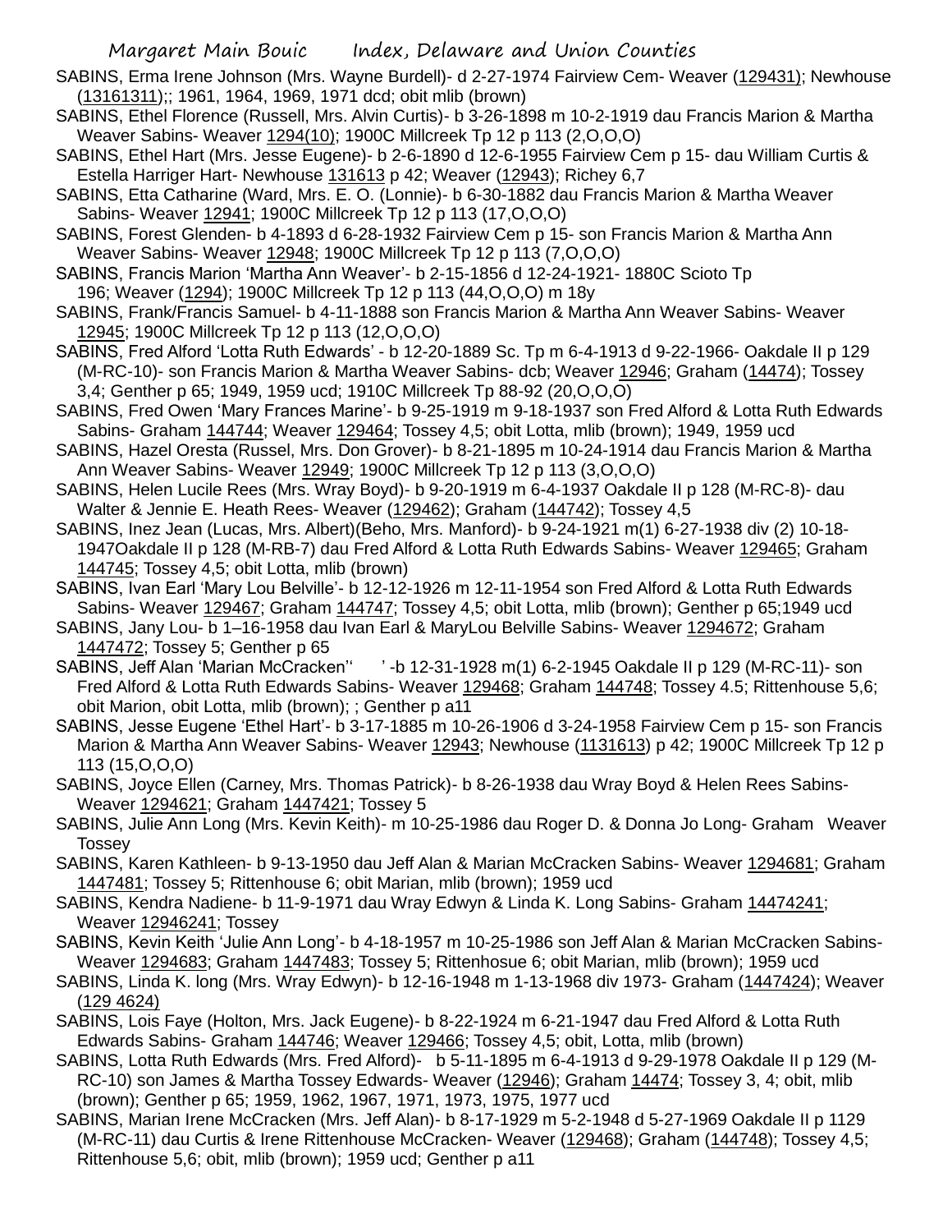SABINS, Erma Irene Johnson (Mrs. Wayne Burdell)- d 2-27-1974 Fairview Cem- Weaver (129431); Newhouse (13161311);; 1961, 1964, 1969, 1971 dcd; obit mlib (brown)

SABINS, Ethel Florence (Russell, Mrs. Alvin Curtis)- b 3-26-1898 m 10-2-1919 dau Francis Marion & Martha Weaver Sabins- Weaver 1294(10); 1900C Millcreek Tp 12 p 113 (2,O,O,O)

SABINS, Ethel Hart (Mrs. Jesse Eugene)- b 2-6-1890 d 12-6-1955 Fairview Cem p 15- dau William Curtis & Estella Harriger Hart- Newhouse 131613 p 42; Weaver (12943); Richey 6,7

SABINS, Etta Catharine (Ward, Mrs. E. O. (Lonnie)- b 6-30-1882 dau Francis Marion & Martha Weaver Sabins- Weaver 12941; 1900C Millcreek Tp 12 p 113 (17,O,O,O)

SABINS, Forest Glenden- b 4-1893 d 6-28-1932 Fairview Cem p 15- son Francis Marion & Martha Ann Weaver Sabins- Weaver 12948; 1900C Millcreek Tp 12 p 113 (7,O,O,O)

SABINS, Francis Marion 'Martha Ann Weaver'- b 2-15-1856 d 12-24-1921- 1880C Scioto Tp 196; Weaver (1294); 1900C Millcreek Tp 12 p 113 (44,O,O,O) m 18y

SABINS, Frank/Francis Samuel- b 4-11-1888 son Francis Marion & Martha Ann Weaver Sabins- Weaver 12945; 1900C Millcreek Tp 12 p 113 (12,O,O,O)

SABINS, Fred Alford 'Lotta Ruth Edwards' - b 12-20-1889 Sc. Tp m 6-4-1913 d 9-22-1966- Oakdale II p 129 (M-RC-10)- son Francis Marion & Martha Weaver Sabins- dcb; Weaver 12946; Graham (14474); Tossey 3,4; Genther p 65; 1949, 1959 ucd; 1910C Millcreek Tp 88-92 (20,O,O,O)

SABINS, Fred Owen 'Mary Frances Marine'- b 9-25-1919 m 9-18-1937 son Fred Alford & Lotta Ruth Edwards Sabins- Graham 144744; Weaver 129464; Tossey 4,5; obit Lotta, mlib (brown); 1949, 1959 ucd

SABINS, Hazel Oresta (Russel, Mrs. Don Grover)- b 8-21-1895 m 10-24-1914 dau Francis Marion & Martha Ann Weaver Sabins- Weaver 12949; 1900C Millcreek Tp 12 p 113 (3,O,O,O)

SABINS, Helen Lucile Rees (Mrs. Wray Boyd)- b 9-20-1919 m 6-4-1937 Oakdale II p 128 (M-RC-8)- dau Walter & Jennie E. Heath Rees- Weaver (129462); Graham (144742); Tossey 4,5

SABINS, Inez Jean (Lucas, Mrs. Albert)(Beho, Mrs. Manford)- b 9-24-1921 m(1) 6-27-1938 div (2) 10-18-1947Oakdale II p 128 (M-RB-7) dau Fred Alford & Lotta Ruth Edwards Sabins- Weaver 129465; Graham 144745; Tossey 4,5; obit Lotta, mlib (brown)

SABINS, Ivan Earl 'Mary Lou Belville'- b 12-12-1926 m 12-11-1954 son Fred Alford & Lotta Ruth Edwards Sabins- Weaver 129467; Graham 144747; Tossey 4,5; obit Lotta, mlib (brown); Genther p 65;1949 ucd

SABINS, Jany Lou- b 1–16-1958 dau Ivan Earl & MaryLou Belville Sabins- Weaver 1294672; Graham 1447472; Tossey 5; Genther p 65

SABINS, Jeff Alan 'Marian McCracken'' ' -b 12-31-1928 m(1) 6-2-1945 Oakdale II p 129 (M-RC-11)- son Fred Alford & Lotta Ruth Edwards Sabins- Weaver 129468; Graham 144748; Tossey 4.5; Rittenhouse 5,6; obit Marion, obit Lotta, mlib (brown); ; Genther p a11

SABINS, Jesse Eugene 'Ethel Hart'- b 3-17-1885 m 10-26-1906 d 3-24-1958 Fairview Cem p 15- son Francis Marion & Martha Ann Weaver Sabins- Weaver 12943; Newhouse (1131613) p 42; 1900C Millcreek Tp 12 p 113 (15,O,O,O)

SABINS, Joyce Ellen (Carney, Mrs. Thomas Patrick)- b 8-26-1938 dau Wray Boyd & Helen Rees Sabins- Weaver 1294621; Graham 1447421; Tossey 5

SABINS, Julie Ann Long (Mrs. Kevin Keith)- m 10-25-1986 dau Roger D. & Donna Jo Long- Graham Weaver Tossey

SABINS, Karen Kathleen- b 9-13-1950 dau Jeff Alan & Marian McCracken Sabins- Weaver 1294681; Graham 1447481; Tossey 5; Rittenhouse 6; obit Marian, mlib (brown); 1959 ucd

SABINS, Kendra Nadiene- b 11-9-1971 dau Wray Edwyn & Linda K. Long Sabins- Graham 14474241; Weaver 12946241; Tossey

SABINS, Kevin Keith 'Julie Ann Long'- b 4-18-1957 m 10-25-1986 son Jeff Alan & Marian McCracken Sabins- Weaver 1294683; Graham 1447483; Tossey 5; Rittenhosue 6; obit Marian, mlib (brown); 1959 ucd

SABINS, Linda K. long (Mrs. Wray Edwyn)- b 12-16-1948 m 1-13-1968 div 1973- Graham (1447424); Weaver (129 4624)

SABINS, Lois Faye (Holton, Mrs. Jack Eugene)- b 8-22-1924 m 6-21-1947 dau Fred Alford & Lotta Ruth Edwards Sabins- Graham 144746; Weaver 129466; Tossey 4,5; obit, Lotta, mlib (brown)

SABINS, Lotta Ruth Edwards (Mrs. Fred Alford)- b 5-11-1895 m 6-4-1913 d 9-29-1978 Oakdale II p 129 (M-RC-10) son James & Martha Tossey Edwards- Weaver (12946); Graham 14474; Tossey 3, 4; obit, mlib (brown); Genther p 65; 1959, 1962, 1967, 1971, 1973, 1975, 1977 ucd

SABINS, Marian Irene McCracken (Mrs. Jeff Alan)- b 8-17-1929 m 5-2-1948 d 5-27-1969 Oakdale II p 1129 (M-RC-11) dau Curtis & Irene Rittenhouse McCracken- Weaver (129468); Graham (144748); Tossey 4,5; Rittenhouse 5,6; obit, mlib (brown); 1959 ucd; Genther p a11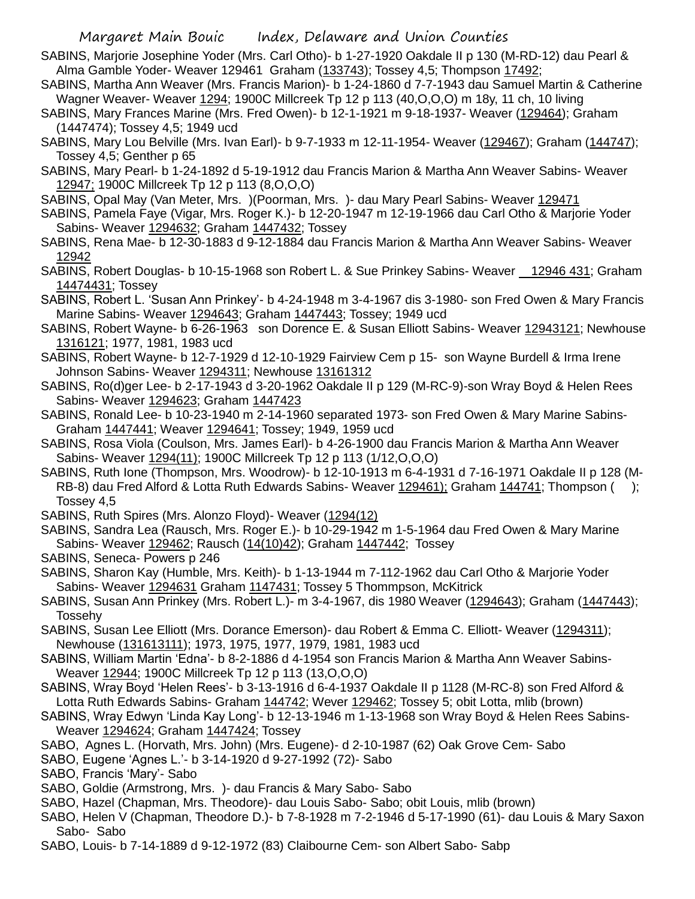SABINS, Marjorie Josephine Yoder (Mrs. Carl Otho)- b 1-27-1920 Oakdale II p 130 (M-RD-12) dau Pearl & Alma Gamble Yoder- Weaver 129461 Graham (133743); Tossey 4,5; Thompson 17492;

SABINS, Martha Ann Weaver (Mrs. Francis Marion)- b 1-24-1860 d 7-7-1943 dau Samuel Martin & Catherine Wagner Weaver- Weaver 1294; 1900C Millcreek Tp 12 p 113 (40,O,O,O) m 18y, 11 ch, 10 living

SABINS, Mary Frances Marine (Mrs. Fred Owen)- b 12-1-1921 m 9-18-1937- Weaver (129464); Graham (1447474); Tossey 4,5; 1949 ucd

SABINS, Mary Lou Belville (Mrs. Ivan Earl)- b 9-7-1933 m 12-11-1954- Weaver (129467); Graham (144747); Tossey 4,5; Genther p 65

SABINS, Mary Pearl- b 1-24-1892 d 5-19-1912 dau Francis Marion & Martha Ann Weaver Sabins- Weaver 12947; 1900C Millcreek Tp 12 p 113 (8,O,O,O)

SABINS, Opal May (Van Meter, Mrs. )(Poorman, Mrs. )- dau Mary Pearl Sabins- Weaver 129471

SABINS, Pamela Faye (Vigar, Mrs. Roger K.)- b 12-20-1947 m 12-19-1966 dau Carl Otho & Marjorie Yoder Sabins- Weaver 1294632; Graham 1447432; Tossey

SABINS, Rena Mae- b 12-30-1883 d 9-12-1884 dau Francis Marion & Martha Ann Weaver Sabins- Weaver 12942

SABINS, Robert Douglas- b 10-15-1968 son Robert L. & Sue Prinkey Sabins- Weaver 12946 431; Graham 14474431; Tossey

SABINS, Robert L. 'Susan Ann Prinkey'- b 4-24-1948 m 3-4-1967 dis 3-1980- son Fred Owen & Mary Francis Marine Sabins- Weaver 1294643; Graham 1447443; Tossey; 1949 ucd

SABINS, Robert Wayne- b 6-26-1963 son Dorence E. & Susan Elliott Sabins- Weaver 12943121; Newhouse 1316121; 1977, 1981, 1983 ucd

SABINS, Robert Wayne- b 12-7-1929 d 12-10-1929 Fairview Cem p 15- son Wayne Burdell & Irma Irene Johnson Sabins- Weaver 1294311; Newhouse 13161312

SABINS, Ro(d)ger Lee- b 2-17-1943 d 3-20-1962 Oakdale II p 129 (M-RC-9)-son Wray Boyd & Helen Rees Sabins- Weaver 1294623; Graham 1447423

SABINS, Ronald Lee- b 10-23-1940 m 2-14-1960 separated 1973- son Fred Owen & Mary Marine Sabins- Graham 1447441; Weaver 1294641; Tossey; 1949, 1959 ucd

SABINS, Rosa Viola (Coulson, Mrs. James Earl)- b 4-26-1900 dau Francis Marion & Martha Ann Weaver Sabins- Weaver 1294(11); 1900C Millcreek Tp 12 p 113 (1/12,O,O,O)

SABINS, Ruth Ione (Thompson, Mrs. Woodrow)- b 12-10-1913 m 6-4-1931 d 7-16-1971 Oakdale II p 128 (M-RB-8) dau Fred Alford & Lotta Ruth Edwards Sabins- Weaver 129461); Graham 144741; Thompson ( ); Tossey 4,5

SABINS, Ruth Spires (Mrs. Alonzo Floyd)- Weaver (1294(12)

SABINS, Sandra Lea (Rausch, Mrs. Roger E.)- b 10-29-1942 m 1-5-1964 dau Fred Owen & Mary Marine Sabins- Weaver 129462; Rausch (14(10)42); Graham 1447442; Tossey

SABINS, Seneca- Powers p 246

SABINS, Sharon Kay (Humble, Mrs. Keith)- b 1-13-1944 m 7-112-1962 dau Carl Otho & Marjorie Yoder Sabins- Weaver 1294631 Graham 1147431; Tossey 5 Thommpson, McKitrick

SABINS, Susan Ann Prinkey (Mrs. Robert L.)- m 3-4-1967, dis 1980 Weaver (1294643); Graham (1447443); Tossehy

SABINS, Susan Lee Elliott (Mrs. Dorance Emerson)- dau Robert & Emma C. Elliott- Weaver (1294311); Newhouse (131613111); 1973, 1975, 1977, 1979, 1981, 1983 ucd

SABINS, William Martin 'Edna'- b 8-2-1886 d 4-1954 son Francis Marion & Martha Ann Weaver Sabins- Weaver 12944; 1900C Millcreek Tp 12 p 113 (13,O,O,O)

SABINS, Wray Boyd 'Helen Rees'- b 3-13-1916 d 6-4-1937 Oakdale II p 1128 (M-RC-8) son Fred Alford & Lotta Ruth Edwards Sabins- Graham 144742; Wever 129462; Tossey 5; obit Lotta, mlib (brown)

SABINS, Wray Edwyn 'Linda Kay Long'- b 12-13-1946 m 1-13-1968 son Wray Boyd & Helen Rees Sabins- Weaver 1294624; Graham 1447424; Tossey

SABO, Agnes L. (Horvath, Mrs. John) (Mrs. Eugene)- d 2-10-1987 (62) Oak Grove Cem- Sabo

SABO, Eugene 'Agnes L.'- b 3-14-1920 d 9-27-1992 (72)- Sabo

SABO, Francis 'Mary'- Sabo

SABO, Goldie (Armstrong, Mrs. )- dau Francis & Mary Sabo- Sabo

SABO, Hazel (Chapman, Mrs. Theodore)- dau Louis Sabo- Sabo; obit Louis, mlib (brown)

SABO, Helen V (Chapman, Theodore D.)- b 7-8-1928 m 7-2-1946 d 5-17-1990 (61)- dau Louis & Mary Saxon Sabo- Sabo

SABO, Louis- b 7-14-1889 d 9-12-1972 (83) Claibourne Cem- son Albert Sabo- Sabp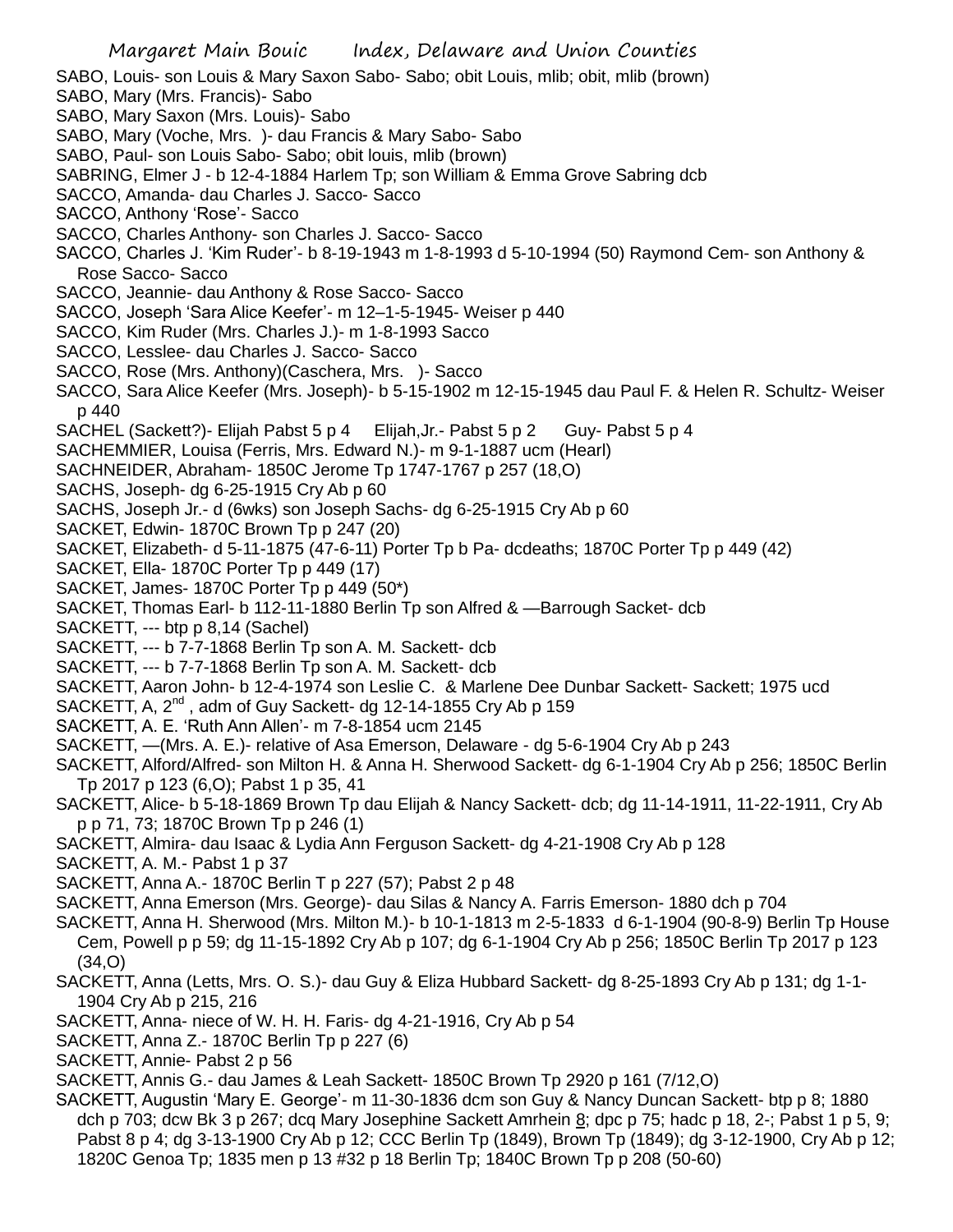SABO, Louis- son Louis & Mary Saxon Sabo- Sabo; obit Louis, mlib; obit, mlib (brown)
SABO, Mary (Mrs. Francis)- Sabo
SABO, Mary Saxon (Mrs. Louis)- Sabo
SABO, Mary (Voche, Mrs. )- dau Francis & Mary Sabo- Sabo
SABO, Paul- son Louis Sabo- Sabo; obit louis, mlib (brown)
SABRING, Elmer J - b 12-4-1884 Harlem Tp; son William & Emma Grove Sabring dcb
SACCO, Amanda- dau Charles J. Sacco- Sacco
SACCO, Anthony 'Rose'- Sacco
SACCO, Charles Anthony- son Charles J. Sacco- Sacco
SACCO, Charles J. 'Kim Ruder'- b 8-19-1943 m 1-8-1993 d 5-10-1994 (50) Raymond Cem- son Anthony & Rose Sacco- Sacco
SACCO, Jeannie- dau Anthony & Rose Sacco- Sacco
SACCO, Joseph 'Sara Alice Keefer'- m 12–1-5-1945- Weiser p 440
SACCO, Kim Ruder (Mrs. Charles J.)- m 1-8-1993 Sacco
SACCO, Lesslee- dau Charles J. Sacco- Sacco
SACCO, Rose (Mrs. Anthony)(Caschera, Mrs. )- Sacco
SACCO, Sara Alice Keefer (Mrs. Joseph)- b 5-15-1902 m 12-15-1945 dau Paul F. & Helen R. Schultz- Weiser p 440
SACHEL (Sackett?)- Elijah Pabst 5 p 4 Elijah,Jr.- Pabst 5 p 2 Guy- Pabst 5 p 4
SACHEMMIER, Louisa (Ferris, Mrs. Edward N.)- m 9-1-1887 ucm (Hearl)
SACHNEIDER, Abraham- 1850C Jerome Tp 1747-1767 p 257 (18,O)
SACHS, Joseph- dg 6-25-1915 Cry Ab p 60
SACHS, Joseph Jr.- d (6wks) son Joseph Sachs- dg 6-25-1915 Cry Ab p 60
SACKET, Edwin- 1870C Brown Tp p 247 (20)
SACKET, Elizabeth- d 5-11-1875 (47-6-11) Porter Tp b Pa- dcdeaths; 1870C Porter Tp p 449 (42)
SACKET, Ella- 1870C Porter Tp p 449 (17)
SACKET, James- 1870C Porter Tp p 449 (50*)
SACKET, Thomas Earl- b 112-11-1880 Berlin Tp son Alfred & —Barrough Sacket- dcb
SACKETT, --- btp p 8,14 (Sachel)
SACKETT, --- b 7-7-1868 Berlin Tp son A. M. Sackett- dcb
SACKETT, --- b 7-7-1868 Berlin Tp son A. M. Sackett- dcb
SACKETT, Aaron John- b 12-4-1974 son Leslie C. & Marlene Dee Dunbar Sackett- Sackett; 1975 ucd
SACKETT, A, 2nd , adm of Guy Sackett- dg 12-14-1855 Cry Ab p 159
SACKETT, A. E. 'Ruth Ann Allen'- m 7-8-1854 ucm 2145
SACKETT, —(Mrs. A. E.)- relative of Asa Emerson, Delaware - dg 5-6-1904 Cry Ab p 243
SACKETT, Alford/Alfred- son Milton H. & Anna H. Sherwood Sackett- dg 6-1-1904 Cry Ab p 256; 1850C Berlin Tp 2017 p 123 (6,O); Pabst 1 p 35, 41
SACKETT, Alice- b 5-18-1869 Brown Tp dau Elijah & Nancy Sackett- dcb; dg 11-14-1911, 11-22-1911, Cry Ab p p 71, 73; 1870C Brown Tp p 246 (1)
SACKETT, Almira- dau Isaac & Lydia Ann Ferguson Sackett- dg 4-21-1908 Cry Ab p 128
SACKETT, A. M.- Pabst 1 p 37
SACKETT, Anna A.- 1870C Berlin T p 227 (57); Pabst 2 p 48
SACKETT, Anna Emerson (Mrs. George)- dau Silas & Nancy A. Farris Emerson- 1880 dch p 704
SACKETT, Anna H. Sherwood (Mrs. Milton M.)- b 10-1-1813 m 2-5-1833 d 6-1-1904 (90-8-9) Berlin Tp House Cem, Powell p p 59; dg 11-15-1892 Cry Ab p 107; dg 6-1-1904 Cry Ab p 256; 1850C Berlin Tp 2017 p 123 (34,O)
SACKETT, Anna (Letts, Mrs. O. S.)- dau Guy & Eliza Hubbard Sackett- dg 8-25-1893 Cry Ab p 131; dg 1-1-1904 Cry Ab p 215, 216
SACKETT, Anna- niece of W. H. H. Faris- dg 4-21-1916, Cry Ab p 54
SACKETT, Anna Z.- 1870C Berlin Tp p 227 (6)
SACKETT, Annie- Pabst 2 p 56
SACKETT, Annis G.- dau James & Leah Sackett- 1850C Brown Tp 2920 p 161 (7/12,O)
SACKETT, Augustin 'Mary E. George'- m 11-30-1836 dcm son Guy & Nancy Duncan Sackett- btp p 8; 1880 dch p 703; dcw Bk 3 p 267; dcq Mary Josephine Sackett Amrhein 8; dpc p 75; hadc p 18, 2-; Pabst 1 p 5, 9; Pabst 8 p 4; dg 3-13-1900 Cry Ab p 12; CCC Berlin Tp (1849), Brown Tp (1849); dg 3-12-1900, Cry Ab p 12; 1820C Genoa Tp; 1835 men p 13 #32 p 18 Berlin Tp; 1840C Brown Tp p 208 (50-60)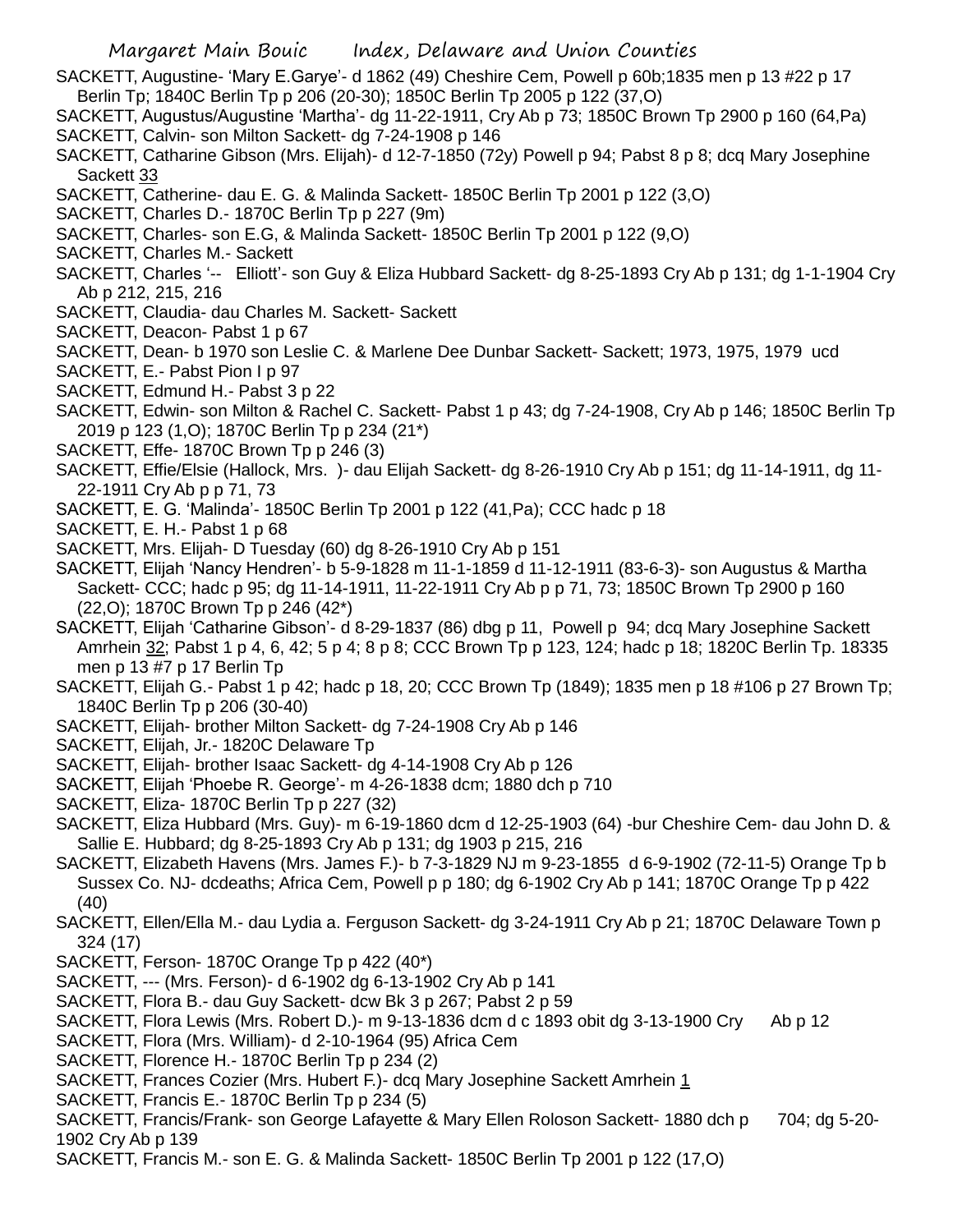SACKETT, Augustine- 'Mary E.Garye'- d 1862 (49) Cheshire Cem, Powell p 60b;1835 men p 13 #22 p 17 Berlin Tp; 1840C Berlin Tp p 206 (20-30); 1850C Berlin Tp 2005 p 122 (37,O)

SACKETT, Augustus/Augustine 'Martha'- dg 11-22-1911, Cry Ab p 73; 1850C Brown Tp 2900 p 160 (64,Pa)

SACKETT, Calvin- son Milton Sackett- dg 7-24-1908 p 146

SACKETT, Catharine Gibson (Mrs. Elijah)- d 12-7-1850 (72y) Powell p 94; Pabst 8 p 8; dcq Mary Josephine Sackett 33

SACKETT, Catherine- dau E. G. & Malinda Sackett- 1850C Berlin Tp 2001 p 122 (3,O)

SACKETT, Charles D.- 1870C Berlin Tp p 227 (9m)

SACKETT, Charles- son E.G, & Malinda Sackett- 1850C Berlin Tp 2001 p 122 (9,O)

SACKETT, Charles M.- Sackett

SACKETT, Charles '-- Elliott'- son Guy & Eliza Hubbard Sackett- dg 8-25-1893 Cry Ab p 131; dg 1-1-1904 Cry Ab p 212, 215, 216

SACKETT, Claudia- dau Charles M. Sackett- Sackett

SACKETT, Deacon- Pabst 1 p 67

SACKETT, Dean- b 1970 son Leslie C. & Marlene Dee Dunbar Sackett- Sackett; 1973, 1975, 1979 ucd

SACKETT, E.- Pabst Pion I p 97

SACKETT, Edmund H.- Pabst 3 p 22

SACKETT, Edwin- son Milton & Rachel C. Sackett- Pabst 1 p 43; dg 7-24-1908, Cry Ab p 146; 1850C Berlin Tp 2019 p 123 (1,O); 1870C Berlin Tp p 234 (21*)

SACKETT, Effe- 1870C Brown Tp p 246 (3)

SACKETT, Effie/Elsie (Hallock, Mrs. )- dau Elijah Sackett- dg 8-26-1910 Cry Ab p 151; dg 11-14-1911, dg 11-22-1911 Cry Ab p p 71, 73

SACKETT, E. G. 'Malinda'- 1850C Berlin Tp 2001 p 122 (41,Pa); CCC hadc p 18

SACKETT, E. H.- Pabst 1 p 68

SACKETT, Mrs. Elijah- D Tuesday (60) dg 8-26-1910 Cry Ab p 151

SACKETT, Elijah 'Nancy Hendren'- b 5-9-1828 m 11-1-1859 d 11-12-1911 (83-6-3)- son Augustus & Martha Sackett- CCC; hadc p 95; dg 11-14-1911, 11-22-1911 Cry Ab p p 71, 73; 1850C Brown Tp 2900 p 160 (22,O); 1870C Brown Tp p 246 (42*)

SACKETT, Elijah 'Catharine Gibson'- d 8-29-1837 (86) dbg p 11, Powell p 94; dcq Mary Josephine Sackett Amrhein 32; Pabst 1 p 4, 6, 42; 5 p 4; 8 p 8; CCC Brown Tp p 123, 124; hadc p 18; 1820C Berlin Tp. 18335 men p 13 #7 p 17 Berlin Tp

SACKETT, Elijah G.- Pabst 1 p 42; hadc p 18, 20; CCC Brown Tp (1849); 1835 men p 18 #106 p 27 Brown Tp; 1840C Berlin Tp p 206 (30-40)

SACKETT, Elijah- brother Milton Sackett- dg 7-24-1908 Cry Ab p 146

SACKETT, Elijah, Jr.- 1820C Delaware Tp

SACKETT, Elijah- brother Isaac Sackett- dg 4-14-1908 Cry Ab p 126

SACKETT, Elijah 'Phoebe R. George'- m 4-26-1838 dcm; 1880 dch p 710

SACKETT, Eliza- 1870C Berlin Tp p 227 (32)

SACKETT, Eliza Hubbard (Mrs. Guy)- m 6-19-1860 dcm d 12-25-1903 (64) -bur Cheshire Cem- dau John D. & Sallie E. Hubbard; dg 8-25-1893 Cry Ab p 131; dg 1903 p 215, 216

SACKETT, Elizabeth Havens (Mrs. James F.)- b 7-3-1829 NJ m 9-23-1855 d 6-9-1902 (72-11-5) Orange Tp b Sussex Co. NJ- dcdeaths; Africa Cem, Powell p p 180; dg 6-1902 Cry Ab p 141; 1870C Orange Tp p 422 (40)

SACKETT, Ellen/Ella M.- dau Lydia a. Ferguson Sackett- dg 3-24-1911 Cry Ab p 21; 1870C Delaware Town p 324 (17)

SACKETT, Ferson- 1870C Orange Tp p 422 (40*)

SACKETT, --- (Mrs. Ferson)- d 6-1902 dg 6-13-1902 Cry Ab p 141

SACKETT, Flora B.- dau Guy Sackett- dcw Bk 3 p 267; Pabst 2 p 59

SACKETT, Flora Lewis (Mrs. Robert D.)- m 9-13-1836 dcm d c 1893 obit dg 3-13-1900 Cry Ab p 12

SACKETT, Flora (Mrs. William)- d 2-10-1964 (95) Africa Cem

SACKETT, Florence H.- 1870C Berlin Tp p 234 (2)

SACKETT, Frances Cozier (Mrs. Hubert F.)- dcq Mary Josephine Sackett Amrhein 1

SACKETT, Francis E.- 1870C Berlin Tp p 234 (5)

SACKETT, Francis/Frank- son George Lafayette & Mary Ellen Roloson Sackett- 1880 dch p 704; dg 5-20-1902 Cry Ab p 139

SACKETT, Francis M.- son E. G. & Malinda Sackett- 1850C Berlin Tp 2001 p 122 (17,O)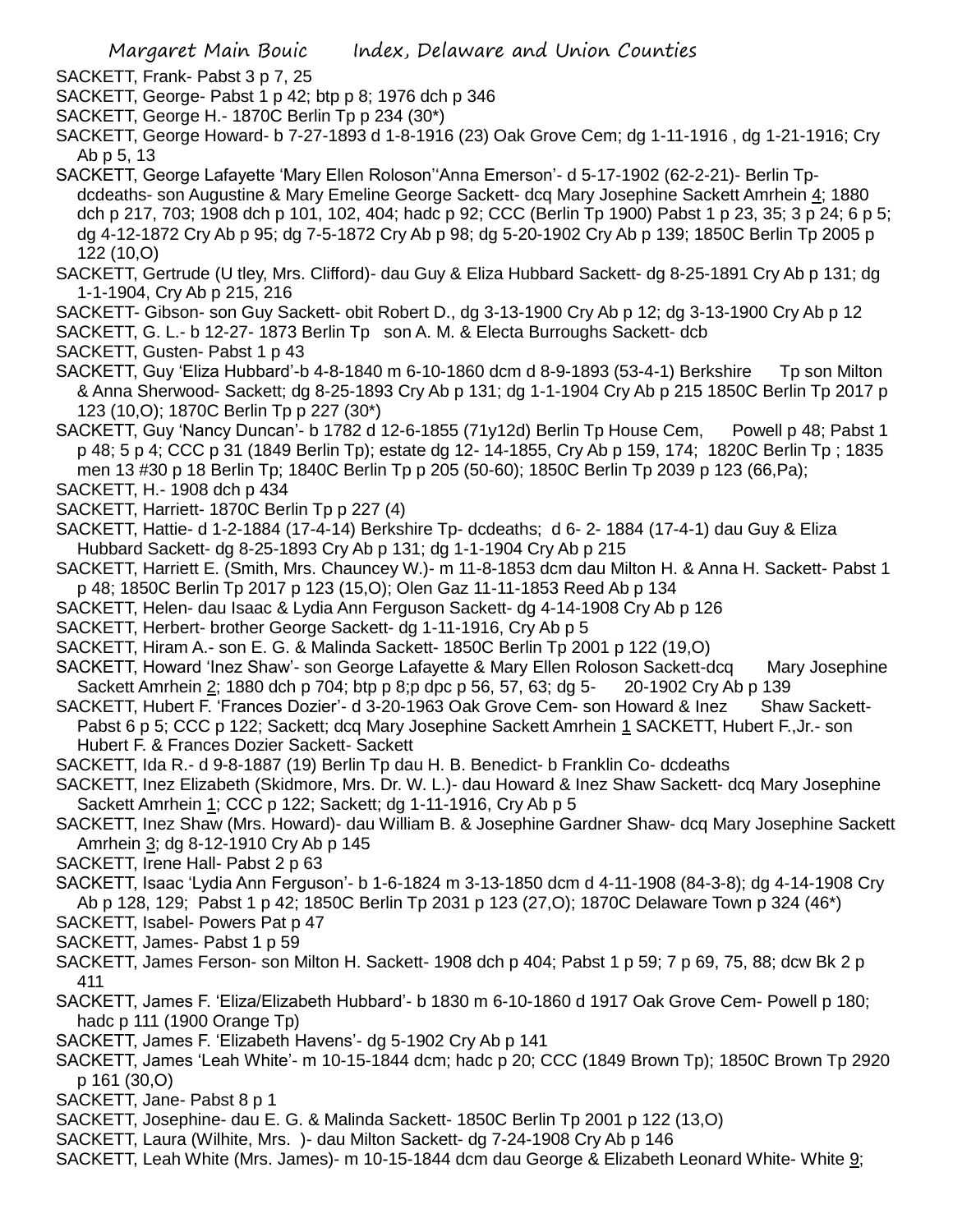SACKETT, Frank- Pabst 3 p 7, 25

SACKETT, George- Pabst 1 p 42; btp p 8; 1976 dch p 346

SACKETT, George H.- 1870C Berlin Tp p 234 (30*)

SACKETT, George Howard- b 7-27-1893 d 1-8-1916 (23) Oak Grove Cem; dg 1-11-1916 , dg 1-21-1916; Cry Ab p 5, 13

SACKETT, George Lafayette 'Mary Ellen Roloson''Anna Emerson'- d 5-17-1902 (62-2-21)- Berlin Tp- dcdeaths- son Augustine & Mary Emeline George Sackett- dcq Mary Josephine Sackett Amrhein 4; 1880 dch p 217, 703; 1908 dch p 101, 102, 404; hadc p 92; CCC (Berlin Tp 1900) Pabst 1 p 23, 35; 3 p 24; 6 p 5; dg 4-12-1872 Cry Ab p 95; dg 7-5-1872 Cry Ab p 98; dg 5-20-1902 Cry Ab p 139; 1850C Berlin Tp 2005 p 122 (10,O)

SACKETT, Gertrude (U tley, Mrs. Clifford)- dau Guy & Eliza Hubbard Sackett- dg 8-25-1891 Cry Ab p 131; dg 1-1-1904, Cry Ab p 215, 216

SACKETT- Gibson- son Guy Sackett- obit Robert D., dg 3-13-1900 Cry Ab p 12; dg 3-13-1900 Cry Ab p 12

SACKETT, G. L.- b 12-27- 1873 Berlin Tp son A. M. & Electa Burroughs Sackett- dcb

SACKETT, Gusten- Pabst 1 p 43

SACKETT, Guy 'Eliza Hubbard'-b 4-8-1840 m 6-10-1860 dcm d 8-9-1893 (53-4-1) Berkshire Tp son Milton & Anna Sherwood- Sackett; dg 8-25-1893 Cry Ab p 131; dg 1-1-1904 Cry Ab p 215 1850C Berlin Tp 2017 p 123 (10,O); 1870C Berlin Tp p 227 (30*)

SACKETT, Guy 'Nancy Duncan'- b 1782 d 12-6-1855 (71y12d) Berlin Tp House Cem, Powell p 48; Pabst 1 p 48; 5 p 4; CCC p 31 (1849 Berlin Tp); estate dg 12- 14-1855, Cry Ab p 159, 174; 1820C Berlin Tp ; 1835 men 13 #30 p 18 Berlin Tp; 1840C Berlin Tp p 205 (50-60); 1850C Berlin Tp 2039 p 123 (66,Pa);

SACKETT, H.- 1908 dch p 434

SACKETT, Harriett- 1870C Berlin Tp p 227 (4)

SACKETT, Hattie- d 1-2-1884 (17-4-14) Berkshire Tp- dcdeaths; d 6- 2- 1884 (17-4-1) dau Guy & Eliza Hubbard Sackett- dg 8-25-1893 Cry Ab p 131; dg 1-1-1904 Cry Ab p 215

SACKETT, Harriett E. (Smith, Mrs. Chauncey W.)- m 11-8-1853 dcm dau Milton H. & Anna H. Sackett- Pabst 1 p 48; 1850C Berlin Tp 2017 p 123 (15,O); Olen Gaz 11-11-1853 Reed Ab p 134

SACKETT, Helen- dau Isaac & Lydia Ann Ferguson Sackett- dg 4-14-1908 Cry Ab p 126

SACKETT, Herbert- brother George Sackett- dg 1-11-1916, Cry Ab p 5

SACKETT, Hiram A.- son E. G. & Malinda Sackett- 1850C Berlin Tp 2001 p 122 (19,O)

SACKETT, Howard 'Inez Shaw'- son George Lafayette & Mary Ellen Roloson Sackett-dcq Mary Josephine Sackett Amrhein 2; 1880 dch p 704; btp p 8;p dpc p 56, 57, 63; dg 5- 20-1902 Cry Ab p 139

SACKETT, Hubert F. 'Frances Dozier'- d 3-20-1963 Oak Grove Cem- son Howard & Inez Shaw Sackett- Pabst 6 p 5; CCC p 122; Sackett; dcq Mary Josephine Sackett Amrhein 1 SACKETT, Hubert F.,Jr.- son Hubert F. & Frances Dozier Sackett- Sackett

SACKETT, Ida R.- d 9-8-1887 (19) Berlin Tp dau H. B. Benedict- b Franklin Co- dcdeaths

SACKETT, Inez Elizabeth (Skidmore, Mrs. Dr. W. L.)- dau Howard & Inez Shaw Sackett- dcq Mary Josephine Sackett Amrhein 1; CCC p 122; Sackett; dg 1-11-1916, Cry Ab p 5

SACKETT, Inez Shaw (Mrs. Howard)- dau William B. & Josephine Gardner Shaw- dcq Mary Josephine Sackett Amrhein 3; dg 8-12-1910 Cry Ab p 145

SACKETT, Irene Hall- Pabst 2 p 63

SACKETT, Isaac 'Lydia Ann Ferguson'- b 1-6-1824 m 3-13-1850 dcm d 4-11-1908 (84-3-8); dg 4-14-1908 Cry Ab p 128, 129; Pabst 1 p 42; 1850C Berlin Tp 2031 p 123 (27,O); 1870C Delaware Town p 324 (46*)

SACKETT, Isabel- Powers Pat p 47

SACKETT, James- Pabst 1 p 59

SACKETT, James Ferson- son Milton H. Sackett- 1908 dch p 404; Pabst 1 p 59; 7 p 69, 75, 88; dcw Bk 2 p 411

SACKETT, James F. 'Eliza/Elizabeth Hubbard'- b 1830 m 6-10-1860 d 1917 Oak Grove Cem- Powell p 180; hadc p 111 (1900 Orange Tp)

SACKETT, James F. 'Elizabeth Havens'- dg 5-1902 Cry Ab p 141

SACKETT, James 'Leah White'- m 10-15-1844 dcm; hadc p 20; CCC (1849 Brown Tp); 1850C Brown Tp 2920 p 161 (30,O)

SACKETT, Jane- Pabst 8 p 1

SACKETT, Josephine- dau E. G. & Malinda Sackett- 1850C Berlin Tp 2001 p 122 (13,O)

SACKETT, Laura (Wilhite, Mrs. )- dau Milton Sackett- dg 7-24-1908 Cry Ab p 146

SACKETT, Leah White (Mrs. James)- m 10-15-1844 dcm dau George & Elizabeth Leonard White- White 9;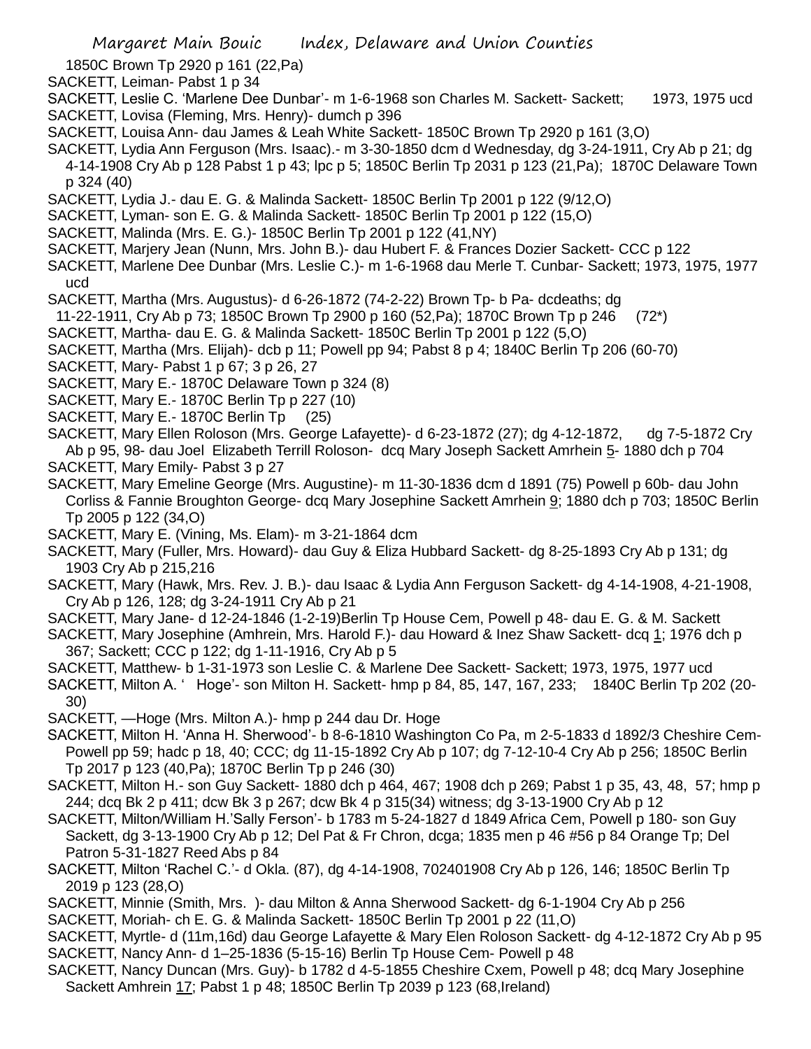1850C Brown Tp 2920 p 161 (22,Pa)

SACKETT, Leiman- Pabst 1 p 34

SACKETT, Leslie C. 'Marlene Dee Dunbar'- m 1-6-1968 son Charles M. Sackett- Sackett; 1973, 1975 ucd

SACKETT, Lovisa (Fleming, Mrs. Henry)- dumch p 396

SACKETT, Louisa Ann- dau James & Leah White Sackett- 1850C Brown Tp 2920 p 161 (3,O)

SACKETT, Lydia Ann Ferguson (Mrs. Isaac).- m 3-30-1850 dcm d Wednesday, dg 3-24-1911, Cry Ab p 21; dg 4-14-1908 Cry Ab p 128 Pabst 1 p 43; lpc p 5; 1850C Berlin Tp 2031 p 123 (21,Pa); 1870C Delaware Town p 324 (40)

SACKETT, Lydia J.- dau E. G. & Malinda Sackett- 1850C Berlin Tp 2001 p 122 (9/12,O)

SACKETT, Lyman- son E. G. & Malinda Sackett- 1850C Berlin Tp 2001 p 122 (15,O)

SACKETT, Malinda (Mrs. E. G.)- 1850C Berlin Tp 2001 p 122 (41,NY)

SACKETT, Marjery Jean (Nunn, Mrs. John B.)- dau Hubert F. & Frances Dozier Sackett- CCC p 122

SACKETT, Marlene Dee Dunbar (Mrs. Leslie C.)- m 1-6-1968 dau Merle T. Cunbar- Sackett; 1973, 1975, 1977 ucd

SACKETT, Martha (Mrs. Augustus)- d 6-26-1872 (74-2-22) Brown Tp- b Pa- dcdeaths; dg 11-22-1911, Cry Ab p 73; 1850C Brown Tp 2900 p 160 (52,Pa); 1870C Brown Tp p 246 (72*)

SACKETT, Martha- dau E. G. & Malinda Sackett- 1850C Berlin Tp 2001 p 122 (5,O)

SACKETT, Martha (Mrs. Elijah)- dcb p 11; Powell pp 94; Pabst 8 p 4; 1840C Berlin Tp 206 (60-70)

SACKETT, Mary- Pabst 1 p 67; 3 p 26, 27

SACKETT, Mary E.- 1870C Delaware Town p 324 (8)

SACKETT, Mary E.- 1870C Berlin Tp p 227 (10)

SACKETT, Mary E.- 1870C Berlin Tp (25)

SACKETT, Mary Ellen Roloson (Mrs. George Lafayette)- d 6-23-1872 (27); dg 4-12-1872, dg 7-5-1872 Cry Ab p 95, 98- dau Joel Elizabeth Terrill Roloson- dcq Mary Joseph Sackett Amrhein 5- 1880 dch p 704

SACKETT, Mary Emily- Pabst 3 p 27

SACKETT, Mary Emeline George (Mrs. Augustine)- m 11-30-1836 dcm d 1891 (75) Powell p 60b- dau John Corliss & Fannie Broughton George- dcq Mary Josephine Sackett Amrhein 9; 1880 dch p 703; 1850C Berlin Tp 2005 p 122 (34,O)

SACKETT, Mary E. (Vining, Ms. Elam)- m 3-21-1864 dcm

SACKETT, Mary (Fuller, Mrs. Howard)- dau Guy & Eliza Hubbard Sackett- dg 8-25-1893 Cry Ab p 131; dg 1903 Cry Ab p 215,216

SACKETT, Mary (Hawk, Mrs. Rev. J. B.)- dau Isaac & Lydia Ann Ferguson Sackett- dg 4-14-1908, 4-21-1908, Cry Ab p 126, 128; dg 3-24-1911 Cry Ab p 21

SACKETT, Mary Jane- d 12-24-1846 (1-2-19)Berlin Tp House Cem, Powell p 48- dau E. G. & M. Sackett

SACKETT, Mary Josephine (Amhrein, Mrs. Harold F.)- dau Howard & Inez Shaw Sackett- dcq 1; 1976 dch p 367; Sackett; CCC p 122; dg 1-11-1916, Cry Ab p 5

SACKETT, Matthew- b 1-31-1973 son Leslie C. & Marlene Dee Sackett- Sackett; 1973, 1975, 1977 ucd

SACKETT, Milton A. ' Hoge'- son Milton H. Sackett- hmp p 84, 85, 147, 167, 233; 1840C Berlin Tp 202 (20-30)

SACKETT, —Hoge (Mrs. Milton A.)- hmp p 244 dau Dr. Hoge

SACKETT, Milton H. 'Anna H. Sherwood'- b 8-6-1810 Washington Co Pa, m 2-5-1833 d 1892/3 Cheshire Cem- Powell pp 59; hadc p 18, 40; CCC; dg 11-15-1892 Cry Ab p 107; dg 7-12-10-4 Cry Ab p 256; 1850C Berlin Tp 2017 p 123 (40,Pa); 1870C Berlin Tp p 246 (30)

SACKETT, Milton H.- son Guy Sackett- 1880 dch p 464, 467; 1908 dch p 269; Pabst 1 p 35, 43, 48, 57; hmp p 244; dcq Bk 2 p 411; dcw Bk 3 p 267; dcw Bk 4 p 315(34) witness; dg 3-13-1900 Cry Ab p 12

SACKETT, Milton/William H.'Sally Ferson'- b 1783 m 5-24-1827 d 1849 Africa Cem, Powell p 180- son Guy Sackett, dg 3-13-1900 Cry Ab p 12; Del Pat & Fr Chron, dcga; 1835 men p 46 #56 p 84 Orange Tp; Del Patron 5-31-1827 Reed Abs p 84

SACKETT, Milton 'Rachel C.'- d Okla. (87), dg 4-14-1908, 702401908 Cry Ab p 126, 146; 1850C Berlin Tp 2019 p 123 (28,O)

SACKETT, Minnie (Smith, Mrs. )- dau Milton & Anna Sherwood Sackett- dg 6-1-1904 Cry Ab p 256

SACKETT, Moriah- ch E. G. & Malinda Sackett- 1850C Berlin Tp 2001 p 22 (11,O)

SACKETT, Myrtle- d (11m,16d) dau George Lafayette & Mary Elen Roloson Sackett- dg 4-12-1872 Cry Ab p 95

SACKETT, Nancy Ann- d 1–25-1836 (5-15-16) Berlin Tp House Cem- Powell p 48

SACKETT, Nancy Duncan (Mrs. Guy)- b 1782 d 4-5-1855 Cheshire Cxem, Powell p 48; dcq Mary Josephine Sackett Amhrein 17; Pabst 1 p 48; 1850C Berlin Tp 2039 p 123 (68,Ireland)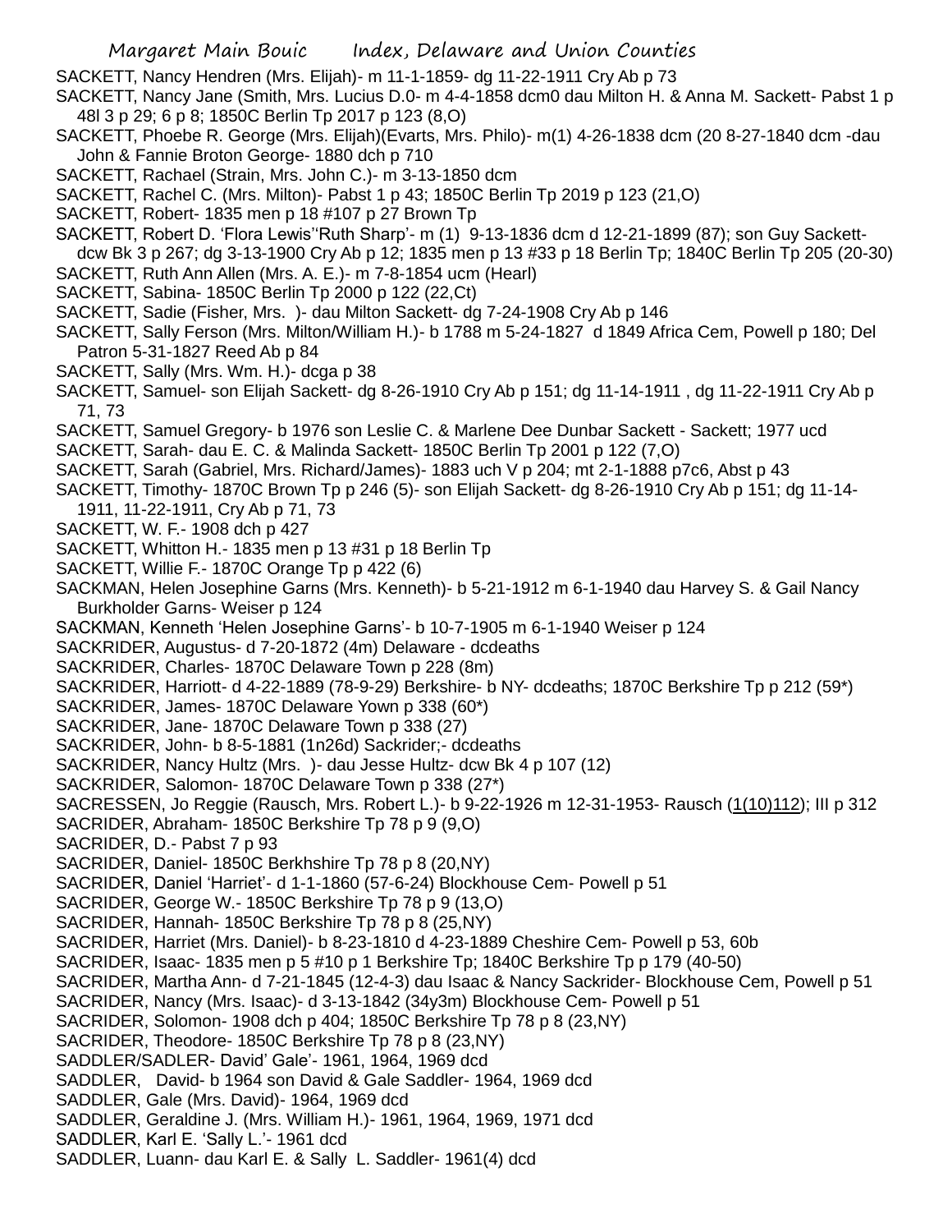SACKETT, Nancy Hendren (Mrs. Elijah)- m 11-1-1859- dg 11-22-1911 Cry Ab p 73

SACKETT, Nancy Jane (Smith, Mrs. Lucius D.0- m 4-4-1858 dcm0 dau Milton H. & Anna M. Sackett- Pabst 1 p 48l 3 p 29; 6 p 8; 1850C Berlin Tp 2017 p 123 (8,O)

SACKETT, Phoebe R. George (Mrs. Elijah)(Evarts, Mrs. Philo)- m(1) 4-26-1838 dcm (20 8-27-1840 dcm -dau John & Fannie Broton George- 1880 dch p 710

SACKETT, Rachael (Strain, Mrs. John C.)- m 3-13-1850 dcm

SACKETT, Rachel C. (Mrs. Milton)- Pabst 1 p 43; 1850C Berlin Tp 2019 p 123 (21,O)

SACKETT, Robert- 1835 men p 18 #107 p 27 Brown Tp

SACKETT, Robert D. 'Flora Lewis''Ruth Sharp'- m (1) 9-13-1836 dcm d 12-21-1899 (87); son Guy Sackett- dcw Bk 3 p 267; dg 3-13-1900 Cry Ab p 12; 1835 men p 13 #33 p 18 Berlin Tp; 1840C Berlin Tp 205 (20-30)

SACKETT, Ruth Ann Allen (Mrs. A. E.)- m 7-8-1854 ucm (Hearl)

SACKETT, Sabina- 1850C Berlin Tp 2000 p 122 (22,Ct)

SACKETT, Sadie (Fisher, Mrs. )- dau Milton Sackett- dg 7-24-1908 Cry Ab p 146

SACKETT, Sally Ferson (Mrs. Milton/William H.)- b 1788 m 5-24-1827 d 1849 Africa Cem, Powell p 180; Del Patron 5-31-1827 Reed Ab p 84

SACKETT, Sally (Mrs. Wm. H.)- dcga p 38

SACKETT, Samuel- son Elijah Sackett- dg 8-26-1910 Cry Ab p 151; dg 11-14-1911 , dg 11-22-1911 Cry Ab p 71, 73

SACKETT, Samuel Gregory- b 1976 son Leslie C. & Marlene Dee Dunbar Sackett - Sackett; 1977 ucd

SACKETT, Sarah- dau E. C. & Malinda Sackett- 1850C Berlin Tp 2001 p 122 (7,O)

SACKETT, Sarah (Gabriel, Mrs. Richard/James)- 1883 uch V p 204; mt 2-1-1888 p7c6, Abst p 43

SACKETT, Timothy- 1870C Brown Tp p 246 (5)- son Elijah Sackett- dg 8-26-1910 Cry Ab p 151; dg 11-14-1911, 11-22-1911, Cry Ab p 71, 73

SACKETT, W. F.- 1908 dch p 427

SACKETT, Whitton H.- 1835 men p 13 #31 p 18 Berlin Tp

SACKETT, Willie F.- 1870C Orange Tp p 422 (6)

SACKMAN, Helen Josephine Garns (Mrs. Kenneth)- b 5-21-1912 m 6-1-1940 dau Harvey S. & Gail Nancy Burkholder Garns- Weiser p 124

SACKMAN, Kenneth 'Helen Josephine Garns'- b 10-7-1905 m 6-1-1940 Weiser p 124

SACKRIDER, Augustus- d 7-20-1872 (4m) Delaware - dcdeaths

SACKRIDER, Charles- 1870C Delaware Town p 228 (8m)

SACKRIDER, Harriott- d 4-22-1889 (78-9-29) Berkshire- b NY- dcdeaths; 1870C Berkshire Tp p 212 (59*)

SACKRIDER, James- 1870C Delaware Yown p 338 (60*)

SACKRIDER, Jane- 1870C Delaware Town p 338 (27)

SACKRIDER, John- b 8-5-1881 (1n26d) Sackrider;- dcdeaths

SACKRIDER, Nancy Hultz (Mrs. )- dau Jesse Hultz- dcw Bk 4 p 107 (12)

SACKRIDER, Salomon- 1870C Delaware Town p 338 (27*)

SACRESSEN, Jo Reggie (Rausch, Mrs. Robert L.)- b 9-22-1926 m 12-31-1953- Rausch (1(10)112); III p 312

SACRIDER, Abraham- 1850C Berkshire Tp 78 p 9 (9,O)

SACRIDER, D.- Pabst 7 p 93

SACRIDER, Daniel- 1850C Berkhshire Tp 78 p 8 (20,NY)

SACRIDER, Daniel 'Harriet'- d 1-1-1860 (57-6-24) Blockhouse Cem- Powell p 51

SACRIDER, George W.- 1850C Berkshire Tp 78 p 9 (13,O)

SACRIDER, Hannah- 1850C Berkshire Tp 78 p 8 (25,NY)

SACRIDER, Harriet (Mrs. Daniel)- b 8-23-1810 d 4-23-1889 Cheshire Cem- Powell p 53, 60b

SACRIDER, Isaac- 1835 men p 5 #10 p 1 Berkshire Tp; 1840C Berkshire Tp p 179 (40-50)

SACRIDER, Martha Ann- d 7-21-1845 (12-4-3) dau Isaac & Nancy Sackrider- Blockhouse Cem, Powell p 51

SACRIDER, Nancy (Mrs. Isaac)- d 3-13-1842 (34y3m) Blockhouse Cem- Powell p 51

SACRIDER, Solomon- 1908 dch p 404; 1850C Berkshire Tp 78 p 8 (23,NY)

SACRIDER, Theodore- 1850C Berkshire Tp 78 p 8 (23,NY)

SADDLER/SADLER- David' Gale'- 1961, 1964, 1969 dcd

SADDLER, David- b 1964 son David & Gale Saddler- 1964, 1969 dcd

SADDLER, Gale (Mrs. David)- 1964, 1969 dcd

SADDLER, Geraldine J. (Mrs. William H.)- 1961, 1964, 1969, 1971 dcd

SADDLER, Karl E. 'Sally L.'- 1961 dcd

SADDLER, Luann- dau Karl E. & Sally L. Saddler- 1961(4) dcd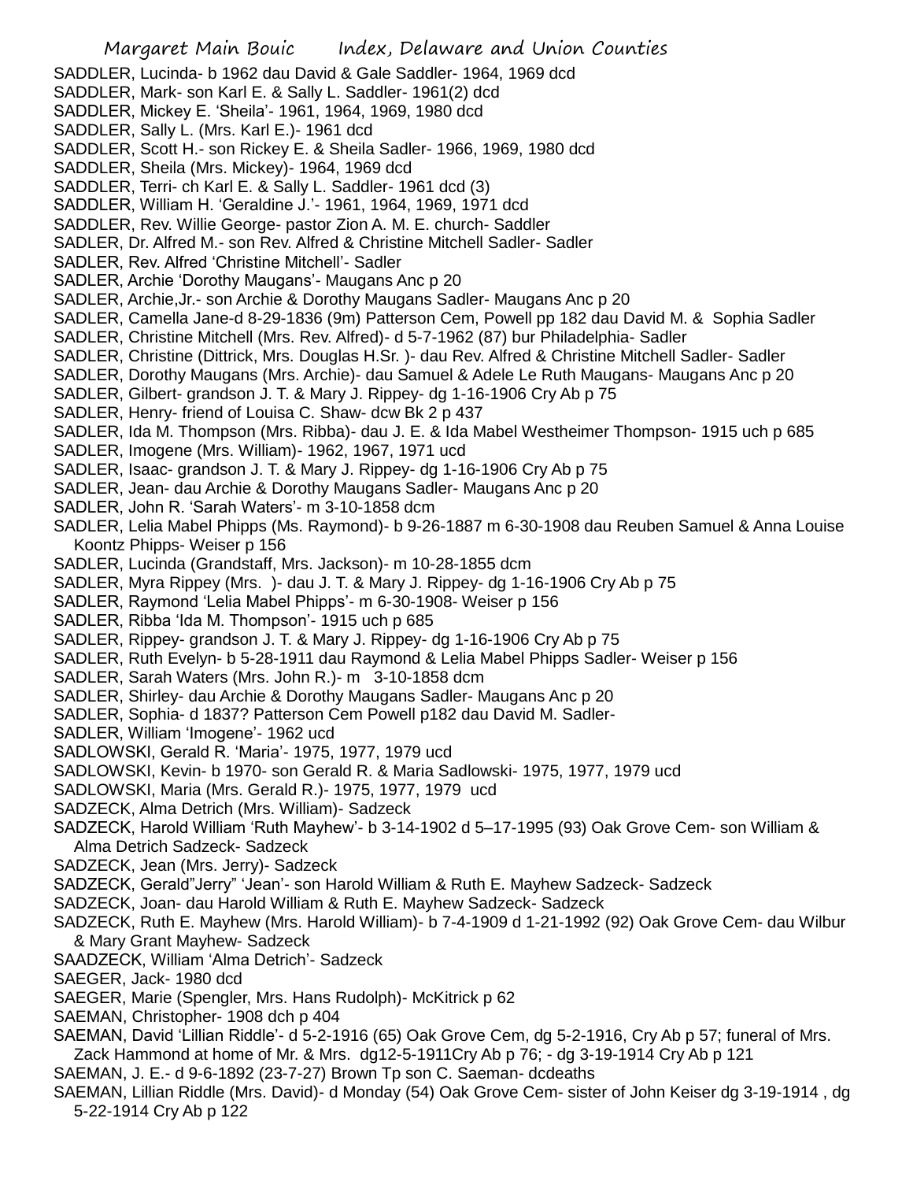SADDLER, Lucinda- b 1962 dau David & Gale Saddler- 1964, 1969 dcd
SADDLER, Mark- son Karl E. & Sally L. Saddler- 1961(2) dcd
SADDLER, Mickey E. 'Sheila'- 1961, 1964, 1969, 1980 dcd
SADDLER, Sally L. (Mrs. Karl E.)- 1961 dcd
SADDLER, Scott H.- son Rickey E. & Sheila Sadler- 1966, 1969, 1980 dcd
SADDLER, Sheila (Mrs. Mickey)- 1964, 1969 dcd
SADDLER, Terri- ch Karl E. & Sally L. Saddler- 1961 dcd (3)
SADDLER, William H. 'Geraldine J.'- 1961, 1964, 1969, 1971 dcd
SADDLER, Rev. Willie George- pastor Zion A. M. E. church- Saddler
SADLER, Dr. Alfred M.- son Rev. Alfred & Christine Mitchell Sadler- Sadler
SADLER, Rev. Alfred 'Christine Mitchell'- Sadler
SADLER, Archie 'Dorothy Maugans'- Maugans Anc p 20
SADLER, Archie,Jr.- son Archie & Dorothy Maugans Sadler- Maugans Anc p 20
SADLER, Camella Jane-d 8-29-1836 (9m) Patterson Cem, Powell pp 182 dau David M. & Sophia Sadler
SADLER, Christine Mitchell (Mrs. Rev. Alfred)- d 5-7-1962 (87) bur Philadelphia- Sadler
SADLER, Christine (Dittrick, Mrs. Douglas H.Sr. )- dau Rev. Alfred & Christine Mitchell Sadler- Sadler
SADLER, Dorothy Maugans (Mrs. Archie)- dau Samuel & Adele Le Ruth Maugans- Maugans Anc p 20
SADLER, Gilbert- grandson J. T. & Mary J. Rippey- dg 1-16-1906 Cry Ab p 75
SADLER, Henry- friend of Louisa C. Shaw- dcw Bk 2 p 437
SADLER, Ida M. Thompson (Mrs. Ribba)- dau J. E. & Ida Mabel Westheimer Thompson- 1915 uch p 685
SADLER, Imogene (Mrs. William)- 1962, 1967, 1971 ucd
SADLER, Isaac- grandson J. T. & Mary J. Rippey- dg 1-16-1906 Cry Ab p 75
SADLER, Jean- dau Archie & Dorothy Maugans Sadler- Maugans Anc p 20
SADLER, John R. 'Sarah Waters'- m 3-10-1858 dcm
SADLER, Lelia Mabel Phipps (Ms. Raymond)- b 9-26-1887 m 6-30-1908 dau Reuben Samuel & Anna Louise Koontz Phipps- Weiser p 156
SADLER, Lucinda (Grandstaff, Mrs. Jackson)- m 10-28-1855 dcm
SADLER, Myra Rippey (Mrs. )- dau J. T. & Mary J. Rippey- dg 1-16-1906 Cry Ab p 75
SADLER, Raymond 'Lelia Mabel Phipps'- m 6-30-1908- Weiser p 156
SADLER, Ribba 'Ida M. Thompson'- 1915 uch p 685
SADLER, Rippey- grandson J. T. & Mary J. Rippey- dg 1-16-1906 Cry Ab p 75
SADLER, Ruth Evelyn- b 5-28-1911 dau Raymond & Lelia Mabel Phipps Sadler- Weiser p 156
SADLER, Sarah Waters (Mrs. John R.)- m 3-10-1858 dcm
SADLER, Shirley- dau Archie & Dorothy Maugans Sadler- Maugans Anc p 20
SADLER, Sophia- d 1837? Patterson Cem Powell p182 dau David M. Sadler-
SADLER, William 'Imogene'- 1962 ucd
SADLOWSKI, Gerald R. 'Maria'- 1975, 1977, 1979 ucd
SADLOWSKI, Kevin- b 1970- son Gerald R. & Maria Sadlowski- 1975, 1977, 1979 ucd
SADLOWSKI, Maria (Mrs. Gerald R.)- 1975, 1977, 1979 ucd
SADZECK, Alma Detrich (Mrs. William)- Sadzeck
SADZECK, Harold William 'Ruth Mayhew'- b 3-14-1902 d 5–17-1995 (93) Oak Grove Cem- son William & Alma Detrich Sadzeck- Sadzeck
SADZECK, Jean (Mrs. Jerry)- Sadzeck
SADZECK, Gerald"Jerry" 'Jean'- son Harold William & Ruth E. Mayhew Sadzeck- Sadzeck
SADZECK, Joan- dau Harold William & Ruth E. Mayhew Sadzeck- Sadzeck
SADZECK, Ruth E. Mayhew (Mrs. Harold William)- b 7-4-1909 d 1-21-1992 (92) Oak Grove Cem- dau Wilbur & Mary Grant Mayhew- Sadzeck
SAADZECK, William 'Alma Detrich'- Sadzeck
SAEGER, Jack- 1980 dcd
SAEGER, Marie (Spengler, Mrs. Hans Rudolph)- McKitrick p 62
SAEMAN, Christopher- 1908 dch p 404
SAEMAN, David 'Lillian Riddle'- d 5-2-1916 (65) Oak Grove Cem, dg 5-2-1916, Cry Ab p 57; funeral of Mrs. Zack Hammond at home of Mr. & Mrs. dg12-5-1911Cry Ab p 76; - dg 3-19-1914 Cry Ab p 121
SAEMAN, J. E.- d 9-6-1892 (23-7-27) Brown Tp son C. Saeman- dcdeaths
SAEMAN, Lillian Riddle (Mrs. David)- d Monday (54) Oak Grove Cem- sister of John Keiser dg 3-19-1914 , dg 5-22-1914 Cry Ab p 122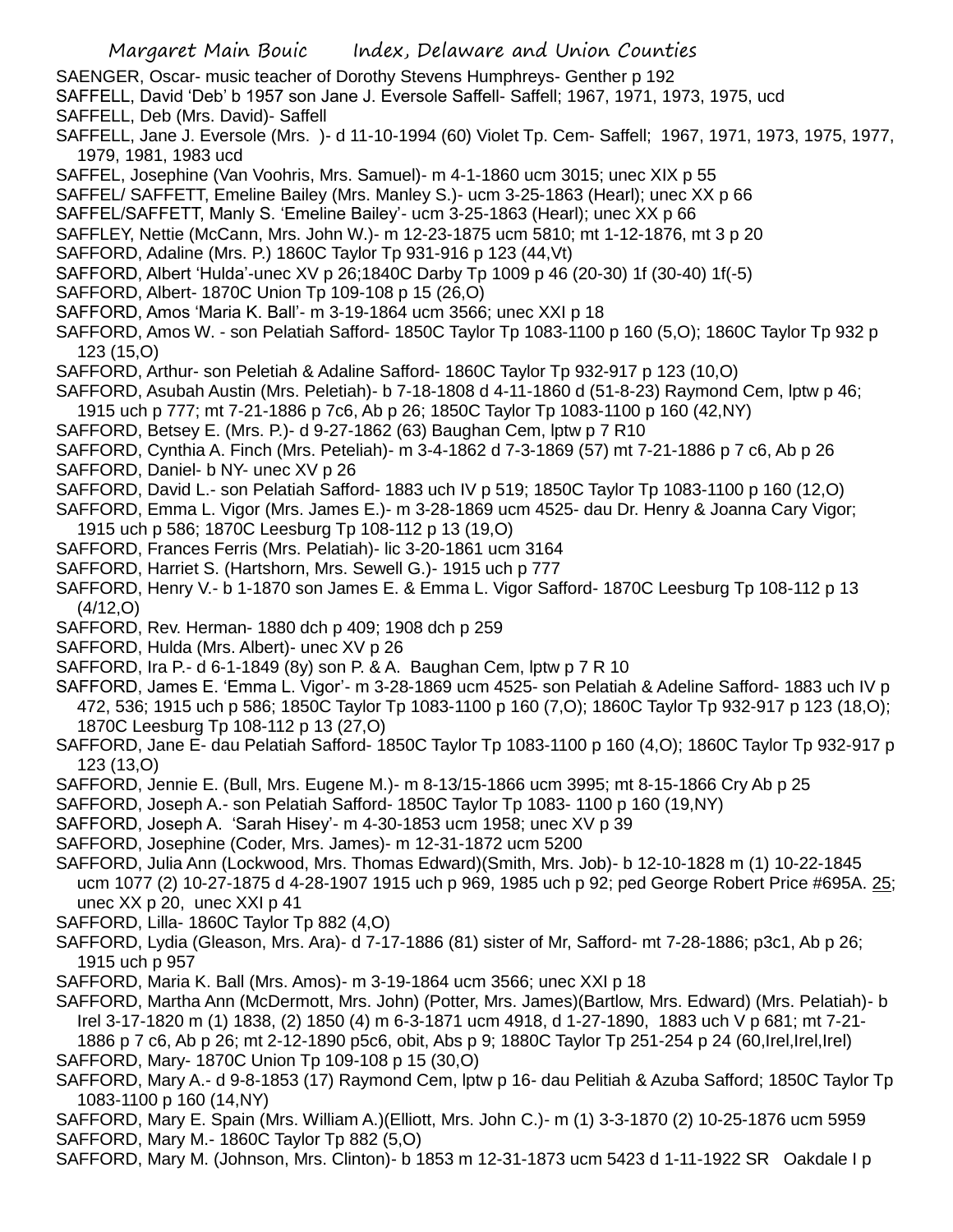SAENGER, Oscar- music teacher of Dorothy Stevens Humphreys- Genther p 192
SAFFELL, David 'Deb' b 1957 son Jane J. Eversole Saffell- Saffell; 1967, 1971, 1973, 1975, ucd
SAFFELL, Deb (Mrs. David)- Saffell
SAFFELL, Jane J. Eversole (Mrs. )- d 11-10-1994 (60) Violet Tp. Cem- Saffell; 1967, 1971, 1973, 1975, 1977, 1979, 1981, 1983 ucd
SAFFEL, Josephine (Van Voohris, Mrs. Samuel)- m 4-1-1860 ucm 3015; unec XIX p 55
SAFFEL/ SAFFETT, Emeline Bailey (Mrs. Manley S.)- ucm 3-25-1863 (Hearl); unec XX p 66
SAFFEL/SAFFETT, Manly S. 'Emeline Bailey'- ucm 3-25-1863 (Hearl); unec XX p 66
SAFFLEY, Nettie (McCann, Mrs. John W.)- m 12-23-1875 ucm 5810; mt 1-12-1876, mt 3 p 20
SAFFORD, Adaline (Mrs. P.) 1860C Taylor Tp 931-916 p 123 (44,Vt)
SAFFORD, Albert 'Hulda'-unec XV p 26;1840C Darby Tp 1009 p 46 (20-30) 1f (30-40) 1f(-5)
SAFFORD, Albert- 1870C Union Tp 109-108 p 15 (26,O)
SAFFORD, Amos 'Maria K. Ball'- m 3-19-1864 ucm 3566; unec XXI p 18
SAFFORD, Amos W. - son Pelatiah Safford- 1850C Taylor Tp 1083-1100 p 160 (5,O); 1860C Taylor Tp 932 p 123 (15,O)
SAFFORD, Arthur- son Peletiah & Adaline Safford- 1860C Taylor Tp 932-917 p 123 (10,O)
SAFFORD, Asubah Austin (Mrs. Peletiah)- b 7-18-1808 d 4-11-1860 d (51-8-23) Raymond Cem, lptw p 46; 1915 uch p 777; mt 7-21-1886 p 7c6, Ab p 26; 1850C Taylor Tp 1083-1100 p 160 (42,NY)
SAFFORD, Betsey E. (Mrs. P.)- d 9-27-1862 (63) Baughan Cem, lptw p 7 R10
SAFFORD, Cynthia A. Finch (Mrs. Peteliah)- m 3-4-1862 d 7-3-1869 (57) mt 7-21-1886 p 7 c6, Ab p 26
SAFFORD, Daniel- b NY- unec XV p 26
SAFFORD, David L.- son Pelatiah Safford- 1883 uch IV p 519; 1850C Taylor Tp 1083-1100 p 160 (12,O)
SAFFORD, Emma L. Vigor (Mrs. James E.)- m 3-28-1869 ucm 4525- dau Dr. Henry & Joanna Cary Vigor; 1915 uch p 586; 1870C Leesburg Tp 108-112 p 13 (19,O)
SAFFORD, Frances Ferris (Mrs. Pelatiah)- lic 3-20-1861 ucm 3164
SAFFORD, Harriet S. (Hartshorn, Mrs. Sewell G.)- 1915 uch p 777
SAFFORD, Henry V.- b 1-1870 son James E. & Emma L. Vigor Safford- 1870C Leesburg Tp 108-112 p 13 (4/12,O)
SAFFORD, Rev. Herman- 1880 dch p 409; 1908 dch p 259
SAFFORD, Hulda (Mrs. Albert)- unec XV p 26
SAFFORD, Ira P.- d 6-1-1849 (8y) son P. & A. Baughan Cem, lptw p 7 R 10
SAFFORD, James E. 'Emma L. Vigor'- m 3-28-1869 ucm 4525- son Pelatiah & Adeline Safford- 1883 uch IV p 472, 536; 1915 uch p 586; 1850C Taylor Tp 1083-1100 p 160 (7,O); 1860C Taylor Tp 932-917 p 123 (18,O); 1870C Leesburg Tp 108-112 p 13 (27,O)
SAFFORD, Jane E- dau Pelatiah Safford- 1850C Taylor Tp 1083-1100 p 160 (4,O); 1860C Taylor Tp 932-917 p 123 (13,O)
SAFFORD, Jennie E. (Bull, Mrs. Eugene M.)- m 8-13/15-1866 ucm 3995; mt 8-15-1866 Cry Ab p 25
SAFFORD, Joseph A.- son Pelatiah Safford- 1850C Taylor Tp 1083- 1100 p 160 (19,NY)
SAFFORD, Joseph A. 'Sarah Hisey'- m 4-30-1853 ucm 1958; unec XV p 39
SAFFORD, Josephine (Coder, Mrs. James)- m 12-31-1872 ucm 5200
SAFFORD, Julia Ann (Lockwood, Mrs. Thomas Edward)(Smith, Mrs. Job)- b 12-10-1828 m (1) 10-22-1845 ucm 1077 (2) 10-27-1875 d 4-28-1907 1915 uch p 969, 1985 uch p 92; ped George Robert Price #695A. 25; unec XX p 20, unec XXI p 41
SAFFORD, Lilla- 1860C Taylor Tp 882 (4,O)
SAFFORD, Lydia (Gleason, Mrs. Ara)- d 7-17-1886 (81) sister of Mr, Safford- mt 7-28-1886; p3c1, Ab p 26; 1915 uch p 957
SAFFORD, Maria K. Ball (Mrs. Amos)- m 3-19-1864 ucm 3566; unec XXI p 18
SAFFORD, Martha Ann (McDermott, Mrs. John) (Potter, Mrs. James)(Bartlow, Mrs. Edward) (Mrs. Pelatiah)- b Irel 3-17-1820 m (1) 1838, (2) 1850 (4) m 6-3-1871 ucm 4918, d 1-27-1890, 1883 uch V p 681; mt 7-21-1886 p 7 c6, Ab p 26; mt 2-12-1890 p5c6, obit, Abs p 9; 1880C Taylor Tp 251-254 p 24 (60,Irel,Irel,Irel)
SAFFORD, Mary- 1870C Union Tp 109-108 p 15 (30,O)
SAFFORD, Mary A.- d 9-8-1853 (17) Raymond Cem, lptw p 16- dau Pelitiah & Azuba Safford; 1850C Taylor Tp 1083-1100 p 160 (14,NY)
SAFFORD, Mary E. Spain (Mrs. William A.)(Elliott, Mrs. John C.)- m (1) 3-3-1870 (2) 10-25-1876 ucm 5959
SAFFORD/SAFFORD, Mary M.- 1860C Taylor Tp 882 (5,O)
SAFFORD, Mary M. (Johnson, Mrs. Clinton)- b 1853 m 12-31-1873 ucm 5423 d 1-11-1922 SR Oakdale I p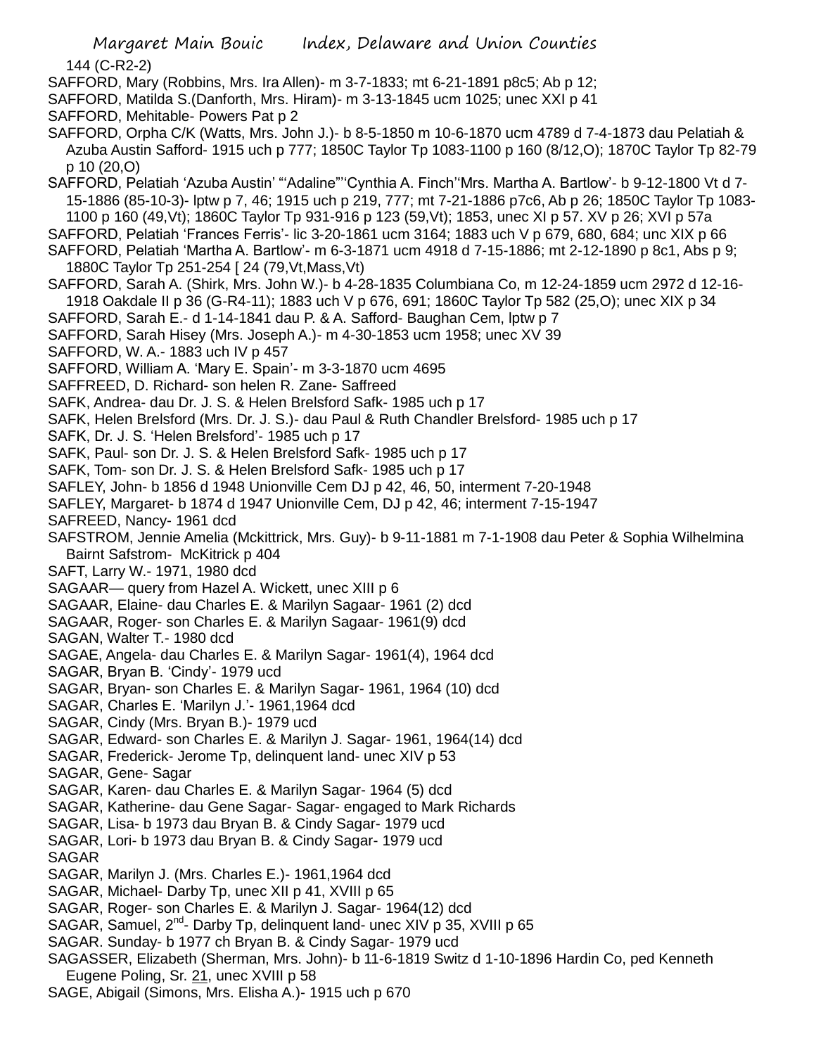144 (C-R2-2)

SAFFORD, Mary (Robbins, Mrs. Ira Allen)- m 3-7-1833; mt 6-21-1891 p8c5; Ab p 12;

SAFFORD, Matilda S.(Danforth, Mrs. Hiram)- m 3-13-1845 ucm 1025; unec XXI p 41

SAFFORD, Mehitable- Powers Pat p 2

SAFFORD, Orpha C/K (Watts, Mrs. John J.)- b 8-5-1850 m 10-6-1870 ucm 4789 d 7-4-1873 dau Pelatiah & Azuba Austin Safford- 1915 uch p 777; 1850C Taylor Tp 1083-1100 p 160 (8/12,O); 1870C Taylor Tp 82-79 p 10 (20,O)

SAFFORD, Pelatiah 'Azuba Austin' "'Adaline"''Cynthia A. Finch''Mrs. Martha A. Bartlow'- b 9-12-1800 Vt d 7-15-1886 (85-10-3)- lptw p 7, 46; 1915 uch p 219, 777; mt 7-21-1886 p7c6, Ab p 26; 1850C Taylor Tp 1083-1100 p 160 (49,Vt); 1860C Taylor Tp 931-916 p 123 (59,Vt); 1853, unec XI p 57. XV p 26; XVI p 57a

SAFFORD, Pelatiah 'Frances Ferris'- lic 3-20-1861 ucm 3164; 1883 uch V p 679, 680, 684; unc XIX p 66

SAFFORD, Pelatiah 'Martha A. Bartlow'- m 6-3-1871 ucm 4918 d 7-15-1886; mt 2-12-1890 p 8c1, Abs p 9; 1880C Taylor Tp 251-254 [ 24 (79,Vt,Mass,Vt)

SAFFORD, Sarah A. (Shirk, Mrs. John W.)- b 4-28-1835 Columbiana Co, m 12-24-1859 ucm 2972 d 12-16-1918 Oakdale II p 36 (G-R4-11); 1883 uch V p 676, 691; 1860C Taylor Tp 582 (25,O); unec XIX p 34

SAFFORD, Sarah E.- d 1-14-1841 dau P. & A. Safford- Baughan Cem, lptw p 7

SAFFORD, Sarah Hisey (Mrs. Joseph A.)- m 4-30-1853 ucm 1958; unec XV 39

SAFFORD, W. A.- 1883 uch IV p 457

SAFFORD, William A. 'Mary E. Spain'- m 3-3-1870 ucm 4695

SAFFREED, D. Richard- son helen R. Zane- Saffreed

SAFK, Andrea- dau Dr. J. S. & Helen Brelsford Safk- 1985 uch p 17

SAFK, Helen Brelsford (Mrs. Dr. J. S.)- dau Paul & Ruth Chandler Brelsford- 1985 uch p 17

SAFK, Dr. J. S. 'Helen Brelsford'- 1985 uch p 17

SAFK, Paul- son Dr. J. S. & Helen Brelsford Safk- 1985 uch p 17

SAFK, Tom- son Dr. J. S. & Helen Brelsford Safk- 1985 uch p 17

SAFLEY, John- b 1856 d 1948 Unionville Cem DJ p 42, 46, 50, interment 7-20-1948

SAFLEY, Margaret- b 1874 d 1947 Unionville Cem, DJ p 42, 46; interment 7-15-1947

SAFREED, Nancy- 1961 dcd

SAFSTROM, Jennie Amelia (Mckittrick, Mrs. Guy)- b 9-11-1881 m 7-1-1908 dau Peter & Sophia Wilhelmina Bairnt Safstrom- McKitrick p 404

SAFT, Larry W.- 1971, 1980 dcd

SAGAAR— query from Hazel A. Wickett, unec XIII p 6

SAGAAR, Elaine- dau Charles E. & Marilyn Sagaar- 1961 (2) dcd

SAGAAR, Roger- son Charles E. & Marilyn Sagaar- 1961(9) dcd

SAGAN, Walter T.- 1980 dcd

SAGAE, Angela- dau Charles E. & Marilyn Sagar- 1961(4), 1964 dcd

SAGAR, Bryan B. 'Cindy'- 1979 ucd

SAGAR, Bryan- son Charles E. & Marilyn Sagar- 1961, 1964 (10) dcd

SAGAR, Charles E. 'Marilyn J.'- 1961,1964 dcd

SAGAR, Cindy (Mrs. Bryan B.)- 1979 ucd

SAGAR, Edward- son Charles E. & Marilyn J. Sagar- 1961, 1964(14) dcd

SAGAR, Frederick- Jerome Tp, delinquent land- unec XIV p 53

SAGAR, Gene- Sagar

SAGAR, Karen- dau Charles E. & Marilyn Sagar- 1964 (5) dcd

SAGAR, Katherine- dau Gene Sagar- Sagar- engaged to Mark Richards

SAGAR, Lisa- b 1973 dau Bryan B. & Cindy Sagar- 1979 ucd

SAGAR, Lori- b 1973 dau Bryan B. & Cindy Sagar- 1979 ucd

SAGAR

SAGAR, Marilyn J. (Mrs. Charles E.)- 1961,1964 dcd

SAGAR, Michael- Darby Tp, unec XII p 41, XVIII p 65

SAGAR, Roger- son Charles E. & Marilyn J. Sagar- 1964(12) dcd

SAGAR, Samuel, 2nd- Darby Tp, delinquent land- unec XIV p 35, XVIII p 65

SAGAR. Sunday- b 1977 ch Bryan B. & Cindy Sagar- 1979 ucd

SAGASSER, Elizabeth (Sherman, Mrs. John)- b 11-6-1819 Switz d 1-10-1896 Hardin Co, ped Kenneth Eugene Poling, Sr. 21, unec XVIII p 58

SAGE, Abigail (Simons, Mrs. Elisha A.)- 1915 uch p 670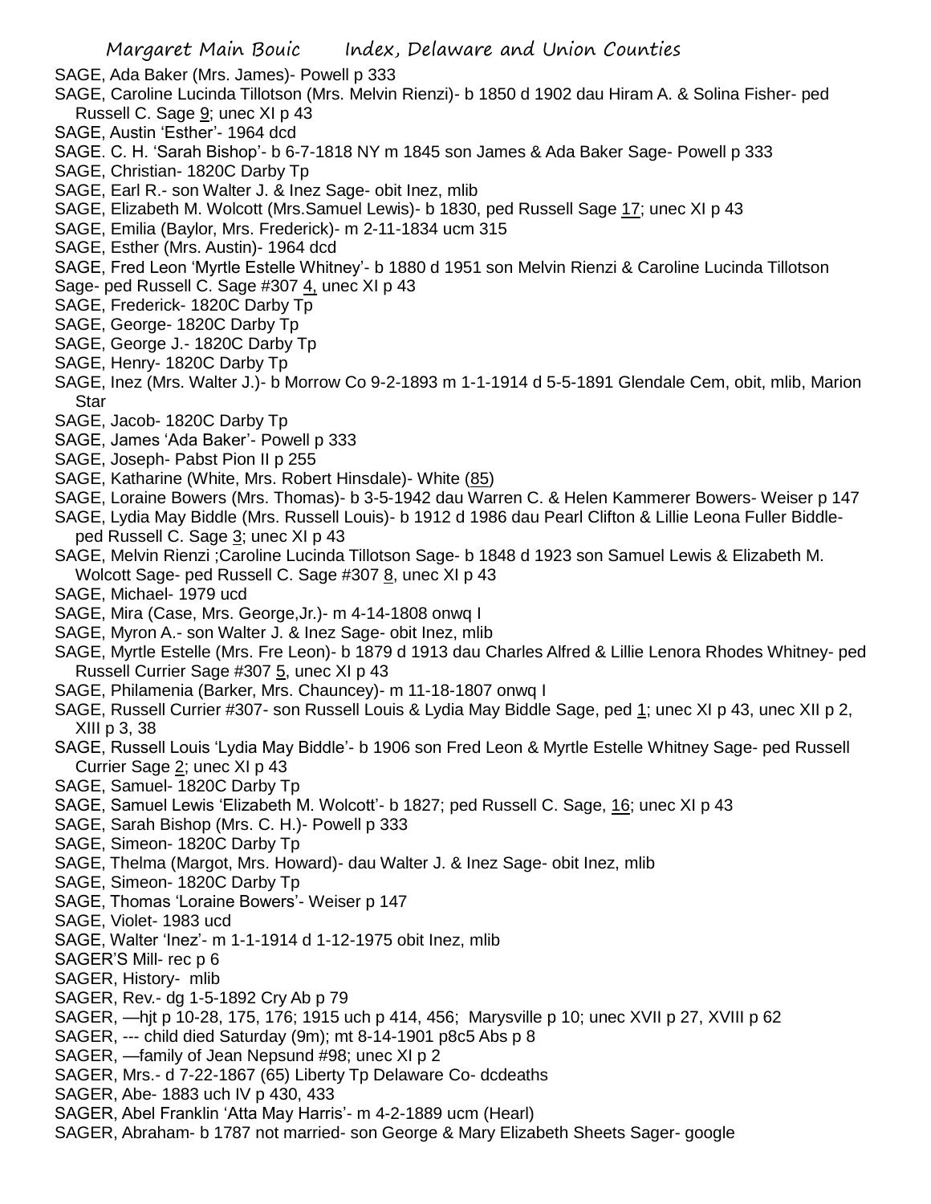SAGE, Ada Baker (Mrs. James)- Powell p 333
SAGE, Caroline Lucinda Tillotson (Mrs. Melvin Rienzi)- b 1850 d 1902 dau Hiram A. & Solina Fisher- ped Russell C. Sage 9; unec XI p 43
SAGE, Austin 'Esther'- 1964 dcd
SAGE. C. H. 'Sarah Bishop'- b 6-7-1818 NY m 1845 son James & Ada Baker Sage- Powell p 333
SAGE, Christian- 1820C Darby Tp
SAGE, Earl R.- son Walter J. & Inez Sage- obit Inez, mlib
SAGE, Elizabeth M. Wolcott (Mrs.Samuel Lewis)- b 1830, ped Russell Sage 17; unec XI p 43
SAGE, Emilia (Baylor, Mrs. Frederick)- m 2-11-1834 ucm 315
SAGE, Esther (Mrs. Austin)- 1964 dcd
SAGE, Fred Leon 'Myrtle Estelle Whitney'- b 1880 d 1951 son Melvin Rienzi & Caroline Lucinda Tillotson Sage- ped Russell C. Sage #307 4, unec XI p 43
SAGE, Frederick- 1820C Darby Tp
SAGE, George- 1820C Darby Tp
SAGE, George J.- 1820C Darby Tp
SAGE, Henry- 1820C Darby Tp
SAGE, Inez (Mrs. Walter J.)- b Morrow Co 9-2-1893 m 1-1-1914 d 5-5-1891 Glendale Cem, obit, mlib, Marion Star
SAGE, Jacob- 1820C Darby Tp
SAGE, James 'Ada Baker'- Powell p 333
SAGE, Joseph- Pabst Pion II p 255
SAGE, Katharine (White, Mrs. Robert Hinsdale)- White (85)
SAGE, Loraine Bowers (Mrs. Thomas)- b 3-5-1942 dau Warren C. & Helen Kammerer Bowers- Weiser p 147
SAGE, Lydia May Biddle (Mrs. Russell Louis)- b 1912 d 1986 dau Pearl Clifton & Lillie Leona Fuller Biddle- ped Russell C. Sage 3; unec XI p 43
SAGE, Melvin Rienzi ;Caroline Lucinda Tillotson Sage- b 1848 d 1923 son Samuel Lewis & Elizabeth M. Wolcott Sage- ped Russell C. Sage #307 8, unec XI p 43
SAGE, Michael- 1979 ucd
SAGE, Mira (Case, Mrs. George,Jr.)- m 4-14-1808 onwq I
SAGE, Myron A.- son Walter J. & Inez Sage- obit Inez, mlib
SAGE, Myrtle Estelle (Mrs. Fre Leon)- b 1879 d 1913 dau Charles Alfred & Lillie Lenora Rhodes Whitney- ped Russell Currier Sage #307 5, unec XI p 43
SAGE, Philamenia (Barker, Mrs. Chauncey)- m 11-18-1807 onwq I
SAGE, Russell Currier #307- son Russell Louis & Lydia May Biddle Sage, ped 1; unec XI p 43, unec XII p 2, XIII p 3, 38
SAGE, Russell Louis 'Lydia May Biddle'- b 1906 son Fred Leon & Myrtle Estelle Whitney Sage- ped Russell Currier Sage 2; unec XI p 43
SAGE, Samuel- 1820C Darby Tp
SAGE, Samuel Lewis 'Elizabeth M. Wolcott'- b 1827; ped Russell C. Sage, 16; unec XI p 43
SAGE, Sarah Bishop (Mrs. C. H.)- Powell p 333
SAGE, Simeon- 1820C Darby Tp
SAGE, Thelma (Margot, Mrs. Howard)- dau Walter J. & Inez Sage- obit Inez, mlib
SAGE, Simeon- 1820C Darby Tp
SAGE, Thomas 'Loraine Bowers'- Weiser p 147
SAGE, Violet- 1983 ucd
SAGE, Walter 'Inez'- m 1-1-1914 d 1-12-1975 obit Inez, mlib
SAGER'S Mill- rec p 6
SAGER, History- mlib
SAGER, Rev.- dg 1-5-1892 Cry Ab p 79
SAGER, —hjt p 10-28, 175, 176; 1915 uch p 414, 456; Marysville p 10; unec XVII p 27, XVIII p 62
SAGER, --- child died Saturday (9m); mt 8-14-1901 p8c5 Abs p 8
SAGER, —family of Jean Nepsund #98; unec XI p 2
SAGER, Mrs.- d 7-22-1867 (65) Liberty Tp Delaware Co- dcdeaths
SAGER, Abe- 1883 uch IV p 430, 433
SAGER, Abel Franklin 'Atta May Harris'- m 4-2-1889 ucm (Hearl)
SAGER, Abraham- b 1787 not married- son George & Mary Elizabeth Sheets Sager- google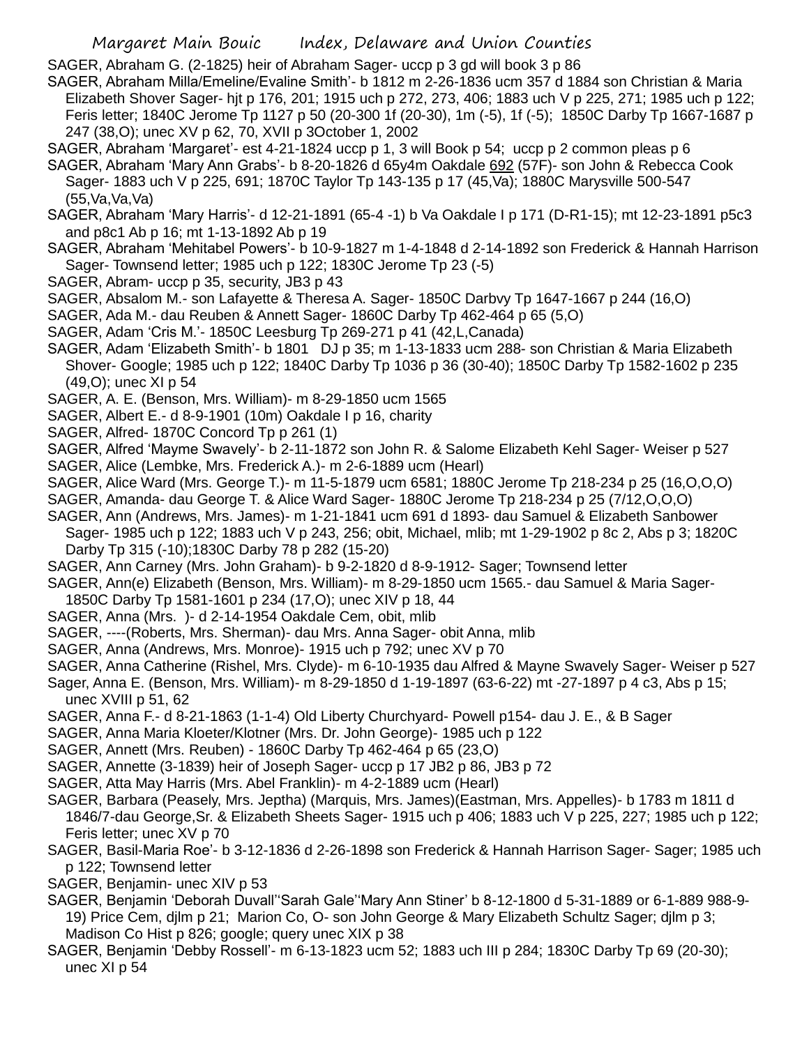SAGER, Abraham G. (2-1825) heir of Abraham Sager- uccp p 3 gd will book 3 p 86

SAGER, Abraham Milla/Emeline/Evaline Smith'- b 1812 m 2-26-1836 ucm 357 d 1884 son Christian & Maria Elizabeth Shover Sager- hjt p 176, 201; 1915 uch p 272, 273, 406; 1883 uch V p 225, 271; 1985 uch p 122; Feris letter; 1840C Jerome Tp 1127 p 50 (20-300 1f (20-30), 1m (-5), 1f (-5); 1850C Darby Tp 1667-1687 p 247 (38,O); unec XV p 62, 70, XVII p 3October 1, 2002

SAGER, Abraham 'Margaret'- est 4-21-1824 uccp p 1, 3 will Book p 54; uccp p 2 common pleas p 6

SAGER, Abraham 'Mary Ann Grabs'- b 8-20-1826 d 65y4m Oakdale 692 (57F)- son John & Rebecca Cook Sager- 1883 uch V p 225, 691; 1870C Taylor Tp 143-135 p 17 (45,Va); 1880C Marysville 500-547 (55,Va,Va,Va)

SAGER, Abraham 'Mary Harris'- d 12-21-1891 (65-4 -1) b Va Oakdale I p 171 (D-R1-15); mt 12-23-1891 p5c3 and p8c1 Ab p 16; mt 1-13-1892 Ab p 19

SAGER, Abraham 'Mehitabel Powers'- b 10-9-1827 m 1-4-1848 d 2-14-1892 son Frederick & Hannah Harrison Sager- Townsend letter; 1985 uch p 122; 1830C Jerome Tp 23 (-5)

SAGER, Abram- uccp p 35, security, JB3 p 43

SAGER, Absalom M.- son Lafayette & Theresa A. Sager- 1850C Darbvy Tp 1647-1667 p 244 (16,O)

SAGER, Ada M.- dau Reuben & Annett Sager- 1860C Darby Tp 462-464 p 65 (5,O)

SAGER, Adam 'Cris M.'- 1850C Leesburg Tp 269-271 p 41 (42,L,Canada)

SAGER, Adam 'Elizabeth Smith'- b 1801 DJ p 35; m 1-13-1833 ucm 288- son Christian & Maria Elizabeth Shover- Google; 1985 uch p 122; 1840C Darby Tp 1036 p 36 (30-40); 1850C Darby Tp 1582-1602 p 235 (49,O); unec XI p 54

SAGER, A. E. (Benson, Mrs. William)- m 8-29-1850 ucm 1565

SAGER, Albert E.- d 8-9-1901 (10m) Oakdale I p 16, charity

SAGER, Alfred- 1870C Concord Tp p 261 (1)

SAGER, Alfred 'Mayme Swavely'- b 2-11-1872 son John R. & Salome Elizabeth Kehl Sager- Weiser p 527

SAGER, Alice (Lembke, Mrs. Frederick A.)- m 2-6-1889 ucm (Hearl)

SAGER, Alice Ward (Mrs. George T.)- m 11-5-1879 ucm 6581; 1880C Jerome Tp 218-234 p 25 (16,O,O,O)

SAGER, Amanda- dau George T. & Alice Ward Sager- 1880C Jerome Tp 218-234 p 25 (7/12,O,O,O)

SAGER, Ann (Andrews, Mrs. James)- m 1-21-1841 ucm 691 d 1893- dau Samuel & Elizabeth Sanbower Sager- 1985 uch p 122; 1883 uch V p 243, 256; obit, Michael, mlib; mt 1-29-1902 p 8c 2, Abs p 3; 1820C Darby Tp 315 (-10);1830C Darby 78 p 282 (15-20)

SAGER, Ann Carney (Mrs. John Graham)- b 9-2-1820 d 8-9-1912- Sager; Townsend letter

SAGER, Ann(e) Elizabeth (Benson, Mrs. William)- m 8-29-1850 ucm 1565.- dau Samuel & Maria Sager- 1850C Darby Tp 1581-1601 p 234 (17,O); unec XIV p 18, 44

SAGER, Anna (Mrs. )- d 2-14-1954 Oakdale Cem, obit, mlib

SAGER, ----(Roberts, Mrs. Sherman)- dau Mrs. Anna Sager- obit Anna, mlib

SAGER, Anna (Andrews, Mrs. Monroe)- 1915 uch p 792; unec XV p 70

SAGER, Anna Catherine (Rishel, Mrs. Clyde)- m 6-10-1935 dau Alfred & Mayne Swavely Sager- Weiser p 527

Sager, Anna E. (Benson, Mrs. William)- m 8-29-1850 d 1-19-1897 (63-6-22) mt -27-1897 p 4 c3, Abs p 15; unec XVIII p 51, 62

SAGER, Anna F.- d 8-21-1863 (1-1-4) Old Liberty Churchyard- Powell p154- dau J. E., & B Sager

SAGER, Anna Maria Kloeter/Klotner (Mrs. Dr. John George)- 1985 uch p 122

SAGER, Annett (Mrs. Reuben) - 1860C Darby Tp 462-464 p 65 (23,O)

SAGER, Annette (3-1839) heir of Joseph Sager- uccp p 17 JB2 p 86, JB3 p 72

SAGER, Atta May Harris (Mrs. Abel Franklin)- m 4-2-1889 ucm (Hearl)

SAGER, Barbara (Peasely, Mrs. Jeptha) (Marquis, Mrs. James)(Eastman, Mrs. Appelles)- b 1783 m 1811 d 1846/7-dau George,Sr. & Elizabeth Sheets Sager- 1915 uch p 406; 1883 uch V p 225, 227; 1985 uch p 122; Feris letter; unec XV p 70

SAGER, Basil-Maria Roe'- b 3-12-1836 d 2-26-1898 son Frederick & Hannah Harrison Sager- Sager; 1985 uch p 122; Townsend letter

SAGER, Benjamin- unec XIV p 53

SAGER, Benjamin 'Deborah Duvall''Sarah Gale''Mary Ann Stiner' b 8-12-1800 d 5-31-1889 or 6-1-889 988-9-19) Price Cem, djlm p 21; Marion Co, O- son John George & Mary Elizabeth Schultz Sager; djlm p 3; Madison Co Hist p 826; google; query unec XIX p 38

SAGER, Benjamin 'Debby Rossell'- m 6-13-1823 ucm 52; 1883 uch III p 284; 1830C Darby Tp 69 (20-30); unec XI p 54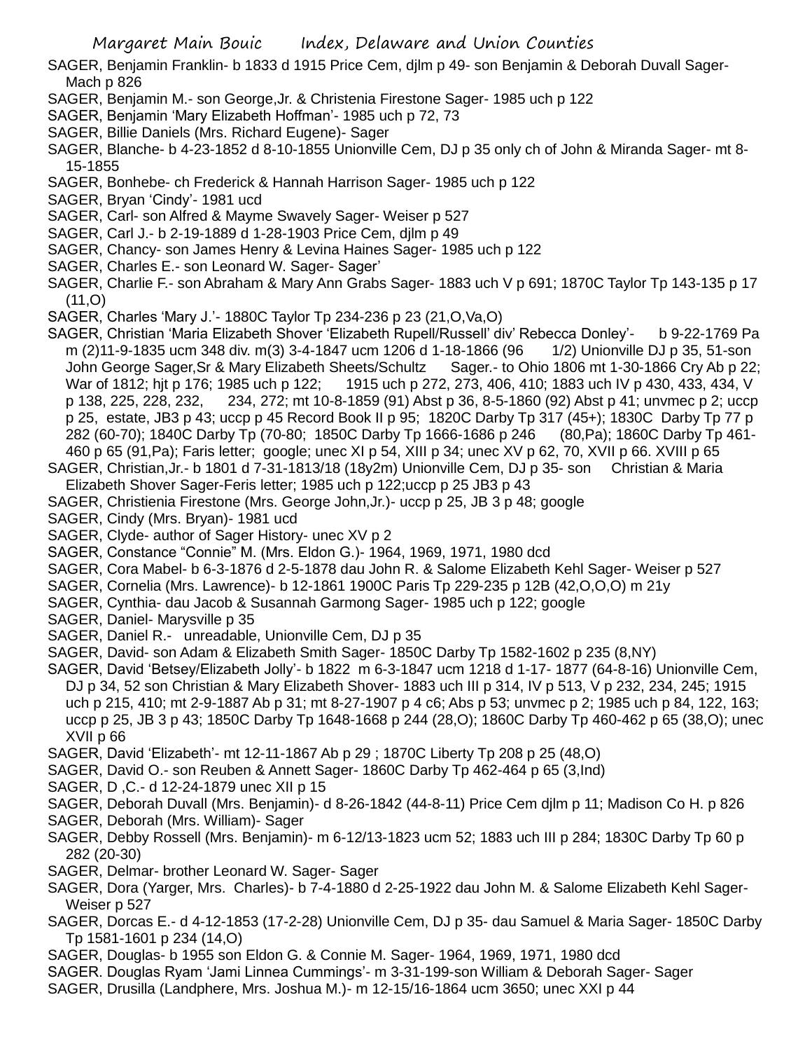SAGER, Benjamin Franklin- b 1833 d 1915 Price Cem, djlm p 49- son Benjamin & Deborah Duvall Sager- Mach p 826

SAGER, Benjamin M.- son George,Jr. & Christenia Firestone Sager- 1985 uch p 122

SAGER, Benjamin 'Mary Elizabeth Hoffman'- 1985 uch p 72, 73

SAGER, Billie Daniels (Mrs. Richard Eugene)- Sager

SAGER, Blanche- b 4-23-1852 d 8-10-1855 Unionville Cem, DJ p 35 only ch of John & Miranda Sager- mt 8-15-1855

SAGER, Bonhebe- ch Frederick & Hannah Harrison Sager- 1985 uch p 122

SAGER, Bryan 'Cindy'- 1981 ucd

SAGER, Carl- son Alfred & Mayme Swavely Sager- Weiser p 527

SAGER, Carl J.- b 2-19-1889 d 1-28-1903 Price Cem, djlm p 49

SAGER, Chancy- son James Henry & Levina Haines Sager- 1985 uch p 122

SAGER, Charles E.- son Leonard W. Sager- Sager'

SAGER, Charlie F.- son Abraham & Mary Ann Grabs Sager- 1883 uch V p 691; 1870C Taylor Tp 143-135 p 17 (11,O)

SAGER, Charles 'Mary J.'- 1880C Taylor Tp 234-236 p 23 (21,O,Va,O)

SAGER, Christian 'Maria Elizabeth Shover 'Elizabeth Rupell/Russell' div' Rebecca Donley'- b 9-22-1769 Pa m (2)11-9-1835 ucm 348 div. m(3) 3-4-1847 ucm 1206 d 1-18-1866 (96 1/2) Unionville DJ p 35, 51-son John George Sager,Sr & Mary Elizabeth Sheets/Schultz Sager.- to Ohio 1806 mt 1-30-1866 Cry Ab p 22; War of 1812; hjt p 176; 1985 uch p 122; 1915 uch p 272, 273, 406, 410; 1883 uch IV p 430, 433, 434, V p 138, 225, 228, 232, 234, 272; mt 10-8-1859 (91) Abst p 36, 8-5-1860 (92) Abst p 41; unvmec p 2; uccp p 25, estate, JB3 p 43; uccp p 45 Record Book II p 95; 1820C Darby Tp 317 (45+); 1830C Darby Tp 77 p 282 (60-70); 1840C Darby Tp (70-80; 1850C Darby Tp 1666-1686 p 246 (80,Pa); 1860C Darby Tp 461-460 p 65 (91,Pa); Faris letter; google; unec XI p 54, XIII p 34; unec XV p 62, 70, XVII p 66. XVIII p 65

SAGER, Christian,Jr.- b 1801 d 7-31-1813/18 (18y2m) Unionville Cem, DJ p 35- son Christian & Maria Elizabeth Shover Sager-Feris letter; 1985 uch p 122;uccp p 25 JB3 p 43

SAGER, Christienia Firestone (Mrs. George John,Jr.)- uccp p 25, JB 3 p 48; google

SAGER, Cindy (Mrs. Bryan)- 1981 ucd

SAGER, Clyde- author of Sager History- unec XV p 2

SAGER, Constance "Connie" M. (Mrs. Eldon G.)- 1964, 1969, 1971, 1980 dcd

SAGER, Cora Mabel- b 6-3-1876 d 2-5-1878 dau John R. & Salome Elizabeth Kehl Sager- Weiser p 527

SAGER, Cornelia (Mrs. Lawrence)- b 12-1861 1900C Paris Tp 229-235 p 12B (42,O,O,O) m 21y

SAGER, Cynthia- dau Jacob & Susannah Garmong Sager- 1985 uch p 122; google

SAGER, Daniel- Marysville p 35

SAGER, Daniel R.- unreadable, Unionville Cem, DJ p 35

SAGER, David- son Adam & Elizabeth Smith Sager- 1850C Darby Tp 1582-1602 p 235 (8,NY)

SAGER, David 'Betsey/Elizabeth Jolly'- b 1822 m 6-3-1847 ucm 1218 d 1-17- 1877 (64-8-16) Unionville Cem, DJ p 34, 52 son Christian & Mary Elizabeth Shover- 1883 uch III p 314, IV p 513, V p 232, 234, 245; 1915 uch p 215, 410; mt 2-9-1887 Ab p 31; mt 8-27-1907 p 4 c6; Abs p 53; unvmec p 2; 1985 uch p 84, 122, 163; uccp p 25, JB 3 p 43; 1850C Darby Tp 1648-1668 p 244 (28,O); 1860C Darby Tp 460-462 p 65 (38,O); unec XVII p 66

SAGER, David 'Elizabeth'- mt 12-11-1867 Ab p 29 ; 1870C Liberty Tp 208 p 25 (48,O)

SAGER, David O.- son Reuben & Annett Sager- 1860C Darby Tp 462-464 p 65 (3,Ind)

SAGER, D ,C.- d 12-24-1879 unec XII p 15

SAGER, Deborah Duvall (Mrs. Benjamin)- d 8-26-1842 (44-8-11) Price Cem djlm p 11; Madison Co H. p 826

SAGER, Deborah (Mrs. William)- Sager

SAGER, Debby Rossell (Mrs. Benjamin)- m 6-12/13-1823 ucm 52; 1883 uch III p 284; 1830C Darby Tp 60 p 282 (20-30)

SAGER, Delmar- brother Leonard W. Sager- Sager

SAGER, Dora (Yarger, Mrs. Charles)- b 7-4-1880 d 2-25-1922 dau John M. & Salome Elizabeth Kehl Sager- Weiser p 527

SAGER, Dorcas E.- d 4-12-1853 (17-2-28) Unionville Cem, DJ p 35- dau Samuel & Maria Sager- 1850C Darby Tp 1581-1601 p 234 (14,O)

SAGER, Douglas- b 1955 son Eldon G. & Connie M. Sager- 1964, 1969, 1971, 1980 dcd

SAGER. Douglas Ryam 'Jami Linnea Cummings'- m 3-31-199-son William & Deborah Sager- Sager

SAGER, Drusilla (Landphere, Mrs. Joshua M.)- m 12-15/16-1864 ucm 3650; unec XXI p 44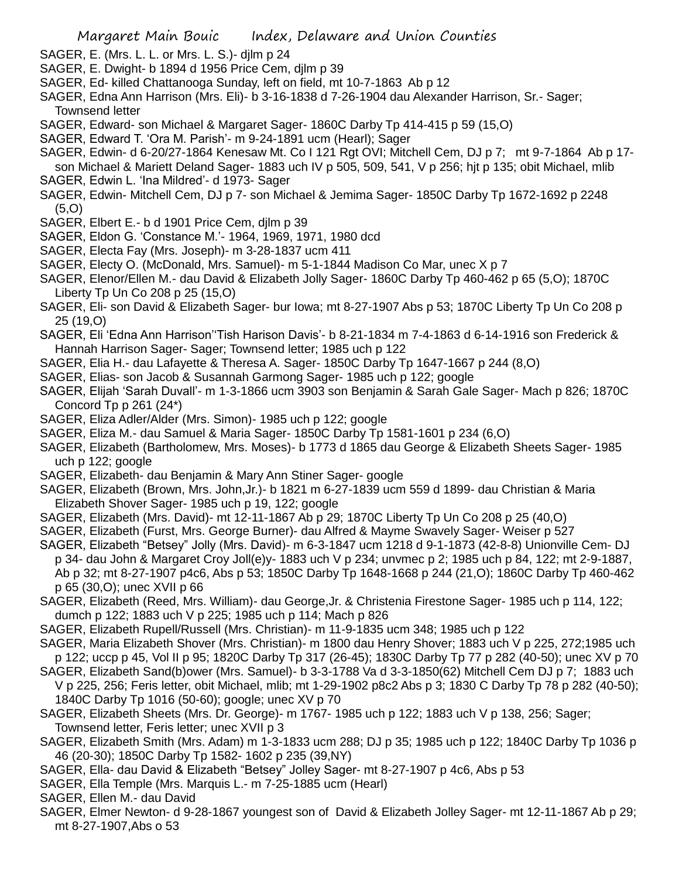SAGER, E. (Mrs. L. L. or Mrs. L. S.)- djlm p 24

SAGER, E. Dwight- b 1894 d 1956 Price Cem, djlm p 39

SAGER, Ed- killed Chattanooga Sunday, left on field, mt 10-7-1863 Ab p 12

SAGER, Edna Ann Harrison (Mrs. Eli)- b 3-16-1838 d 7-26-1904 dau Alexander Harrison, Sr.- Sager; Townsend letter

SAGER, Edward- son Michael & Margaret Sager- 1860C Darby Tp 414-415 p 59 (15,O)

SAGER, Edward T. 'Ora M. Parish'- m 9-24-1891 ucm (Hearl); Sager

SAGER, Edwin- d 6-20/27-1864 Kenesaw Mt. Co I 121 Rgt OVI; Mitchell Cem, DJ p 7; mt 9-7-1864 Ab p 17- son Michael & Mariett Deland Sager- 1883 uch IV p 505, 509, 541, V p 256; hjt p 135; obit Michael, mlib

SAGER, Edwin L. 'Ina Mildred'- d 1973- Sager

SAGER, Edwin- Mitchell Cem, DJ p 7- son Michael & Jemima Sager- 1850C Darby Tp 1672-1692 p 2248 (5,O)

SAGER, Elbert E.- b d 1901 Price Cem, djlm p 39

SAGER, Eldon G. 'Constance M.'- 1964, 1969, 1971, 1980 dcd

SAGER, Electa Fay (Mrs. Joseph)- m 3-28-1837 ucm 411

SAGER, Electy O. (McDonald, Mrs. Samuel)- m 5-1-1844 Madison Co Mar, unec X p 7

SAGER, Elenor/Ellen M.- dau David & Elizabeth Jolly Sager- 1860C Darby Tp 460-462 p 65 (5,O); 1870C Liberty Tp Un Co 208 p 25 (15,O)

SAGER, Eli- son David & Elizabeth Sager- bur Iowa; mt 8-27-1907 Abs p 53; 1870C Liberty Tp Un Co 208 p 25 (19,O)

SAGER, Eli 'Edna Ann Harrison''Tish Harison Davis'- b 8-21-1834 m 7-4-1863 d 6-14-1916 son Frederick & Hannah Harrison Sager- Sager; Townsend letter; 1985 uch p 122

SAGER, Elia H.- dau Lafayette & Theresa A. Sager- 1850C Darby Tp 1647-1667 p 244 (8,O)

SAGER, Elias- son Jacob & Susannah Garmong Sager- 1985 uch p 122; google

SAGER, Elijah 'Sarah Duvall'- m 1-3-1866 ucm 3903 son Benjamin & Sarah Gale Sager- Mach p 826; 1870C Concord Tp p 261 (24*)

SAGER, Eliza Adler/Alder (Mrs. Simon)- 1985 uch p 122; google

SAGER, Eliza M.- dau Samuel & Maria Sager- 1850C Darby Tp 1581-1601 p 234 (6,O)

SAGER, Elizabeth (Bartholomew, Mrs. Moses)- b 1773 d 1865 dau George & Elizabeth Sheets Sager- 1985 uch p 122; google

SAGER, Elizabeth- dau Benjamin & Mary Ann Stiner Sager- google

SAGER, Elizabeth (Brown, Mrs. John,Jr.)- b 1821 m 6-27-1839 ucm 559 d 1899- dau Christian & Maria Elizabeth Shover Sager- 1985 uch p 19, 122; google

SAGER, Elizabeth (Mrs. David)- mt 12-11-1867 Ab p 29; 1870C Liberty Tp Un Co 208 p 25 (40,O)

SAGER, Elizabeth (Furst, Mrs. George Burner)- dau Alfred & Mayme Swavely Sager- Weiser p 527

SAGER, Elizabeth "Betsey" Jolly (Mrs. David)- m 6-3-1847 ucm 1218 d 9-1-1873 (42-8-8) Unionville Cem- DJ p 34- dau John & Margaret Croy Joll(e)y- 1883 uch V p 234; unvmec p 2; 1985 uch p 84, 122; mt 2-9-1887, Ab p 32; mt 8-27-1907 p4c6, Abs p 53; 1850C Darby Tp 1648-1668 p 244 (21,O); 1860C Darby Tp 460-462 p 65 (30,O); unec XVII p 66

SAGER, Elizabeth (Reed, Mrs. William)- dau George,Jr. & Christenia Firestone Sager- 1985 uch p 114, 122; dumch p 122; 1883 uch V p 225; 1985 uch p 114; Mach p 826

SAGER, Elizabeth Rupell/Russell (Mrs. Christian)- m 11-9-1835 ucm 348; 1985 uch p 122

SAGER, Maria Elizabeth Shover (Mrs. Christian)- m 1800 dau Henry Shover; 1883 uch V p 225, 272;1985 uch p 122; uccp p 45, Vol II p 95; 1820C Darby Tp 317 (26-45); 1830C Darby Tp 77 p 282 (40-50); unec XV p 70

SAGER, Elizabeth Sand(b)ower (Mrs. Samuel)- b 3-3-1788 Va d 3-3-1850(62) Mitchell Cem DJ p 7; 1883 uch V p 225, 256; Feris letter, obit Michael, mlib; mt 1-29-1902 p8c2 Abs p 3; 1830 C Darby Tp 78 p 282 (40-50); 1840C Darby Tp 1016 (50-60); google; unec XV p 70

SAGER, Elizabeth Sheets (Mrs. Dr. George)- m 1767- 1985 uch p 122; 1883 uch V p 138, 256; Sager; Townsend letter, Feris letter; unec XVII p 3

SAGER, Elizabeth Smith (Mrs. Adam) m 1-3-1833 ucm 288; DJ p 35; 1985 uch p 122; 1840C Darby Tp 1036 p 46 (20-30); 1850C Darby Tp 1582- 1602 p 235 (39,NY)

SAGER, Ella- dau David & Elizabeth "Betsey" Jolley Sager- mt 8-27-1907 p 4c6, Abs p 53

SAGER, Ella Temple (Mrs. Marquis L.- m 7-25-1885 ucm (Hearl)

SAGER, Ellen M.- dau David

SAGER, Elmer Newton- d 9-28-1867 youngest son of David & Elizabeth Jolley Sager- mt 12-11-1867 Ab p 29; mt 8-27-1907,Abs o 53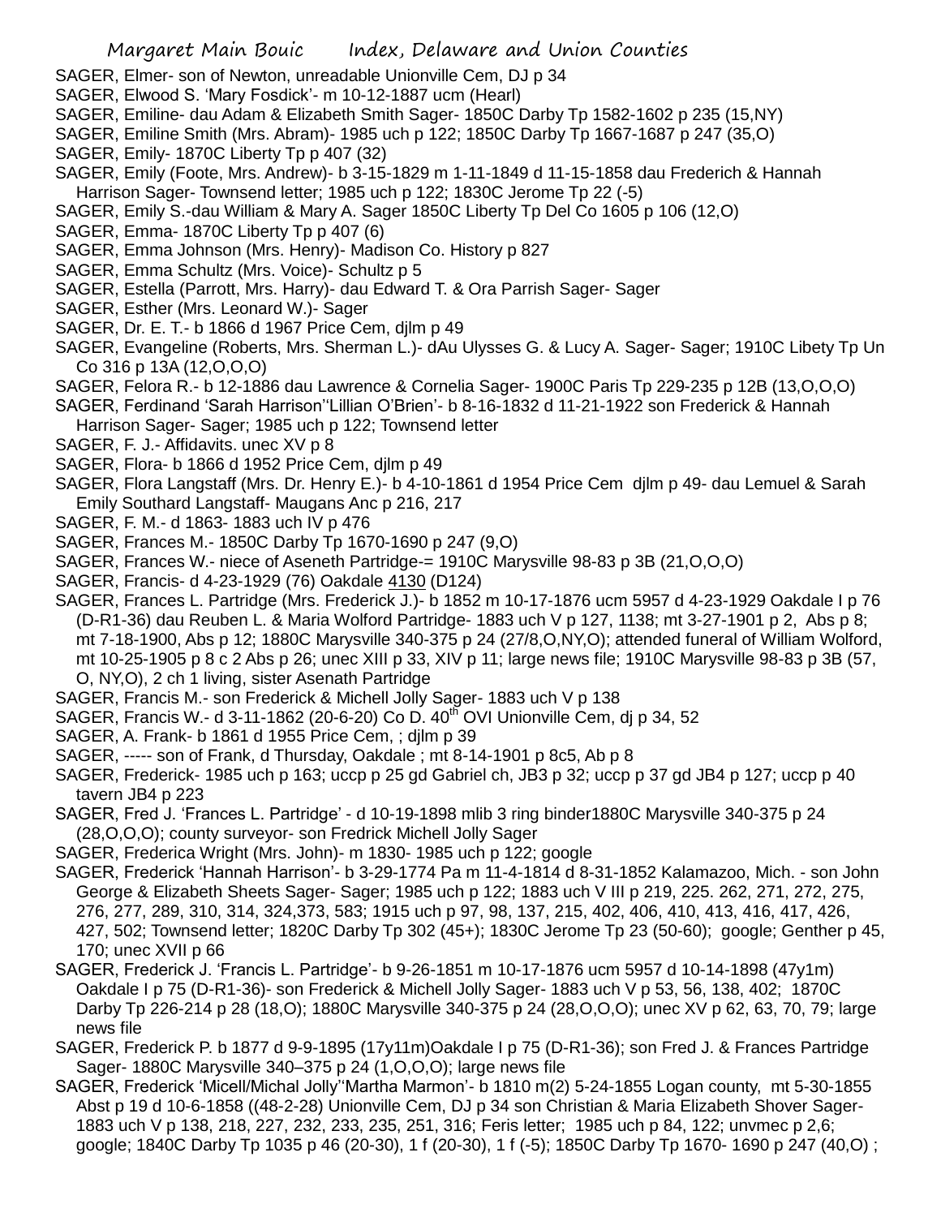SAGER, Elmer- son of Newton, unreadable Unionville Cem, DJ p 34

SAGER, Elwood S. 'Mary Fosdick'- m 10-12-1887 ucm (Hearl)

SAGER, Emiline- dau Adam & Elizabeth Smith Sager- 1850C Darby Tp 1582-1602 p 235 (15,NY)

SAGER, Emiline Smith (Mrs. Abram)- 1985 uch p 122; 1850C Darby Tp 1667-1687 p 247 (35,O)

SAGER, Emily- 1870C Liberty Tp p 407 (32)

SAGER, Emily (Foote, Mrs. Andrew)- b 3-15-1829 m 1-11-1849 d 11-15-1858 dau Frederich & Hannah Harrison Sager- Townsend letter; 1985 uch p 122; 1830C Jerome Tp 22 (-5)

SAGER, Emily S.-dau William & Mary A. Sager 1850C Liberty Tp Del Co 1605 p 106 (12,O)

SAGER, Emma- 1870C Liberty Tp p 407 (6)

SAGER, Emma Johnson (Mrs. Henry)- Madison Co. History p 827

SAGER, Emma Schultz (Mrs. Voice)- Schultz p 5

SAGER, Estella (Parrott, Mrs. Harry)- dau Edward T. & Ora Parrish Sager- Sager

SAGER, Esther (Mrs. Leonard W.)- Sager

SAGER, Dr. E. T.- b 1866 d 1967 Price Cem, djlm p 49

SAGER, Evangeline (Roberts, Mrs. Sherman L.)- dAu Ulysses G. & Lucy A. Sager- Sager; 1910C Libety Tp Un Co 316 p 13A (12,O,O,O)

SAGER, Felora R.- b 12-1886 dau Lawrence & Cornelia Sager- 1900C Paris Tp 229-235 p 12B (13,O,O,O)

SAGER, Ferdinand 'Sarah Harrison''Lillian O'Brien'- b 8-16-1832 d 11-21-1922 son Frederick & Hannah Harrison Sager- Sager; 1985 uch p 122; Townsend letter

SAGER, F. J.- Affidavits. unec XV p 8

SAGER, Flora- b 1866 d 1952 Price Cem, djlm p 49

SAGER, Flora Langstaff (Mrs. Dr. Henry E.)- b 4-10-1861 d 1954 Price Cem djlm p 49- dau Lemuel & Sarah Emily Southard Langstaff- Maugans Anc p 216, 217

SAGER, F. M.- d 1863- 1883 uch IV p 476

SAGER, Frances M.- 1850C Darby Tp 1670-1690 p 247 (9,O)

SAGER, Frances W.- niece of Aseneth Partridge-= 1910C Marysville 98-83 p 3B (21,O,O,O)

SAGER, Francis- d 4-23-1929 (76) Oakdale 4130 (D124)

SAGER, Frances L. Partridge (Mrs. Frederick J.)- b 1852 m 10-17-1876 ucm 5957 d 4-23-1929 Oakdale I p 76 (D-R1-36) dau Reuben L. & Maria Wolford Partridge- 1883 uch V p 127, 1138; mt 3-27-1901 p 2, Abs p 8; mt 7-18-1900, Abs p 12; 1880C Marysville 340-375 p 24 (27/8,O,NY,O); attended funeral of William Wolford, mt 10-25-1905 p 8 c 2 Abs p 26; unec XIII p 33, XIV p 11; large news file; 1910C Marysville 98-83 p 3B (57, O, NY,O), 2 ch 1 living, sister Asenath Partridge

SAGER, Francis M.- son Frederick & Michell Jolly Sager- 1883 uch V p 138

SAGER, Francis W.- d 3-11-1862 (20-6-20) Co D. 40th OVI Unionville Cem, dj p 34, 52

SAGER, A. Frank- b 1861 d 1955 Price Cem, ; djlm p 39

SAGER, ----- son of Frank, d Thursday, Oakdale ; mt 8-14-1901 p 8c5, Ab p 8

SAGER, Frederick- 1985 uch p 163; uccp p 25 gd Gabriel ch, JB3 p 32; uccp p 37 gd JB4 p 127; uccp p 40 tavern JB4 p 223

SAGER, Fred J. 'Frances L. Partridge' - d 10-19-1898 mlib 3 ring binder1880C Marysville 340-375 p 24 (28,O,O,O); county surveyor- son Fredrick Michell Jolly Sager

SAGER, Frederica Wright (Mrs. John)- m 1830- 1985 uch p 122; google

SAGER, Frederick 'Hannah Harrison'- b 3-29-1774 Pa m 11-4-1814 d 8-31-1852 Kalamazoo, Mich. - son John George & Elizabeth Sheets Sager- Sager; 1985 uch p 122; 1883 uch V III p 219, 225. 262, 271, 272, 275, 276, 277, 289, 310, 314, 324,373, 583; 1915 uch p 97, 98, 137, 215, 402, 406, 410, 413, 416, 417, 426, 427, 502; Townsend letter; 1820C Darby Tp 302 (45+); 1830C Jerome Tp 23 (50-60); google; Genther p 45, 170; unec XVII p 66

SAGER, Frederick J. 'Francis L. Partridge'- b 9-26-1851 m 10-17-1876 ucm 5957 d 10-14-1898 (47y1m) Oakdale I p 75 (D-R1-36)- son Frederick & Michell Jolly Sager- 1883 uch V p 53, 56, 138, 402; 1870C Darby Tp 226-214 p 28 (18,O); 1880C Marysville 340-375 p 24 (28,O,O,O); unec XV p 62, 63, 70, 79; large news file

SAGER, Frederick P. b 1877 d 9-9-1895 (17y11m)Oakdale I p 75 (D-R1-36); son Fred J. & Frances Partridge Sager- 1880C Marysville 340–375 p 24 (1,O,O,O); large news file

SAGER, Frederick 'Micell/Michal Jolly''Martha Marmon'- b 1810 m(2) 5-24-1855 Logan county, mt 5-30-1855 Abst p 19 d 10-6-1858 ((48-2-28) Unionville Cem, DJ p 34 son Christian & Maria Elizabeth Shover Sager- 1883 uch V p 138, 218, 227, 232, 233, 235, 251, 316; Feris letter; 1985 uch p 84, 122; unvmec p 2,6; google; 1840C Darby Tp 1035 p 46 (20-30), 1 f (20-30), 1 f (-5); 1850C Darby Tp 1670- 1690 p 247 (40,O) ;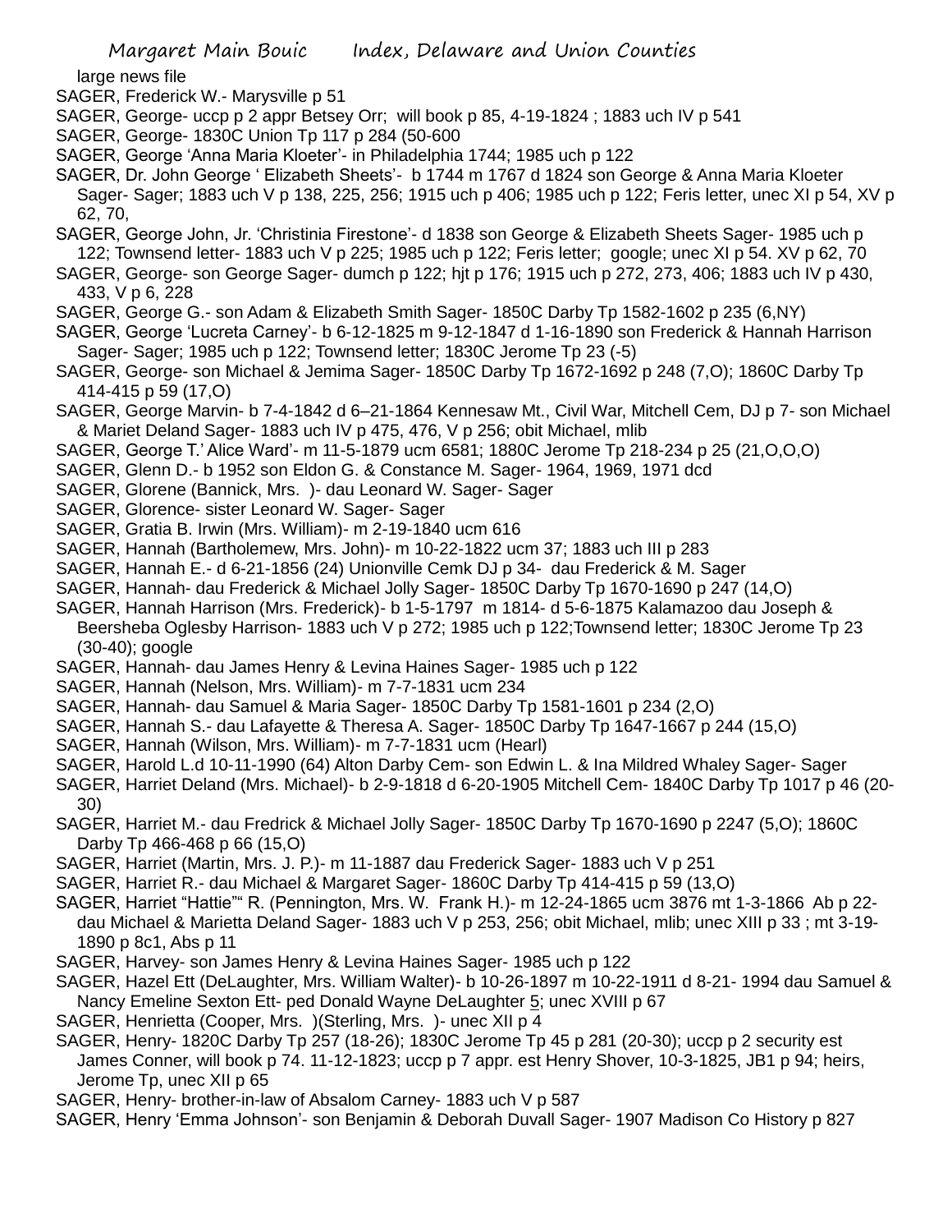large news file

SAGER, Frederick W.- Marysville p 51

SAGER, George- uccp p 2 appr Betsey Orr; will book p 85, 4-19-1824 ; 1883 uch IV p 541

SAGER, George- 1830C Union Tp 117 p 284 (50-600

SAGER, George 'Anna Maria Kloeter'- in Philadelphia 1744; 1985 uch p 122

SAGER, Dr. John George ' Elizabeth Sheets'- b 1744 m 1767 d 1824 son George & Anna Maria Kloeter Sager- Sager; 1883 uch V p 138, 225, 256; 1915 uch p 406; 1985 uch p 122; Feris letter, unec XI p 54, XV p 62, 70,

SAGER, George John, Jr. 'Christinia Firestone'- d 1838 son George & Elizabeth Sheets Sager- 1985 uch p 122; Townsend letter- 1883 uch V p 225; 1985 uch p 122; Feris letter; google; unec XI p 54. XV p 62, 70

SAGER, George- son George Sager- dumch p 122; hjt p 176; 1915 uch p 272, 273, 406; 1883 uch IV p 430, 433, V p 6, 228

SAGER, George G.- son Adam & Elizabeth Smith Sager- 1850C Darby Tp 1582-1602 p 235 (6,NY)

SAGER, George 'Lucreta Carney'- b 6-12-1825 m 9-12-1847 d 1-16-1890 son Frederick & Hannah Harrison Sager- Sager; 1985 uch p 122; Townsend letter; 1830C Jerome Tp 23 (-5)

SAGER, George- son Michael & Jemima Sager- 1850C Darby Tp 1672-1692 p 248 (7,O); 1860C Darby Tp 414-415 p 59 (17,O)

SAGER, George Marvin- b 7-4-1842 d 6–21-1864 Kennesaw Mt., Civil War, Mitchell Cem, DJ p 7- son Michael & Mariet Deland Sager- 1883 uch IV p 475, 476, V p 256; obit Michael, mlib

SAGER, George T.'Alice Ward'- m 11-5-1879 ucm 6581; 1880C Jerome Tp 218-234 p 25 (21,O,O,O)

SAGER, Glenn D.- b 1952 son Eldon G. & Constance M. Sager- 1964, 1969, 1971 dcd

SAGER, Glorene (Bannick, Mrs. )- dau Leonard W. Sager- Sager

SAGER, Glorence- sister Leonard W. Sager- Sager

SAGER, Gratia B. Irwin (Mrs. William)- m 2-19-1840 ucm 616

SAGER, Hannah (Bartholemew, Mrs. John)- m 10-22-1822 ucm 37; 1883 uch III p 283

SAGER, Hannah E.- d 6-21-1856 (24) Unionville Cemk DJ p 34- dau Frederick & M. Sager

SAGER, Hannah- dau Frederick & Michael Jolly Sager- 1850C Darby Tp 1670-1690 p 247 (14,O)

SAGER, Hannah Harrison (Mrs. Frederick)- b 1-5-1797 m 1814- d 5-6-1875 Kalamazoo dau Joseph & Beersheba Oglesby Harrison- 1883 uch V p 272; 1985 uch p 122;Townsend letter; 1830C Jerome Tp 23 (30-40); google

SAGER, Hannah- dau James Henry & Levina Haines Sager- 1985 uch p 122

SAGER, Hannah (Nelson, Mrs. William)- m 7-7-1831 ucm 234

SAGER, Hannah- dau Samuel & Maria Sager- 1850C Darby Tp 1581-1601 p 234 (2,O)

SAGER, Hannah S.- dau Lafayette & Theresa A. Sager- 1850C Darby Tp 1647-1667 p 244 (15,O)

SAGER, Hannah (Wilson, Mrs. William)- m 7-7-1831 ucm (Hearl)

SAGER, Harold L.d 10-11-1990 (64) Alton Darby Cem- son Edwin L. & Ina Mildred Whaley Sager- Sager

SAGER, Harriet Deland (Mrs. Michael)- b 2-9-1818 d 6-20-1905 Mitchell Cem- 1840C Darby Tp 1017 p 46 (20-30)

SAGER, Harriet M.- dau Fredrick & Michael Jolly Sager- 1850C Darby Tp 1670-1690 p 2247 (5,O); 1860C Darby Tp 466-468 p 66 (15,O)

SAGER, Harriet (Martin, Mrs. J. P.)- m 11-1887 dau Frederick Sager- 1883 uch V p 251

SAGER, Harriet R.- dau Michael & Margaret Sager- 1860C Darby Tp 414-415 p 59 (13,O)

SAGER, Harriet "Hattie"" R. (Pennington, Mrs. W. Frank H.)- m 12-24-1865 ucm 3876 mt 1-3-1866 Ab p 22- dau Michael & Marietta Deland Sager- 1883 uch V p 253, 256; obit Michael, mlib; unec XIII p 33 ; mt 3-19-1890 p 8c1, Abs p 11

SAGER, Harvey- son James Henry & Levina Haines Sager- 1985 uch p 122

SAGER, Hazel Ett (DeLaughter, Mrs. William Walter)- b 10-26-1897 m 10-22-1911 d 8-21- 1994 dau Samuel & Nancy Emeline Sexton Ett- ped Donald Wayne DeLaughter 5; unec XVIII p 67

SAGER, Henrietta (Cooper, Mrs. )(Sterling, Mrs. )- unec XII p 4

SAGER, Henry- 1820C Darby Tp 257 (18-26); 1830C Jerome Tp 45 p 281 (20-30); uccp p 2 security est James Conner, will book p 74. 11-12-1823; uccp p 7 appr. est Henry Shover, 10-3-1825, JB1 p 94; heirs, Jerome Tp, unec XII p 65

SAGER, Henry- brother-in-law of Absalom Carney- 1883 uch V p 587

SAGER, Henry 'Emma Johnson'- son Benjamin & Deborah Duvall Sager- 1907 Madison Co History p 827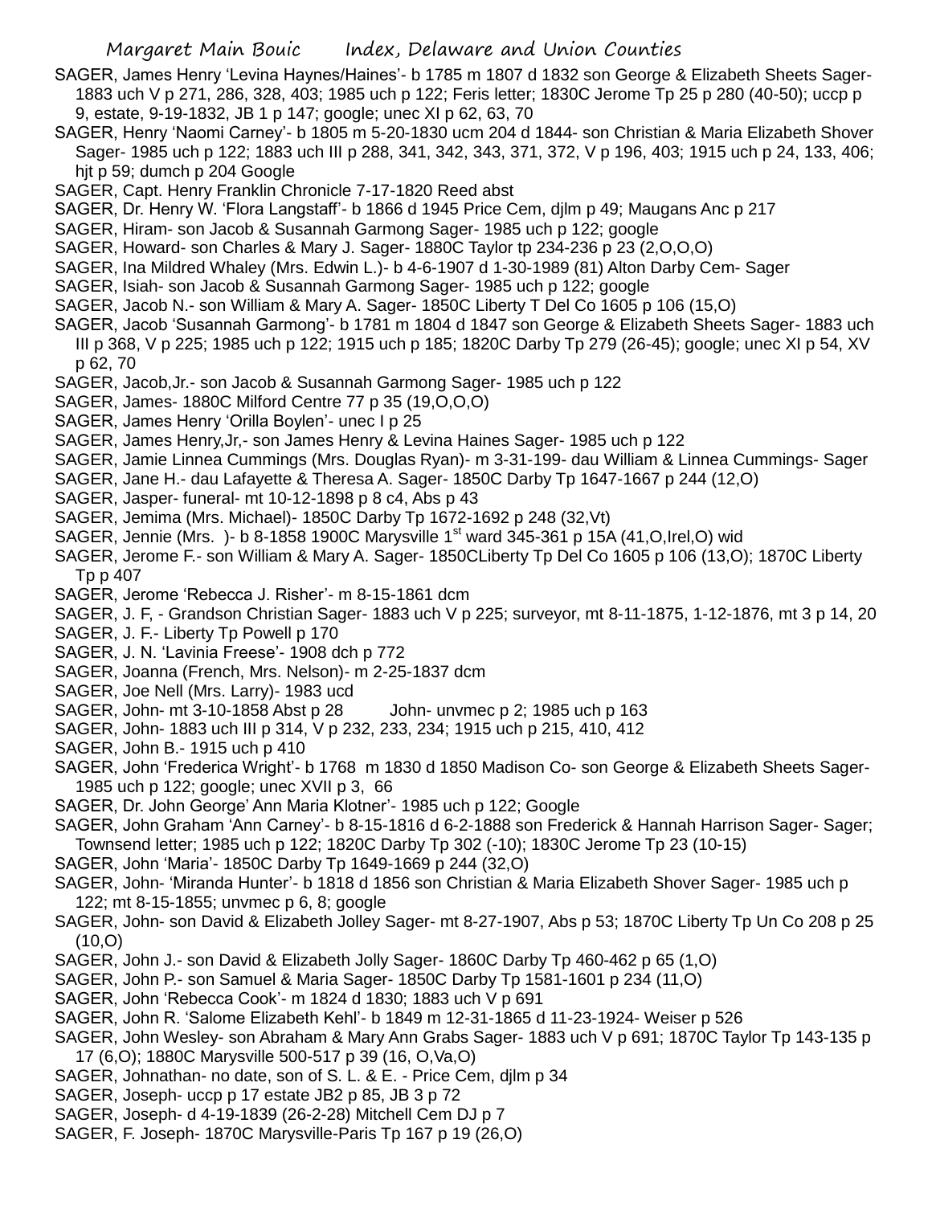SAGER, James Henry 'Levina Haynes/Haines'- b 1785 m 1807 d 1832 son George & Elizabeth Sheets Sager- 1883 uch V p 271, 286, 328, 403; 1985 uch p 122; Feris letter; 1830C Jerome Tp 25 p 280 (40-50); uccp p 9, estate, 9-19-1832, JB 1 p 147; google; unec XI p 62, 63, 70

SAGER, Henry 'Naomi Carney'- b 1805 m 5-20-1830 ucm 204 d 1844- son Christian & Maria Elizabeth Shover Sager- 1985 uch p 122; 1883 uch III p 288, 341, 342, 343, 371, 372, V p 196, 403; 1915 uch p 24, 133, 406; hjt p 59; dumch p 204 Google

SAGER, Capt. Henry Franklin Chronicle 7-17-1820 Reed abst

SAGER, Dr. Henry W. 'Flora Langstaff'- b 1866 d 1945 Price Cem, djlm p 49; Maugans Anc p 217

SAGER, Hiram- son Jacob & Susannah Garmong Sager- 1985 uch p 122; google

SAGER, Howard- son Charles & Mary J. Sager- 1880C Taylor tp 234-236 p 23 (2,O,O,O)

SAGER, Ina Mildred Whaley (Mrs. Edwin L.)- b 4-6-1907 d 1-30-1989 (81) Alton Darby Cem- Sager

SAGER, Isiah- son Jacob & Susannah Garmong Sager- 1985 uch p 122; google

SAGER, Jacob N.- son William & Mary A. Sager- 1850C Liberty T Del Co 1605 p 106 (15,O)

SAGER, Jacob 'Susannah Garmong'- b 1781 m 1804 d 1847 son George & Elizabeth Sheets Sager- 1883 uch III p 368, V p 225; 1985 uch p 122; 1915 uch p 185; 1820C Darby Tp 279 (26-45); google; unec XI p 54, XV p 62, 70

SAGER, Jacob,Jr.- son Jacob & Susannah Garmong Sager- 1985 uch p 122

SAGER, James- 1880C Milford Centre 77 p 35 (19,O,O,O)

SAGER, James Henry 'Orilla Boylen'- unec I p 25

SAGER, James Henry,Jr,- son James Henry & Levina Haines Sager- 1985 uch p 122

SAGER, Jamie Linnea Cummings (Mrs. Douglas Ryan)- m 3-31-199- dau William & Linnea Cummings- Sager

SAGER, Jane H.- dau Lafayette & Theresa A. Sager- 1850C Darby Tp 1647-1667 p 244 (12,O)

SAGER, Jasper- funeral- mt 10-12-1898 p 8 c4, Abs p 43

SAGER, Jemima (Mrs. Michael)- 1850C Darby Tp 1672-1692 p 248 (32,Vt)

SAGER, Jennie (Mrs. )- b 8-1858 1900C Marysville 1st ward 345-361 p 15A (41,O,Irel,O) wid

SAGER, Jerome F.- son William & Mary A. Sager- 1850CLiberty Tp Del Co 1605 p 106 (13,O); 1870C Liberty Tp p 407

SAGER, Jerome 'Rebecca J. Risher'- m 8-15-1861 dcm

SAGER, J. F, - Grandson Christian Sager- 1883 uch V p 225; surveyor, mt 8-11-1875, 1-12-1876, mt 3 p 14, 20

SAGER, J. F.- Liberty Tp Powell p 170

SAGER, J. N. 'Lavinia Freese'- 1908 dch p 772

SAGER, Joanna (French, Mrs. Nelson)- m 2-25-1837 dcm

SAGER, Joe Nell (Mrs. Larry)- 1983 ucd

SAGER, John- mt 3-10-1858 Abst p 28 John- unvmec p 2; 1985 uch p 163

SAGER, John- 1883 uch III p 314, V p 232, 233, 234; 1915 uch p 215, 410, 412

SAGER, John B.- 1915 uch p 410

SAGER, John 'Frederica Wright'- b 1768 m 1830 d 1850 Madison Co- son George & Elizabeth Sheets Sager- 1985 uch p 122; google; unec XVII p 3, 66

SAGER, Dr. John George' Ann Maria Klotner'- 1985 uch p 122; Google

SAGER, John Graham 'Ann Carney'- b 8-15-1816 d 6-2-1888 son Frederick & Hannah Harrison Sager- Sager; Townsend letter; 1985 uch p 122; 1820C Darby Tp 302 (-10); 1830C Jerome Tp 23 (10-15)

SAGER, John 'Maria'- 1850C Darby Tp 1649-1669 p 244 (32,O)

SAGER, John- 'Miranda Hunter'- b 1818 d 1856 son Christian & Maria Elizabeth Shover Sager- 1985 uch p 122; mt 8-15-1855; unvmec p 6, 8; google

SAGER, John- son David & Elizabeth Jolley Sager- mt 8-27-1907, Abs p 53; 1870C Liberty Tp Un Co 208 p 25 (10,O)

SAGER, John J.- son David & Elizabeth Jolly Sager- 1860C Darby Tp 460-462 p 65 (1,O)

SAGER, John P.- son Samuel & Maria Sager- 1850C Darby Tp 1581-1601 p 234 (11,O)

SAGER, John 'Rebecca Cook'- m 1824 d 1830; 1883 uch V p 691

SAGER, John R. 'Salome Elizabeth Kehl'- b 1849 m 12-31-1865 d 11-23-1924- Weiser p 526

SAGER, John Wesley- son Abraham & Mary Ann Grabs Sager- 1883 uch V p 691; 1870C Taylor Tp 143-135 p 17 (6,O); 1880C Marysville 500-517 p 39 (16, O,Va,O)

SAGER, Johnathan- no date, son of S. L. & E. - Price Cem, djlm p 34

SAGER, Joseph- uccp p 17 estate JB2 p 85, JB 3 p 72

SAGER, Joseph- d 4-19-1839 (26-2-28) Mitchell Cem DJ p 7

SAGER, F. Joseph- 1870C Marysville-Paris Tp 167 p 19 (26,O)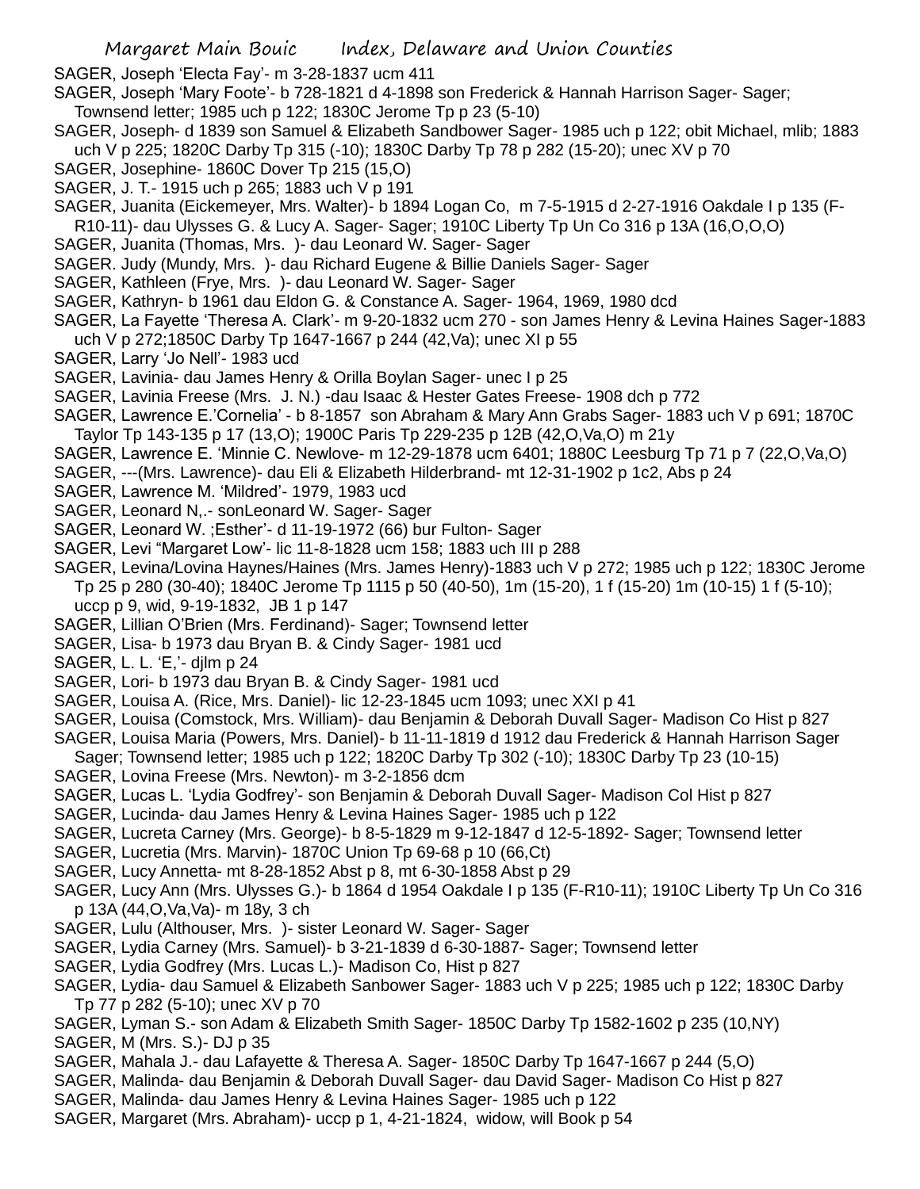SAGER, Joseph 'Electa Fay'- m 3-28-1837 ucm 411

SAGER, Joseph 'Mary Foote'- b 728-1821 d 4-1898 son Frederick & Hannah Harrison Sager- Sager; Townsend letter; 1985 uch p 122; 1830C Jerome Tp p 23 (5-10)

SAGER, Joseph- d 1839 son Samuel & Elizabeth Sandbower Sager- 1985 uch p 122; obit Michael, mlib; 1883 uch V p 225; 1820C Darby Tp 315 (-10); 1830C Darby Tp 78 p 282 (15-20); unec XV p 70

SAGER, Josephine- 1860C Dover Tp 215 (15,O)

SAGER, J. T.- 1915 uch p 265; 1883 uch V p 191

SAGER, Juanita (Eickemeyer, Mrs. Walter)- b 1894 Logan Co, m 7-5-1915 d 2-27-1916 Oakdale I p 135 (F-R10-11)- dau Ulysses G. & Lucy A. Sager- Sager; 1910C Liberty Tp Un Co 316 p 13A (16,O,O,O)

SAGER, Juanita (Thomas, Mrs. )- dau Leonard W. Sager- Sager

SAGER. Judy (Mundy, Mrs. )- dau Richard Eugene & Billie Daniels Sager- Sager

SAGER, Kathleen (Frye, Mrs. )- dau Leonard W. Sager- Sager

SAGER, Kathryn- b 1961 dau Eldon G. & Constance A. Sager- 1964, 1969, 1980 dcd

SAGER, La Fayette 'Theresa A. Clark'- m 9-20-1832 ucm 270 - son James Henry & Levina Haines Sager-1883 uch V p 272;1850C Darby Tp 1647-1667 p 244 (42,Va); unec XI p 55

SAGER, Larry 'Jo Nell'- 1983 ucd

SAGER, Lavinia- dau James Henry & Orilla Boylan Sager- unec I p 25

SAGER, Lavinia Freese (Mrs. J. N.) -dau Isaac & Hester Gates Freese- 1908 dch p 772

SAGER, Lawrence E.'Cornelia' - b 8-1857 son Abraham & Mary Ann Grabs Sager- 1883 uch V p 691; 1870C Taylor Tp 143-135 p 17 (13,O); 1900C Paris Tp 229-235 p 12B (42,O,Va,O) m 21y

SAGER, Lawrence E. 'Minnie C. Newlove- m 12-29-1878 ucm 6401; 1880C Leesburg Tp 71 p 7 (22,O,Va,O)

SAGER, ---(Mrs. Lawrence)- dau Eli & Elizabeth Hilderbrand- mt 12-31-1902 p 1c2, Abs p 24

SAGER, Lawrence M. 'Mildred'- 1979, 1983 ucd

SAGER, Leonard N,.- sonLeonard W. Sager- Sager

SAGER, Leonard W. ;Esther'- d 11-19-1972 (66) bur Fulton- Sager

SAGER, Levi "Margaret Low'- lic 11-8-1828 ucm 158; 1883 uch III p 288

SAGER, Levina/Lovina Haynes/Haines (Mrs. James Henry)-1883 uch V p 272; 1985 uch p 122; 1830C Jerome Tp 25 p 280 (30-40); 1840C Jerome Tp 1115 p 50 (40-50), 1m (15-20), 1 f (15-20) 1m (10-15) 1 f (5-10); uccp p 9, wid, 9-19-1832, JB 1 p 147

SAGER, Lillian O'Brien (Mrs. Ferdinand)- Sager; Townsend letter

SAGER, Lisa- b 1973 dau Bryan B. & Cindy Sager- 1981 ucd

SAGER, L. L. 'E,'- djlm p 24

SAGER, Lori- b 1973 dau Bryan B. & Cindy Sager- 1981 ucd

SAGER, Louisa A. (Rice, Mrs. Daniel)- lic 12-23-1845 ucm 1093; unec XXI p 41

SAGER, Louisa (Comstock, Mrs. William)- dau Benjamin & Deborah Duvall Sager- Madison Co Hist p 827

SAGER, Louisa Maria (Powers, Mrs. Daniel)- b 11-11-1819 d 1912 dau Frederick & Hannah Harrison Sager Sager; Townsend letter; 1985 uch p 122; 1820C Darby Tp 302 (-10); 1830C Darby Tp 23 (10-15)

SAGER, Lovina Freese (Mrs. Newton)- m 3-2-1856 dcm

SAGER, Lucas L. 'Lydia Godfrey'- son Benjamin & Deborah Duvall Sager- Madison Col Hist p 827

SAGER, Lucinda- dau James Henry & Levina Haines Sager- 1985 uch p 122

SAGER, Lucreta Carney (Mrs. George)- b 8-5-1829 m 9-12-1847 d 12-5-1892- Sager; Townsend letter

SAGER, Lucretia (Mrs. Marvin)- 1870C Union Tp 69-68 p 10 (66,Ct)

SAGER, Lucy Annetta- mt 8-28-1852 Abst p 8, mt 6-30-1858 Abst p 29

SAGER, Lucy Ann (Mrs. Ulysses G.)- b 1864 d 1954 Oakdale I p 135 (F-R10-11); 1910C Liberty Tp Un Co 316 p 13A (44,O,Va,Va)- m 18y, 3 ch

SAGER, Lulu (Althouser, Mrs. )- sister Leonard W. Sager- Sager

SAGER, Lydia Carney (Mrs. Samuel)- b 3-21-1839 d 6-30-1887- Sager; Townsend letter

SAGER, Lydia Godfrey (Mrs. Lucas L.)- Madison Co, Hist p 827

SAGER, Lydia- dau Samuel & Elizabeth Sanbower Sager- 1883 uch V p 225; 1985 uch p 122; 1830C Darby Tp 77 p 282 (5-10); unec XV p 70

SAGER, Lyman S.- son Adam & Elizabeth Smith Sager- 1850C Darby Tp 1582-1602 p 235 (10,NY)

SAGER, M (Mrs. S.)- DJ p 35

SAGER, Mahala J.- dau Lafayette & Theresa A. Sager- 1850C Darby Tp 1647-1667 p 244 (5,O)

SAGER, Malinda- dau Benjamin & Deborah Duvall Sager- dau David Sager- Madison Co Hist p 827

SAGER, Malinda- dau James Henry & Levina Haines Sager- 1985 uch p 122

SAGER, Margaret (Mrs. Abraham)- uccp p 1, 4-21-1824, widow, will Book p 54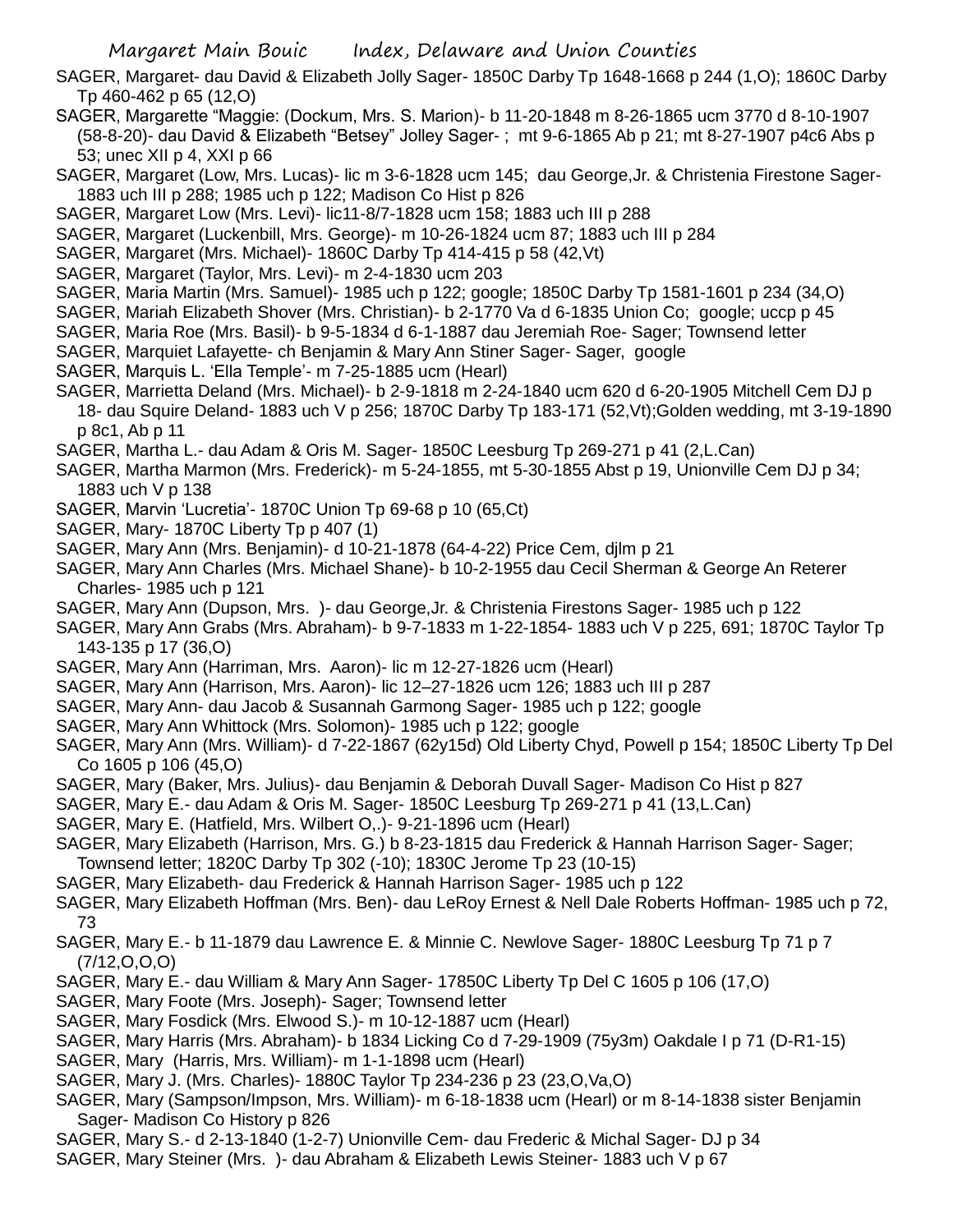SAGER, Margaret- dau David & Elizabeth Jolly Sager- 1850C Darby Tp 1648-1668 p 244 (1,O); 1860C Darby Tp 460-462 p 65 (12,O)

SAGER, Margarette "Maggie: (Dockum, Mrs. S. Marion)- b 11-20-1848 m 8-26-1865 ucm 3770 d 8-10-1907 (58-8-20)- dau David & Elizabeth "Betsey" Jolley Sager- ; mt 9-6-1865 Ab p 21; mt 8-27-1907 p4c6 Abs p 53; unec XII p 4, XXI p 66

SAGER, Margaret (Low, Mrs. Lucas)- lic m 3-6-1828 ucm 145; dau George,Jr. & Christenia Firestone Sager- 1883 uch III p 288; 1985 uch p 122; Madison Co Hist p 826

SAGER, Margaret Low (Mrs. Levi)- lic11-8/7-1828 ucm 158; 1883 uch III p 288

SAGER, Margaret (Luckenbill, Mrs. George)- m 10-26-1824 ucm 87; 1883 uch III p 284

SAGER, Margaret (Mrs. Michael)- 1860C Darby Tp 414-415 p 58 (42,Vt)

SAGER, Margaret (Taylor, Mrs. Levi)- m 2-4-1830 ucm 203

SAGER, Maria Martin (Mrs. Samuel)- 1985 uch p 122; google; 1850C Darby Tp 1581-1601 p 234 (34,O)

SAGER, Mariah Elizabeth Shover (Mrs. Christian)- b 2-1770 Va d 6-1835 Union Co; google; uccp p 45

SAGER, Maria Roe (Mrs. Basil)- b 9-5-1834 d 6-1-1887 dau Jeremiah Roe- Sager; Townsend letter

SAGER, Marquiet Lafayette- ch Benjamin & Mary Ann Stiner Sager- Sager, google

SAGER, Marquis L. 'Ella Temple'- m 7-25-1885 ucm (Hearl)

SAGER, Marrietta Deland (Mrs. Michael)- b 2-9-1818 m 2-24-1840 ucm 620 d 6-20-1905 Mitchell Cem DJ p 18- dau Squire Deland- 1883 uch V p 256; 1870C Darby Tp 183-171 (52,Vt);Golden wedding, mt 3-19-1890 p 8c1, Ab p 11

SAGER, Martha L.- dau Adam & Oris M. Sager- 1850C Leesburg Tp 269-271 p 41 (2,L.Can)

SAGER, Martha Marmon (Mrs. Frederick)- m 5-24-1855, mt 5-30-1855 Abst p 19, Unionville Cem DJ p 34; 1883 uch V p 138

SAGER, Marvin 'Lucretia'- 1870C Union Tp 69-68 p 10 (65,Ct)

SAGER, Mary- 1870C Liberty Tp p 407 (1)

SAGER, Mary Ann (Mrs. Benjamin)- d 10-21-1878 (64-4-22) Price Cem, djlm p 21

SAGER, Mary Ann Charles (Mrs. Michael Shane)- b 10-2-1955 dau Cecil Sherman & George An Reterer Charles- 1985 uch p 121

SAGER, Mary Ann (Dupson, Mrs. )- dau George,Jr. & Christenia Firestons Sager- 1985 uch p 122

SAGER, Mary Ann Grabs (Mrs. Abraham)- b 9-7-1833 m 1-22-1854- 1883 uch V p 225, 691; 1870C Taylor Tp 143-135 p 17 (36,O)

SAGER, Mary Ann (Harriman, Mrs. Aaron)- lic m 12-27-1826 ucm (Hearl)

SAGER, Mary Ann (Harrison, Mrs. Aaron)- lic 12–27-1826 ucm 126; 1883 uch III p 287

SAGER, Mary Ann- dau Jacob & Susannah Garmong Sager- 1985 uch p 122; google

SAGER, Mary Ann Whittock (Mrs. Solomon)- 1985 uch p 122; google

SAGER, Mary Ann (Mrs. William)- d 7-22-1867 (62y15d) Old Liberty Chyd, Powell p 154; 1850C Liberty Tp Del Co 1605 p 106 (45,O)

SAGER, Mary (Baker, Mrs. Julius)- dau Benjamin & Deborah Duvall Sager- Madison Co Hist p 827

SAGER, Mary E.- dau Adam & Oris M. Sager- 1850C Leesburg Tp 269-271 p 41 (13,L.Can)

SAGER, Mary E. (Hatfield, Mrs. Wilbert O,.)- 9-21-1896 ucm (Hearl)

SAGER, Mary Elizabeth (Harrison, Mrs. G.) b 8-23-1815 dau Frederick & Hannah Harrison Sager- Sager; Townsend letter; 1820C Darby Tp 302 (-10); 1830C Jerome Tp 23 (10-15)

SAGER, Mary Elizabeth- dau Frederick & Hannah Harrison Sager- 1985 uch p 122

SAGER, Mary Elizabeth Hoffman (Mrs. Ben)- dau LeRoy Ernest & Nell Dale Roberts Hoffman- 1985 uch p 72, 73

SAGER, Mary E.- b 11-1879 dau Lawrence E. & Minnie C. Newlove Sager- 1880C Leesburg Tp 71 p 7 (7/12,O,O,O)

SAGER, Mary E.- dau William & Mary Ann Sager- 17850C Liberty Tp Del C 1605 p 106 (17,O)

SAGER, Mary Foote (Mrs. Joseph)- Sager; Townsend letter

SAGER, Mary Fosdick (Mrs. Elwood S.)- m 10-12-1887 ucm (Hearl)

SAGER, Mary Harris (Mrs. Abraham)- b 1834 Licking Co d 7-29-1909 (75y3m) Oakdale I p 71 (D-R1-15)

SAGER, Mary (Harris, Mrs. William)- m 1-1-1898 ucm (Hearl)

SAGER, Mary J. (Mrs. Charles)- 1880C Taylor Tp 234-236 p 23 (23,O,Va,O)

SAGER, Mary (Sampson/Impson, Mrs. William)- m 6-18-1838 ucm (Hearl) or m 8-14-1838 sister Benjamin Sager- Madison Co History p 826

SAGER, Mary S.- d 2-13-1840 (1-2-7) Unionville Cem- dau Frederic & Michal Sager- DJ p 34

SAGER, Mary Steiner (Mrs. )- dau Abraham & Elizabeth Lewis Steiner- 1883 uch V p 67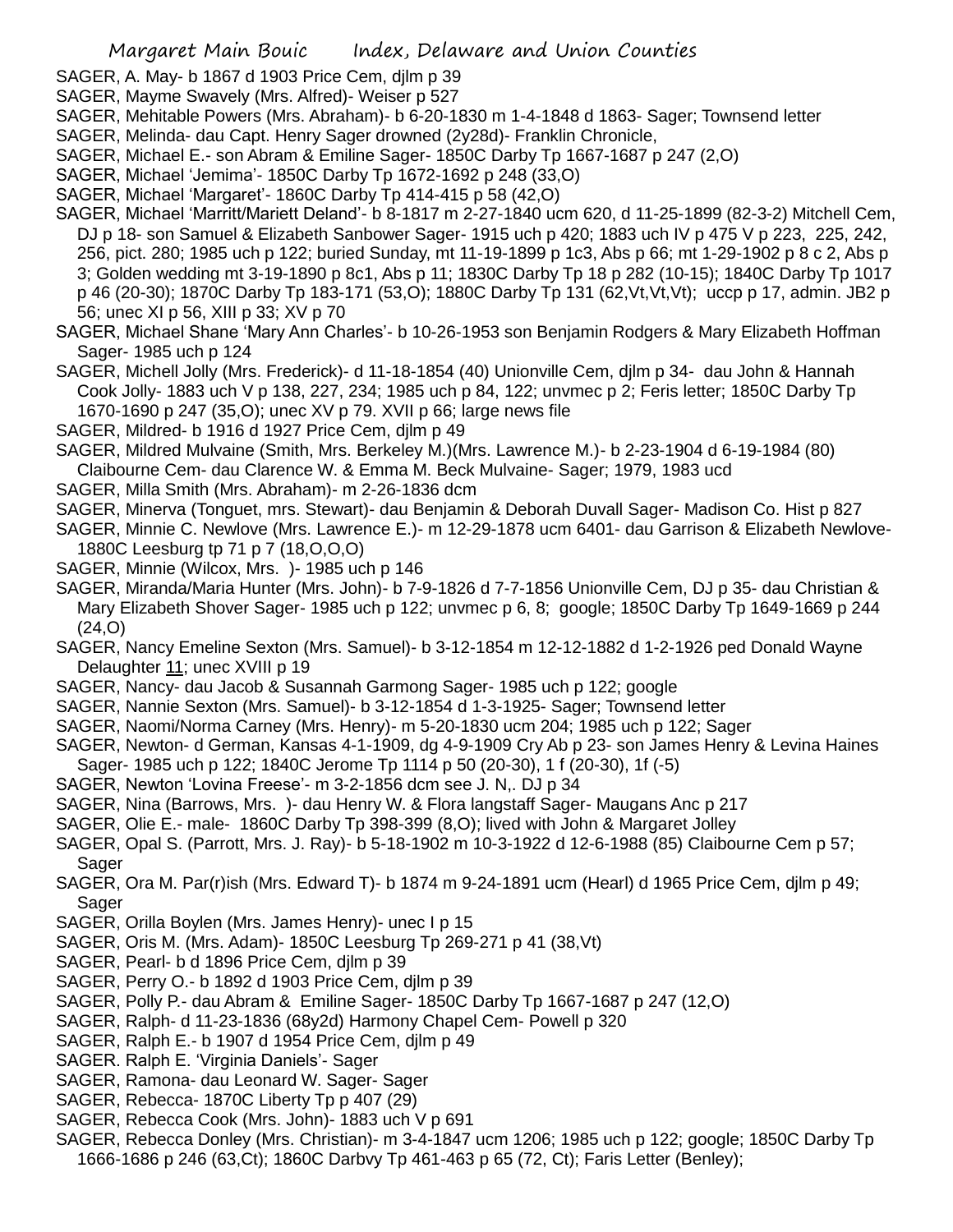SAGER, A. May- b 1867 d 1903 Price Cem, djlm p 39

SAGER, Mayme Swavely (Mrs. Alfred)- Weiser p 527

SAGER, Mehitable Powers (Mrs. Abraham)- b 6-20-1830 m 1-4-1848 d 1863- Sager; Townsend letter

SAGER, Melinda- dau Capt. Henry Sager drowned (2y28d)- Franklin Chronicle,

SAGER, Michael E.- son Abram & Emiline Sager- 1850C Darby Tp 1667-1687 p 247 (2,O)

SAGER, Michael 'Jemima'- 1850C Darby Tp 1672-1692 p 248 (33,O)

SAGER, Michael 'Margaret'- 1860C Darby Tp 414-415 p 58 (42,O)

SAGER, Michael 'Marritt/Mariett Deland'- b 8-1817 m 2-27-1840 ucm 620, d 11-25-1899 (82-3-2) Mitchell Cem, DJ p 18- son Samuel & Elizabeth Sanbower Sager- 1915 uch p 420; 1883 uch IV p 475 V p 223, 225, 242, 256, pict. 280; 1985 uch p 122; buried Sunday, mt 11-19-1899 p 1c3, Abs p 66; mt 1-29-1902 p 8 c 2, Abs p 3; Golden wedding mt 3-19-1890 p 8c1, Abs p 11; 1830C Darby Tp 18 p 282 (10-15); 1840C Darby Tp 1017 p 46 (20-30); 1870C Darby Tp 183-171 (53,O); 1880C Darby Tp 131 (62,Vt,Vt,Vt); uccp p 17, admin. JB2 p 56; unec XI p 56, XIII p 33; XV p 70

SAGER, Michael Shane 'Mary Ann Charles'- b 10-26-1953 son Benjamin Rodgers & Mary Elizabeth Hoffman Sager- 1985 uch p 124

SAGER, Michell Jolly (Mrs. Frederick)- d 11-18-1854 (40) Unionville Cem, djlm p 34- dau John & Hannah Cook Jolly- 1883 uch V p 138, 227, 234; 1985 uch p 84, 122; unvmec p 2; Feris letter; 1850C Darby Tp 1670-1690 p 247 (35,O); unec XV p 79. XVII p 66; large news file

SAGER, Mildred- b 1916 d 1927 Price Cem, djlm p 49

SAGER, Mildred Mulvaine (Smith, Mrs. Berkeley M.)(Mrs. Lawrence M.)- b 2-23-1904 d 6-19-1984 (80) Claibourne Cem- dau Clarence W. & Emma M. Beck Mulvaine- Sager; 1979, 1983 ucd

SAGER, Milla Smith (Mrs. Abraham)- m 2-26-1836 dcm

SAGER, Minerva (Tonguet, mrs. Stewart)- dau Benjamin & Deborah Duvall Sager- Madison Co. Hist p 827

SAGER, Minnie C. Newlove (Mrs. Lawrence E.)- m 12-29-1878 ucm 6401- dau Garrison & Elizabeth Newlove- 1880C Leesburg tp 71 p 7 (18,O,O,O)

SAGER, Minnie (Wilcox, Mrs. )- 1985 uch p 146

SAGER, Miranda/Maria Hunter (Mrs. John)- b 7-9-1826 d 7-7-1856 Unionville Cem, DJ p 35- dau Christian & Mary Elizabeth Shover Sager- 1985 uch p 122; unvmec p 6, 8; google; 1850C Darby Tp 1649-1669 p 244 (24,O)

SAGER, Nancy Emeline Sexton (Mrs. Samuel)- b 3-12-1854 m 12-12-1882 d 1-2-1926 ped Donald Wayne Delaughter 11; unec XVIII p 19

SAGER, Nancy- dau Jacob & Susannah Garmong Sager- 1985 uch p 122; google

SAGER, Nannie Sexton (Mrs. Samuel)- b 3-12-1854 d 1-3-1925- Sager; Townsend letter

SAGER, Naomi/Norma Carney (Mrs. Henry)- m 5-20-1830 ucm 204; 1985 uch p 122; Sager

SAGER, Newton- d German, Kansas 4-1-1909, dg 4-9-1909 Cry Ab p 23- son James Henry & Levina Haines Sager- 1985 uch p 122; 1840C Jerome Tp 1114 p 50 (20-30), 1 f (20-30), 1f (-5)

SAGER, Newton 'Lovina Freese'- m 3-2-1856 dcm see J. N,. DJ p 34

SAGER, Nina (Barrows, Mrs. )- dau Henry W. & Flora langstaff Sager- Maugans Anc p 217

SAGER, Olie E.- male- 1860C Darby Tp 398-399 (8,O); lived with John & Margaret Jolley

SAGER, Opal S. (Parrott, Mrs. J. Ray)- b 5-18-1902 m 10-3-1922 d 12-6-1988 (85) Claibourne Cem p 57; Sager

SAGER, Ora M. Par(r)ish (Mrs. Edward T)- b 1874 m 9-24-1891 ucm (Hearl) d 1965 Price Cem, djlm p 49; Sager

SAGER, Orilla Boylen (Mrs. James Henry)- unec I p 15

SAGER, Oris M. (Mrs. Adam)- 1850C Leesburg Tp 269-271 p 41 (38,Vt)

SAGER, Pearl- b d 1896 Price Cem, djlm p 39

SAGER, Perry O.- b 1892 d 1903 Price Cem, djlm p 39

SAGER, Polly P.- dau Abram & Emiline Sager- 1850C Darby Tp 1667-1687 p 247 (12,O)

SAGER, Ralph- d 11-23-1836 (68y2d) Harmony Chapel Cem- Powell p 320

SAGER, Ralph E.- b 1907 d 1954 Price Cem, djlm p 49

SAGER. Ralph E. 'Virginia Daniels'- Sager

SAGER, Ramona- dau Leonard W. Sager- Sager

SAGER, Rebecca- 1870C Liberty Tp p 407 (29)

SAGER, Rebecca Cook (Mrs. John)- 1883 uch V p 691

SAGER, Rebecca Donley (Mrs. Christian)- m 3-4-1847 ucm 1206; 1985 uch p 122; google; 1850C Darby Tp 1666-1686 p 246 (63,Ct); 1860C Darbvy Tp 461-463 p 65 (72, Ct); Faris Letter (Benley);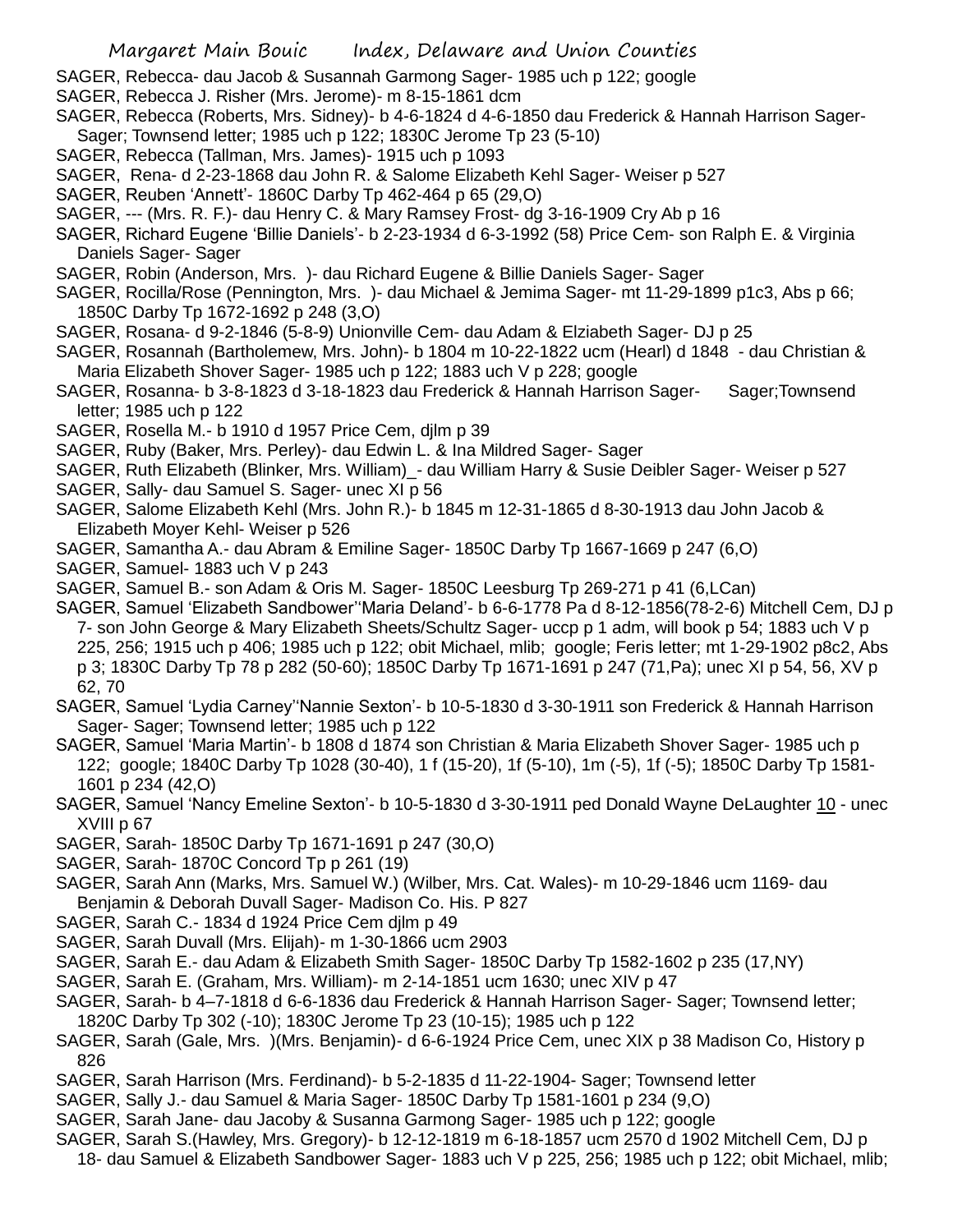SAGER, Rebecca- dau Jacob & Susannah Garmong Sager- 1985 uch p 122; google

SAGER, Rebecca J. Risher (Mrs. Jerome)- m 8-15-1861 dcm

SAGER, Rebecca (Roberts, Mrs. Sidney)- b 4-6-1824 d 4-6-1850 dau Frederick & Hannah Harrison Sager- Sager; Townsend letter; 1985 uch p 122; 1830C Jerome Tp 23 (5-10)

SAGER, Rebecca (Tallman, Mrs. James)- 1915 uch p 1093

SAGER, Rena- d 2-23-1868 dau John R. & Salome Elizabeth Kehl Sager- Weiser p 527

SAGER, Reuben 'Annett'- 1860C Darby Tp 462-464 p 65 (29,O)

SAGER, --- (Mrs. R. F.)- dau Henry C. & Mary Ramsey Frost- dg 3-16-1909 Cry Ab p 16

SAGER, Richard Eugene 'Billie Daniels'- b 2-23-1934 d 6-3-1992 (58) Price Cem- son Ralph E. & Virginia Daniels Sager- Sager

SAGER, Robin (Anderson, Mrs. )- dau Richard Eugene & Billie Daniels Sager- Sager

SAGER, Rocilla/Rose (Pennington, Mrs. )- dau Michael & Jemima Sager- mt 11-29-1899 p1c3, Abs p 66; 1850C Darby Tp 1672-1692 p 248 (3,O)

SAGER, Rosana- d 9-2-1846 (5-8-9) Unionville Cem- dau Adam & Elziabeth Sager- DJ p 25

SAGER, Rosannah (Bartholemew, Mrs. John)- b 1804 m 10-22-1822 ucm (Hearl) d 1848 - dau Christian & Maria Elizabeth Shover Sager- 1985 uch p 122; 1883 uch V p 228; google

SAGER, Rosanna- b 3-8-1823 d 3-18-1823 dau Frederick & Hannah Harrison Sager- Sager;Townsend letter; 1985 uch p 122

SAGER, Rosella M.- b 1910 d 1957 Price Cem, djlm p 39

SAGER, Ruby (Baker, Mrs. Perley)- dau Edwin L. & Ina Mildred Sager- Sager

SAGER, Ruth Elizabeth (Blinker, Mrs. William)_- dau William Harry & Susie Deibler Sager- Weiser p 527

SAGER, Sally- dau Samuel S. Sager- unec XI p 56

SAGER, Salome Elizabeth Kehl (Mrs. John R.)- b 1845 m 12-31-1865 d 8-30-1913 dau John Jacob & Elizabeth Moyer Kehl- Weiser p 526

SAGER, Samantha A.- dau Abram & Emiline Sager- 1850C Darby Tp 1667-1669 p 247 (6,O)

SAGER, Samuel- 1883 uch V p 243

SAGER, Samuel B.- son Adam & Oris M. Sager- 1850C Leesburg Tp 269-271 p 41 (6,LCan)

SAGER, Samuel 'Elizabeth Sandbower''Maria Deland'- b 6-6-1778 Pa d 8-12-1856(78-2-6) Mitchell Cem, DJ p 7- son John George & Mary Elizabeth Sheets/Schultz Sager- uccp p 1 adm, will book p 54; 1883 uch V p 225, 256; 1915 uch p 406; 1985 uch p 122; obit Michael, mlib; google; Feris letter; mt 1-29-1902 p8c2, Abs p 3; 1830C Darby Tp 78 p 282 (50-60); 1850C Darby Tp 1671-1691 p 247 (71,Pa); unec XI p 54, 56, XV p 62, 70

SAGER, Samuel 'Lydia Carney''Nannie Sexton'- b 10-5-1830 d 3-30-1911 son Frederick & Hannah Harrison Sager- Sager; Townsend letter; 1985 uch p 122

SAGER, Samuel 'Maria Martin'- b 1808 d 1874 son Christian & Maria Elizabeth Shover Sager- 1985 uch p 122; google; 1840C Darby Tp 1028 (30-40), 1 f (15-20), 1f (5-10), 1m (-5), 1f (-5); 1850C Darby Tp 1581-1601 p 234 (42,O)

SAGER, Samuel 'Nancy Emeline Sexton'- b 10-5-1830 d 3-30-1911 ped Donald Wayne DeLaughter 10 - unec XVIII p 67

SAGER, Sarah- 1850C Darby Tp 1671-1691 p 247 (30,O)

SAGER, Sarah- 1870C Concord Tp p 261 (19)

SAGER, Sarah Ann (Marks, Mrs. Samuel W.) (Wilber, Mrs. Cat. Wales)- m 10-29-1846 ucm 1169- dau Benjamin & Deborah Duvall Sager- Madison Co. His. P 827

SAGER, Sarah C.- 1834 d 1924 Price Cem djlm p 49

SAGER, Sarah Duvall (Mrs. Elijah)- m 1-30-1866 ucm 2903

SAGER, Sarah E.- dau Adam & Elizabeth Smith Sager- 1850C Darby Tp 1582-1602 p 235 (17,NY)

SAGER, Sarah E. (Graham, Mrs. William)- m 2-14-1851 ucm 1630; unec XIV p 47

SAGER, Sarah- b 4–7-1818 d 6-6-1836 dau Frederick & Hannah Harrison Sager- Sager; Townsend letter; 1820C Darby Tp 302 (-10); 1830C Jerome Tp 23 (10-15); 1985 uch p 122

SAGER, Sarah (Gale, Mrs. )(Mrs. Benjamin)- d 6-6-1924 Price Cem, unec XIX p 38 Madison Co, History p 826

SAGER, Sarah Harrison (Mrs. Ferdinand)- b 5-2-1835 d 11-22-1904- Sager; Townsend letter

SAGER, Sally J.- dau Samuel & Maria Sager- 1850C Darby Tp 1581-1601 p 234 (9,O)

SAGER, Sarah Jane- dau Jacoby & Susanna Garmong Sager- 1985 uch p 122; google

SAGER, Sarah S.(Hawley, Mrs. Gregory)- b 12-12-1819 m 6-18-1857 ucm 2570 d 1902 Mitchell Cem, DJ p 18- dau Samuel & Elizabeth Sandbower Sager- 1883 uch V p 225, 256; 1985 uch p 122; obit Michael, mlib;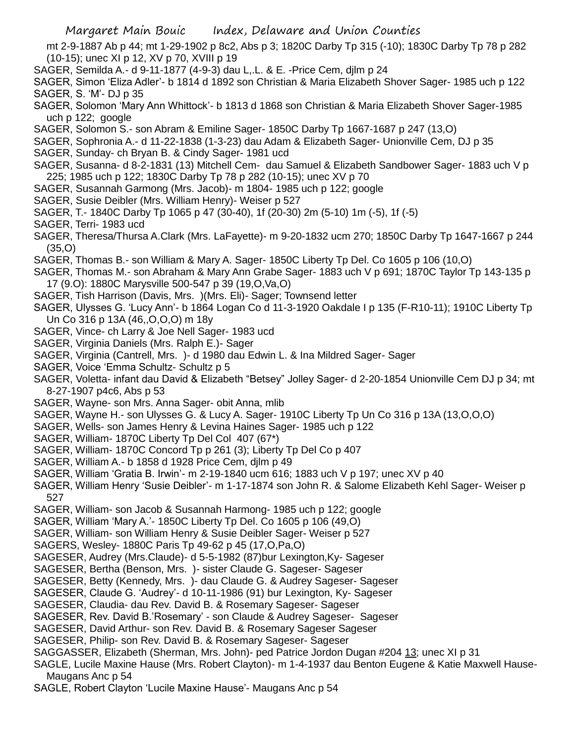mt 2-9-1887 Ab p 44; mt 1-29-1902 p 8c2, Abs p 3; 1820C Darby Tp 315 (-10); 1830C Darby Tp 78 p 282 (10-15); unec XI p 12, XV p 70, XVIII p 19

SAGER, Semilda A.- d 9-11-1877 (4-9-3) dau L,.L. & E. -Price Cem, djlm p 24

SAGER, Simon 'Eliza Adler'- b 1814 d 1892 son Christian & Maria Elizabeth Shover Sager- 1985 uch p 122

SAGER, S. 'M'- DJ p 35

SAGER, Solomon 'Mary Ann Whittock'- b 1813 d 1868 son Christian & Maria Elizabeth Shover Sager-1985 uch p 122; google

SAGER, Solomon S.- son Abram & Emiline Sager- 1850C Darby Tp 1667-1687 p 247 (13,O)

SAGER, Sophronia A.- d 11-22-1838 (1-3-23) dau Adam & Elizabeth Sager- Unionville Cem, DJ p 35

SAGER, Sunday- ch Bryan B. & Cindy Sager- 1981 ucd

SAGER, Susanna- d 8-2-1831 (13) Mitchell Cem- dau Samuel & Elizabeth Sandbower Sager- 1883 uch V p 225; 1985 uch p 122; 1830C Darby Tp 78 p 282 (10-15); unec XV p 70

SAGER, Susannah Garmong (Mrs. Jacob)- m 1804- 1985 uch p 122; google

SAGER, Susie Deibler (Mrs. William Henry)- Weiser p 527

SAGER, T.- 1840C Darby Tp 1065 p 47 (30-40), 1f (20-30) 2m (5-10) 1m (-5), 1f (-5)

SAGER, Terri- 1983 ucd

SAGER, Theresa/Thursa A.Clark (Mrs. LaFayette)- m 9-20-1832 ucm 270; 1850C Darby Tp 1647-1667 p 244 (35,O)

SAGER, Thomas B.- son William & Mary A. Sager- 1850C Liberty Tp Del. Co 1605 p 106 (10,O)

SAGER, Thomas M.- son Abraham & Mary Ann Grabe Sager- 1883 uch V p 691; 1870C Taylor Tp 143-135 p 17 (9.O): 1880C Marysville 500-547 p 39 (19,O,Va,O)

SAGER, Tish Harrison (Davis, Mrs. )(Mrs. Eli)- Sager; Townsend letter

SAGER, Ulysses G. 'Lucy Ann'- b 1864 Logan Co d 11-3-1920 Oakdale I p 135 (F-R10-11); 1910C Liberty Tp Un Co 316 p 13A (46,,O,O,O) m 18y

SAGER, Vince- ch Larry & Joe Nell Sager- 1983 ucd

SAGER, Virginia Daniels (Mrs. Ralph E.)- Sager

SAGER, Virginia (Cantrell, Mrs. )- d 1980 dau Edwin L. & Ina Mildred Sager- Sager

SAGER, Voice 'Emma Schultz- Schultz p 5

SAGER, Voletta- infant dau David & Elizabeth "Betsey" Jolley Sager- d 2-20-1854 Unionville Cem DJ p 34; mt 8-27-1907 p4c6, Abs p 53

SAGER, Wayne- son Mrs. Anna Sager- obit Anna, mlib

SAGER, Wayne H.- son Ulysses G. & Lucy A. Sager- 1910C Liberty Tp Un Co 316 p 13A (13,O,O,O)

SAGER, Wells- son James Henry & Levina Haines Sager- 1985 uch p 122

SAGER, William- 1870C Liberty Tp Del Col 407 (67*)

SAGER, William- 1870C Concord Tp p 261 (3); Liberty Tp Del Co p 407

SAGER, William A.- b 1858 d 1928 Price Cem, djlm p 49

SAGER, William 'Gratia B. Irwin'- m 2-19-1840 ucm 616; 1883 uch V p 197; unec XV p 40

SAGER, William Henry 'Susie Deibler'- m 1-17-1874 son John R. & Salome Elizabeth Kehl Sager- Weiser p 527

SAGER, William- son Jacob & Susannah Harmong- 1985 uch p 122; google

SAGER, William 'Mary A.'- 1850C Liberty Tp Del. Co 1605 p 106 (49,O)

SAGER, William- son William Henry & Susie Deibler Sager- Weiser p 527

SAGERS, Wesley- 1880C Paris Tp 49-62 p 45 (17,O,Pa,O)

SAGESER, Audrey (Mrs.Claude)- d 5-5-1982 (87)bur Lexington,Ky- Sageser

SAGESER, Bertha (Benson, Mrs. )- sister Claude G. Sageser- Sageser

SAGESER, Betty (Kennedy, Mrs. )- dau Claude G. & Audrey Sageser- Sageser

SAGESER, Claude G. 'Audrey'- d 10-11-1986 (91) bur Lexington, Ky- Sageser

SAGESER, Claudia- dau Rev. David B. & Rosemary Sageser- Sageser

SAGESER, Rev. David B.'Rosemary' - son Claude & Audrey Sageser- Sageser

SAGESER, David Arthur- son Rev. David B. & Rosemary Sageser Sageser

SAGESER, Philip- son Rev. David B. & Rosemary Sageser- Sageser

SAGGASSER, Elizabeth (Sherman, Mrs. John)- ped Patrice Jordon Dugan #204 13; unec XI p 31

SAGLE, Lucile Maxine Hause (Mrs. Robert Clayton)- m 1-4-1937 dau Benton Eugene & Katie Maxwell Hause- Maugans Anc p 54

SAGLE, Robert Clayton 'Lucile Maxine Hause'- Maugans Anc p 54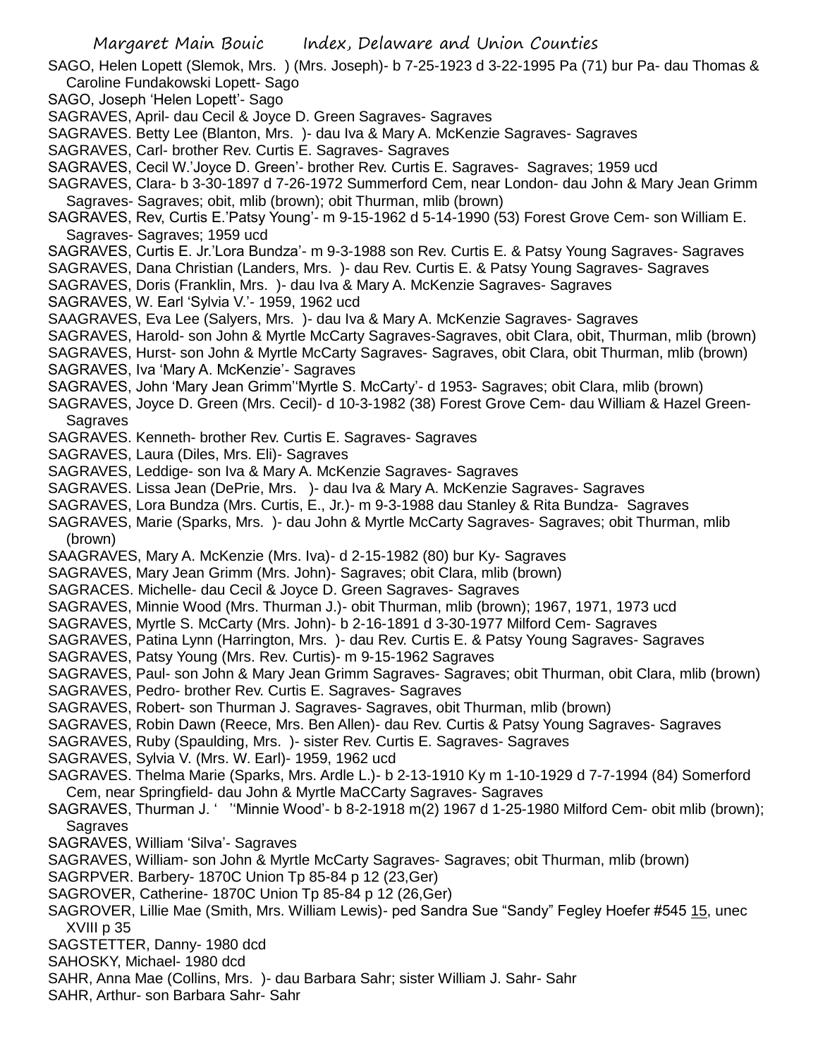SAGO, Helen Lopett (Slemok, Mrs. ) (Mrs. Joseph)- b 7-25-1923 d 3-22-1995 Pa (71) bur Pa- dau Thomas & Caroline Fundakowski Lopett- Sago

SAGO, Joseph 'Helen Lopett'- Sago

SAGRAVES, April- dau Cecil & Joyce D. Green Sagraves- Sagraves

SAGRAVES. Betty Lee (Blanton, Mrs. )- dau Iva & Mary A. McKenzie Sagraves- Sagraves

SAGRAVES, Carl- brother Rev. Curtis E. Sagraves- Sagraves

SAGRAVES, Cecil W.'Joyce D. Green'- brother Rev. Curtis E. Sagraves- Sagraves; 1959 ucd

SAGRAVES, Clara- b 3-30-1897 d 7-26-1972 Summerford Cem, near London- dau John & Mary Jean Grimm Sagraves- Sagraves; obit, mlib (brown); obit Thurman, mlib (brown)

SAGRAVES, Rev, Curtis E.'Patsy Young'- m 9-15-1962 d 5-14-1990 (53) Forest Grove Cem- son William E. Sagraves- Sagraves; 1959 ucd

SAGRAVES, Curtis E. Jr.'Lora Bundza'- m 9-3-1988 son Rev. Curtis E. & Patsy Young Sagraves- Sagraves

SAGRAVES, Dana Christian (Landers, Mrs. )- dau Rev. Curtis E. & Patsy Young Sagraves- Sagraves

SAGRAVES, Doris (Franklin, Mrs. )- dau Iva & Mary A. McKenzie Sagraves- Sagraves

SAGRAVES, W. Earl 'Sylvia V.'- 1959, 1962 ucd

SAAGRAVES, Eva Lee (Salyers, Mrs. )- dau Iva & Mary A. McKenzie Sagraves- Sagraves

SAGRAVES, Harold- son John & Myrtle McCarty Sagraves-Sagraves, obit Clara, obit, Thurman, mlib (brown)

SAGRAVES, Hurst- son John & Myrtle McCarty Sagraves- Sagraves, obit Clara, obit Thurman, mlib (brown)

SAGRAVES, Iva 'Mary A. McKenzie'- Sagraves

SAGRAVES, John 'Mary Jean Grimm''Myrtle S. McCarty'- d 1953- Sagraves; obit Clara, mlib (brown)

SAGRAVES, Joyce D. Green (Mrs. Cecil)- d 10-3-1982 (38) Forest Grove Cem- dau William & Hazel Green- Sagraves

SAGRAVES. Kenneth- brother Rev. Curtis E. Sagraves- Sagraves

SAGRAVES, Laura (Diles, Mrs. Eli)- Sagraves

SAGRAVES, Leddige- son Iva & Mary A. McKenzie Sagraves- Sagraves

SAGRAVES. Lissa Jean (DePrie, Mrs. )- dau Iva & Mary A. McKenzie Sagraves- Sagraves

SAGRAVES, Lora Bundza (Mrs. Curtis, E., Jr.)- m 9-3-1988 dau Stanley & Rita Bundza- Sagraves

SAGRAVES, Marie (Sparks, Mrs. )- dau John & Myrtle McCarty Sagraves- Sagraves; obit Thurman, mlib (brown)

SAAGRAVES, Mary A. McKenzie (Mrs. Iva)- d 2-15-1982 (80) bur Ky- Sagraves

SAGRAVES, Mary Jean Grimm (Mrs. John)- Sagraves; obit Clara, mlib (brown)

SAGRACES. Michelle- dau Cecil & Joyce D. Green Sagraves- Sagraves

SAGRAVES, Minnie Wood (Mrs. Thurman J.)- obit Thurman, mlib (brown); 1967, 1971, 1973 ucd

SAGRAVES, Myrtle S. McCarty (Mrs. John)- b 2-16-1891 d 3-30-1977 Milford Cem- Sagraves

SAGRAVES, Patina Lynn (Harrington, Mrs. )- dau Rev. Curtis E. & Patsy Young Sagraves- Sagraves

SAGRAVES, Patsy Young (Mrs. Rev. Curtis)- m 9-15-1962 Sagraves

SAGRAVES, Paul- son John & Mary Jean Grimm Sagraves- Sagraves; obit Thurman, obit Clara, mlib (brown)

SAGRAVES, Pedro- brother Rev. Curtis E. Sagraves- Sagraves

SAGRAVES, Robert- son Thurman J. Sagraves- Sagraves, obit Thurman, mlib (brown)

SAGRAVES, Robin Dawn (Reece, Mrs. Ben Allen)- dau Rev. Curtis & Patsy Young Sagraves- Sagraves

SAGRAVES, Ruby (Spaulding, Mrs. )- sister Rev. Curtis E. Sagraves- Sagraves

SAGRAVES, Sylvia V. (Mrs. W. Earl)- 1959, 1962 ucd

SAGRAVES. Thelma Marie (Sparks, Mrs. Ardle L.)- b 2-13-1910 Ky m 1-10-1929 d 7-7-1994 (84) Somerford Cem, near Springfield- dau John & Myrtle MaCCarty Sagraves- Sagraves

SAGRAVES, Thurman J. ' ''Minnie Wood'- b 8-2-1918 m(2) 1967 d 1-25-1980 Milford Cem- obit mlib (brown); Sagraves

SAGRAVES, William 'Silva'- Sagraves

SAGRAVES, William- son John & Myrtle McCarty Sagraves- Sagraves; obit Thurman, mlib (brown)

SAGRPVER. Barbery- 1870C Union Tp 85-84 p 12 (23,Ger)

SAGROVER, Catherine- 1870C Union Tp 85-84 p 12 (26,Ger)

SAGROVER, Lillie Mae (Smith, Mrs. William Lewis)- ped Sandra Sue "Sandy" Fegley Hoefer #545 15, unec XVIII p 35

SAGSTETTER, Danny- 1980 dcd

SAHOSKY, Michael- 1980 dcd

SAHR, Anna Mae (Collins, Mrs. )- dau Barbara Sahr; sister William J. Sahr- Sahr

SAHR, Arthur- son Barbara Sahr- Sahr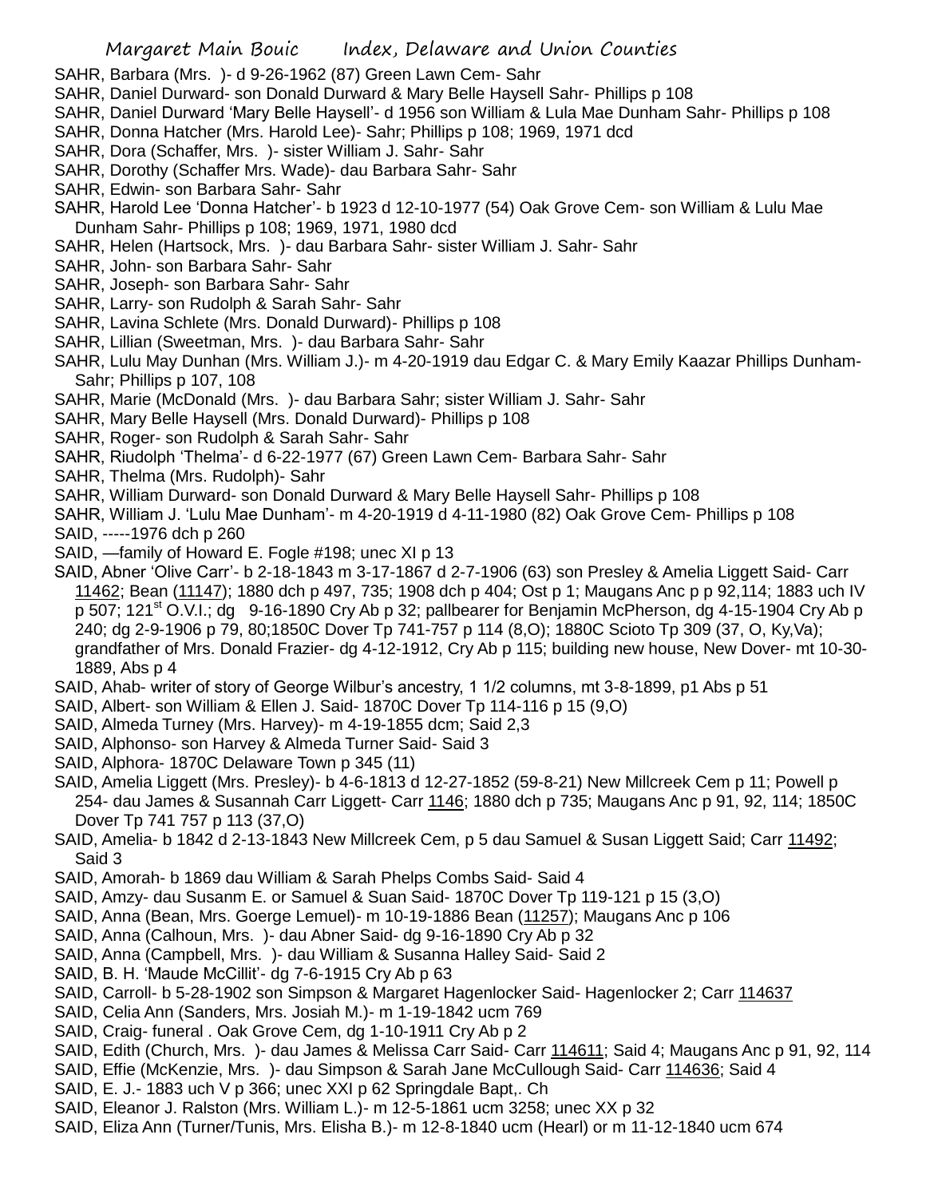SAHR, Barbara (Mrs. )- d 9-26-1962 (87) Green Lawn Cem- Sahr

SAHR, Daniel Durward- son Donald Durward & Mary Belle Haysell Sahr- Phillips p 108

SAHR, Daniel Durward 'Mary Belle Haysell'- d 1956 son William & Lula Mae Dunham Sahr- Phillips p 108

SAHR, Donna Hatcher (Mrs. Harold Lee)- Sahr; Phillips p 108; 1969, 1971 dcd

SAHR, Dora (Schaffer, Mrs. )- sister William J. Sahr- Sahr

SAHR, Dorothy (Schaffer Mrs. Wade)- dau Barbara Sahr- Sahr

SAHR, Edwin- son Barbara Sahr- Sahr

SAHR, Harold Lee 'Donna Hatcher'- b 1923 d 12-10-1977 (54) Oak Grove Cem- son William & Lulu Mae Dunham Sahr- Phillips p 108; 1969, 1971, 1980 dcd

SAHR, Helen (Hartsock, Mrs. )- dau Barbara Sahr- sister William J. Sahr- Sahr

SAHR, John- son Barbara Sahr- Sahr

SAHR, Joseph- son Barbara Sahr- Sahr

SAHR, Larry- son Rudolph & Sarah Sahr- Sahr

SAHR, Lavina Schlete (Mrs. Donald Durward)- Phillips p 108

SAHR, Lillian (Sweetman, Mrs. )- dau Barbara Sahr- Sahr

SAHR, Lulu May Dunhan (Mrs. William J.)- m 4-20-1919 dau Edgar C. & Mary Emily Kaazar Phillips Dunham- Sahr; Phillips p 107, 108

SAHR, Marie (McDonald (Mrs. )- dau Barbara Sahr; sister William J. Sahr- Sahr

SAHR, Mary Belle Haysell (Mrs. Donald Durward)- Phillips p 108

SAHR, Roger- son Rudolph & Sarah Sahr- Sahr

SAHR, Riudolph 'Thelma'- d 6-22-1977 (67) Green Lawn Cem- Barbara Sahr- Sahr

SAHR, Thelma (Mrs. Rudolph)- Sahr

SAHR, William Durward- son Donald Durward & Mary Belle Haysell Sahr- Phillips p 108

SAHR, William J. 'Lulu Mae Dunham'- m 4-20-1919 d 4-11-1980 (82) Oak Grove Cem- Phillips p 108

SAID, -----1976 dch p 260

SAID, —family of Howard E. Fogle #198; unec XI p 13

SAID, Abner 'Olive Carr'- b 2-18-1843 m 3-17-1867 d 2-7-1906 (63) son Presley & Amelia Liggett Said- Carr 11462; Bean (11147); 1880 dch p 497, 735; 1908 dch p 404; Ost p 1; Maugans Anc p p 92,114; 1883 uch IV p 507; 121st O.V.I.; dg 9-16-1890 Cry Ab p 32; pallbearer for Benjamin McPherson, dg 4-15-1904 Cry Ab p 240; dg 2-9-1906 p 79, 80;1850C Dover Tp 741-757 p 114 (8,O); 1880C Scioto Tp 309 (37, O, Ky,Va); grandfather of Mrs. Donald Frazier- dg 4-12-1912, Cry Ab p 115; building new house, New Dover- mt 10-30-1889, Abs p 4

SAID, Ahab- writer of story of George Wilbur's ancestry, 1 1/2 columns, mt 3-8-1899, p1 Abs p 51

SAID, Albert- son William & Ellen J. Said- 1870C Dover Tp 114-116 p 15 (9,O)

SAID, Almeda Turney (Mrs. Harvey)- m 4-19-1855 dcm; Said 2,3

SAID, Alphonso- son Harvey & Almeda Turner Said- Said 3

SAID, Alphora- 1870C Delaware Town p 345 (11)

SAID, Amelia Liggett (Mrs. Presley)- b 4-6-1813 d 12-27-1852 (59-8-21) New Millcreek Cem p 11; Powell p 254- dau James & Susannah Carr Liggett- Carr 1146; 1880 dch p 735; Maugans Anc p 91, 92, 114; 1850C Dover Tp 741 757 p 113 (37,O)

SAID, Amelia- b 1842 d 2-13-1843 New Millcreek Cem, p 5 dau Samuel & Susan Liggett Said; Carr 11492; Said 3

SAID, Amorah- b 1869 dau William & Sarah Phelps Combs Said- Said 4

SAID, Amzy- dau Susanm E. or Samuel & Suan Said- 1870C Dover Tp 119-121 p 15 (3,O)

SAID, Anna (Bean, Mrs. Goerge Lemuel)- m 10-19-1886 Bean (11257); Maugans Anc p 106

SAID, Anna (Calhoun, Mrs. )- dau Abner Said- dg 9-16-1890 Cry Ab p 32

SAID, Anna (Campbell, Mrs. )- dau William & Susanna Halley Said- Said 2

SAID, B. H. 'Maude McCillit'- dg 7-6-1915 Cry Ab p 63

SAID, Carroll- b 5-28-1902 son Simpson & Margaret Hagenlocker Said- Hagenlocker 2; Carr 114637

SAID, Celia Ann (Sanders, Mrs. Josiah M.)- m 1-19-1842 ucm 769

SAID, Craig- funeral . Oak Grove Cem, dg 1-10-1911 Cry Ab p 2

SAID, Edith (Church, Mrs. )- dau James & Melissa Carr Said- Carr 114611; Said 4; Maugans Anc p 91, 92, 114

SAID, Effie (McKenzie, Mrs. )- dau Simpson & Sarah Jane McCullough Said- Carr 114636; Said 4

SAID, E. J.- 1883 uch V p 366; unec XXI p 62 Springdale Bapt,. Ch

SAID, Eleanor J. Ralston (Mrs. William L.)- m 12-5-1861 ucm 3258; unec XX p 32

SAID, Eliza Ann (Turner/Tunis, Mrs. Elisha B.)- m 12-8-1840 ucm (Hearl) or m 11-12-1840 ucm 674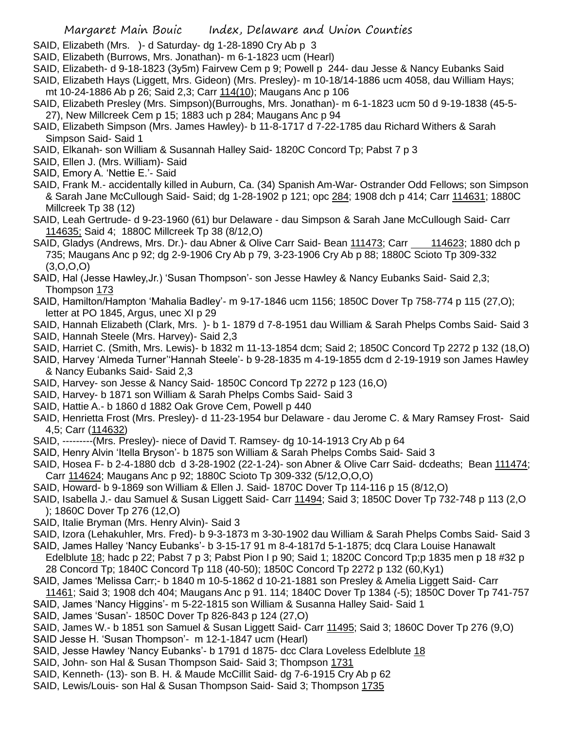SAID, Elizabeth (Mrs. )- d Saturday- dg 1-28-1890 Cry Ab p 3

SAID, Elizabeth (Burrows, Mrs. Jonathan)- m 6-1-1823 ucm (Hearl)

SAID, Elizabeth- d 9-18-1823 (3y5m) Fairvew Cem p 9; Powell p 244- dau Jesse & Nancy Eubanks Said

SAID, Elizabeth Hays (Liggett, Mrs. Gideon) (Mrs. Presley)- m 10-18/14-1886 ucm 4058, dau William Hays; mt 10-24-1886 Ab p 26; Said 2,3; Carr 114(10); Maugans Anc p 106

SAID, Elizabeth Presley (Mrs. Simpson)(Burroughs, Mrs. Jonathan)- m 6-1-1823 ucm 50 d 9-19-1838 (45-5-27), New Millcreek Cem p 15; 1883 uch p 284; Maugans Anc p 94

SAID, Elizabeth Simpson (Mrs. James Hawley)- b 11-8-1717 d 7-22-1785 dau Richard Withers & Sarah Simpson Said- Said 1

SAID, Elkanah- son William & Susannah Halley Said- 1820C Concord Tp; Pabst 7 p 3

SAID, Ellen J. (Mrs. William)- Said

SAID, Emory A. 'Nettie E.'- Said

SAID, Frank M.- accidentally killed in Auburn, Ca. (34) Spanish Am-War- Ostrander Odd Fellows; son Simpson & Sarah Jane McCullough Said- Said; dg 1-28-1902 p 121; opc 284; 1908 dch p 414; Carr 114631; 1880C Millcreek Tp 38 (12)

SAID, Leah Gertrude- d 9-23-1960 (61) bur Delaware - dau Simpson & Sarah Jane McCullough Said- Carr 114635; Said 4; 1880C Millcreek Tp 38 (8/12,O)

SAID, Gladys (Andrews, Mrs. Dr.)- dau Abner & Olive Carr Said- Bean 111473; Carr 114623; 1880 dch p 735; Maugans Anc p 92; dg 2-9-1906 Cry Ab p 79, 3-23-1906 Cry Ab p 88; 1880C Scioto Tp 309-332 (3,O,O,O)

SAID, Hal (Jesse Hawley,Jr.) 'Susan Thompson'- son Jesse Hawley & Nancy Eubanks Said- Said 2,3; Thompson 173

SAID, Hamilton/Hampton 'Mahalia Badley'- m 9-17-1846 ucm 1156; 1850C Dover Tp 758-774 p 115 (27,O); letter at PO 1845, Argus, unec XI p 29

SAID, Hannah Elizabeth (Clark, Mrs. )- b 1- 1879 d 7-8-1951 dau William & Sarah Phelps Combs Said- Said 3

SAID, Hannah Steele (Mrs. Harvey)- Said 2,3

SAID, Harriet C. (Smith, Mrs. Lewis)- b 1832 m 11-13-1854 dcm; Said 2; 1850C Concord Tp 2272 p 132 (18,O)

SAID, Harvey 'Almeda Turner''Hannah Steele'- b 9-28-1835 m 4-19-1855 dcm d 2-19-1919 son James Hawley & Nancy Eubanks Said- Said 2,3

SAID, Harvey- son Jesse & Nancy Said- 1850C Concord Tp 2272 p 123 (16,O)

SAID, Harvey- b 1871 son William & Sarah Phelps Combs Said- Said 3

SAID, Hattie A.- b 1860 d 1882 Oak Grove Cem, Powell p 440

SAID, Henrietta Frost (Mrs. Presley)- d 11-23-1954 bur Delaware - dau Jerome C. & Mary Ramsey Frost- Said 4,5; Carr (114632)

SAID, ---------(Mrs. Presley)- niece of David T. Ramsey- dg 10-14-1913 Cry Ab p 64

SAID, Henry Alvin 'Itella Bryson'- b 1875 son William & Sarah Phelps Combs Said- Said 3

SAID, Hosea F- b 2-4-1880 dcb d 3-28-1902 (22-1-24)- son Abner & Olive Carr Said- dcdeaths; Bean 111474; Carr 114624; Maugans Anc p 92; 1880C Scioto Tp 309-332 (5/12,O,O,O)

SAID, Howard- b 9-1869 son William & Ellen J. Said- 1870C Dover Tp 114-116 p 15 (8/12,O)

SAID, Isabella J.- dau Samuel & Susan Liggett Said- Carr 11494; Said 3; 1850C Dover Tp 732-748 p 113 (2,O ); 1860C Dover Tp 276 (12,O)

SAID, Italie Bryman (Mrs. Henry Alvin)- Said 3

SAID, Izora (Lehakuhler, Mrs. Fred)- b 9-3-1873 m 3-30-1902 dau William & Sarah Phelps Combs Said- Said 3

SAID, James Halley 'Nancy Eubanks'- b 3-15-17 91 m 8-4-1817d 5-1-1875; dcq Clara Louise Hanawalt Edelblute 18; hadc p 22; Pabst 7 p 3; Pabst Pion I p 90; Said 1; 1820C Concord Tp;p 1835 men p 18 #32 p 28 Concord Tp; 1840C Concord Tp 118 (40-50); 1850C Concord Tp 2272 p 132 (60,Ky1)

SAID, James 'Melissa Carr;- b 1840 m 10-5-1862 d 10-21-1881 son Presley & Amelia Liggett Said- Carr 11461; Said 3; 1908 dch 404; Maugans Anc p 91. 114; 1840C Dover Tp 1384 (-5); 1850C Dover Tp 741-757

SAID, James 'Nancy Higgins'- m 5-22-1815 son William & Susanna Halley Said- Said 1

SAID, James 'Susan'- 1850C Dover Tp 826-843 p 124 (27,O)

SAID, James W.- b 1851 son Samuel & Susan Liggett Said- Carr 11495; Said 3; 1860C Dover Tp 276 (9,O)

SAID Jesse H. 'Susan Thompson'- m 12-1-1847 ucm (Hearl)

SAID, Jesse Hawley 'Nancy Eubanks'- b 1791 d 1875- dcc Clara Loveless Edelblute 18

SAID, John- son Hal & Susan Thompson Said- Said 3; Thompson 1731

SAID, Kenneth- (13)- son B. H. & Maude McCillit Said- dg 7-6-1915 Cry Ab p 62

SAID, Lewis/Louis- son Hal & Susan Thompson Said- Said 3; Thompson 1735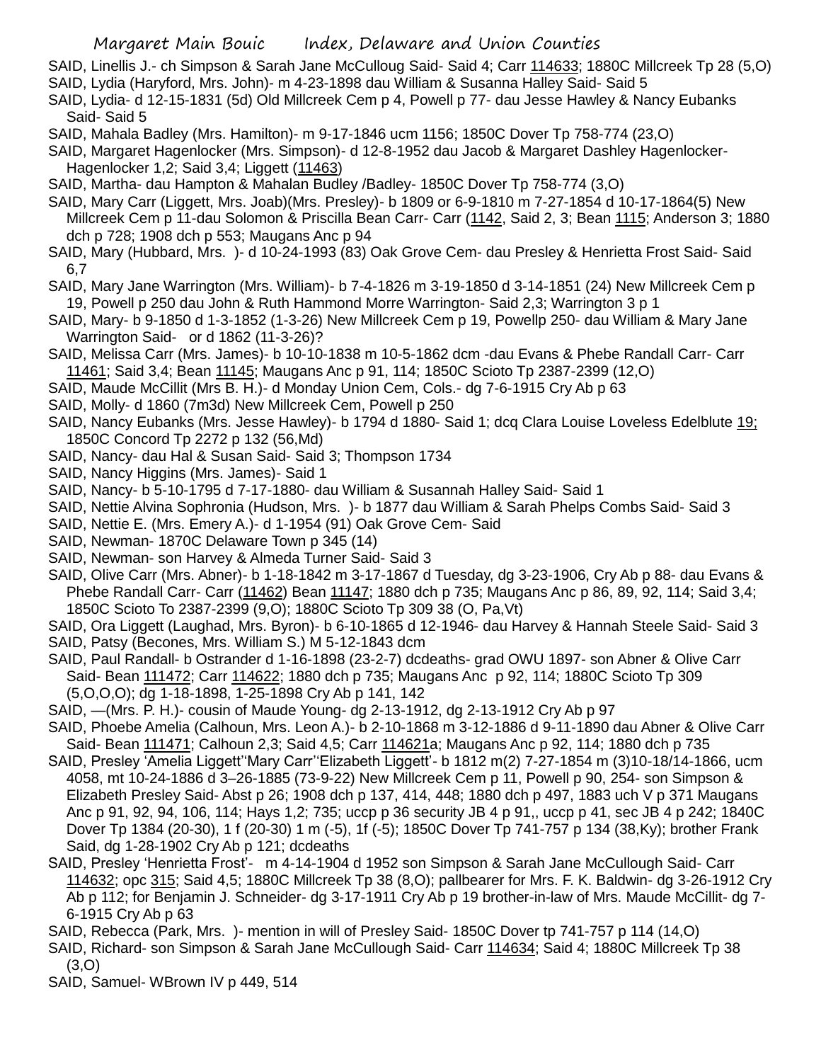SAID, Linellis J.- ch Simpson & Sarah Jane McCulloug Said- Said 4; Carr 114633; 1880C Millcreek Tp 28 (5,O)

SAID, Lydia (Haryford, Mrs. John)- m 4-23-1898 dau William & Susanna Halley Said- Said 5

SAID, Lydia- d 12-15-1831 (5d) Old Millcreek Cem p 4, Powell p 77- dau Jesse Hawley & Nancy Eubanks Said- Said 5

SAID, Mahala Badley (Mrs. Hamilton)- m 9-17-1846 ucm 1156; 1850C Dover Tp 758-774 (23,O)

SAID, Margaret Hagenlocker (Mrs. Simpson)- d 12-8-1952 dau Jacob & Margaret Dashley Hagenlocker- Hagenlocker 1,2; Said 3,4; Liggett (11463)

SAID, Martha- dau Hampton & Mahalan Budley /Badley- 1850C Dover Tp 758-774 (3,O)

SAID, Mary Carr (Liggett, Mrs. Joab)(Mrs. Presley)- b 1809 or 6-9-1810 m 7-27-1854 d 10-17-1864(5) New Millcreek Cem p 11-dau Solomon & Priscilla Bean Carr- Carr (1142, Said 2, 3; Bean 1115; Anderson 3; 1880 dch p 728; 1908 dch p 553; Maugans Anc p 94

SAID, Mary (Hubbard, Mrs. )- d 10-24-1993 (83) Oak Grove Cem- dau Presley & Henrietta Frost Said- Said 6,7

SAID, Mary Jane Warrington (Mrs. William)- b 7-4-1826 m 3-19-1850 d 3-14-1851 (24) New Millcreek Cem p 19, Powell p 250 dau John & Ruth Hammond Morre Warrington- Said 2,3; Warrington 3 p 1

SAID, Mary- b 9-1850 d 1-3-1852 (1-3-26) New Millcreek Cem p 19, Powellp 250- dau William & Mary Jane Warrington Said- or d 1862 (11-3-26)?

SAID, Melissa Carr (Mrs. James)- b 10-10-1838 m 10-5-1862 dcm -dau Evans & Phebe Randall Carr- Carr 11461; Said 3,4; Bean 11145; Maugans Anc p 91, 114; 1850C Scioto Tp 2387-2399 (12,O)

SAID, Maude McCillit (Mrs B. H.)- d Monday Union Cem, Cols.- dg 7-6-1915 Cry Ab p 63

SAID, Molly- d 1860 (7m3d) New Millcreek Cem, Powell p 250

SAID, Nancy Eubanks (Mrs. Jesse Hawley)- b 1794 d 1880- Said 1; dcq Clara Louise Loveless Edelblute 19; 1850C Concord Tp 2272 p 132 (56,Md)

SAID, Nancy- dau Hal & Susan Said- Said 3; Thompson 1734

SAID, Nancy Higgins (Mrs. James)- Said 1

SAID, Nancy- b 5-10-1795 d 7-17-1880- dau William & Susannah Halley Said- Said 1

SAID, Nettie Alvina Sophronia (Hudson, Mrs. )- b 1877 dau William & Sarah Phelps Combs Said- Said 3

SAID, Nettie E. (Mrs. Emery A.)- d 1-1954 (91) Oak Grove Cem- Said

SAID, Newman- 1870C Delaware Town p 345 (14)

SAID, Newman- son Harvey & Almeda Turner Said- Said 3

SAID, Olive Carr (Mrs. Abner)- b 1-18-1842 m 3-17-1867 d Tuesday, dg 3-23-1906, Cry Ab p 88- dau Evans & Phebe Randall Carr- Carr (11462) Bean 11147; 1880 dch p 735; Maugans Anc p 86, 89, 92, 114; Said 3,4; 1850C Scioto To 2387-2399 (9,O); 1880C Scioto Tp 309 38 (O, Pa,Vt)

SAID, Ora Liggett (Laughad, Mrs. Byron)- b 6-10-1865 d 12-1946- dau Harvey & Hannah Steele Said- Said 3

SAID, Patsy (Becones, Mrs. William S.) M 5-12-1843 dcm

SAID, Paul Randall- b Ostrander d 1-16-1898 (23-2-7) dcdeaths- grad OWU 1897- son Abner & Olive Carr Said- Bean 111472; Carr 114622; 1880 dch p 735; Maugans Anc p 92, 114; 1880C Scioto Tp 309 (5,O,O,O); dg 1-18-1898, 1-25-1898 Cry Ab p 141, 142

SAID, —(Mrs. P. H.)- cousin of Maude Young- dg 2-13-1912, dg 2-13-1912 Cry Ab p 97

SAID, Phoebe Amelia (Calhoun, Mrs. Leon A.)- b 2-10-1868 m 3-12-1886 d 9-11-1890 dau Abner & Olive Carr Said- Bean 111471; Calhoun 2,3; Said 4,5; Carr 114621a; Maugans Anc p 92, 114; 1880 dch p 735

SAID, Presley 'Amelia Liggett''Mary Carr''Elizabeth Liggett'- b 1812 m(2) 7-27-1854 m (3)10-18/14-1866, ucm 4058, mt 10-24-1886 d 3–26-1885 (73-9-22) New Millcreek Cem p 11, Powell p 90, 254- son Simpson & Elizabeth Presley Said- Abst p 26; 1908 dch p 137, 414, 448; 1880 dch p 497, 1883 uch V p 371 Maugans Anc p 91, 92, 94, 106, 114; Hays 1,2; 735; uccp p 36 security JB 4 p 91,, uccp p 41, sec JB 4 p 242; 1840C Dover Tp 1384 (20-30), 1 f (20-30) 1 m (-5), 1f (-5); 1850C Dover Tp 741-757 p 134 (38,Ky); brother Frank Said, dg 1-28-1902 Cry Ab p 121; dcdeaths

SAID, Presley 'Henrietta Frost'- m 4-14-1904 d 1952 son Simpson & Sarah Jane McCullough Said- Carr 114632; opc 315; Said 4,5; 1880C Millcreek Tp 38 (8,O); pallbearer for Mrs. F. K. Baldwin- dg 3-26-1912 Cry Ab p 112; for Benjamin J. Schneider- dg 3-17-1911 Cry Ab p 19 brother-in-law of Mrs. Maude McCillit- dg 7-6-1915 Cry Ab p 63

SAID, Rebecca (Park, Mrs. )- mention in will of Presley Said- 1850C Dover tp 741-757 p 114 (14,O)

SAID, Richard- son Simpson & Sarah Jane McCullough Said- Carr 114634; Said 4; 1880C Millcreek Tp 38 (3,O)

SAID, Samuel- WBrown IV p 449, 514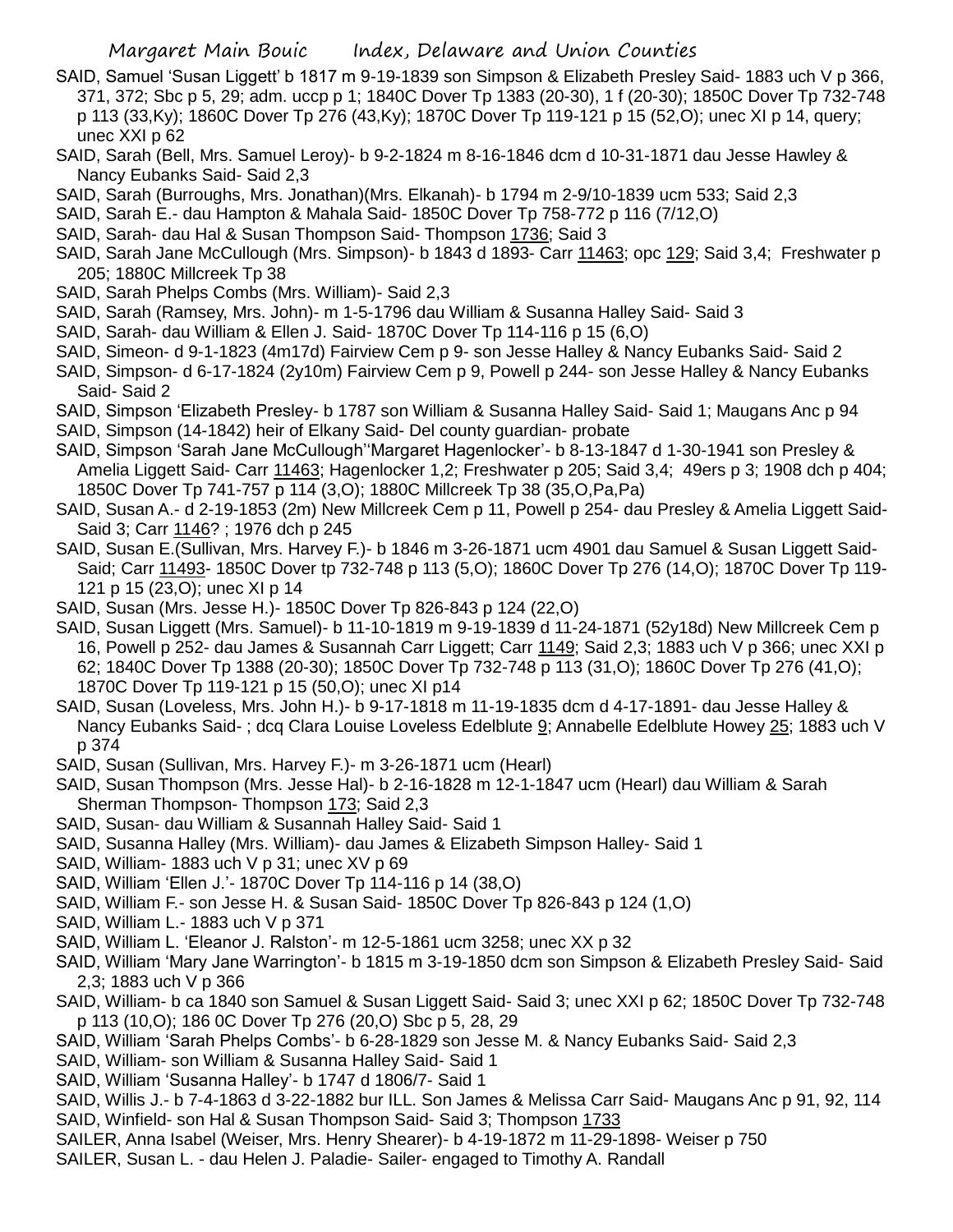SAID, Samuel 'Susan Liggett' b 1817 m 9-19-1839 son Simpson & Elizabeth Presley Said- 1883 uch V p 366, 371, 372; Sbc p 5, 29; adm. uccp p 1; 1840C Dover Tp 1383 (20-30), 1 f (20-30); 1850C Dover Tp 732-748 p 113 (33,Ky); 1860C Dover Tp 276 (43,Ky); 1870C Dover Tp 119-121 p 15 (52,O); unec XI p 14, query; unec XXI p 62

SAID, Sarah (Bell, Mrs. Samuel Leroy)- b 9-2-1824 m 8-16-1846 dcm d 10-31-1871 dau Jesse Hawley & Nancy Eubanks Said- Said 2,3

SAID, Sarah (Burroughs, Mrs. Jonathan)(Mrs. Elkanah)- b 1794 m 2-9/10-1839 ucm 533; Said 2,3

SAID, Sarah E.- dau Hampton & Mahala Said- 1850C Dover Tp 758-772 p 116 (7/12,O)

SAID, Sarah- dau Hal & Susan Thompson Said- Thompson 1736; Said 3

SAID, Sarah Jane McCullough (Mrs. Simpson)- b 1843 d 1893- Carr 11463; opc 129; Said 3,4; Freshwater p 205; 1880C Millcreek Tp 38

SAID, Sarah Phelps Combs (Mrs. William)- Said 2,3

SAID, Sarah (Ramsey, Mrs. John)- m 1-5-1796 dau William & Susanna Halley Said- Said 3

SAID, Sarah- dau William & Ellen J. Said- 1870C Dover Tp 114-116 p 15 (6,O)

SAID, Simeon- d 9-1-1823 (4m17d) Fairview Cem p 9- son Jesse Halley & Nancy Eubanks Said- Said 2

SAID, Simpson- d 6-17-1824 (2y10m) Fairview Cem p 9, Powell p 244- son Jesse Halley & Nancy Eubanks Said- Said 2

SAID, Simpson 'Elizabeth Presley- b 1787 son William & Susanna Halley Said- Said 1; Maugans Anc p 94

SAID, Simpson (14-1842) heir of Elkany Said- Del county guardian- probate

SAID, Simpson 'Sarah Jane McCullough''Margaret Hagenlocker'- b 8-13-1847 d 1-30-1941 son Presley & Amelia Liggett Said- Carr 11463; Hagenlocker 1,2; Freshwater p 205; Said 3,4; 49ers p 3; 1908 dch p 404; 1850C Dover Tp 741-757 p 114 (3,O); 1880C Millcreek Tp 38 (35,O,Pa,Pa)

SAID, Susan A.- d 2-19-1853 (2m) New Millcreek Cem p 11, Powell p 254- dau Presley & Amelia Liggett Said- Said 3; Carr 1146? ; 1976 dch p 245

SAID, Susan E.(Sullivan, Mrs. Harvey F.)- b 1846 m 3-26-1871 ucm 4901 dau Samuel & Susan Liggett Said- Said; Carr 11493- 1850C Dover tp 732-748 p 113 (5,O); 1860C Dover Tp 276 (14,O); 1870C Dover Tp 119-121 p 15 (23,O); unec XI p 14

SAID, Susan (Mrs. Jesse H.)- 1850C Dover Tp 826-843 p 124 (22,O)

SAID, Susan Liggett (Mrs. Samuel)- b 11-10-1819 m 9-19-1839 d 11-24-1871 (52y18d) New Millcreek Cem p 16, Powell p 252- dau James & Susannah Carr Liggett; Carr 1149; Said 2,3; 1883 uch V p 366; unec XXI p 62; 1840C Dover Tp 1388 (20-30); 1850C Dover Tp 732-748 p 113 (31,O); 1860C Dover Tp 276 (41,O); 1870C Dover Tp 119-121 p 15 (50,O); unec XI p14

SAID, Susan (Loveless, Mrs. John H.)- b 9-17-1818 m 11-19-1835 dcm d 4-17-1891- dau Jesse Halley & Nancy Eubanks Said- ; dcq Clara Louise Loveless Edelblute 9; Annabelle Edelblute Howey 25; 1883 uch V p 374

SAID, Susan (Sullivan, Mrs. Harvey F.)- m 3-26-1871 ucm (Hearl)

SAID, Susan Thompson (Mrs. Jesse Hal)- b 2-16-1828 m 12-1-1847 ucm (Hearl) dau William & Sarah Sherman Thompson- Thompson 173; Said 2,3

SAID, Susan- dau William & Susannah Halley Said- Said 1

SAID, Susanna Halley (Mrs. William)- dau James & Elizabeth Simpson Halley- Said 1

SAID, William- 1883 uch V p 31; unec XV p 69

SAID, William 'Ellen J.'- 1870C Dover Tp 114-116 p 14 (38,O)

SAID, William F.- son Jesse H. & Susan Said- 1850C Dover Tp 826-843 p 124 (1,O)

SAID, William L.- 1883 uch V p 371

SAID, William L. 'Eleanor J. Ralston'- m 12-5-1861 ucm 3258; unec XX p 32

SAID, William 'Mary Jane Warrington'- b 1815 m 3-19-1850 dcm son Simpson & Elizabeth Presley Said- Said 2,3; 1883 uch V p 366

SAID, William- b ca 1840 son Samuel & Susan Liggett Said- Said 3; unec XXI p 62; 1850C Dover Tp 732-748 p 113 (10,O); 186 0C Dover Tp 276 (20,O) Sbc p 5, 28, 29

SAID, William 'Sarah Phelps Combs'- b 6-28-1829 son Jesse M. & Nancy Eubanks Said- Said 2,3

SAID, William- son William & Susanna Halley Said- Said 1

SAID, William 'Susanna Halley'- b 1747 d 1806/7- Said 1

SAID, Willis J.- b 7-4-1863 d 3-22-1882 bur ILL. Son James & Melissa Carr Said- Maugans Anc p 91, 92, 114

SAID, Winfield- son Hal & Susan Thompson Said- Said 3; Thompson 1733

SAILER, Anna Isabel (Weiser, Mrs. Henry Shearer)- b 4-19-1872 m 11-29-1898- Weiser p 750

SAILER, Susan L. - dau Helen J. Paladie- Sailer- engaged to Timothy A. Randall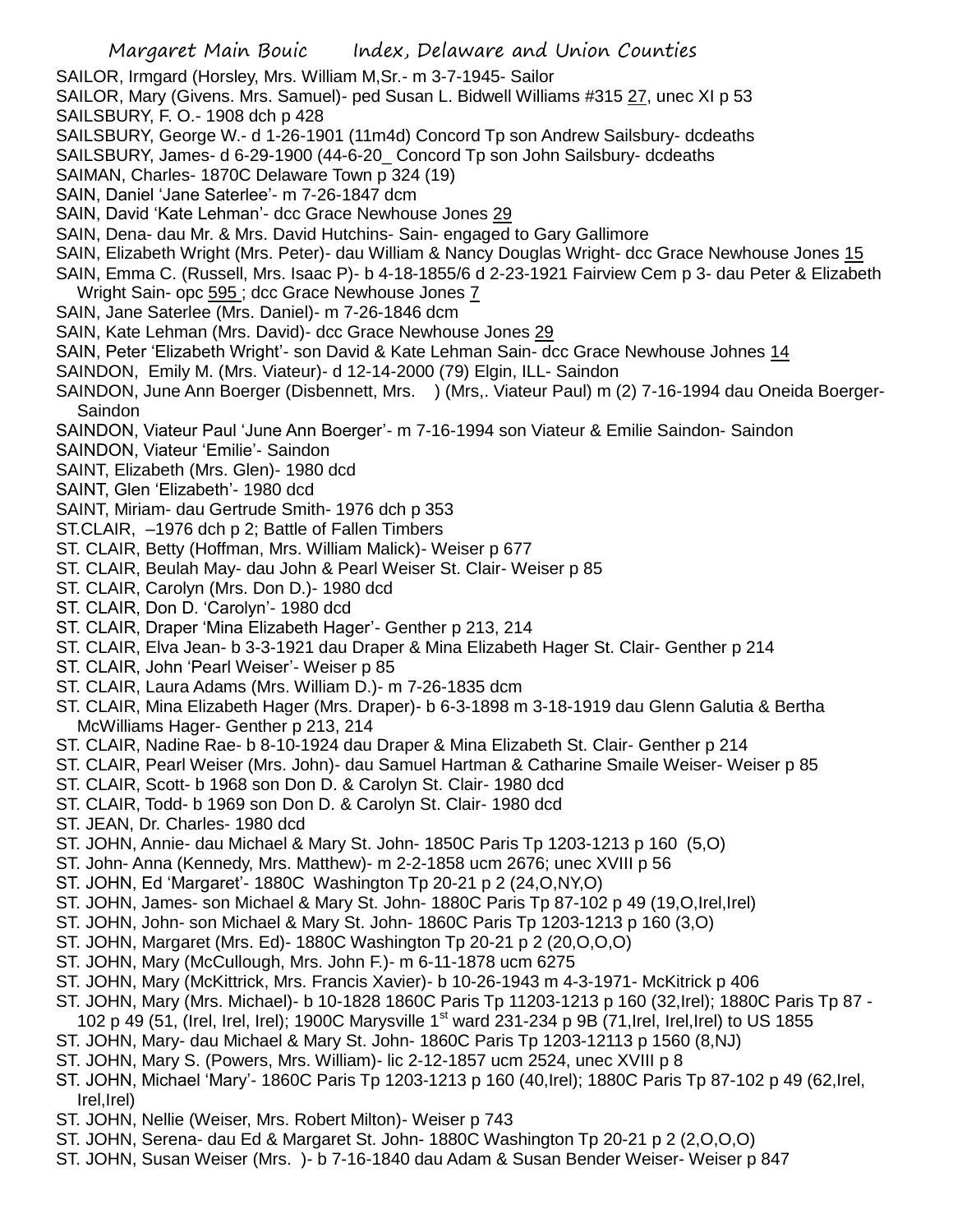SAILOR, Irmgard (Horsley, Mrs. William M,Sr.- m 3-7-1945- Sailor

SAILOR, Mary (Givens. Mrs. Samuel)- ped Susan L. Bidwell Williams #315 27, unec XI p 53

SAILSBURY, F. O.- 1908 dch p 428

SAILSBURY, George W.- d 1-26-1901 (11m4d) Concord Tp son Andrew Sailsbury- dcdeaths

SAILSBURY, James- d 6-29-1900 (44-6-20_ Concord Tp son John Sailsbury- dcdeaths

SAIMAN, Charles- 1870C Delaware Town p 324 (19)

SAIN, Daniel 'Jane Saterlee'- m 7-26-1847 dcm

SAIN, David 'Kate Lehman'- dcc Grace Newhouse Jones 29

SAIN, Dena- dau Mr. & Mrs. David Hutchins- Sain- engaged to Gary Gallimore

SAIN, Elizabeth Wright (Mrs. Peter)- dau William & Nancy Douglas Wright- dcc Grace Newhouse Jones 15

SAIN, Emma C. (Russell, Mrs. Isaac P)- b 4-18-1855/6 d 2-23-1921 Fairview Cem p 3- dau Peter & Elizabeth Wright Sain- opc 595 ; dcc Grace Newhouse Jones 7

SAIN, Jane Saterlee (Mrs. Daniel)- m 7-26-1846 dcm

SAIN, Kate Lehman (Mrs. David)- dcc Grace Newhouse Jones 29

SAIN, Peter 'Elizabeth Wright'- son David & Kate Lehman Sain- dcc Grace Newhouse Johnes 14

SAINDON, Emily M. (Mrs. Viateur)- d 12-14-2000 (79) Elgin, ILL- Saindon

SAINDON, June Ann Boerger (Disbennett, Mrs. ) (Mrs,. Viateur Paul) m (2) 7-16-1994 dau Oneida Boerger- Saindon

SAINDON, Viateur Paul 'June Ann Boerger'- m 7-16-1994 son Viateur & Emilie Saindon- Saindon

SAINDON, Viateur 'Emilie'- Saindon

SAINT, Elizabeth (Mrs. Glen)- 1980 dcd

SAINT, Glen 'Elizabeth'- 1980 dcd

SAINT, Miriam- dau Gertrude Smith- 1976 dch p 353

ST.CLAIR, –1976 dch p 2; Battle of Fallen Timbers

ST. CLAIR, Betty (Hoffman, Mrs. William Malick)- Weiser p 677

ST. CLAIR, Beulah May- dau John & Pearl Weiser St. Clair- Weiser p 85

ST. CLAIR, Carolyn (Mrs. Don D.)- 1980 dcd

ST. CLAIR, Don D. 'Carolyn'- 1980 dcd

ST. CLAIR, Draper 'Mina Elizabeth Hager'- Genther p 213, 214

ST. CLAIR, Elva Jean- b 3-3-1921 dau Draper & Mina Elizabeth Hager St. Clair- Genther p 214

ST. CLAIR, John 'Pearl Weiser'- Weiser p 85

ST. CLAIR, Laura Adams (Mrs. William D.)- m 7-26-1835 dcm

ST. CLAIR, Mina Elizabeth Hager (Mrs. Draper)- b 6-3-1898 m 3-18-1919 dau Glenn Galutia & Bertha McWilliams Hager- Genther p 213, 214

ST. CLAIR, Nadine Rae- b 8-10-1924 dau Draper & Mina Elizabeth St. Clair- Genther p 214

ST. CLAIR, Pearl Weiser (Mrs. John)- dau Samuel Hartman & Catharine Smaile Weiser- Weiser p 85

ST. CLAIR, Scott- b 1968 son Don D. & Carolyn St. Clair- 1980 dcd

ST. CLAIR, Todd- b 1969 son Don D. & Carolyn St. Clair- 1980 dcd

ST. JEAN, Dr. Charles- 1980 dcd

ST. JOHN, Annie- dau Michael & Mary St. John- 1850C Paris Tp 1203-1213 p 160 (5,O)

ST. John- Anna (Kennedy, Mrs. Matthew)- m 2-2-1858 ucm 2676; unec XVIII p 56

ST. JOHN, Ed 'Margaret'- 1880C Washington Tp 20-21 p 2 (24,O,NY,O)

ST. JOHN, James- son Michael & Mary St. John- 1880C Paris Tp 87-102 p 49 (19,O,Irel,Irel)

ST. JOHN, John- son Michael & Mary St. John- 1860C Paris Tp 1203-1213 p 160 (3,O)

ST. JOHN, Margaret (Mrs. Ed)- 1880C Washington Tp 20-21 p 2 (20,O,O,O)

ST. JOHN, Mary (McCullough, Mrs. John F.)- m 6-11-1878 ucm 6275

ST. JOHN, Mary (McKittrick, Mrs. Francis Xavier)- b 10-26-1943 m 4-3-1971- McKitrick p 406

ST. JOHN, Mary (Mrs. Michael)- b 10-1828 1860C Paris Tp 11203-1213 p 160 (32,Irel); 1880C Paris Tp 87 - 102 p 49 (51, (Irel, Irel, Irel); 1900C Marysville 1st ward 231-234 p 9B (71,Irel, Irel,Irel) to US 1855

ST. JOHN, Mary- dau Michael & Mary St. John- 1860C Paris Tp 1203-12113 p 1560 (8,NJ)

ST. JOHN, Mary S. (Powers, Mrs. William)- lic 2-12-1857 ucm 2524, unec XVIII p 8

ST. JOHN, Michael 'Mary'- 1860C Paris Tp 1203-1213 p 160 (40,Irel); 1880C Paris Tp 87-102 p 49 (62,Irel, Irel,Irel)

ST. JOHN, Nellie (Weiser, Mrs. Robert Milton)- Weiser p 743

ST. JOHN, Serena- dau Ed & Margaret St. John- 1880C Washington Tp 20-21 p 2 (2,O,O,O)

ST. JOHN, Susan Weiser (Mrs. )- b 7-16-1840 dau Adam & Susan Bender Weiser- Weiser p 847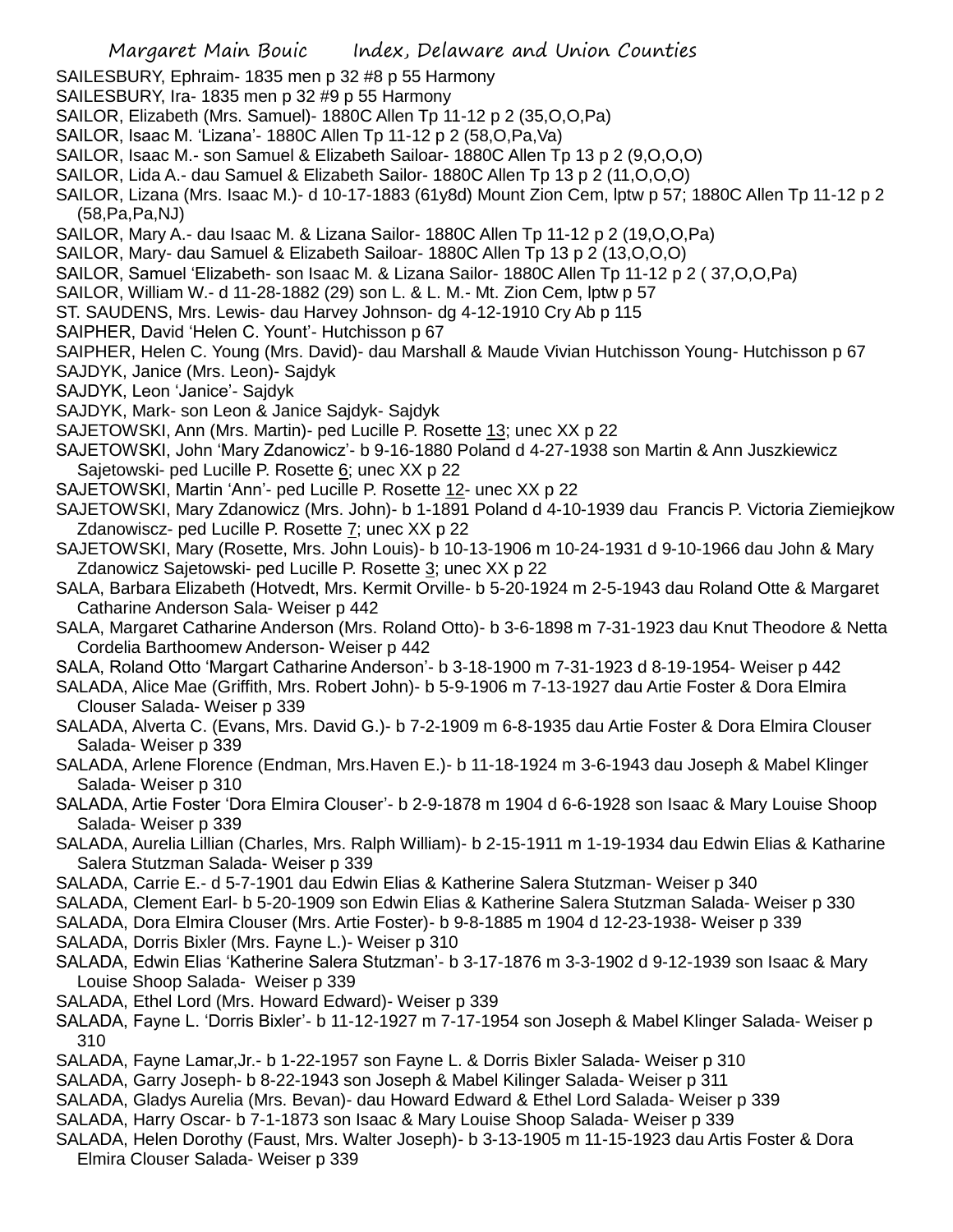SAILESBURY, Ephraim- 1835 men p 32 #8 p 55 Harmony

SAILESBURY, Ira- 1835 men p 32 #9 p 55 Harmony

SAILOR, Elizabeth (Mrs. Samuel)- 1880C Allen Tp 11-12 p 2 (35,O,O,Pa)

SAILOR, Isaac M. 'Lizana'- 1880C Allen Tp 11-12 p 2 (58,O,Pa,Va)

SAILOR, Isaac M.- son Samuel & Elizabeth Sailoar- 1880C Allen Tp 13 p 2 (9,O,O,O)

SAILOR, Lida A.- dau Samuel & Elizabeth Sailor- 1880C Allen Tp 13 p 2 (11,O,O,O)

SAILOR, Lizana (Mrs. Isaac M.)- d 10-17-1883 (61y8d) Mount Zion Cem, lptw p 57; 1880C Allen Tp 11-12 p 2 (58,Pa,Pa,NJ)

SAILOR, Mary A.- dau Isaac M. & Lizana Sailor- 1880C Allen Tp 11-12 p 2 (19,O,O,Pa)

SAILOR, Mary- dau Samuel & Elizabeth Sailoar- 1880C Allen Tp 13 p 2 (13,O,O,O)

SAILOR, Samuel 'Elizabeth- son Isaac M. & Lizana Sailor- 1880C Allen Tp 11-12 p 2 ( 37,O,O,Pa)

SAILOR, William W.- d 11-28-1882 (29) son L. & L. M.- Mt. Zion Cem, lptw p 57

ST. SAUDENS, Mrs. Lewis- dau Harvey Johnson- dg 4-12-1910 Cry Ab p 115

SAIPHER, David 'Helen C. Yount'- Hutchisson p 67

SAIPHER, Helen C. Young (Mrs. David)- dau Marshall & Maude Vivian Hutchisson Young- Hutchisson p 67

SAJDYK, Janice (Mrs. Leon)- Sajdyk

SAJDYK, Leon 'Janice'- Sajdyk

SAJDYK, Mark- son Leon & Janice Sajdyk- Sajdyk

SAJETOWSKI, Ann (Mrs. Martin)- ped Lucille P. Rosette 13; unec XX p 22

SAJETOWSKI, John 'Mary Zdanowicz'- b 9-16-1880 Poland d 4-27-1938 son Martin & Ann Juszkiewicz Sajetowski- ped Lucille P. Rosette 6; unec XX p 22

SAJETOWSKI, Martin 'Ann'- ped Lucille P. Rosette 12- unec XX p 22

SAJETOWSKI, Mary Zdanowicz (Mrs. John)- b 1-1891 Poland d 4-10-1939 dau Francis P. Victoria Ziemiejkow Zdanowiscz- ped Lucille P. Rosette 7; unec XX p 22

SAJETOWSKI, Mary (Rosette, Mrs. John Louis)- b 10-13-1906 m 10-24-1931 d 9-10-1966 dau John & Mary Zdanowicz Sajetowski- ped Lucille P. Rosette 3; unec XX p 22

SALA, Barbara Elizabeth (Hotvedt, Mrs. Kermit Orville- b 5-20-1924 m 2-5-1943 dau Roland Otte & Margaret Catharine Anderson Sala- Weiser p 442

SALA, Margaret Catharine Anderson (Mrs. Roland Otto)- b 3-6-1898 m 7-31-1923 dau Knut Theodore & Netta Cordelia Barthoomew Anderson- Weiser p 442

SALA, Roland Otto 'Margart Catharine Anderson'- b 3-18-1900 m 7-31-1923 d 8-19-1954- Weiser p 442

SALADA, Alice Mae (Griffith, Mrs. Robert John)- b 5-9-1906 m 7-13-1927 dau Artie Foster & Dora Elmira Clouser Salada- Weiser p 339

SALADA, Alverta C. (Evans, Mrs. David G.)- b 7-2-1909 m 6-8-1935 dau Artie Foster & Dora Elmira Clouser Salada- Weiser p 339

SALADA, Arlene Florence (Endman, Mrs.Haven E.)- b 11-18-1924 m 3-6-1943 dau Joseph & Mabel Klinger Salada- Weiser p 310

SALADA, Artie Foster 'Dora Elmira Clouser'- b 2-9-1878 m 1904 d 6-6-1928 son Isaac & Mary Louise Shoop Salada- Weiser p 339

SALADA, Aurelia Lillian (Charles, Mrs. Ralph William)- b 2-15-1911 m 1-19-1934 dau Edwin Elias & Katharine Salera Stutzman Salada- Weiser p 339

SALADA, Carrie E.- d 5-7-1901 dau Edwin Elias & Katherine Salera Stutzman- Weiser p 340

SALADA, Clement Earl- b 5-20-1909 son Edwin Elias & Katherine Salera Stutzman Salada- Weiser p 330

SALADA, Dora Elmira Clouser (Mrs. Artie Foster)- b 9-8-1885 m 1904 d 12-23-1938- Weiser p 339

SALADA, Dorris Bixler (Mrs. Fayne L.)- Weiser p 310

SALADA, Edwin Elias 'Katherine Salera Stutzman'- b 3-17-1876 m 3-3-1902 d 9-12-1939 son Isaac & Mary Louise Shoop Salada- Weiser p 339

SALADA, Ethel Lord (Mrs. Howard Edward)- Weiser p 339

SALADA, Fayne L. 'Dorris Bixler'- b 11-12-1927 m 7-17-1954 son Joseph & Mabel Klinger Salada- Weiser p 310

SALADA, Fayne Lamar,Jr.- b 1-22-1957 son Fayne L. & Dorris Bixler Salada- Weiser p 310

SALADA, Garry Joseph- b 8-22-1943 son Joseph & Mabel Kilinger Salada- Weiser p 311

SALADA, Gladys Aurelia (Mrs. Bevan)- dau Howard Edward & Ethel Lord Salada- Weiser p 339

SALADA, Harry Oscar- b 7-1-1873 son Isaac & Mary Louise Shoop Salada- Weiser p 339

SALADA, Helen Dorothy (Faust, Mrs. Walter Joseph)- b 3-13-1905 m 11-15-1923 dau Artis Foster & Dora Elmira Clouser Salada- Weiser p 339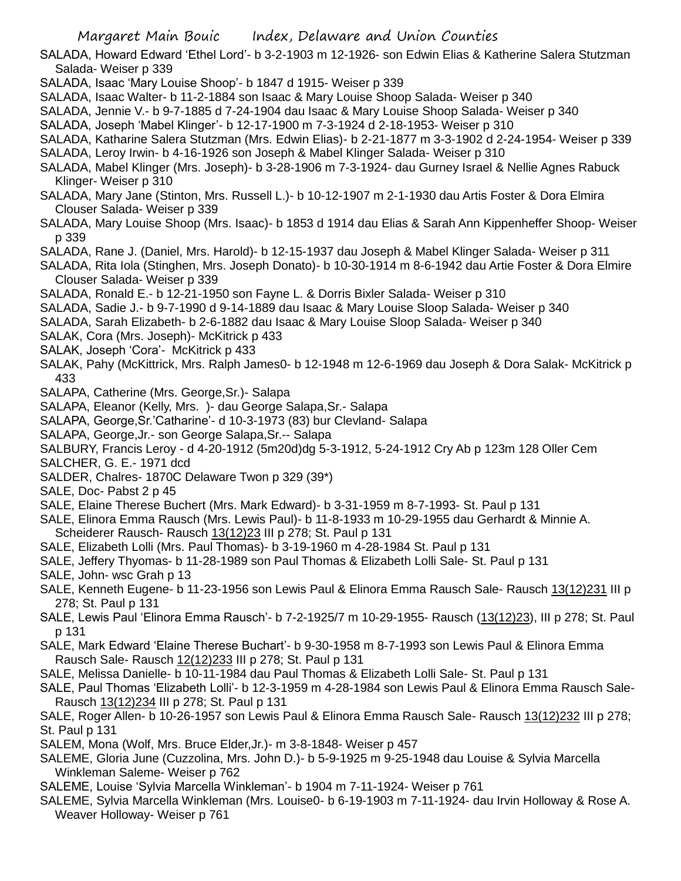SALADA, Howard Edward 'Ethel Lord'- b 3-2-1903 m 12-1926- son Edwin Elias & Katherine Salera Stutzman Salada- Weiser p 339

SALADA, Isaac 'Mary Louise Shoop'- b 1847 d 1915- Weiser p 339

SALADA, Isaac Walter- b 11-2-1884 son Isaac & Mary Louise Shoop Salada- Weiser p 340

SALADA, Jennie V.- b 9-7-1885 d 7-24-1904 dau Isaac & Mary Louise Shoop Salada- Weiser p 340

SALADA, Joseph 'Mabel Klinger'- b 12-17-1900 m 7-3-1924 d 2-18-1953- Weiser p 310

SALADA, Katharine Salera Stutzman (Mrs. Edwin Elias)- b 2-21-1877 m 3-3-1902 d 2-24-1954- Weiser p 339

SALADA, Leroy Irwin- b 4-16-1926 son Joseph & Mabel Klinger Salada- Weiser p 310

SALADA, Mabel Klinger (Mrs. Joseph)- b 3-28-1906 m 7-3-1924- dau Gurney Israel & Nellie Agnes Rabuck Klinger- Weiser p 310

SALADA, Mary Jane (Stinton, Mrs. Russell L.)- b 10-12-1907 m 2-1-1930 dau Artis Foster & Dora Elmira Clouser Salada- Weiser p 339

SALADA, Mary Louise Shoop (Mrs. Isaac)- b 1853 d 1914 dau Elias & Sarah Ann Kippenheffer Shoop- Weiser p 339

SALADA, Rane J. (Daniel, Mrs. Harold)- b 12-15-1937 dau Joseph & Mabel Klinger Salada- Weiser p 311

SALADA, Rita Iola (Stinghen, Mrs. Joseph Donato)- b 10-30-1914 m 8-6-1942 dau Artie Foster & Dora Elmire Clouser Salada- Weiser p 339

SALADA, Ronald E.- b 12-21-1950 son Fayne L. & Dorris Bixler Salada- Weiser p 310

SALADA, Sadie J.- b 9-7-1990 d 9-14-1889 dau Isaac & Mary Louise Sloop Salada- Weiser p 340

SALADA, Sarah Elizabeth- b 2-6-1882 dau Isaac & Mary Louise Sloop Salada- Weiser p 340

SALAK, Cora (Mrs. Joseph)- McKitrick p 433

SALAK, Joseph 'Cora'- McKitrick p 433

SALAK, Pahy (McKittrick, Mrs. Ralph James0- b 12-1948 m 12-6-1969 dau Joseph & Dora Salak- McKitrick p 433

SALAPA, Catherine (Mrs. George,Sr.)- Salapa

SALAPA, Eleanor (Kelly, Mrs. )- dau George Salapa,Sr.- Salapa

SALAPA, George,Sr.'Catharine'- d 10-3-1973 (83) bur Clevland- Salapa

SALAPA, George,Jr.- son George Salapa,Sr.-- Salapa

SALBURY, Francis Leroy - d 4-20-1912 (5m20d)dg 5-3-1912, 5-24-1912 Cry Ab p 123m 128 Oller Cem

SALCHER, G. E.- 1971 dcd

SALDER, Chalres- 1870C Delaware Twon p 329 (39*)

SALE, Doc- Pabst 2 p 45

SALE, Elaine Therese Buchert (Mrs. Mark Edward)- b 3-31-1959 m 8-7-1993- St. Paul p 131

SALE, Elinora Emma Rausch (Mrs. Lewis Paul)- b 11-8-1933 m 10-29-1955 dau Gerhardt & Minnie A. Scheiderer Rausch- Rausch 13(12)23 III p 278; St. Paul p 131

SALE, Elizabeth Lolli (Mrs. Paul Thomas)- b 3-19-1960 m 4-28-1984 St. Paul p 131

SALE, Jeffery Thyomas- b 11-28-1989 son Paul Thomas & Elizabeth Lolli Sale- St. Paul p 131

SALE, John- wsc Grah p 13

SALE, Kenneth Eugene- b 11-23-1956 son Lewis Paul & Elinora Emma Rausch Sale- Rausch 13(12)231 III p 278; St. Paul p 131

SALE, Lewis Paul 'Elinora Emma Rausch'- b 7-2-1925/7 m 10-29-1955- Rausch (13(12)23), III p 278; St. Paul p 131

SALE, Mark Edward 'Elaine Therese Buchart'- b 9-30-1958 m 8-7-1993 son Lewis Paul & Elinora Emma Rausch Sale- Rausch 12(12)233 III p 278; St. Paul p 131

SALE, Melissa Danielle- b 10-11-1984 dau Paul Thomas & Elizabeth Lolli Sale- St. Paul p 131

SALE, Paul Thomas 'Elizabeth Lolli'- b 12-3-1959 m 4-28-1984 son Lewis Paul & Elinora Emma Rausch Sale- Rausch 13(12)234 III p 278; St. Paul p 131

SALE, Roger Allen- b 10-26-1957 son Lewis Paul & Elinora Emma Rausch Sale- Rausch 13(12)232 III p 278; St. Paul p 131

SALEM, Mona (Wolf, Mrs. Bruce Elder,Jr.)- m 3-8-1848- Weiser p 457

SALEME, Gloria June (Cuzzolina, Mrs. John D.)- b 5-9-1925 m 9-25-1948 dau Louise & Sylvia Marcella Winkleman Saleme- Weiser p 762

SALEME, Louise 'Sylvia Marcella Winkleman'- b 1904 m 7-11-1924- Weiser p 761

SALEME, Sylvia Marcella Winkleman (Mrs. Louise0- b 6-19-1903 m 7-11-1924- dau Irvin Holloway & Rose A. Weaver Holloway- Weiser p 761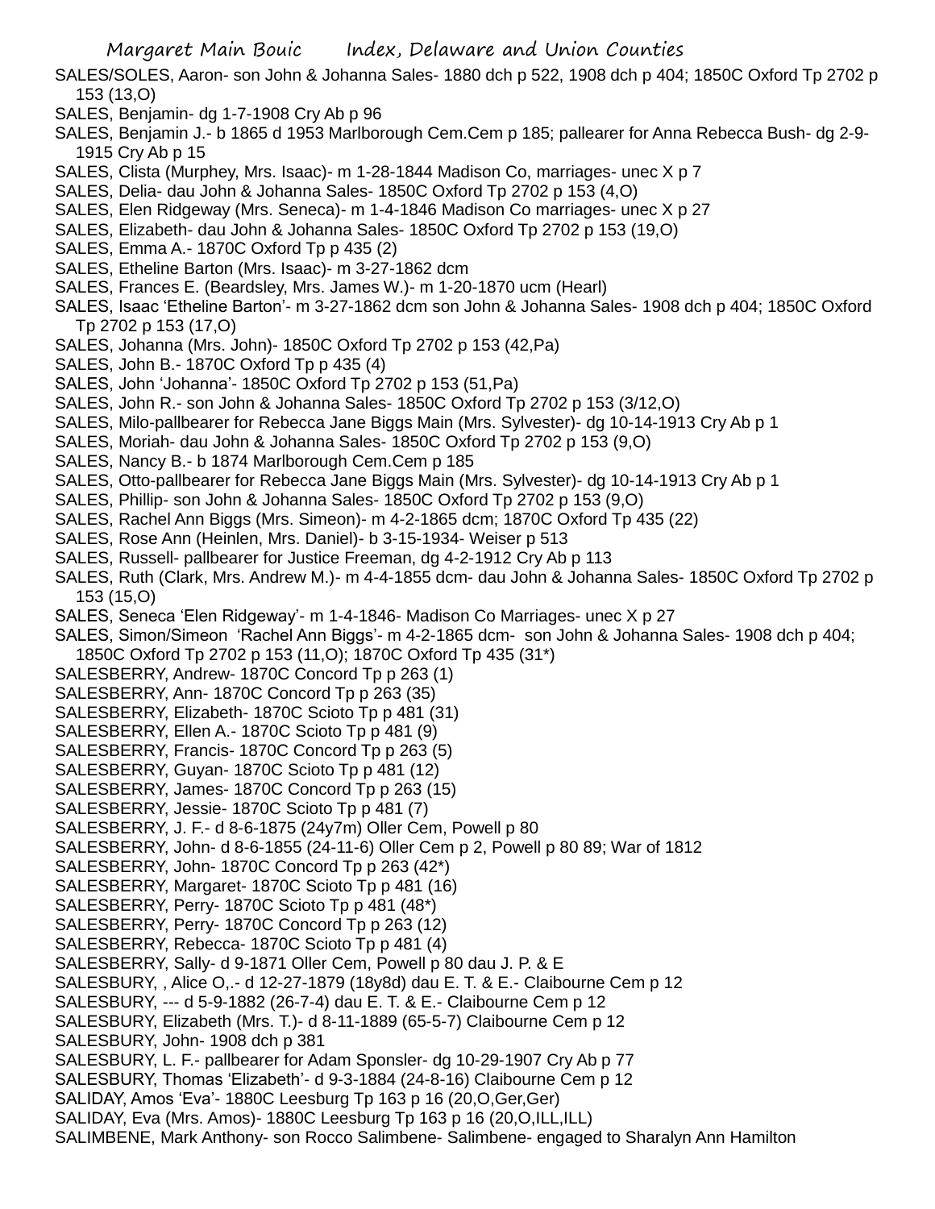SALES/SOLES, Aaron- son John & Johanna Sales- 1880 dch p 522, 1908 dch p 404; 1850C Oxford Tp 2702 p 153 (13,O)

SALES, Benjamin- dg 1-7-1908 Cry Ab p 96

SALES, Benjamin J.- b 1865 d 1953 Marlborough Cem.Cem p 185; pallearer for Anna Rebecca Bush- dg 2-9-1915 Cry Ab p 15

SALES, Clista (Murphey, Mrs. Isaac)- m 1-28-1844 Madison Co, marriages- unec X p 7

SALES, Delia- dau John & Johanna Sales- 1850C Oxford Tp 2702 p 153 (4,O)

SALES, Elen Ridgeway (Mrs. Seneca)- m 1-4-1846 Madison Co marriages- unec X p 27

SALES, Elizabeth- dau John & Johanna Sales- 1850C Oxford Tp 2702 p 153 (19,O)

SALES, Emma A.- 1870C Oxford Tp p 435 (2)

SALES, Etheline Barton (Mrs. Isaac)- m 3-27-1862 dcm

SALES, Frances E. (Beardsley, Mrs. James W.)- m 1-20-1870 ucm (Hearl)

SALES, Isaac 'Etheline Barton'- m 3-27-1862 dcm son John & Johanna Sales- 1908 dch p 404; 1850C Oxford Tp 2702 p 153 (17,O)

SALES, Johanna (Mrs. John)- 1850C Oxford Tp 2702 p 153 (42,Pa)

SALES, John B.- 1870C Oxford Tp p 435 (4)

SALES, John 'Johanna'- 1850C Oxford Tp 2702 p 153 (51,Pa)

SALES, John R.- son John & Johanna Sales- 1850C Oxford Tp 2702 p 153 (3/12,O)

SALES, Milo-pallbearer for Rebecca Jane Biggs Main (Mrs. Sylvester)- dg 10-14-1913 Cry Ab p 1

SALES, Moriah- dau John & Johanna Sales- 1850C Oxford Tp 2702 p 153 (9,O)

SALES, Nancy B.- b 1874 Marlborough Cem.Cem p 185

SALES, Otto-pallbearer for Rebecca Jane Biggs Main (Mrs. Sylvester)- dg 10-14-1913 Cry Ab p 1

SALES, Phillip- son John & Johanna Sales- 1850C Oxford Tp 2702 p 153 (9,O)

SALES, Rachel Ann Biggs (Mrs. Simeon)- m 4-2-1865 dcm; 1870C Oxford Tp 435 (22)

SALES, Rose Ann (Heinlen, Mrs. Daniel)- b 3-15-1934- Weiser p 513

SALES, Russell- pallbearer for Justice Freeman, dg 4-2-1912 Cry Ab p 113

SALES, Ruth (Clark, Mrs. Andrew M.)- m 4-4-1855 dcm- dau John & Johanna Sales- 1850C Oxford Tp 2702 p 153 (15,O)

SALES, Seneca 'Elen Ridgeway'- m 1-4-1846- Madison Co Marriages- unec X p 27

SALES, Simon/Simeon 'Rachel Ann Biggs'- m 4-2-1865 dcm- son John & Johanna Sales- 1908 dch 404; 1850C Oxford Tp 2702 p 153 (11,O); 1870C Oxford Tp 435 (31*)

SALESBERRY, Andrew- 1870C Concord Tp p 263 (1)

SALESBERRY, Ann- 1870C Concord Tp p 263 (35)

SALESBERRY, Elizabeth- 1870C Scioto Tp p 481 (31)

SALESBERRY, Ellen A.- 1870C Scioto Tp p 481 (9)

SALESBERRY, Francis- 1870C Concord Tp p 263 (5)

SALESBERRY, Guyan- 1870C Scioto Tp p 481 (12)

SALESBERRY, James- 1870C Concord Tp p 263 (15)

SALESBERRY, Jessie- 1870C Scioto Tp p 481 (7)

SALESBERRY, J. F.- d 8-6-1875 (24y7m) Oller Cem, Powell p 80

SALESBERRY, John- d 8-6-1855 (24-11-6) Oller Cem p 2, Powell p 80 89; War of 1812

SALESBERRY, John- 1870C Concord Tp p 263 (42*)

SALESBERRY, Margaret- 1870C Scioto Tp p 481 (16)

SALESBERRY, Perry- 1870C Scioto Tp p 481 (48*)

SALESBERRY, Perry- 1870C Concord Tp p 263 (12)

SALESBERRY, Rebecca- 1870C Scioto Tp p 481 (4)

SALESBERRY, Sally- d 9-1871 Oller Cem, Powell p 80 dau J. P. & E

SALESBURY, , Alice O,.- d 12-27-1879 (18y8d) dau E. T. & E.- Claibourne Cem p 12

SALESBURY, --- d 5-9-1882 (26-7-4) dau E. T. & E.- Claibourne Cem p 12

SALESBURY, Elizabeth (Mrs. T.)- d 8-11-1889 (65-5-7) Claibourne Cem p 12

SALESBURY, John- 1908 dch p 381

SALESBURY, L. F.- pallbearer for Adam Sponsler- dg 10-29-1907 Cry Ab p 77

SALESBURY, Thomas 'Elizabeth'- d 9-3-1884 (24-8-16) Claibourne Cem p 12

SALIDAY, Amos 'Eva'- 1880C Leesburg Tp 163 p 16 (20,O,Ger,Ger)

SALIDAY, Eva (Mrs. Amos)- 1880C Leesburg Tp 163 p 16 (20,O,ILL,ILL)

SALIMBENE, Mark Anthony- son Rocco Salimbene- Salimbene- engaged to Sharalyn Ann Hamilton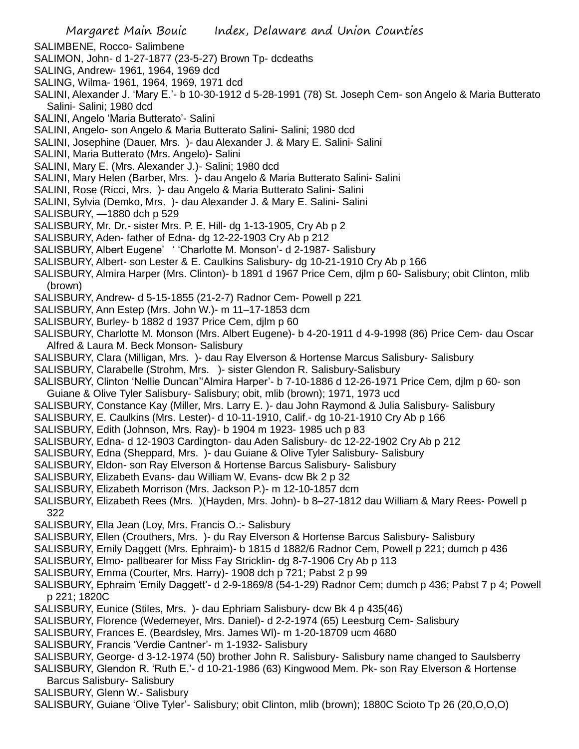SALIMBENE, Rocco- Salimbene

SALIMON, John- d 1-27-1877 (23-5-27) Brown Tp- dcdeaths

SALING, Andrew- 1961, 1964, 1969 dcd

SALING, Wilma- 1961, 1964, 1969, 1971 dcd

SALINI, Alexander J. 'Mary E.'- b 10-30-1912 d 5-28-1991 (78) St. Joseph Cem- son Angelo & Maria Butterato Salini- Salini; 1980 dcd

SALINI, Angelo 'Maria Butterato'- Salini

SALINI, Angelo- son Angelo & Maria Butterato Salini- Salini; 1980 dcd

SALINI, Josephine (Dauer, Mrs. )- dau Alexander J. & Mary E. Salini- Salini

SALINI, Maria Butterato (Mrs. Angelo)- Salini

SALINI, Mary E. (Mrs. Alexander J.)- Salini; 1980 dcd

SALINI, Mary Helen (Barber, Mrs. )- dau Angelo & Maria Butterato Salini- Salini

SALINI, Rose (Ricci, Mrs. )- dau Angelo & Maria Butterato Salini- Salini

SALINI, Sylvia (Demko, Mrs. )- dau Alexander J. & Mary E. Salini- Salini

SALISBURY, —1880 dch p 529

SALISBURY, Mr. Dr.- sister Mrs. P. E. Hill- dg 1-13-1905, Cry Ab p 2

SALISBURY, Aden- father of Edna- dg 12-22-1903 Cry Ab p 212

SALISBURY, Albert Eugene' ' 'Charlotte M. Monson'- d 2-1987- Salisbury

SALISBURY, Albert- son Lester & E. Caulkins Salisbury- dg 10-21-1910 Cry Ab p 166

SALISBURY, Almira Harper (Mrs. Clinton)- b 1891 d 1967 Price Cem, djlm p 60- Salisbury; obit Clinton, mlib (brown)

SALISBURY, Andrew- d 5-15-1855 (21-2-7) Radnor Cem- Powell p 221

SALISBURY, Ann Estep (Mrs. John W.)- m 11–17-1853 dcm

SALISBURY, Burley- b 1882 d 1937 Price Cem, djlm p 60

SALISBURY, Charlotte M. Monson (Mrs. Albert Eugene)- b 4-20-1911 d 4-9-1998 (86) Price Cem- dau Oscar Alfred & Laura M. Beck Monson- Salisbury

SALISBURY, Clara (Milligan, Mrs. )- dau Ray Elverson & Hortense Marcus Salisbury- Salisbury

SALISBURY, Clarabelle (Strohm, Mrs. )- sister Glendon R. Salisbury-Salisbury

SALISBURY, Clinton 'Nellie Duncan''Almira Harper'- b 7-10-1886 d 12-26-1971 Price Cem, djlm p 60- son Guiane & Olive Tyler Salisbury- Salisbury; obit, mlib (brown); 1971, 1973 ucd

SALISBURY, Constance Kay (Miller, Mrs. Larry E. )- dau John Raymond & Julia Salisbury- Salisbury

SALISBURY, E. Caulkins (Mrs. Lester)- d 10-11-1910, Calif.- dg 10-21-1910 Cry Ab p 166

SALISBURY, Edith (Johnson, Mrs. Ray)- b 1904 m 1923- 1985 uch p 83

SALISBURY, Edna- d 12-1903 Cardington- dau Aden Salisbury- dc 12-22-1902 Cry Ab p 212

SALISBURY, Edna (Sheppard, Mrs. )- dau Guiane & Olive Tyler Salisbury- Salisbury

SALISBURY, Eldon- son Ray Elverson & Hortense Barcus Salisbury- Salisbury

SALISBURY, Elizabeth Evans- dau William W. Evans- dcw Bk 2 p 32

SALISBURY, Elizabeth Morrison (Mrs. Jackson P.)- m 12-10-1857 dcm

SALISBURY, Elizabeth Rees (Mrs. )(Hayden, Mrs. John)- b 8–27-1812 dau William & Mary Rees- Powell p 322

SALISBURY, Ella Jean (Loy, Mrs. Francis O.:- Salisbury

SALISBURY, Ellen (Crouthers, Mrs. )- du Ray Elverson & Hortense Barcus Salisbury- Salisbury

SALISBURY, Emily Daggett (Mrs. Ephraim)- b 1815 d 1882/6 Radnor Cem, Powell p 221; dumch p 436

SALISBURY, Elmo- pallbearer for Miss Fay Stricklin- dg 8-7-1906 Cry Ab p 113

SALISBURY, Emma (Courter, Mrs. Harry)- 1908 dch p 721; Pabst 2 p 99

SALISBURY, Ephraim 'Emily Daggett'- d 2-9-1869/8 (54-1-29) Radnor Cem; dumch p 436; Pabst 7 p 4; Powell p 221; 1820C

SALISBURY, Eunice (Stiles, Mrs. )- dau Ephriam Salisbury- dcw Bk 4 p 435(46)

SALISBURY, Florence (Wedemeyer, Mrs. Daniel)- d 2-2-1974 (65) Leesburg Cem- Salisbury

SALISBURY, Frances E. (Beardsley, Mrs. James Wl)- m 1-20-18709 ucm 4680

SALISBURY, Francis 'Verdie Cantner'- m 1-1932- Salisbury

SALISBURY, George- d 3-12-1974 (50) brother John R. Salisbury- Salisbury name changed to Saulsberry

SALISBURY, Glendon R. 'Ruth E.'- d 10-21-1986 (63) Kingwood Mem. Pk- son Ray Elverson & Hortense Barcus Salisbury- Salisbury

SALISBURY, Glenn W.- Salisbury

SALISBURY, Guiane 'Olive Tyler'- Salisbury; obit Clinton, mlib (brown); 1880C Scioto Tp 26 (20,O,O,O)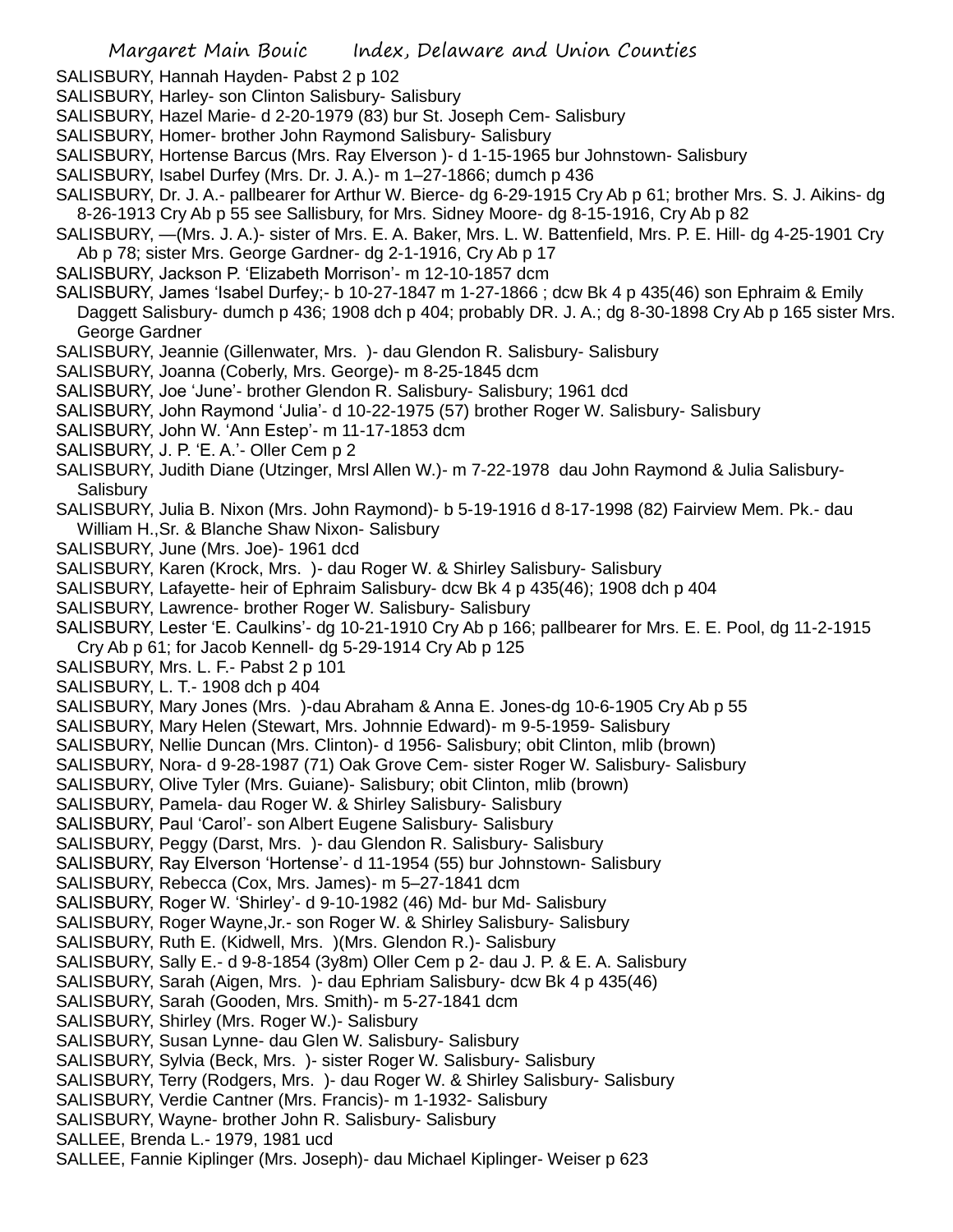SALISBURY, Hannah Hayden- Pabst 2 p 102
SALISBURY, Harley- son Clinton Salisbury- Salisbury
SALISBURY, Hazel Marie- d 2-20-1979 (83) bur St. Joseph Cem- Salisbury
SALISBURY, Homer- brother John Raymond Salisbury- Salisbury
SALISBURY, Hortense Barcus (Mrs. Ray Elverson )- d 1-15-1965 bur Johnstown- Salisbury
SALISBURY, Isabel Durfey (Mrs. Dr. J. A.)- m 1–27-1866; dumch p 436
SALISBURY, Dr. J. A.- pallbearer for Arthur W. Bierce- dg 6-29-1915 Cry Ab p 61; brother Mrs. S. J. Aikins- dg 8-26-1913 Cry Ab p 55 see Sallisbury, for Mrs. Sidney Moore- dg 8-15-1916, Cry Ab p 82
SALISBURY, —(Mrs. J. A.)- sister of Mrs. E. A. Baker, Mrs. L. W. Battenfield, Mrs. P. E. Hill- dg 4-25-1901 Cry Ab p 78; sister Mrs. George Gardner- dg 2-1-1916, Cry Ab p 17
SALISBURY, Jackson P. 'Elizabeth Morrison'- m 12-10-1857 dcm
SALISBURY, James 'Isabel Durfey;- b 10-27-1847 m 1-27-1866 ; dcw Bk 4 p 435(46) son Ephraim & Emily Daggett Salisbury- dumch p 436; 1908 dch p 404; probably DR. J. A.; dg 8-30-1898 Cry Ab p 165 sister Mrs. George Gardner
SALISBURY, Jeannie (Gillenwater, Mrs. )- dau Glendon R. Salisbury- Salisbury
SALISBURY, Joanna (Coberly, Mrs. George)- m 8-25-1845 dcm
SALISBURY, Joe 'June'- brother Glendon R. Salisbury- Salisbury; 1961 dcd
SALISBURY, John Raymond 'Julia'- d 10-22-1975 (57) brother Roger W. Salisbury- Salisbury
SALISBURY, John W. 'Ann Estep'- m 11-17-1853 dcm
SALISBURY, J. P. 'E. A.'- Oller Cem p 2
SALISBURY, Judith Diane (Utzinger, Mrsl Allen W.)- m 7-22-1978 dau John Raymond & Julia Salisbury- Salisbury
SALISBURY, Julia B. Nixon (Mrs. John Raymond)- b 5-19-1916 d 8-17-1998 (82) Fairview Mem. Pk.- dau William H.,Sr. & Blanche Shaw Nixon- Salisbury
SALISBURY, June (Mrs. Joe)- 1961 dcd
SALISBURY, Karen (Krock, Mrs. )- dau Roger W. & Shirley Salisbury- Salisbury
SALISBURY, Lafayette- heir of Ephraim Salisbury- dcw Bk 4 p 435(46); 1908 dch p 404
SALISBURY, Lawrence- brother Roger W. Salisbury- Salisbury
SALISBURY, Lester 'E. Caulkins'- dg 10-21-1910 Cry Ab p 166; pallbearer for Mrs. E. E. Pool, dg 11-2-1915 Cry Ab p 61; for Jacob Kennell- dg 5-29-1914 Cry Ab p 125
SALISBURY, Mrs. L. F.- Pabst 2 p 101
SALISBURY, L. T.- 1908 dch p 404
SALISBURY, Mary Jones (Mrs. )-dau Abraham & Anna E. Jones-dg 10-6-1905 Cry Ab p 55
SALISBURY, Mary Helen (Stewart, Mrs. Johnnie Edward)- m 9-5-1959- Salisbury
SALISBURY, Nellie Duncan (Mrs. Clinton)- d 1956- Salisbury; obit Clinton, mlib (brown)
SALISBURY, Nora- d 9-28-1987 (71) Oak Grove Cem- sister Roger W. Salisbury- Salisbury
SALISBURY, Olive Tyler (Mrs. Guiane)- Salisbury; obit Clinton, mlib (brown)
SALISBURY, Pamela- dau Roger W. & Shirley Salisbury- Salisbury
SALISBURY, Paul 'Carol'- son Albert Eugene Salisbury- Salisbury
SALISBURY, Peggy (Darst, Mrs. )- dau Glendon R. Salisbury- Salisbury
SALISBURY, Ray Elverson 'Hortense'- d 11-1954 (55) bur Johnstown- Salisbury
SALISBURY, Rebecca (Cox, Mrs. James)- m 5–27-1841 dcm
SALISBURY, Roger W. 'Shirley'- d 9-10-1982 (46) Md- bur Md- Salisbury
SALISBURY, Roger Wayne,Jr.- son Roger W. & Shirley Salisbury- Salisbury
SALISBURY, Ruth E. (Kidwell, Mrs. )(Mrs. Glendon R.)- Salisbury
SALISBURY, Sally E.- d 9-8-1854 (3y8m) Oller Cem p 2- dau J. P. & E. A. Salisbury
SALISBURY, Sarah (Aigen, Mrs. )- dau Ephriam Salisbury- dcw Bk 4 p 435(46)
SALISBURY, Sarah (Gooden, Mrs. Smith)- m 5-27-1841 dcm
SALISBURY, Shirley (Mrs. Roger W.)- Salisbury
SALISBURY, Susan Lynne- dau Glen W. Salisbury- Salisbury
SALISBURY, Sylvia (Beck, Mrs. )- sister Roger W. Salisbury- Salisbury
SALISBURY, Terry (Rodgers, Mrs. )- dau Roger W. & Shirley Salisbury- Salisbury
SALISBURY, Verdie Cantner (Mrs. Francis)- m 1-1932- Salisbury
SALISBURY, Wayne- brother John R. Salisbury- Salisbury
SALLEE, Brenda L.- 1979, 1981 ucd
SALLEE, Fannie Kiplinger (Mrs. Joseph)- dau Michael Kiplinger- Weiser p 623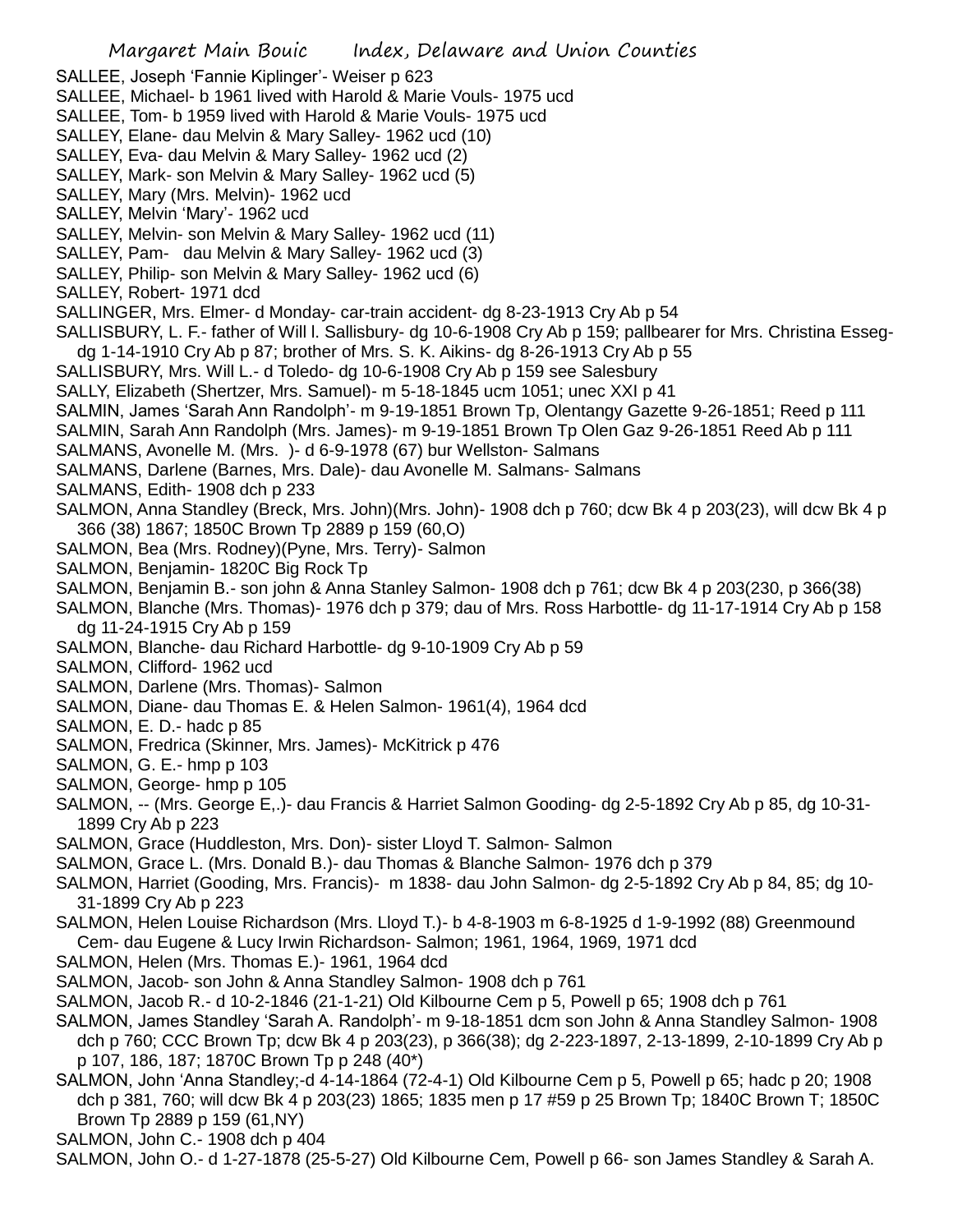SALLEE, Joseph 'Fannie Kiplinger'- Weiser p 623

SALLEE, Michael- b 1961 lived with Harold & Marie Vouls- 1975 ucd

SALLEE, Tom- b 1959 lived with Harold & Marie Vouls- 1975 ucd

SALLEY, Elane- dau Melvin & Mary Salley- 1962 ucd (10)

SALLEY, Eva- dau Melvin & Mary Salley- 1962 ucd (2)

SALLEY, Mark- son Melvin & Mary Salley- 1962 ucd (5)

SALLEY, Mary (Mrs. Melvin)- 1962 ucd

SALLEY, Melvin 'Mary'- 1962 ucd

SALLEY, Melvin- son Melvin & Mary Salley- 1962 ucd (11)

SALLEY, Pam- dau Melvin & Mary Salley- 1962 ucd (3)

SALLEY, Philip- son Melvin & Mary Salley- 1962 ucd (6)

SALLEY, Robert- 1971 dcd

SALLINGER, Mrs. Elmer- d Monday- car-train accident- dg 8-23-1913 Cry Ab p 54

SALLISBURY, L. F.- father of Will l. Sallisbury- dg 10-6-1908 Cry Ab p 159; pallbearer for Mrs. Christina Esseg- dg 1-14-1910 Cry Ab p 87; brother of Mrs. S. K. Aikins- dg 8-26-1913 Cry Ab p 55

SALLISBURY, Mrs. Will L.- d Toledo- dg 10-6-1908 Cry Ab p 159 see Salesbury

SALLY, Elizabeth (Shertzer, Mrs. Samuel)- m 5-18-1845 ucm 1051; unec XXI p 41

SALMIN, James 'Sarah Ann Randolph'- m 9-19-1851 Brown Tp, Olentangy Gazette 9-26-1851; Reed p 111

SALMIN, Sarah Ann Randolph (Mrs. James)- m 9-19-1851 Brown Tp Olen Gaz 9-26-1851 Reed Ab p 111

SALMANS, Avonelle M. (Mrs. )- d 6-9-1978 (67) bur Wellston- Salmans

SALMANS, Darlene (Barnes, Mrs. Dale)- dau Avonelle M. Salmans- Salmans

SALMANS, Edith- 1908 dch p 233

SALMON, Anna Standley (Breck, Mrs. John)(Mrs. John)- 1908 dch p 760; dcw Bk 4 p 203(23), will dcw Bk 4 p 366 (38) 1867; 1850C Brown Tp 2889 p 159 (60,O)

SALMON, Bea (Mrs. Rodney)(Pyne, Mrs. Terry)- Salmon

SALMON, Benjamin- 1820C Big Rock Tp

SALMON, Benjamin B.- son john & Anna Stanley Salmon- 1908 dch p 761; dcw Bk 4 p 203(230, p 366(38)

SALMON, Blanche (Mrs. Thomas)- 1976 dch p 379; dau of Mrs. Ross Harbottle- dg 11-17-1914 Cry Ab p 158 dg 11-24-1915 Cry Ab p 159

SALMON, Blanche- dau Richard Harbottle- dg 9-10-1909 Cry Ab p 59

SALMON, Clifford- 1962 ucd

SALMON, Darlene (Mrs. Thomas)- Salmon

SALMON, Diane- dau Thomas E. & Helen Salmon- 1961(4), 1964 dcd

SALMON, E. D.- hadc p 85

SALMON, Fredrica (Skinner, Mrs. James)- McKitrick p 476

SALMON, G. E.- hmp p 103

SALMON, George- hmp p 105

SALMON, -- (Mrs. George E,.)- dau Francis & Harriet Salmon Gooding- dg 2-5-1892 Cry Ab p 85, dg 10-31-1899 Cry Ab p 223

SALMON, Grace (Huddleston, Mrs. Don)- sister Lloyd T. Salmon- Salmon

SALMON, Grace L. (Mrs. Donald B.)- dau Thomas & Blanche Salmon- 1976 dch p 379

SALMON, Harriet (Gooding, Mrs. Francis)- m 1838- dau John Salmon- dg 2-5-1892 Cry Ab p 84, 85; dg 10-31-1899 Cry Ab p 223

SALMON, Helen Louise Richardson (Mrs. Lloyd T.)- b 4-8-1903 m 6-8-1925 d 1-9-1992 (88) Greenmound Cem- dau Eugene & Lucy Irwin Richardson- Salmon; 1961, 1964, 1969, 1971 dcd

SALMON, Helen (Mrs. Thomas E.)- 1961, 1964 dcd

SALMON, Jacob- son John & Anna Standley Salmon- 1908 dch p 761

SALMON, Jacob R.- d 10-2-1846 (21-1-21) Old Kilbourne Cem p 5, Powell p 65; 1908 dch p 761

SALMON, James Standley 'Sarah A. Randolph'- m 9-18-1851 dcm son John & Anna Standley Salmon- 1908 dch p 760; CCC Brown Tp; dcw Bk 4 p 203(23), p 366(38); dg 2-223-1897, 2-13-1899, 2-10-1899 Cry Ab p p 107, 186, 187; 1870C Brown Tp p 248 (40*)

SALMON, John 'Anna Standley;-d 4-14-1864 (72-4-1) Old Kilbourne Cem p 5, Powell p 65; hadc p 20; 1908 dch p 381, 760; will dcw Bk 4 p 203(23) 1865; 1835 men p 17 #59 p 25 Brown Tp; 1840C Brown T; 1850C Brown Tp 2889 p 159 (61,NY)

SALMON, John C.- 1908 dch p 404

SALMON, John O.- d 1-27-1878 (25-5-27) Old Kilbourne Cem, Powell p 66- son James Standley & Sarah A.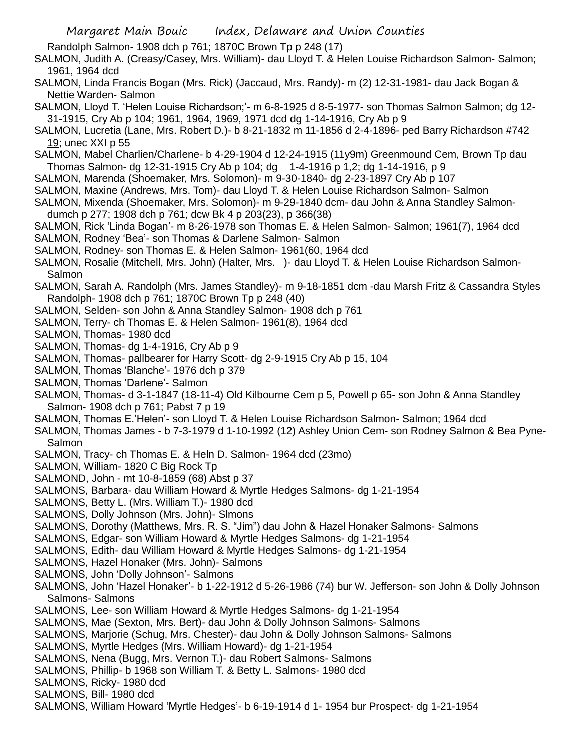Randolph Salmon- 1908 dch p 761; 1870C Brown Tp p 248 (17)

SALMON, Judith A. (Creasy/Casey, Mrs. William)- dau Lloyd T. & Helen Louise Richardson Salmon- Salmon; 1961, 1964 dcd

SALMON, Linda Francis Bogan (Mrs. Rick) (Jaccaud, Mrs. Randy)- m (2) 12-31-1981- dau Jack Bogan & Nettie Warden- Salmon

SALMON, Lloyd T. 'Helen Louise Richardson;'- m 6-8-1925 d 8-5-1977- son Thomas Salmon Salmon; dg 12-31-1915, Cry Ab p 104; 1961, 1964, 1969, 1971 dcd dg 1-14-1916, Cry Ab p 9

SALMON, Lucretia (Lane, Mrs. Robert D.)- b 8-21-1832 m 11-1856 d 2-4-1896- ped Barry Richardson #742 19; unec XXI p 55

SALMON, Mabel Charlien/Charlene- b 4-29-1904 d 12-24-1915 (11y9m) Greenmound Cem, Brown Tp dau Thomas Salmon- dg 12-31-1915 Cry Ab p 104; dg 1-4-1916 p 1,2; dg 1-14-1916, p 9

SALMON, Marenda (Shoemaker, Mrs. Solomon)- m 9-30-1840- dg 2-23-1897 Cry Ab p 107

SALMON, Maxine (Andrews, Mrs. Tom)- dau Lloyd T. & Helen Louise Richardson Salmon- Salmon

SALMON, Mixenda (Shoemaker, Mrs. Solomon)- m 9-29-1840 dcm- dau John & Anna Standley Salmon- dumch p 277; 1908 dch p 761; dcw Bk 4 p 203(23), p 366(38)

SALMON, Rick 'Linda Bogan'- m 8-26-1978 son Thomas E. & Helen Salmon- Salmon; 1961(7), 1964 dcd

SALMON, Rodney 'Bea'- son Thomas & Darlene Salmon- Salmon

SALMON, Rodney- son Thomas E. & Helen Salmon- 1961(60, 1964 dcd

SALMON, Rosalie (Mitchell, Mrs. John) (Halter, Mrs. )- dau Lloyd T. & Helen Louise Richardson Salmon- Salmon

SALMON, Sarah A. Randolph (Mrs. James Standley)- m 9-18-1851 dcm -dau Marsh Fritz & Cassandra Styles Randolph- 1908 dch p 761; 1870C Brown Tp p 248 (40)

SALMON, Selden- son John & Anna Standley Salmon- 1908 dch p 761

SALMON, Terry- ch Thomas E. & Helen Salmon- 1961(8), 1964 dcd

SALMON, Thomas- 1980 dcd

SALMON, Thomas- dg 1-4-1916, Cry Ab p 9

SALMON, Thomas- pallbearer for Harry Scott- dg 2-9-1915 Cry Ab p 15, 104

SALMON, Thomas 'Blanche'- 1976 dch p 379

SALMON, Thomas 'Darlene'- Salmon

SALMON, Thomas- d 3-1-1847 (18-11-4) Old Kilbourne Cem p 5, Powell p 65- son John & Anna Standley Salmon- 1908 dch p 761; Pabst 7 p 19

SALMON, Thomas E.'Helen'- son Lloyd T. & Helen Louise Richardson Salmon- Salmon; 1964 dcd

SALMON, Thomas James - b 7-3-1979 d 1-10-1992 (12) Ashley Union Cem- son Rodney Salmon & Bea Pyne- Salmon

SALMON, Tracy- ch Thomas E. & Heln D. Salmon- 1964 dcd (23mo)

SALMON, William- 1820 C Big Rock Tp

SALMOND, John - mt 10-8-1859 (68) Abst p 37

SALMONS, Barbara- dau William Howard & Myrtle Hedges Salmons- dg 1-21-1954

SALMONS, Betty L. (Mrs. William T.)- 1980 dcd

SALMONS, Dolly Johnson (Mrs. John)- Slmons

SALMONS, Dorothy (Matthews, Mrs. R. S. "Jim") dau John & Hazel Honaker Salmons- Salmons

SALMONS, Edgar- son William Howard & Myrtle Hedges Salmons- dg 1-21-1954

SALMONS, Edith- dau William Howard & Myrtle Hedges Salmons- dg 1-21-1954

SALMONS, Hazel Honaker (Mrs. John)- Salmons

SALMONS, John 'Dolly Johnson'- Salmons

SALMONS, John 'Hazel Honaker'- b 1-22-1912 d 5-26-1986 (74) bur W. Jefferson- son John & Dolly Johnson Salmons- Salmons

SALMONS, Lee- son William Howard & Myrtle Hedges Salmons- dg 1-21-1954

SALMONS, Mae (Sexton, Mrs. Bert)- dau John & Dolly Johnson Salmons- Salmons

SALMONS, Marjorie (Schug, Mrs. Chester)- dau John & Dolly Johnson Salmons- Salmons

SALMONS, Myrtle Hedges (Mrs. William Howard)- dg 1-21-1954

SALMONS, Nena (Bugg, Mrs. Vernon T.)- dau Robert Salmons- Salmons

SALMONS, Phillip- b 1968 son William T. & Betty L. Salmons- 1980 dcd

SALMONS, Ricky- 1980 dcd

SALMONS, Bill- 1980 dcd

SALMONS, William Howard 'Myrtle Hedges'- b 6-19-1914 d 1- 1954 bur Prospect- dg 1-21-1954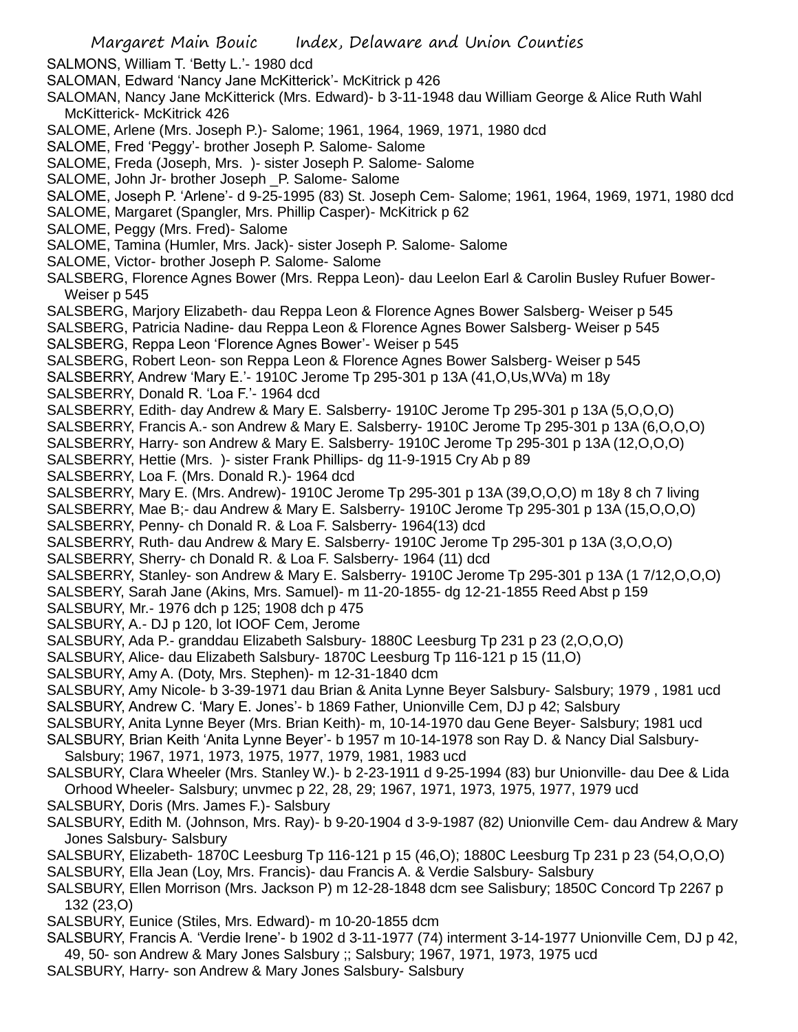SALMONS, William T. 'Betty L.'- 1980 dcd

SALOMAN, Edward 'Nancy Jane McKitterick'- McKitrick p 426

SALOMAN, Nancy Jane McKitterick (Mrs. Edward)- b 3-11-1948 dau William George & Alice Ruth Wahl McKitterick- McKitrick 426

SALOME, Arlene (Mrs. Joseph P.)- Salome; 1961, 1964, 1969, 1971, 1980 dcd

SALOME, Fred 'Peggy'- brother Joseph P. Salome- Salome

SALOME, Freda (Joseph, Mrs. )- sister Joseph P. Salome- Salome

SALOME, John Jr- brother Joseph _P. Salome- Salome

SALOME, Joseph P. 'Arlene'- d 9-25-1995 (83) St. Joseph Cem- Salome; 1961, 1964, 1969, 1971, 1980 dcd

SALOME, Margaret (Spangler, Mrs. Phillip Casper)- McKitrick p 62

SALOME, Peggy (Mrs. Fred)- Salome

SALOME, Tamina (Humler, Mrs. Jack)- sister Joseph P. Salome- Salome

SALOME, Victor- brother Joseph P. Salome- Salome

SALSBERG, Florence Agnes Bower (Mrs. Reppa Leon)- dau Leelon Earl & Carolin Busley Rufuer Bower- Weiser p 545

SALSBERG, Marjory Elizabeth- dau Reppa Leon & Florence Agnes Bower Salsberg- Weiser p 545

SALSBERG, Patricia Nadine- dau Reppa Leon & Florence Agnes Bower Salsberg- Weiser p 545

SALSBERG, Reppa Leon 'Florence Agnes Bower'- Weiser p 545

SALSBERG, Robert Leon- son Reppa Leon & Florence Agnes Bower Salsberg- Weiser p 545

SALSBERRY, Andrew 'Mary E.'- 1910C Jerome Tp 295-301 p 13A (41,O,Us,WVa) m 18y

SALSBERRY, Donald R. 'Loa F.'- 1964 dcd

SALSBERRY, Edith- day Andrew & Mary E. Salsberry- 1910C Jerome Tp 295-301 p 13A (5,O,O,O)

SALSBERRY, Francis A.- son Andrew & Mary E. Salsberry- 1910C Jerome Tp 295-301 p 13A (6,O,O,O)

SALSBERRY, Harry- son Andrew & Mary E. Salsberry- 1910C Jerome Tp 295-301 p 13A (12,O,O,O)

SALSBERRY, Hettie (Mrs. )- sister Frank Phillips- dg 11-9-1915 Cry Ab p 89

SALSBERRY, Loa F. (Mrs. Donald R.)- 1964 dcd

SALSBERRY, Mary E. (Mrs. Andrew)- 1910C Jerome Tp 295-301 p 13A (39,O,O,O) m 18y 8 ch 7 living

SALSBERRY, Mae B;- dau Andrew & Mary E. Salsberry- 1910C Jerome Tp 295-301 p 13A (15,O,O,O)

SALSBERRY, Penny- ch Donald R. & Loa F. Salsberry- 1964(13) dcd

SALSBERRY, Ruth- dau Andrew & Mary E. Salsberry- 1910C Jerome Tp 295-301 p 13A (3,O,O,O)

SALSBERRY, Sherry- ch Donald R. & Loa F. Salsberry- 1964 (11) dcd

SALSBERRY, Stanley- son Andrew & Mary E. Salsberry- 1910C Jerome Tp 295-301 p 13A (1 7/12,O,O,O)

SALSBERY, Sarah Jane (Akins, Mrs. Samuel)- m 11-20-1855- dg 12-21-1855 Reed Abst p 159

SALSBURY, Mr.- 1976 dch p 125; 1908 dch p 475

SALSBURY, A.- DJ p 120, lot IOOF Cem, Jerome

SALSBURY, Ada P.- granddau Elizabeth Salsbury- 1880C Leesburg Tp 231 p 23 (2,O,O,O)

SALSBURY, Alice- dau Elizabeth Salsbury- 1870C Leesburg Tp 116-121 p 15 (11,O)

SALSBURY, Amy A. (Doty, Mrs. Stephen)- m 12-31-1840 dcm

SALSBURY, Amy Nicole- b 3-39-1971 dau Brian & Anita Lynne Beyer Salsbury- Salsbury; 1979 , 1981 ucd

SALSBURY, Andrew C. 'Mary E. Jones'- b 1869 Father, Unionville Cem, DJ p 42; Salsbury

SALSBURY, Anita Lynne Beyer (Mrs. Brian Keith)- m, 10-14-1970 dau Gene Beyer- Salsbury; 1981 ucd

SALSBURY, Brian Keith 'Anita Lynne Beyer'- b 1957 m 10-14-1978 son Ray D. & Nancy Dial Salsbury- Salsbury; 1967, 1971, 1973, 1975, 1977, 1979, 1981, 1983 ucd

SALSBURY, Clara Wheeler (Mrs. Stanley W.)- b 2-23-1911 d 9-25-1994 (83) bur Unionville- dau Dee & Lida Orhood Wheeler- Salsbury; unvmec p 22, 28, 29; 1967, 1971, 1973, 1975, 1977, 1979 ucd

SALSBURY, Doris (Mrs. James F.)- Salsbury

SALSBURY, Edith M. (Johnson, Mrs. Ray)- b 9-20-1904 d 3-9-1987 (82) Unionville Cem- dau Andrew & Mary Jones Salsbury- Salsbury

SALSBURY, Elizabeth- 1870C Leesburg Tp 116-121 p 15 (46,O); 1880C Leesburg Tp 231 p 23 (54,O,O,O)

SALSBURY, Ella Jean (Loy, Mrs. Francis)- dau Francis A. & Verdie Salsbury- Salsbury

SALSBURY, Ellen Morrison (Mrs. Jackson P) m 12-28-1848 dcm see Salisbury; 1850C Concord Tp 2267 p 132 (23,O)

SALSBURY, Eunice (Stiles, Mrs. Edward)- m 10-20-1855 dcm

SALSBURY, Francis A. 'Verdie Irene'- b 1902 d 3-11-1977 (74) interment 3-14-1977 Unionville Cem, DJ p 42, 49, 50- son Andrew & Mary Jones Salsbury ;; Salsbury; 1967, 1971, 1973, 1975 ucd

SALSBURY, Harry- son Andrew & Mary Jones Salsbury- Salsbury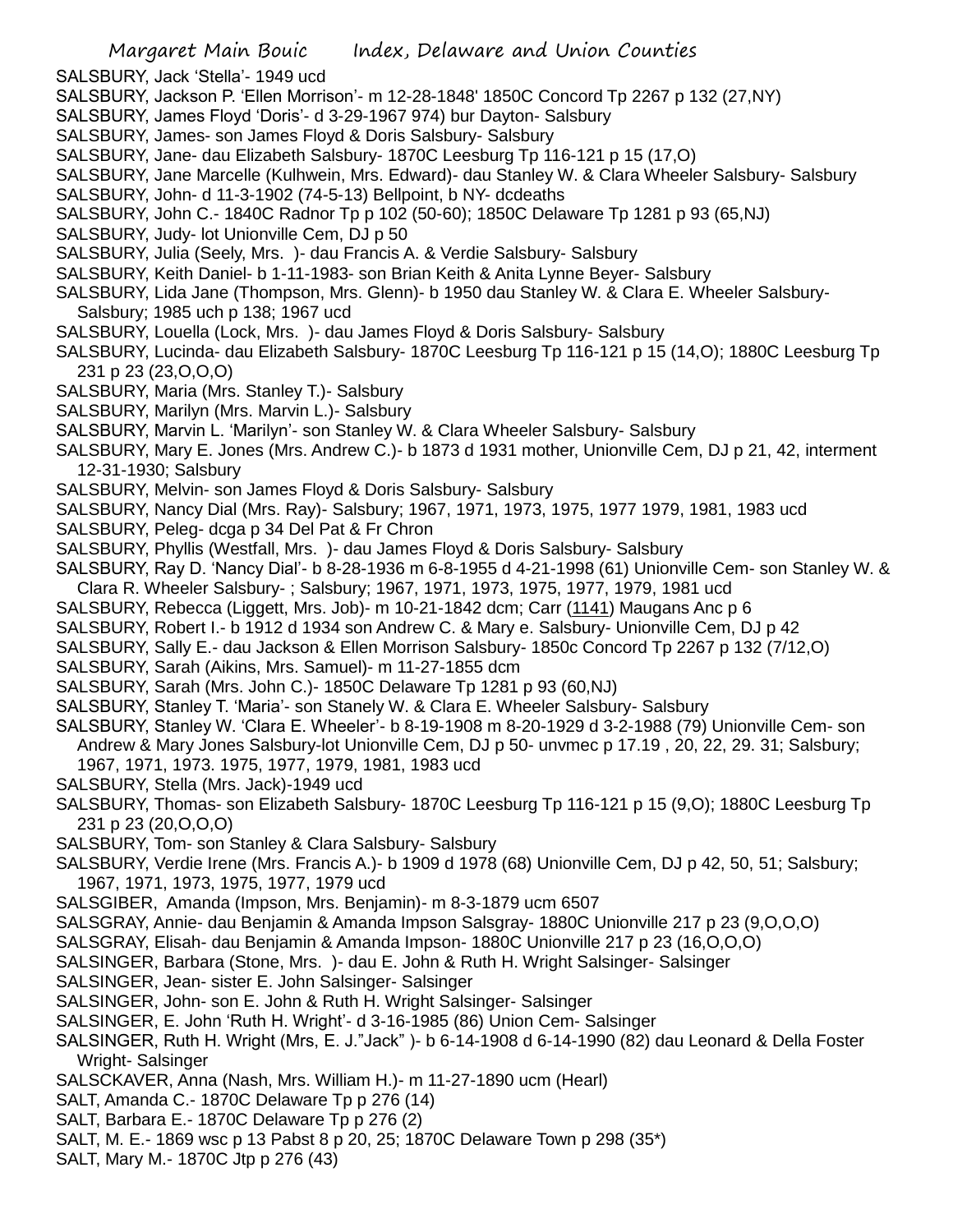SALSBURY, Jack 'Stella'- 1949 ucd

SALSBURY, Jackson P. 'Ellen Morrison'- m 12-28-1848' 1850C Concord Tp 2267 p 132 (27,NY)

SALSBURY, James Floyd 'Doris'- d 3-29-1967 974) bur Dayton- Salsbury

SALSBURY, James- son James Floyd & Doris Salsbury- Salsbury

SALSBURY, Jane- dau Elizabeth Salsbury- 1870C Leesburg Tp 116-121 p 15 (17,O)

SALSBURY, Jane Marcelle (Kulhwein, Mrs. Edward)- dau Stanley W. & Clara Wheeler Salsbury- Salsbury

SALSBURY, John- d 11-3-1902 (74-5-13) Bellpoint, b NY- dcdeaths

SALSBURY, John C.- 1840C Radnor Tp p 102 (50-60); 1850C Delaware Tp 1281 p 93 (65,NJ)

SALSBURY, Judy- lot Unionville Cem, DJ p 50

SALSBURY, Julia (Seely, Mrs. )- dau Francis A. & Verdie Salsbury- Salsbury

SALSBURY, Keith Daniel- b 1-11-1983- son Brian Keith & Anita Lynne Beyer- Salsbury

SALSBURY, Lida Jane (Thompson, Mrs. Glenn)- b 1950 dau Stanley W. & Clara E. Wheeler Salsbury- Salsbury; 1985 uch p 138; 1967 ucd

SALSBURY, Louella (Lock, Mrs. )- dau James Floyd & Doris Salsbury- Salsbury

SALSBURY, Lucinda- dau Elizabeth Salsbury- 1870C Leesburg Tp 116-121 p 15 (14,O); 1880C Leesburg Tp 231 p 23 (23,O,O,O)

SALSBURY, Maria (Mrs. Stanley T.)- Salsbury

SALSBURY, Marilyn (Mrs. Marvin L.)- Salsbury

SALSBURY, Marvin L. 'Marilyn'- son Stanley W. & Clara Wheeler Salsbury- Salsbury

SALSBURY, Mary E. Jones (Mrs. Andrew C.)- b 1873 d 1931 mother, Unionville Cem, DJ p 21, 42, interment 12-31-1930; Salsbury

SALSBURY, Melvin- son James Floyd & Doris Salsbury- Salsbury

SALSBURY, Nancy Dial (Mrs. Ray)- Salsbury; 1967, 1971, 1973, 1975, 1977 1979, 1981, 1983 ucd

SALSBURY, Peleg- dcga p 34 Del Pat & Fr Chron

SALSBURY, Phyllis (Westfall, Mrs. )- dau James Floyd & Doris Salsbury- Salsbury

SALSBURY, Ray D. 'Nancy Dial'- b 8-28-1936 m 6-8-1955 d 4-21-1998 (61) Unionville Cem- son Stanley W. & Clara R. Wheeler Salsbury- ; Salsbury; 1967, 1971, 1973, 1975, 1977, 1979, 1981 ucd

SALSBURY, Rebecca (Liggett, Mrs. Job)- m 10-21-1842 dcm; Carr (1141) Maugans Anc p 6

SALSBURY, Robert I.- b 1912 d 1934 son Andrew C. & Mary e. Salsbury- Unionville Cem, DJ p 42

SALSBURY, Sally E.- dau Jackson & Ellen Morrison Salsbury- 1850c Concord Tp 2267 p 132 (7/12,O)

SALSBURY, Sarah (Aikins, Mrs. Samuel)- m 11-27-1855 dcm

SALSBURY, Sarah (Mrs. John C.)- 1850C Delaware Tp 1281 p 93 (60,NJ)

SALSBURY, Stanley T. 'Maria'- son Stanely W. & Clara E. Wheeler Salsbury- Salsbury

SALSBURY, Stanley W. 'Clara E. Wheeler'- b 8-19-1908 m 8-20-1929 d 3-2-1988 (79) Unionville Cem- son Andrew & Mary Jones Salsbury-lot Unionville Cem, DJ p 50- unvmec p 17.19 , 20, 22, 29. 31; Salsbury; 1967, 1971, 1973. 1975, 1977, 1979, 1981, 1983 ucd

SALSBURY, Stella (Mrs. Jack)-1949 ucd

SALSBURY, Thomas- son Elizabeth Salsbury- 1870C Leesburg Tp 116-121 p 15 (9,O); 1880C Leesburg Tp 231 p 23 (20,O,O,O)

SALSBURY, Tom- son Stanley & Clara Salsbury- Salsbury

SALSBURY, Verdie Irene (Mrs. Francis A.)- b 1909 d 1978 (68) Unionville Cem, DJ p 42, 50, 51; Salsbury; 1967, 1971, 1973, 1975, 1977, 1979 ucd

SALSGIBER, Amanda (Impson, Mrs. Benjamin)- m 8-3-1879 ucm 6507

SALSGRAY, Annie- dau Benjamin & Amanda Impson Salsgray- 1880C Unionville 217 p 23 (9,O,O,O)

SALSGRAY, Elisah- dau Benjamin & Amanda Impson- 1880C Unionville 217 p 23 (16,O,O,O)

SALSINGER, Barbara (Stone, Mrs. )- dau E. John & Ruth H. Wright Salsinger- Salsinger

SALSINGER, Jean- sister E. John Salsinger- Salsinger

SALSINGER, John- son E. John & Ruth H. Wright Salsinger- Salsinger

SALSINGER, E. John 'Ruth H. Wright'- d 3-16-1985 (86) Union Cem- Salsinger

SALSINGER, Ruth H. Wright (Mrs, E. J."Jack" )- b 6-14-1908 d 6-14-1990 (82) dau Leonard & Della Foster Wright- Salsinger

SALSCKAVER, Anna (Nash, Mrs. William H.)- m 11-27-1890 ucm (Hearl)

SALT, Amanda C.- 1870C Delaware Tp p 276 (14)

SALT, Barbara E.- 1870C Delaware Tp p 276 (2)

SALT, M. E.- 1869 wsc p 13 Pabst 8 p 20, 25; 1870C Delaware Town p 298 (35*)

SALT, Mary M.- 1870C Jtp p 276 (43)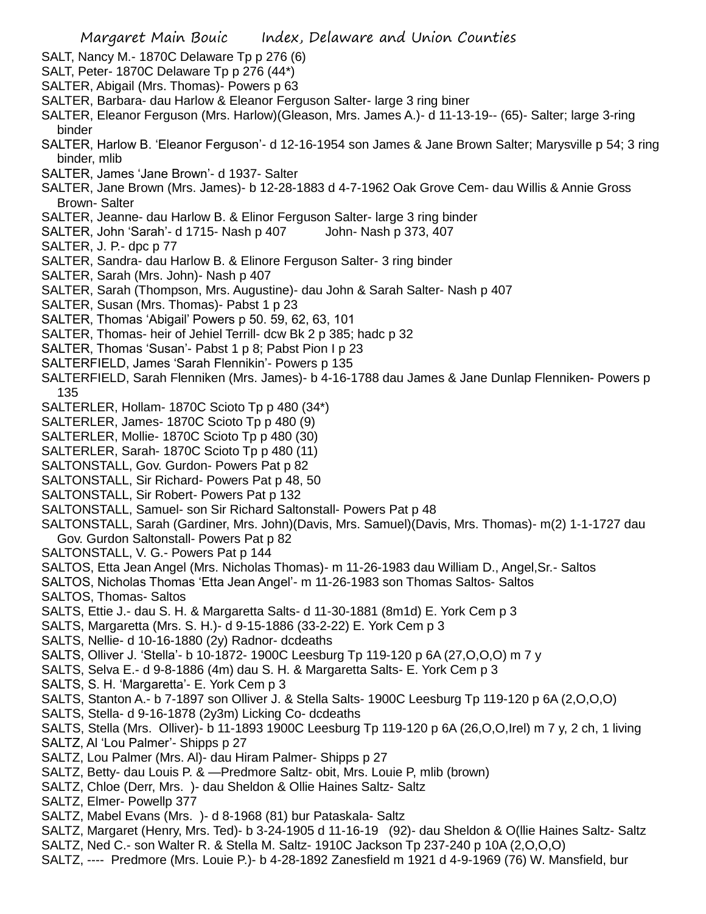SALT, Nancy M.- 1870C Delaware Tp p 276 (6)
SALT, Peter- 1870C Delaware Tp p 276 (44*)
SALTER, Abigail (Mrs. Thomas)- Powers p 63
SALTER, Barbara- dau Harlow & Eleanor Ferguson Salter- large 3 ring biner
SALTER, Eleanor Ferguson (Mrs. Harlow)(Gleason, Mrs. James A.)- d 11-13-19-- (65)- Salter; large 3-ring binder
SALTER, Harlow B. 'Eleanor Ferguson'- d 12-16-1954 son James & Jane Brown Salter; Marysville p 54; 3 ring binder, mlib
SALTER, James 'Jane Brown'- d 1937- Salter
SALTER, Jane Brown (Mrs. James)- b 12-28-1883 d 4-7-1962 Oak Grove Cem- dau Willis & Annie Gross Brown- Salter
SALTER, Jeanne- dau Harlow B. & Elinor Ferguson Salter- large 3 ring binder
SALTER, John 'Sarah'- d 1715- Nash p 407 John- Nash p 373, 407
SALTER, J. P.- dpc p 77
SALTER, Sandra- dau Harlow B. & Elinore Ferguson Salter- 3 ring binder
SALTER, Sarah (Mrs. John)- Nash p 407
SALTER, Sarah (Thompson, Mrs. Augustine)- dau John & Sarah Salter- Nash p 407
SALTER, Susan (Mrs. Thomas)- Pabst 1 p 23
SALTER, Thomas 'Abigail' Powers p 50. 59, 62, 63, 101
SALTER, Thomas- heir of Jehiel Terrill- dcw Bk 2 p 385; hadc p 32
SALTER, Thomas 'Susan'- Pabst 1 p 8; Pabst Pion I p 23
SALTERFIELD, James 'Sarah Flennikin'- Powers p 135
SALTERFIELD, Sarah Flenniken (Mrs. James)- b 4-16-1788 dau James & Jane Dunlap Flenniken- Powers p 135
SALTERLER, Hollam- 1870C Scioto Tp p 480 (34*)
SALTERLER, James- 1870C Scioto Tp p 480 (9)
SALTERLER, Mollie- 1870C Scioto Tp p 480 (30)
SALTERLER, Sarah- 1870C Scioto Tp p 480 (11)
SALTONSTALL, Gov. Gurdon- Powers Pat p 82
SALTONSTALL, Sir Richard- Powers Pat p 48, 50
SALTONSTALL, Sir Robert- Powers Pat p 132
SALTONSTALL, Samuel- son Sir Richard Saltonstall- Powers Pat p 48
SALTONSTALL, Sarah (Gardiner, Mrs. John)(Davis, Mrs. Samuel)(Davis, Mrs. Thomas)- m(2) 1-1-1727 dau Gov. Gurdon Saltonstall- Powers Pat p 82
SALTONSTALL, V. G.- Powers Pat p 144
SALTOS, Etta Jean Angel (Mrs. Nicholas Thomas)- m 11-26-1983 dau William D., Angel,Sr.- Saltos
SALTOS, Nicholas Thomas 'Etta Jean Angel'- m 11-26-1983 son Thomas Saltos- Saltos
SALTOS, Thomas- Saltos
SALTS, Ettie J.- dau S. H. & Margaretta Salts- d 11-30-1881 (8m1d) E. York Cem p 3
SALTS, Margaretta (Mrs. S. H.)- d 9-15-1886 (33-2-22) E. York Cem p 3
SALTS, Nellie- d 10-16-1880 (2y) Radnor- dcdeaths
SALTS, Olliver J. 'Stella'- b 10-1872- 1900C Leesburg Tp 119-120 p 6A (27,O,O,O) m 7 y
SALTS, Selva E.- d 9-8-1886 (4m) dau S. H. & Margaretta Salts- E. York Cem p 3
SALTS, S. H. 'Margaretta'- E. York Cem p 3
SALTS, Stanton A.- b 7-1897 son Olliver J. & Stella Salts- 1900C Leesburg Tp 119-120 p 6A (2,O,O,O)
SALTS, Stella- d 9-16-1878 (2y3m) Licking Co- dcdeaths
SALTS, Stella (Mrs. Olliver)- b 11-1893 1900C Leesburg Tp 119-120 p 6A (26,O,O,Irel) m 7 y, 2 ch, 1 living
SALTZ, Al 'Lou Palmer'- Shipps p 27
SALTZ, Lou Palmer (Mrs. Al)- dau Hiram Palmer- Shipps p 27
SALTZ, Betty- dau Louis P. & —Predmore Saltz- obit, Mrs. Louie P, mlib (brown)
SALTZ, Chloe (Derr, Mrs. )- dau Sheldon & Ollie Haines Saltz- Saltz
SALTZ, Elmer- Powellp 377
SALTZ, Mabel Evans (Mrs. )- d 8-1968 (81) bur Pataskala- Saltz
SALTZ, Margaret (Henry, Mrs. Ted)- b 3-24-1905 d 11-16-19 (92)- dau Sheldon & O(llie Haines Saltz- Saltz
SALTZ, Ned C.- son Walter R. & Stella M. Saltz- 1910C Jackson Tp 237-240 p 10A (2,O,O,O)
SALTZ, ---- Predmore (Mrs. Louie P.)- b 4-28-1892 Zanesfield m 1921 d 4-9-1969 (76) W. Mansfield, bur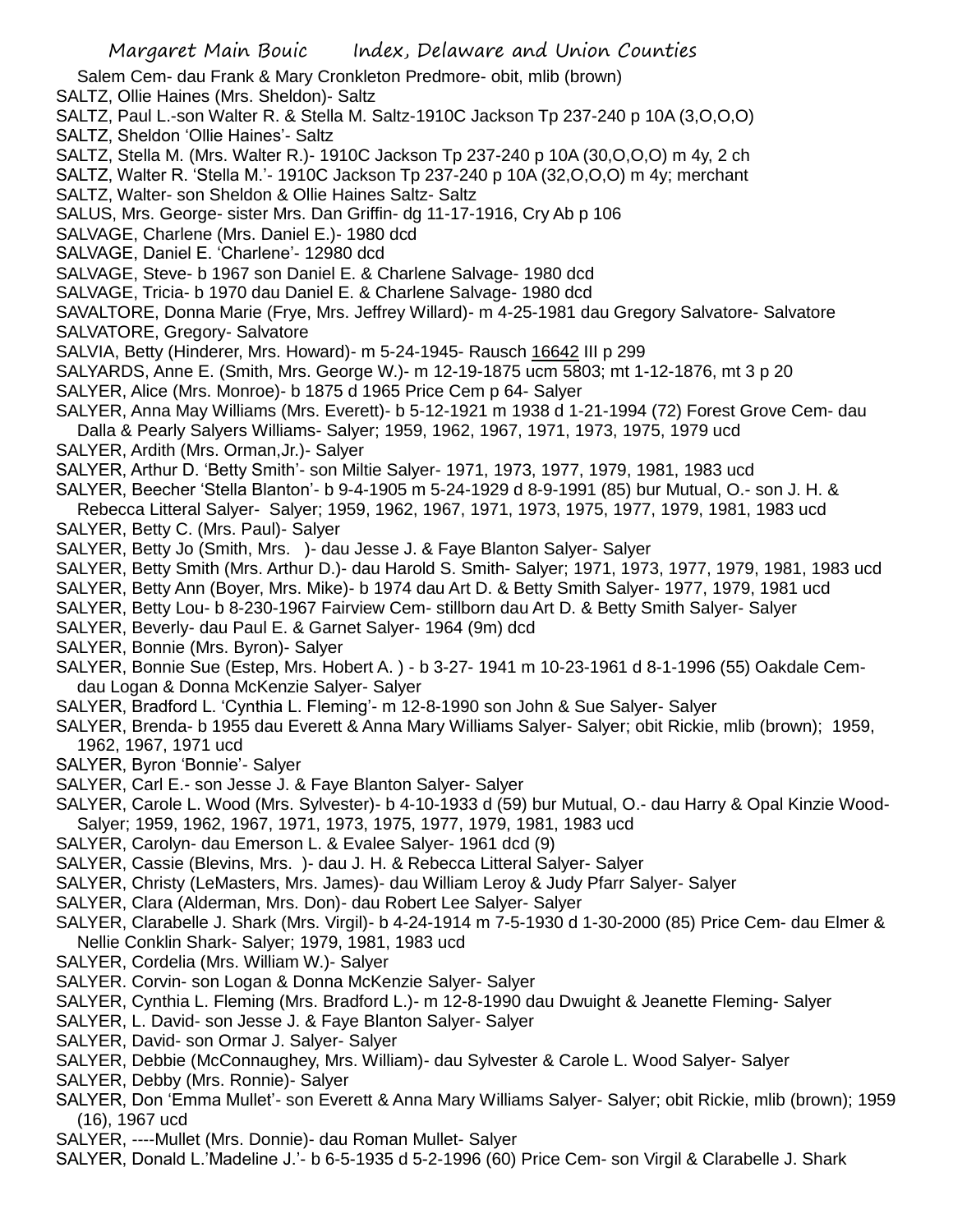Salem Cem- dau Frank & Mary Cronkleton Predmore- obit, mlib (brown)
SALTZ, Ollie Haines (Mrs. Sheldon)- Saltz
SALTZ, Paul L.-son Walter R. & Stella M. Saltz-1910C Jackson Tp 237-240 p 10A (3,O,O,O)
SALTZ, Sheldon 'Ollie Haines'- Saltz
SALTZ, Stella M. (Mrs. Walter R.)- 1910C Jackson Tp 237-240 p 10A (30,O,O,O) m 4y, 2 ch
SALTZ, Walter R. 'Stella M.'- 1910C Jackson Tp 237-240 p 10A (32,O,O,O) m 4y; merchant
SALTZ, Walter- son Sheldon & Ollie Haines Saltz- Saltz
SALUS, Mrs. George- sister Mrs. Dan Griffin- dg 11-17-1916, Cry Ab p 106
SALVAGE, Charlene (Mrs. Daniel E.)- 1980 dcd
SALVAGE, Daniel E. 'Charlene'- 12980 dcd
SALVAGE, Steve- b 1967 son Daniel E. & Charlene Salvage- 1980 dcd
SALVAGE, Tricia- b 1970 dau Daniel E. & Charlene Salvage- 1980 dcd
SAVALTORE, Donna Marie (Frye, Mrs. Jeffrey Willard)- m 4-25-1981 dau Gregory Salvatore- Salvatore
SALVATORE, Gregory- Salvatore
SALVIA, Betty (Hinderer, Mrs. Howard)- m 5-24-1945- Rausch 16642 III p 299
SALYARDS, Anne E. (Smith, Mrs. George W.)- m 12-19-1875 ucm 5803; mt 1-12-1876, mt 3 p 20
SALYER, Alice (Mrs. Monroe)- b 1875 d 1965 Price Cem p 64- Salyer
SALYER, Anna May Williams (Mrs. Everett)- b 5-12-1921 m 1938 d 1-21-1994 (72) Forest Grove Cem- dau Dalla & Pearly Salyers Williams- Salyer; 1959, 1962, 1967, 1971, 1973, 1975, 1979 ucd
SALYER, Ardith (Mrs. Orman,Jr.)- Salyer
SALYER, Arthur D. 'Betty Smith'- son Miltie Salyer- 1971, 1973, 1977, 1979, 1981, 1983 ucd
SALYER, Beecher 'Stella Blanton'- b 9-4-1905 m 5-24-1929 d 8-9-1991 (85) bur Mutual, O.- son J. H. & Rebecca Litteral Salyer- Salyer; 1959, 1962, 1967, 1971, 1973, 1975, 1977, 1979, 1981, 1983 ucd
SALYER, Betty C. (Mrs. Paul)- Salyer
SALYER, Betty Jo (Smith, Mrs. )- dau Jesse J. & Faye Blanton Salyer- Salyer
SALYER, Betty Smith (Mrs. Arthur D.)- dau Harold S. Smith- Salyer; 1971, 1973, 1977, 1979, 1981, 1983 ucd
SALYER, Betty Ann (Boyer, Mrs. Mike)- b 1974 dau Art D. & Betty Smith Salyer- 1977, 1979, 1981 ucd
SALYER, Betty Lou- b 8-230-1967 Fairview Cem- stillborn dau Art D. & Betty Smith Salyer- Salyer
SALYER, Beverly- dau Paul E. & Garnet Salyer- 1964 (9m) dcd
SALYER, Bonnie (Mrs. Byron)- Salyer
SALYER, Bonnie Sue (Estep, Mrs. Hobert A. ) - b 3-27- 1941 m 10-23-1961 d 8-1-1996 (55) Oakdale Cem- dau Logan & Donna McKenzie Salyer- Salyer
SALYER, Bradford L. 'Cynthia L. Fleming'- m 12-8-1990 son John & Sue Salyer- Salyer
SALYER, Brenda- b 1955 dau Everett & Anna Mary Williams Salyer- Salyer; obit Rickie, mlib (brown); 1959, 1962, 1967, 1971 ucd
SALYER, Byron 'Bonnie'- Salyer
SALYER, Carl E.- son Jesse J. & Faye Blanton Salyer- Salyer
SALYER, Carole L. Wood (Mrs. Sylvester)- b 4-10-1933 d (59) bur Mutual, O.- dau Harry & Opal Kinzie Wood- Salyer; 1959, 1962, 1967, 1971, 1973, 1975, 1977, 1979, 1981, 1983 ucd
SALYER, Carolyn- dau Emerson L. & Evalee Salyer- 1961 dcd (9)
SALYER, Cassie (Blevins, Mrs. )- dau J. H. & Rebecca Litteral Salyer- Salyer
SALYER, Christy (LeMasters, Mrs. James)- dau William Leroy & Judy Pfarr Salyer- Salyer
SALYER, Clara (Alderman, Mrs. Don)- dau Robert Lee Salyer- Salyer
SALYER, Clarabelle J. Shark (Mrs. Virgil)- b 4-24-1914 m 7-5-1930 d 1-30-2000 (85) Price Cem- dau Elmer & Nellie Conklin Shark- Salyer; 1979, 1981, 1983 ucd
SALYER, Cordelia (Mrs. William W.)- Salyer
SALYER. Corvin- son Logan & Donna McKenzie Salyer- Salyer
SALYER, Cynthia L. Fleming (Mrs. Bradford L.)- m 12-8-1990 dau Dwuight & Jeanette Fleming- Salyer
SALYER, L. David- son Jesse J. & Faye Blanton Salyer- Salyer
SALYER, David- son Ormar J. Salyer- Salyer
SALYER, Debbie (McConnaughey, Mrs. William)- dau Sylvester & Carole L. Wood Salyer- Salyer
SALYER, Debby (Mrs. Ronnie)- Salyer
SALYER, Don 'Emma Mullet'- son Everett & Anna Mary Williams Salyer- Salyer; obit Rickie, mlib (brown); 1959 (16), 1967 ucd
SALYER, ----Mullet (Mrs. Donnie)- dau Roman Mullet- Salyer
SALYER, Donald L.'Madeline J.'- b 6-5-1935 d 5-2-1996 (60) Price Cem- son Virgil & Clarabelle J. Shark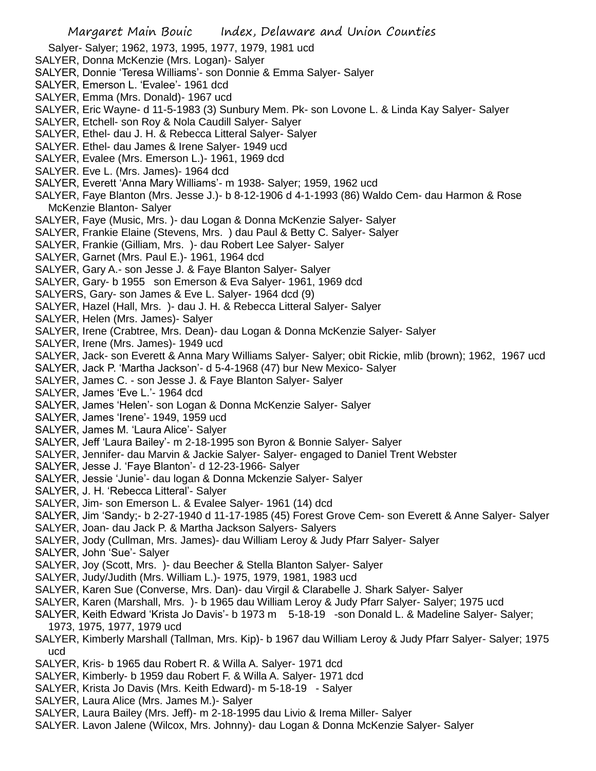Salyer- Salyer; 1962, 1973, 1995, 1977, 1979, 1981 ucd
SALYER, Donna McKenzie (Mrs. Logan)- Salyer
SALYER, Donnie 'Teresa Williams'- son Donnie & Emma Salyer- Salyer
SALYER, Emerson L. 'Evalee'- 1961 dcd
SALYER, Emma (Mrs. Donald)- 1967 ucd
SALYER, Eric Wayne- d 11-5-1983 (3) Sunbury Mem. Pk- son Lovone L. & Linda Kay Salyer- Salyer
SALYER, Etchell- son Roy & Nola Caudill Salyer- Salyer
SALYER, Ethel- dau J. H. & Rebecca Litteral Salyer- Salyer
SALYER. Ethel- dau James & Irene Salyer- 1949 ucd
SALYER, Evalee (Mrs. Emerson L.)- 1961, 1969 dcd
SALYER. Eve L. (Mrs. James)- 1964 dcd
SALYER, Everett 'Anna Mary Williams'- m 1938- Salyer; 1959, 1962 ucd
SALYER, Faye Blanton (Mrs. Jesse J.)- b 8-12-1906 d 4-1-1993 (86) Waldo Cem- dau Harmon & Rose McKenzie Blanton- Salyer
SALYER, Faye (Music, Mrs. )- dau Logan & Donna McKenzie Salyer- Salyer
SALYER, Frankie Elaine (Stevens, Mrs. ) dau Paul & Betty C. Salyer- Salyer
SALYER, Frankie (Gilliam, Mrs. )- dau Robert Lee Salyer- Salyer
SALYER, Garnet (Mrs. Paul E.)- 1961, 1964 dcd
SALYER, Gary A.- son Jesse J. & Faye Blanton Salyer- Salyer
SALYER, Gary- b 1955 son Emerson & Eva Salyer- 1961, 1969 dcd
SALYERS, Gary- son James & Eve L. Salyer- 1964 dcd (9)
SALYER, Hazel (Hall, Mrs. )- dau J. H. & Rebecca Litteral Salyer- Salyer
SALYER, Helen (Mrs. James)- Salyer
SALYER, Irene (Crabtree, Mrs. Dean)- dau Logan & Donna McKenzie Salyer- Salyer
SALYER, Irene (Mrs. James)- 1949 ucd
SALYER, Jack- son Everett & Anna Mary Williams Salyer- Salyer; obit Rickie, mlib (brown); 1962, 1967 ucd
SALYER, Jack P. 'Martha Jackson'- d 5-4-1968 (47) bur New Mexico- Salyer
SALYER, James C. - son Jesse J. & Faye Blanton Salyer- Salyer
SALYER, James 'Eve L.'- 1964 dcd
SALYER, James 'Helen'- son Logan & Donna McKenzie Salyer- Salyer
SALYER, James 'Irene'- 1949, 1959 ucd
SALYER, James M. 'Laura Alice'- Salyer
SALYER, Jeff 'Laura Bailey'- m 2-18-1995 son Byron & Bonnie Salyer- Salyer
SALYER, Jennifer- dau Marvin & Jackie Salyer- Salyer- engaged to Daniel Trent Webster
SALYER, Jesse J. 'Faye Blanton'- d 12-23-1966- Salyer
SALYER, Jessie 'Junie'- dau logan & Donna Mckenzie Salyer- Salyer
SALYER, J. H. 'Rebecca Litteral'- Salyer
SALYER, Jim- son Emerson L. & Evalee Salyer- 1961 (14) dcd
SALYER, Jim 'Sandy;- b 2-27-1940 d 11-17-1985 (45) Forest Grove Cem- son Everett & Anne Salyer- Salyer
SALYER, Joan- dau Jack P. & Martha Jackson Salyers- Salyers
SALYER, Jody (Cullman, Mrs. James)- dau William Leroy & Judy Pfarr Salyer- Salyer
SALYER, John 'Sue'- Salyer
SALYER, Joy (Scott, Mrs. )- dau Beecher & Stella Blanton Salyer- Salyer
SALYER, Judy/Judith (Mrs. William L.)- 1975, 1979, 1981, 1983 ucd
SALYER, Karen Sue (Converse, Mrs. Dan)- dau Virgil & Clarabelle J. Shark Salyer- Salyer
SALYER, Karen (Marshall, Mrs. )- b 1965 dau William Leroy & Judy Pfarr Salyer- Salyer; 1975 ucd
SALYER, Keith Edward 'Krista Jo Davis'- b 1973 m 5-18-19 -son Donald L. & Madeline Salyer- Salyer; 1973, 1975, 1977, 1979 ucd
SALYER, Kimberly Marshall (Tallman, Mrs. Kip)- b 1967 dau William Leroy & Judy Pfarr Salyer- Salyer; 1975 ucd
SALYER, Kris- b 1965 dau Robert R. & Willa A. Salyer- 1971 dcd
SALYER, Kimberly- b 1959 dau Robert F. & Willa A. Salyer- 1971 dcd
SALYER, Krista Jo Davis (Mrs. Keith Edward)- m 5-18-19 - Salyer
SALYER, Laura Alice (Mrs. James M.)- Salyer
SALYER, Laura Bailey (Mrs. Jeff)- m 2-18-1995 dau Livio & Irema Miller- Salyer
SALYER. Lavon Jalene (Wilcox, Mrs. Johnny)- dau Logan & Donna McKenzie Salyer- Salyer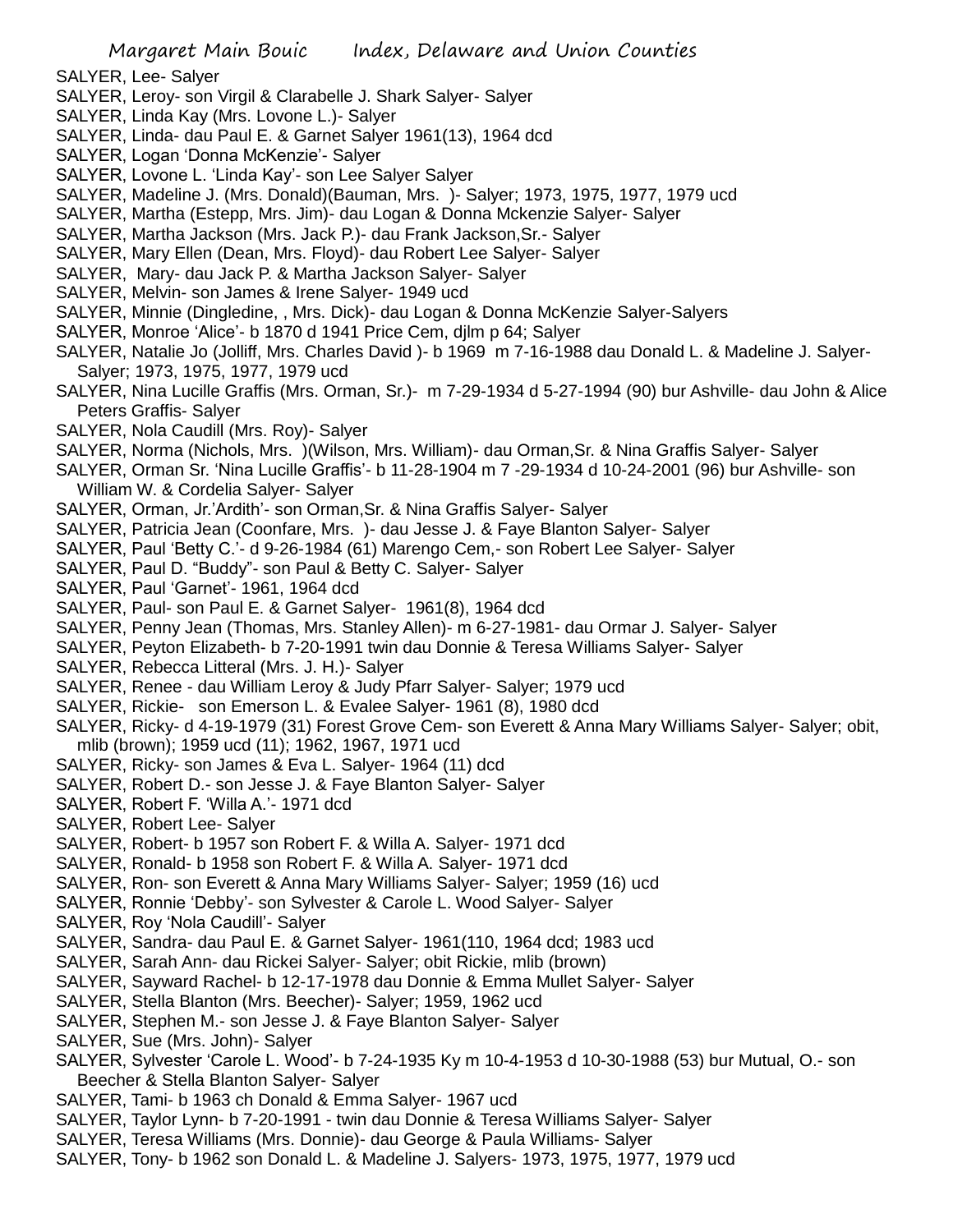SALYER, Lee- Salyer

SALYER, Leroy- son Virgil & Clarabelle J. Shark Salyer- Salyer

SALYER, Linda Kay (Mrs. Lovone L.)- Salyer

SALYER, Linda- dau Paul E. & Garnet Salyer 1961(13), 1964 dcd

SALYER, Logan 'Donna McKenzie'- Salyer

SALYER, Lovone L. 'Linda Kay'- son Lee Salyer Salyer

SALYER, Madeline J. (Mrs. Donald)(Bauman, Mrs. )- Salyer; 1973, 1975, 1977, 1979 ucd

SALYER, Martha (Estepp, Mrs. Jim)- dau Logan & Donna Mckenzie Salyer- Salyer

SALYER, Martha Jackson (Mrs. Jack P.)- dau Frank Jackson,Sr.- Salyer

SALYER, Mary Ellen (Dean, Mrs. Floyd)- dau Robert Lee Salyer- Salyer

SALYER, Mary- dau Jack P. & Martha Jackson Salyer- Salyer

SALYER, Melvin- son James & Irene Salyer- 1949 ucd

SALYER, Minnie (Dingledine, , Mrs. Dick)- dau Logan & Donna McKenzie Salyer-Salyers

SALYER, Monroe 'Alice'- b 1870 d 1941 Price Cem, djlm p 64; Salyer

SALYER, Natalie Jo (Jolliff, Mrs. Charles David )- b 1969 m 7-16-1988 dau Donald L. & Madeline J. Salyer- Salyer; 1973, 1975, 1977, 1979 ucd

SALYER, Nina Lucille Graffis (Mrs. Orman, Sr.)- m 7-29-1934 d 5-27-1994 (90) bur Ashville- dau John & Alice Peters Graffis- Salyer

SALYER, Nola Caudill (Mrs. Roy)- Salyer

SALYER, Norma (Nichols, Mrs. )(Wilson, Mrs. William)- dau Orman,Sr. & Nina Graffis Salyer- Salyer

SALYER, Orman Sr. 'Nina Lucille Graffis'- b 11-28-1904 m 7 -29-1934 d 10-24-2001 (96) bur Ashville- son William W. & Cordelia Salyer- Salyer

SALYER, Orman, Jr.'Ardith'- son Orman,Sr. & Nina Graffis Salyer- Salyer

SALYER, Patricia Jean (Coonfare, Mrs. )- dau Jesse J. & Faye Blanton Salyer- Salyer

SALYER, Paul 'Betty C.'- d 9-26-1984 (61) Marengo Cem,- son Robert Lee Salyer- Salyer

SALYER, Paul D. "Buddy"- son Paul & Betty C. Salyer- Salyer

SALYER, Paul 'Garnet'- 1961, 1964 dcd

SALYER, Paul- son Paul E. & Garnet Salyer- 1961(8), 1964 dcd

SALYER, Penny Jean (Thomas, Mrs. Stanley Allen)- m 6-27-1981- dau Ormar J. Salyer- Salyer

SALYER, Peyton Elizabeth- b 7-20-1991 twin dau Donnie & Teresa Williams Salyer- Salyer

SALYER, Rebecca Litteral (Mrs. J. H.)- Salyer

SALYER, Renee - dau William Leroy & Judy Pfarr Salyer- Salyer; 1979 ucd

SALYER, Rickie- son Emerson L. & Evalee Salyer- 1961 (8), 1980 dcd

SALYER, Ricky- d 4-19-1979 (31) Forest Grove Cem- son Everett & Anna Mary Williams Salyer- Salyer; obit, mlib (brown); 1959 ucd (11); 1962, 1967, 1971 ucd

SALYER, Ricky- son James & Eva L. Salyer- 1964 (11) dcd

SALYER, Robert D.- son Jesse J. & Faye Blanton Salyer- Salyer

SALYER, Robert F. 'Willa A.'- 1971 dcd

SALYER, Robert Lee- Salyer

SALYER, Robert- b 1957 son Robert F. & Willa A. Salyer- 1971 dcd

SALYER, Ronald- b 1958 son Robert F. & Willa A. Salyer- 1971 dcd

SALYER, Ron- son Everett & Anna Mary Williams Salyer- Salyer; 1959 (16) ucd

SALYER, Ronnie 'Debby'- son Sylvester & Carole L. Wood Salyer- Salyer

SALYER, Roy 'Nola Caudill'- Salyer

SALYER, Sandra- dau Paul E. & Garnet Salyer- 1961(110, 1964 dcd; 1983 ucd

SALYER, Sarah Ann- dau Rickei Salyer- Salyer; obit Rickie, mlib (brown)

SALYER, Sayward Rachel- b 12-17-1978 dau Donnie & Emma Mullet Salyer- Salyer

SALYER, Stella Blanton (Mrs. Beecher)- Salyer; 1959, 1962 ucd

SALYER, Stephen M.- son Jesse J. & Faye Blanton Salyer- Salyer

SALYER, Sue (Mrs. John)- Salyer

SALYER, Sylvester 'Carole L. Wood'- b 7-24-1935 Ky m 10-4-1953 d 10-30-1988 (53) bur Mutual, O.- son Beecher & Stella Blanton Salyer- Salyer

SALYER, Tami- b 1963 ch Donald & Emma Salyer- 1967 ucd

SALYER, Taylor Lynn- b 7-20-1991 - twin dau Donnie & Teresa Williams Salyer- Salyer

SALYER, Teresa Williams (Mrs. Donnie)- dau George & Paula Williams- Salyer

SALYER, Tony- b 1962 son Donald L. & Madeline J. Salyers- 1973, 1975, 1977, 1979 ucd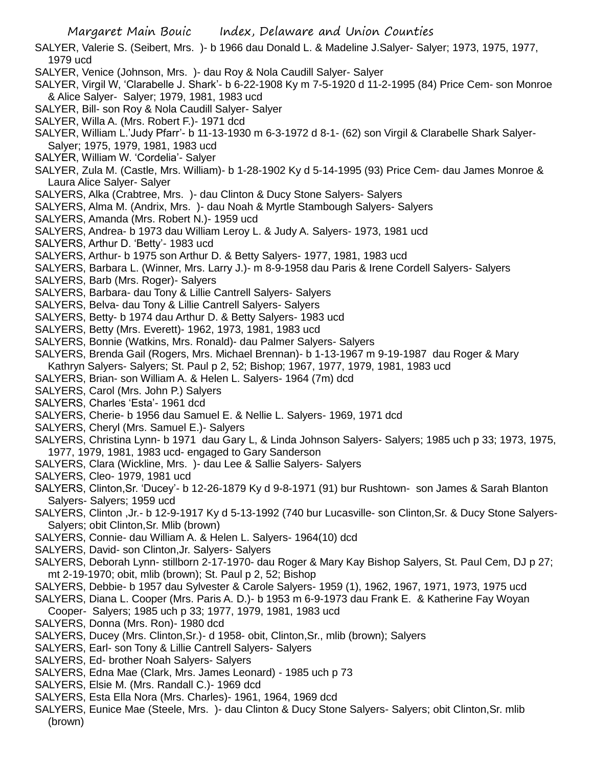SALYER, Valerie S. (Seibert, Mrs. )- b 1966 dau Donald L. & Madeline J.Salyer- Salyer; 1973, 1975, 1977, 1979 ucd

SALYER, Venice (Johnson, Mrs. )- dau Roy & Nola Caudill Salyer- Salyer

SALYER, Virgil W, 'Clarabelle J. Shark'- b 6-22-1908 Ky m 7-5-1920 d 11-2-1995 (84) Price Cem- son Monroe & Alice Salyer- Salyer; 1979, 1981, 1983 ucd

SALYER, Bill- son Roy & Nola Caudill Salyer- Salyer

SALYER, Willa A. (Mrs. Robert F.)- 1971 dcd

SALYER, William L.'Judy Pfarr'- b 11-13-1930 m 6-3-1972 d 8-1- (62) son Virgil & Clarabelle Shark Salyer- Salyer; 1975, 1979, 1981, 1983 ucd

SALYER, William W. 'Cordelia'- Salyer

SALYER, Zula M. (Castle, Mrs. William)- b 1-28-1902 Ky d 5-14-1995 (93) Price Cem- dau James Monroe & Laura Alice Salyer- Salyer

SALYERS, Alka (Crabtree, Mrs. )- dau Clinton & Ducy Stone Salyers- Salyers

SALYERS, Alma M. (Andrix, Mrs. )- dau Noah & Myrtle Stambough Salyers- Salyers

SALYERS, Amanda (Mrs. Robert N.)- 1959 ucd

SALYERS, Andrea- b 1973 dau William Leroy L. & Judy A. Salyers- 1973, 1981 ucd

SALYERS, Arthur D. 'Betty'- 1983 ucd

SALYERS, Arthur- b 1975 son Arthur D. & Betty Salyers- 1977, 1981, 1983 ucd

SALYERS, Barbara L. (Winner, Mrs. Larry J.)- m 8-9-1958 dau Paris & Irene Cordell Salyers- Salyers

SALYERS, Barb (Mrs. Roger)- Salyers

SALYERS, Barbara- dau Tony & Lillie Cantrell Salyers- Salyers

SALYERS, Belva- dau Tony & Lillie Cantrell Salyers- Salyers

SALYERS, Betty- b 1974 dau Arthur D. & Betty Salyers- 1983 ucd

SALYERS, Betty (Mrs. Everett)- 1962, 1973, 1981, 1983 ucd

SALYERS, Bonnie (Watkins, Mrs. Ronald)- dau Palmer Salyers- Salyers

SALYERS, Brenda Gail (Rogers, Mrs. Michael Brennan)- b 1-13-1967 m 9-19-1987 dau Roger & Mary Kathryn Salyers- Salyers; St. Paul p 2, 52; Bishop; 1967, 1977, 1979, 1981, 1983 ucd

SALYERS, Brian- son William A. & Helen L. Salyers- 1964 (7m) dcd

SALYERS, Carol (Mrs. John P.) Salyers

SALYERS, Charles 'Esta'- 1961 dcd

SALYERS, Cherie- b 1956 dau Samuel E. & Nellie L. Salyers- 1969, 1971 dcd

SALYERS, Cheryl (Mrs. Samuel E.)- Salyers

SALYERS, Christina Lynn- b 1971 dau Gary L, & Linda Johnson Salyers- Salyers; 1985 uch p 33; 1973, 1975, 1977, 1979, 1981, 1983 ucd- engaged to Gary Sanderson

SALYERS, Clara (Wickline, Mrs. )- dau Lee & Sallie Salyers- Salyers

SALYERS, Cleo- 1979, 1981 ucd

SALYERS, Clinton,Sr. 'Ducey'- b 12-26-1879 Ky d 9-8-1971 (91) bur Rushtown- son James & Sarah Blanton Salyers- Salyers; 1959 ucd

SALYERS, Clinton ,Jr.- b 12-9-1917 Ky d 5-13-1992 (740 bur Lucasville- son Clinton,Sr. & Ducy Stone Salyers- Salyers; obit Clinton,Sr. Mlib (brown)

SALYERS, Connie- dau William A. & Helen L. Salyers- 1964(10) dcd

SALYERS, David- son Clinton,Jr. Salyers- Salyers

SALYERS, Deborah Lynn- stillborn 2-17-1970- dau Roger & Mary Kay Bishop Salyers, St. Paul Cem, DJ p 27; mt 2-19-1970; obit, mlib (brown); St. Paul p 2, 52; Bishop

SALYERS, Debbie- b 1957 dau Sylvester & Carole Salyers- 1959 (1), 1962, 1967, 1971, 1973, 1975 ucd

SALYERS, Diana L. Cooper (Mrs. Paris A. D.)- b 1953 m 6-9-1973 dau Frank E. & Katherine Fay Woyan Cooper- Salyers; 1985 uch p 33; 1977, 1979, 1981, 1983 ucd

SALYERS, Donna (Mrs. Ron)- 1980 dcd

SALYERS, Ducey (Mrs. Clinton,Sr.)- d 1958- obit, Clinton,Sr., mlib (brown); Salyers

SALYERS, Earl- son Tony & Lillie Cantrell Salyers- Salyers

SALYERS, Ed- brother Noah Salyers- Salyers

SALYERS, Edna Mae (Clark, Mrs. James Leonard) - 1985 uch p 73

SALYERS, Elsie M. (Mrs. Randall C.)- 1969 dcd

SALYERS, Esta Ella Nora (Mrs. Charles)- 1961, 1964, 1969 dcd

SALYERS, Eunice Mae (Steele, Mrs. )- dau Clinton & Ducy Stone Salyers- Salyers; obit Clinton,Sr. mlib (brown)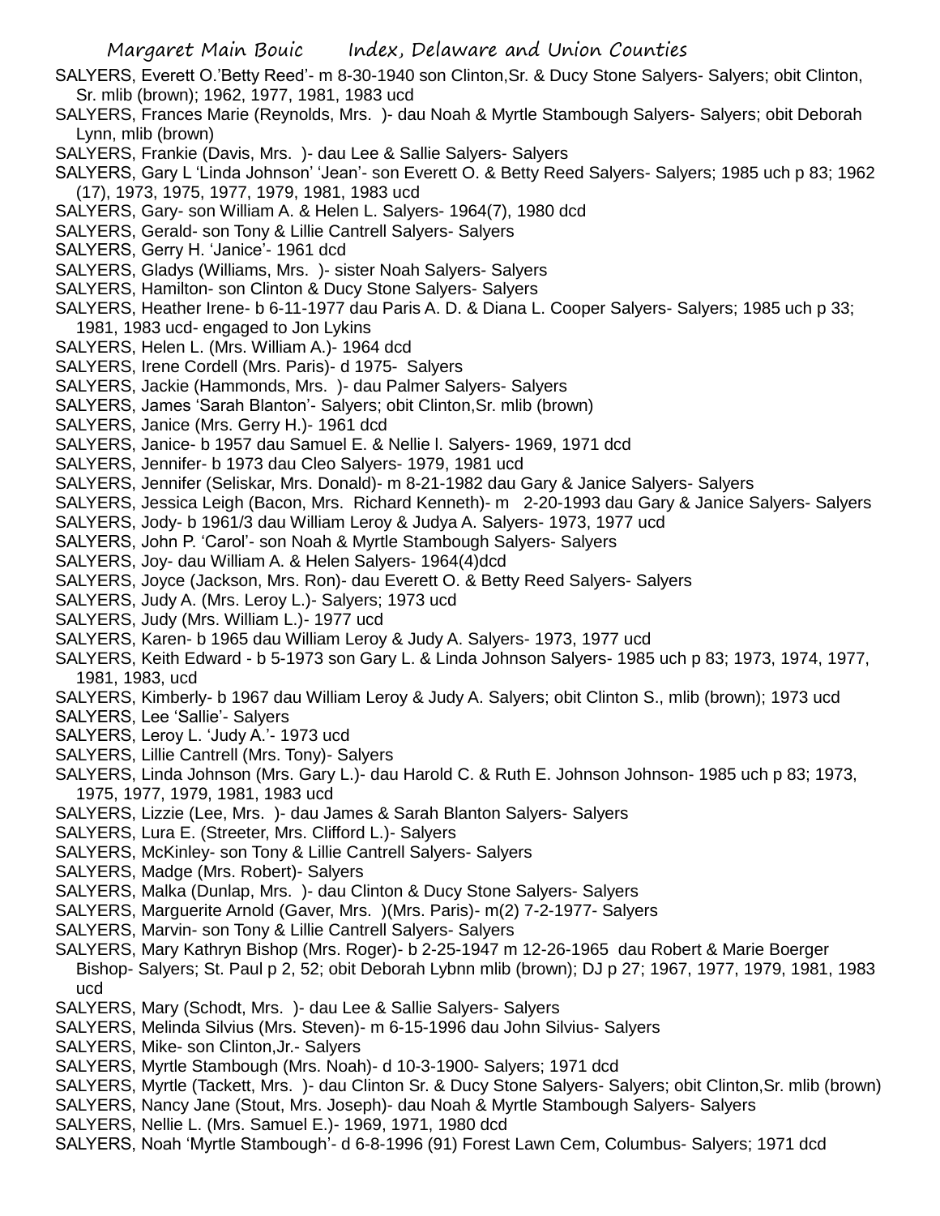SALYERS, Everett O.'Betty Reed'- m 8-30-1940 son Clinton,Sr. & Ducy Stone Salyers- Salyers; obit Clinton, Sr. mlib (brown); 1962, 1977, 1981, 1983 ucd

SALYERS, Frances Marie (Reynolds, Mrs. )- dau Noah & Myrtle Stambough Salyers- Salyers; obit Deborah Lynn, mlib (brown)

SALYERS, Frankie (Davis, Mrs. )- dau Lee & Sallie Salyers- Salyers

SALYERS, Gary L 'Linda Johnson' 'Jean'- son Everett O. & Betty Reed Salyers- Salyers; 1985 uch p 83; 1962 (17), 1973, 1975, 1977, 1979, 1981, 1983 ucd

SALYERS, Gary- son William A. & Helen L. Salyers- 1964(7), 1980 dcd

SALYERS, Gerald- son Tony & Lillie Cantrell Salyers- Salyers

SALYERS, Gerry H. 'Janice'- 1961 dcd

SALYERS, Gladys (Williams, Mrs. )- sister Noah Salyers- Salyers

SALYERS, Hamilton- son Clinton & Ducy Stone Salyers- Salyers

SALYERS, Heather Irene- b 6-11-1977 dau Paris A. D. & Diana L. Cooper Salyers- Salyers; 1985 uch p 33; 1981, 1983 ucd- engaged to Jon Lykins

SALYERS, Helen L. (Mrs. William A.)- 1964 dcd

SALYERS, Irene Cordell (Mrs. Paris)- d 1975- Salyers

SALYERS, Jackie (Hammonds, Mrs. )- dau Palmer Salyers- Salyers

SALYERS, James 'Sarah Blanton'- Salyers; obit Clinton,Sr. mlib (brown)

SALYERS, Janice (Mrs. Gerry H.)- 1961 dcd

SALYERS, Janice- b 1957 dau Samuel E. & Nellie l. Salyers- 1969, 1971 dcd

SALYERS, Jennifer- b 1973 dau Cleo Salyers- 1979, 1981 ucd

SALYERS, Jennifer (Seliskar, Mrs. Donald)- m 8-21-1982 dau Gary & Janice Salyers- Salyers

SALYERS, Jessica Leigh (Bacon, Mrs. Richard Kenneth)- m 2-20-1993 dau Gary & Janice Salyers- Salyers

SALYERS, Jody- b 1961/3 dau William Leroy & Judya A. Salyers- 1973, 1977 ucd

SALYERS, John P. 'Carol'- son Noah & Myrtle Stambough Salyers- Salyers

SALYERS, Joy- dau William A. & Helen Salyers- 1964(4)dcd

SALYERS, Joyce (Jackson, Mrs. Ron)- dau Everett O. & Betty Reed Salyers- Salyers

SALYERS, Judy A. (Mrs. Leroy L.)- Salyers; 1973 ucd

SALYERS, Judy (Mrs. William L.)- 1977 ucd

SALYERS, Karen- b 1965 dau William Leroy & Judy A. Salyers- 1973, 1977 ucd

SALYERS, Keith Edward - b 5-1973 son Gary L. & Linda Johnson Salyers- 1985 uch p 83; 1973, 1974, 1977, 1981, 1983, ucd

SALYERS, Kimberly- b 1967 dau William Leroy & Judy A. Salyers; obit Clinton S., mlib (brown); 1973 ucd

SALYERS, Lee 'Sallie'- Salyers

SALYERS, Leroy L. 'Judy A.'- 1973 ucd

SALYERS, Lillie Cantrell (Mrs. Tony)- Salyers

SALYERS, Linda Johnson (Mrs. Gary L.)- dau Harold C. & Ruth E. Johnson Johnson- 1985 uch p 83; 1973, 1975, 1977, 1979, 1981, 1983 ucd

SALYERS, Lizzie (Lee, Mrs. )- dau James & Sarah Blanton Salyers- Salyers

SALYERS, Lura E. (Streeter, Mrs. Clifford L.)- Salyers

SALYERS, McKinley- son Tony & Lillie Cantrell Salyers- Salyers

SALYERS, Madge (Mrs. Robert)- Salyers

SALYERS, Malka (Dunlap, Mrs. )- dau Clinton & Ducy Stone Salyers- Salyers

SALYERS, Marguerite Arnold (Gaver, Mrs. )(Mrs. Paris)- m(2) 7-2-1977- Salyers

SALYERS, Marvin- son Tony & Lillie Cantrell Salyers- Salyers

SALYERS, Mary Kathryn Bishop (Mrs. Roger)- b 2-25-1947 m 12-26-1965 dau Robert & Marie Boerger Bishop- Salyers; St. Paul p 2, 52; obit Deborah Lybnn mlib (brown); DJ p 27; 1967, 1977, 1979, 1981, 1983 ucd

SALYERS, Mary (Schodt, Mrs. )- dau Lee & Sallie Salyers- Salyers

SALYERS, Melinda Silvius (Mrs. Steven)- m 6-15-1996 dau John Silvius- Salyers

SALYERS, Mike- son Clinton,Jr.- Salyers

SALYERS, Myrtle Stambough (Mrs. Noah)- d 10-3-1900- Salyers; 1971 dcd

SALYERS, Myrtle (Tackett, Mrs. )- dau Clinton Sr. & Ducy Stone Salyers- Salyers; obit Clinton,Sr. mlib (brown)

SALYERS, Nancy Jane (Stout, Mrs. Joseph)- dau Noah & Myrtle Stambough Salyers- Salyers

SALYERS, Nellie L. (Mrs. Samuel E.)- 1969, 1971, 1980 dcd

SALYERS, Noah 'Myrtle Stambough'- d 6-8-1996 (91) Forest Lawn Cem, Columbus- Salyers; 1971 dcd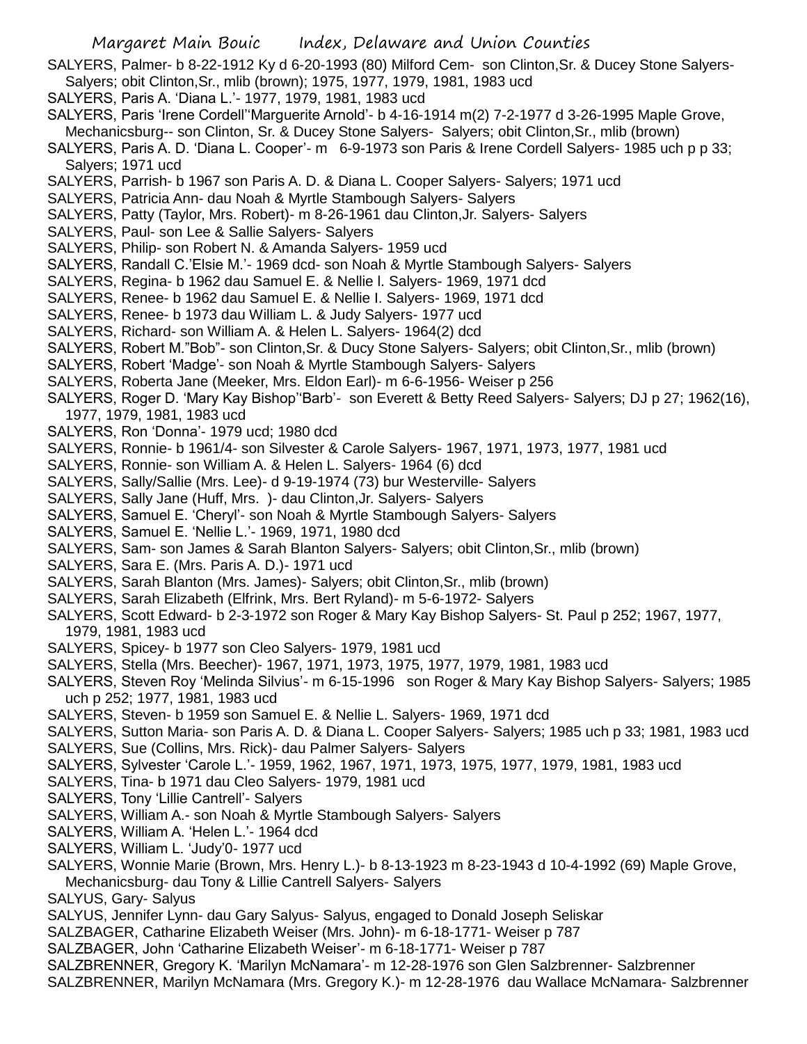SALYERS, Palmer- b 8-22-1912 Ky d 6-20-1993 (80) Milford Cem- son Clinton,Sr. & Ducey Stone Salyers- Salyers; obit Clinton,Sr., mlib (brown); 1975, 1977, 1979, 1981, 1983 ucd

SALYERS, Paris A. 'Diana L.'- 1977, 1979, 1981, 1983 ucd

SALYERS, Paris 'Irene Cordell''Marguerite Arnold'- b 4-16-1914 m(2) 7-2-1977 d 3-26-1995 Maple Grove, Mechanicsburg-- son Clinton, Sr. & Ducey Stone Salyers- Salyers; obit Clinton,Sr., mlib (brown)

SALYERS, Paris A. D. 'Diana L. Cooper'- m 6-9-1973 son Paris & Irene Cordell Salyers- 1985 uch p p 33; Salyers; 1971 ucd

SALYERS, Parrish- b 1967 son Paris A. D. & Diana L. Cooper Salyers- Salyers; 1971 ucd

SALYERS, Patricia Ann- dau Noah & Myrtle Stambough Salyers- Salyers

SALYERS, Patty (Taylor, Mrs. Robert)- m 8-26-1961 dau Clinton,Jr. Salyers- Salyers

SALYERS, Paul- son Lee & Sallie Salyers- Salyers

SALYERS, Philip- son Robert N. & Amanda Salyers- 1959 ucd

SALYERS, Randall C.'Elsie M.'- 1969 dcd- son Noah & Myrtle Stambough Salyers- Salyers

SALYERS, Regina- b 1962 dau Samuel E. & Nellie l. Salyers- 1969, 1971 dcd

SALYERS, Renee- b 1962 dau Samuel E. & Nellie I. Salyers- 1969, 1971 dcd

SALYERS, Renee- b 1973 dau William L. & Judy Salyers- 1977 ucd

SALYERS, Richard- son William A. & Helen L. Salyers- 1964(2) dcd

SALYERS, Robert M."Bob"- son Clinton,Sr. & Ducy Stone Salyers- Salyers; obit Clinton,Sr., mlib (brown)

SALYERS, Robert 'Madge'- son Noah & Myrtle Stambough Salyers- Salyers

SALYERS, Roberta Jane (Meeker, Mrs. Eldon Earl)- m 6-6-1956- Weiser p 256

SALYERS, Roger D. 'Mary Kay Bishop''Barb'- son Everett & Betty Reed Salyers- Salyers; DJ p 27; 1962(16), 1977, 1979, 1981, 1983 ucd

SALYERS, Ron 'Donna'- 1979 ucd; 1980 dcd

SALYERS, Ronnie- b 1961/4- son Silvester & Carole Salyers- 1967, 1971, 1973, 1977, 1981 ucd

SALYERS, Ronnie- son William A. & Helen L. Salyers- 1964 (6) dcd

SALYERS, Sally/Sallie (Mrs. Lee)- d 9-19-1974 (73) bur Westerville- Salyers

SALYERS, Sally Jane (Huff, Mrs. )- dau Clinton,Jr. Salyers- Salyers

SALYERS, Samuel E. 'Cheryl'- son Noah & Myrtle Stambough Salyers- Salyers

SALYERS, Samuel E. 'Nellie L.'- 1969, 1971, 1980 dcd

SALYERS, Sam- son James & Sarah Blanton Salyers- Salyers; obit Clinton,Sr., mlib (brown)

SALYERS, Sara E. (Mrs. Paris A. D.)- 1971 ucd

SALYERS, Sarah Blanton (Mrs. James)- Salyers; obit Clinton,Sr., mlib (brown)

SALYERS, Sarah Elizabeth (Elfrink, Mrs. Bert Ryland)- m 5-6-1972- Salyers

SALYERS, Scott Edward- b 2-3-1972 son Roger & Mary Kay Bishop Salyers- St. Paul p 252; 1967, 1977, 1979, 1981, 1983 ucd

SALYERS, Spicey- b 1977 son Cleo Salyers- 1979, 1981 ucd

SALYERS, Stella (Mrs. Beecher)- 1967, 1971, 1973, 1975, 1977, 1979, 1981, 1983 ucd

SALYERS, Steven Roy 'Melinda Silvius'- m 6-15-1996 son Roger & Mary Kay Bishop Salyers- Salyers; 1985 uch p 252; 1977, 1981, 1983 ucd

SALYERS, Steven- b 1959 son Samuel E. & Nellie L. Salyers- 1969, 1971 dcd

SALYERS, Sutton Maria- son Paris A. D. & Diana L. Cooper Salyers- Salyers; 1985 uch p 33; 1981, 1983 ucd

SALYERS, Sue (Collins, Mrs. Rick)- dau Palmer Salyers- Salyers

SALYERS, Sylvester 'Carole L.'- 1959, 1962, 1967, 1971, 1973, 1975, 1977, 1979, 1981, 1983 ucd

SALYERS, Tina- b 1971 dau Cleo Salyers- 1979, 1981 ucd

SALYERS, Tony 'Lillie Cantrell'- Salyers

SALYERS, William A.- son Noah & Myrtle Stambough Salyers- Salyers

SALYERS, William A. 'Helen L.'- 1964 dcd

SALYERS, William L. 'Judy'0- 1977 ucd

SALYERS, Wonnie Marie (Brown, Mrs. Henry L.)- b 8-13-1923 m 8-23-1943 d 10-4-1992 (69) Maple Grove, Mechanicsburg- dau Tony & Lillie Cantrell Salyers- Salyers

SALYUS, Gary- Salyus

SALYUS, Jennifer Lynn- dau Gary Salyus- Salyus, engaged to Donald Joseph Seliskar

SALZBAGER, Catharine Elizabeth Weiser (Mrs. John)- m 6-18-1771- Weiser p 787

SALZBAGER, John 'Catharine Elizabeth Weiser'- m 6-18-1771- Weiser p 787

SALZBRENNER, Gregory K. 'Marilyn McNamara'- m 12-28-1976 son Glen Salzbrenner- Salzbrenner

SALZBRENNER, Marilyn McNamara (Mrs. Gregory K.)- m 12-28-1976 dau Wallace McNamara- Salzbrenner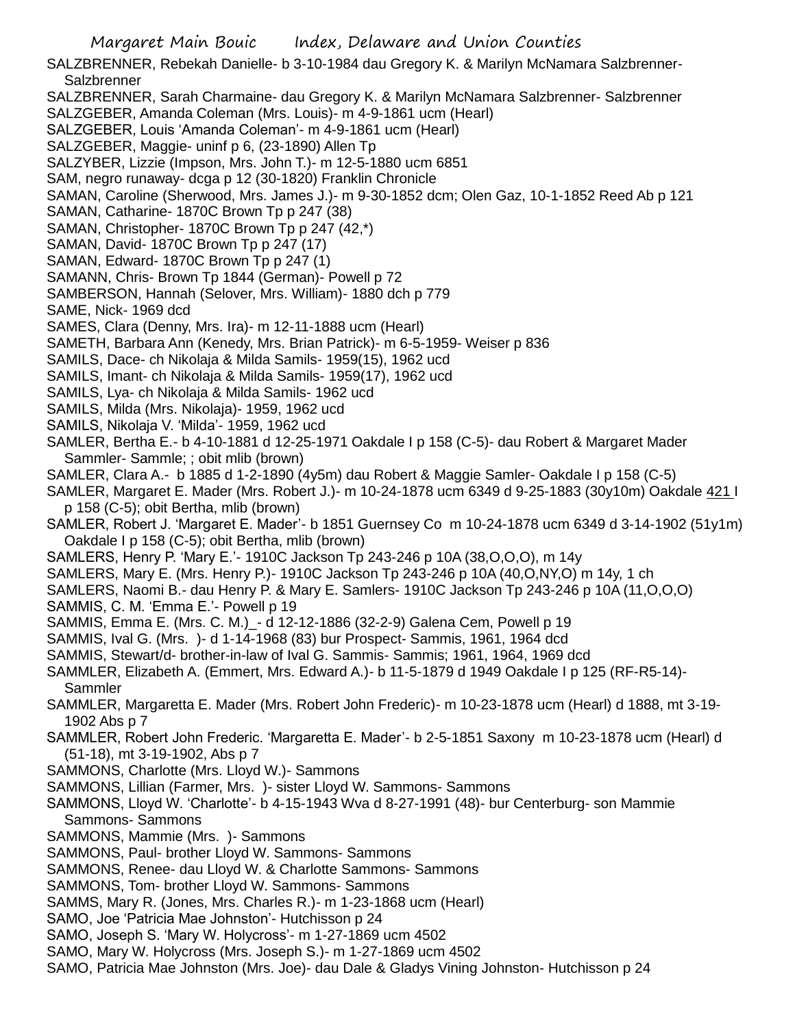SALZBRENNER, Rebekah Danielle- b 3-10-1984 dau Gregory K. & Marilyn McNamara Salzbrenner- Salzbrenner

SALZBRENNER, Sarah Charmaine- dau Gregory K. & Marilyn McNamara Salzbrenner- Salzbrenner

SALZGEBER, Amanda Coleman (Mrs. Louis)- m 4-9-1861 ucm (Hearl)

SALZGEBER, Louis 'Amanda Coleman'- m 4-9-1861 ucm (Hearl)

SALZGEBER, Maggie- uninf p 6, (23-1890) Allen Tp

SALZYBER, Lizzie (Impson, Mrs. John T.)- m 12-5-1880 ucm 6851

SAM, negro runaway- dcga p 12 (30-1820) Franklin Chronicle

SAMAN, Caroline (Sherwood, Mrs. James J.)- m 9-30-1852 dcm; Olen Gaz, 10-1-1852 Reed Ab p 121

SAMAN, Catharine- 1870C Brown Tp p 247 (38)

SAMAN, Christopher- 1870C Brown Tp p 247 (42,*)

SAMAN, David- 1870C Brown Tp p 247 (17)

SAMAN, Edward- 1870C Brown Tp p 247 (1)

SAMANN, Chris- Brown Tp 1844 (German)- Powell p 72

SAMBERSON, Hannah (Selover, Mrs. William)- 1880 dch p 779

SAME, Nick- 1969 dcd

SAMES, Clara (Denny, Mrs. Ira)- m 12-11-1888 ucm (Hearl)

SAMETH, Barbara Ann (Kenedy, Mrs. Brian Patrick)- m 6-5-1959- Weiser p 836

SAMILS, Dace- ch Nikolaja & Milda Samils- 1959(15), 1962 ucd

SAMILS, Imant- ch Nikolaja & Milda Samils- 1959(17), 1962 ucd

SAMILS, Lya- ch Nikolaja & Milda Samils- 1962 ucd

SAMILS, Milda (Mrs. Nikolaja)- 1959, 1962 ucd

SAMILS, Nikolaja V. 'Milda'- 1959, 1962 ucd

SAMLER, Bertha E.- b 4-10-1881 d 12-25-1971 Oakdale I p 158 (C-5)- dau Robert & Margaret Mader Sammler- Sammle; ; obit mlib (brown)

SAMLER, Clara A.- b 1885 d 1-2-1890 (4y5m) dau Robert & Maggie Samler- Oakdale I p 158 (C-5)

SAMLER, Margaret E. Mader (Mrs. Robert J.)- m 10-24-1878 ucm 6349 d 9-25-1883 (30y10m) Oakdale 421 I p 158 (C-5); obit Bertha, mlib (brown)

SAMLER, Robert J. 'Margaret E. Mader'- b 1851 Guernsey Co m 10-24-1878 ucm 6349 d 3-14-1902 (51y1m) Oakdale I p 158 (C-5); obit Bertha, mlib (brown)

SAMLERS, Henry P. 'Mary E.'- 1910C Jackson Tp 243-246 p 10A (38,O,O,O), m 14y

SAMLERS, Mary E. (Mrs. Henry P.)- 1910C Jackson Tp 243-246 p 10A (40,O,NY,O) m 14y, 1 ch

SAMLERS, Naomi B.- dau Henry P. & Mary E. Samlers- 1910C Jackson Tp 243-246 p 10A (11,O,O,O)

SAMMIS, C. M. 'Emma E.'- Powell p 19

SAMMIS, Emma E. (Mrs. C. M.)_- d 12-12-1886 (32-2-9) Galena Cem, Powell p 19

SAMMIS, Ival G. (Mrs. )- d 1-14-1968 (83) bur Prospect- Sammis, 1961, 1964 dcd

SAMMIS, Stewart/d- brother-in-law of Ival G. Sammis- Sammis; 1961, 1964, 1969 dcd

SAMMLER, Elizabeth A. (Emmert, Mrs. Edward A.)- b 11-5-1879 d 1949 Oakdale I p 125 (RF-R5-14)- Sammler

SAMMLER, Margaretta E. Mader (Mrs. Robert John Frederic)- m 10-23-1878 ucm (Hearl) d 1888, mt 3-19-1902 Abs p 7

SAMMLER, Robert John Frederic. 'Margaretta E. Mader'- b 2-5-1851 Saxony m 10-23-1878 ucm (Hearl) d (51-18), mt 3-19-1902, Abs p 7

SAMMONS, Charlotte (Mrs. Lloyd W.)- Sammons

SAMMONS, Lillian (Farmer, Mrs. )- sister Lloyd W. Sammons- Sammons

SAMMONS, Lloyd W. 'Charlotte'- b 4-15-1943 Wva d 8-27-1991 (48)- bur Centerburg- son Mammie Sammons- Sammons

SAMMONS, Mammie (Mrs. )- Sammons

SAMMONS, Paul- brother Lloyd W. Sammons- Sammons

SAMMONS, Renee- dau Lloyd W. & Charlotte Sammons- Sammons

SAMMONS, Tom- brother Lloyd W. Sammons- Sammons

SAMMS, Mary R. (Jones, Mrs. Charles R.)- m 1-23-1868 ucm (Hearl)

SAMO, Joe 'Patricia Mae Johnston'- Hutchisson p 24

SAMO, Joseph S. 'Mary W. Holycross'- m 1-27-1869 ucm 4502

SAMO, Mary W. Holycross (Mrs. Joseph S.)- m 1-27-1869 ucm 4502

SAMO, Patricia Mae Johnston (Mrs. Joe)- dau Dale & Gladys Vining Johnston- Hutchisson p 24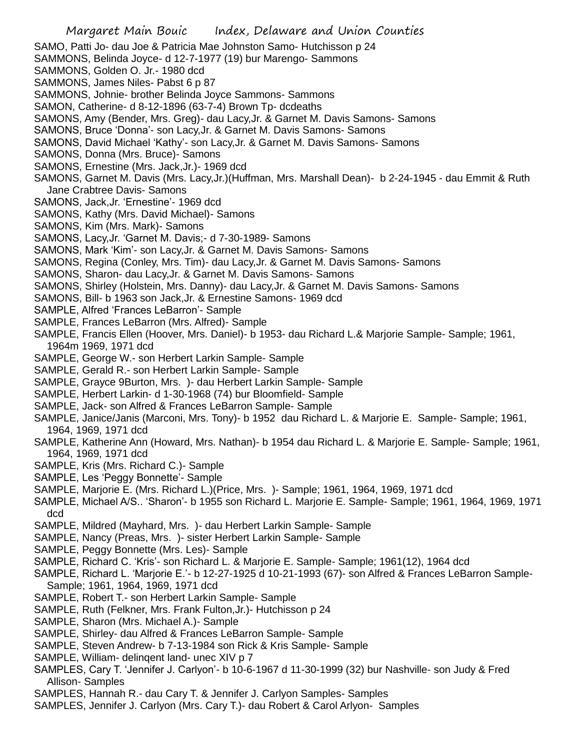SAMO, Patti Jo- dau Joe & Patricia Mae Johnston Samo- Hutchisson p 24
SAMMONS, Belinda Joyce- d 12-7-1977 (19) bur Marengo- Sammons
SAMMONS, Golden O. Jr.- 1980 dcd
SAMMONS, James Niles- Pabst 6 p 87
SAMMONS, Johnie- brother Belinda Joyce Sammons- Sammons
SAMON, Catherine- d 8-12-1896 (63-7-4) Brown Tp- dcdeaths
SAMONS, Amy (Bender, Mrs. Greg)- dau Lacy,Jr. & Garnet M. Davis Samons- Samons
SAMONS, Bruce 'Donna'- son Lacy,Jr. & Garnet M. Davis Samons- Samons
SAMONS, David Michael 'Kathy'- son Lacy,Jr. & Garnet M. Davis Samons- Samons
SAMONS, Donna (Mrs. Bruce)- Samons
SAMONS, Ernestine (Mrs. Jack,Jr.)- 1969 dcd
SAMONS, Garnet M. Davis (Mrs. Lacy,Jr.)(Huffman, Mrs. Marshall Dean)- b 2-24-1945 - dau Emmit & Ruth Jane Crabtree Davis- Samons
SAMONS, Jack,Jr. 'Ernestine'- 1969 dcd
SAMONS, Kathy (Mrs. David Michael)- Samons
SAMONS, Kim (Mrs. Mark)- Samons
SAMONS, Lacy,Jr. 'Garnet M. Davis;- d 7-30-1989- Samons
SAMONS, Mark 'Kim'- son Lacy,Jr. & Garnet M. Davis Samons- Samons
SAMONS, Regina (Conley, Mrs. Tim)- dau Lacy,Jr. & Garnet M. Davis Samons- Samons
SAMONS, Sharon- dau Lacy,Jr. & Garnet M. Davis Samons- Samons
SAMONS, Shirley (Holstein, Mrs. Danny)- dau Lacy,Jr. & Garnet M. Davis Samons- Samons
SAMONS, Bill- b 1963 son Jack,Jr. & Ernestine Samons- 1969 dcd
SAMPLE, Alfred 'Frances LeBarron'- Sample
SAMPLE, Frances LeBarron (Mrs. Alfred)- Sample
SAMPLE, Francis Ellen (Hoover, Mrs. Daniel)- b 1953- dau Richard L.& Marjorie Sample- Sample; 1961, 1964m 1969, 1971 dcd
SAMPLE, George W.- son Herbert Larkin Sample- Sample
SAMPLE, Gerald R.- son Herbert Larkin Sample- Sample
SAMPLE, Grayce 9Burton, Mrs. )- dau Herbert Larkin Sample- Sample
SAMPLE, Herbert Larkin- d 1-30-1968 (74) bur Bloomfield- Sample
SAMPLE, Jack- son Alfred & Frances LeBarron Sample- Sample
SAMPLE, Janice/Janis (Marconi, Mrs. Tony)- b 1952 dau Richard L. & Marjorie E. Sample- Sample; 1961, 1964, 1969, 1971 dcd
SAMPLE, Katherine Ann (Howard, Mrs. Nathan)- b 1954 dau Richard L. & Marjorie E. Sample- Sample; 1961, 1964, 1969, 1971 dcd
SAMPLE, Kris (Mrs. Richard C.)- Sample
SAMPLE, Les 'Peggy Bonnette'- Sample
SAMPLE, Marjorie E. (Mrs. Richard L.)(Price, Mrs. )- Sample; 1961, 1964, 1969, 1971 dcd
SAMPLE, Michael A/S.. 'Sharon'- b 1955 son Richard L. Marjorie E. Sample- Sample; 1961, 1964, 1969, 1971 dcd
SAMPLE, Mildred (Mayhard, Mrs. )- dau Herbert Larkin Sample- Sample
SAMPLE, Nancy (Preas, Mrs. )- sister Herbert Larkin Sample- Sample
SAMPLE, Peggy Bonnette (Mrs. Les)- Sample
SAMPLE, Richard C. 'Kris'- son Richard L. & Marjorie E. Sample- Sample; 1961(12), 1964 dcd
SAMPLE, Richard L. 'Marjorie E.'- b 12-27-1925 d 10-21-1993 (67)- son Alfred & Frances LeBarron Sample- Sample; 1961, 1964, 1969, 1971 dcd
SAMPLE, Robert T.- son Herbert Larkin Sample- Sample
SAMPLE, Ruth (Felkner, Mrs. Frank Fulton,Jr.)- Hutchisson p 24
SAMPLE, Sharon (Mrs. Michael A.)- Sample
SAMPLE, Shirley- dau Alfred & Frances LeBarron Sample- Sample
SAMPLE, Steven Andrew- b 7-13-1984 son Rick & Kris Sample- Sample
SAMPLE, William- delinqent land- unec XIV p 7
SAMPLES, Cary T. 'Jennifer J. Carlyon'- b 10-6-1967 d 11-30-1999 (32) bur Nashville- son Judy & Fred Allison- Samples
SAMPLES, Hannah R.- dau Cary T. & Jennifer J. Carlyon Samples- Samples
SAMPLES, Jennifer J. Carlyon (Mrs. Cary T.)- dau Robert & Carol Arlyon- Samples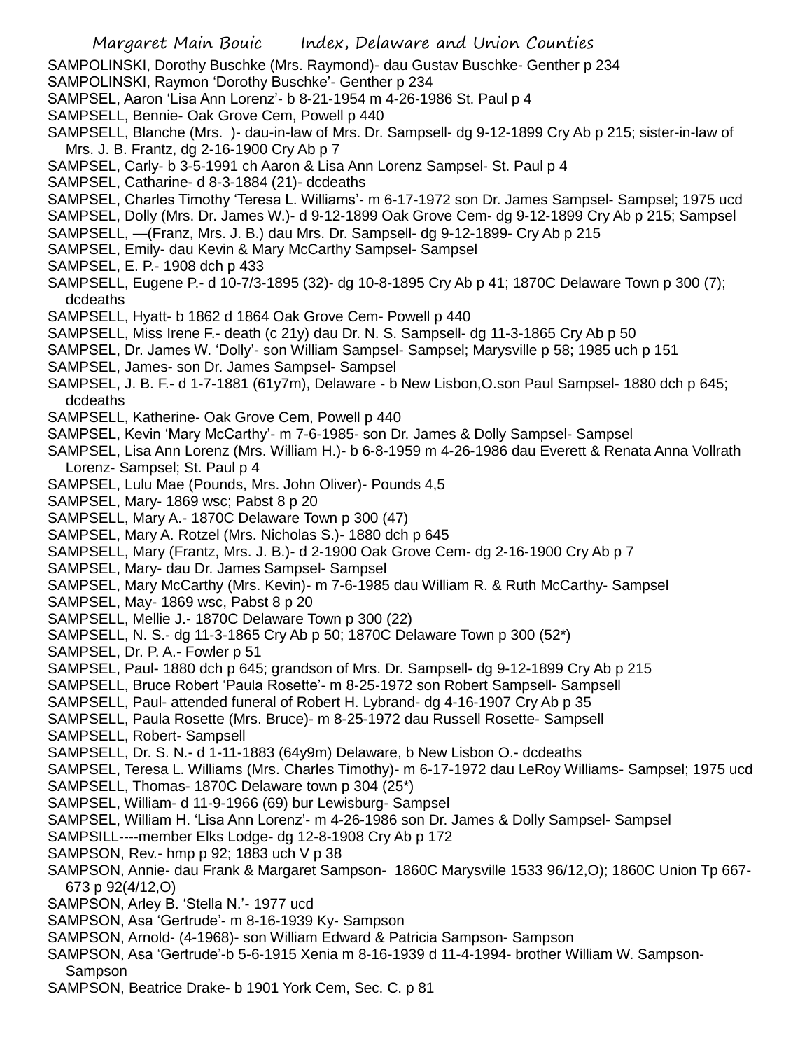SAMPOLINSKI, Dorothy Buschke (Mrs. Raymond)- dau Gustav Buschke- Genther p 234

SAMPOLINSKI, Raymon 'Dorothy Buschke'- Genther p 234

SAMPSEL, Aaron 'Lisa Ann Lorenz'- b 8-21-1954 m 4-26-1986 St. Paul p 4

SAMPSELL, Bennie- Oak Grove Cem, Powell p 440

SAMPSELL, Blanche (Mrs. )- dau-in-law of Mrs. Dr. Sampsell- dg 9-12-1899 Cry Ab p 215; sister-in-law of Mrs. J. B. Frantz, dg 2-16-1900 Cry Ab p 7

SAMPSEL, Carly- b 3-5-1991 ch Aaron & Lisa Ann Lorenz Sampsel- St. Paul p 4

SAMPSEL, Catharine- d 8-3-1884 (21)- dcdeaths

SAMPSEL, Charles Timothy 'Teresa L. Williams'- m 6-17-1972 son Dr. James Sampsel- Sampsel; 1975 ucd

SAMPSEL, Dolly (Mrs. Dr. James W.)- d 9-12-1899 Oak Grove Cem- dg 9-12-1899 Cry Ab p 215; Sampsel

SAMPSELL, —(Franz, Mrs. J. B.) dau Mrs. Dr. Sampsell- dg 9-12-1899- Cry Ab p 215

SAMPSEL, Emily- dau Kevin & Mary McCarthy Sampsel- Sampsel

SAMPSEL, E. P.- 1908 dch p 433

SAMPSELL, Eugene P.- d 10-7/3-1895 (32)- dg 10-8-1895 Cry Ab p 41; 1870C Delaware Town p 300 (7); dcdeaths

SAMPSELL, Hyatt- b 1862 d 1864 Oak Grove Cem- Powell p 440

SAMPSELL, Miss Irene F.- death (c 21y) dau Dr. N. S. Sampsell- dg 11-3-1865 Cry Ab p 50

SAMPSEL, Dr. James W. 'Dolly'- son William Sampsel- Sampsel; Marysville p 58; 1985 uch p 151

SAMPSEL, James- son Dr. James Sampsel- Sampsel

SAMPSEL, J. B. F.- d 1-7-1881 (61y7m), Delaware - b New Lisbon,O.son Paul Sampsel- 1880 dch p 645; dcdeaths

SAMPSEL, Katherine- Oak Grove Cem, Powell p 440

SAMPSEL, Kevin 'Mary McCarthy'- m 7-6-1985- son Dr. James & Dolly Sampsel- Sampsel

SAMPSEL, Lisa Ann Lorenz (Mrs. William H.)- b 6-8-1959 m 4-26-1986 dau Everett & Renata Anna Vollrath Lorenz- Sampsel; St. Paul p 4

SAMPSEL, Lulu Mae (Pounds, Mrs. John Oliver)- Pounds 4,5

SAMPSEL, Mary- 1869 wsc; Pabst 8 p 20

SAMPSELL, Mary A.- 1870C Delaware Town p 300 (47)

SAMPSELL, Mary A. Rotzel (Mrs. Nicholas S.)- 1880 dch p 645

SAMPSELL, Mary (Frantz, Mrs. J. B.)- d 2-1900 Oak Grove Cem- dg 2-16-1900 Cry Ab p 7

SAMPSEL, Mary- dau Dr. James Sampsel- Sampsel

SAMPSEL, Mary McCarthy (Mrs. Kevin)- m 7-6-1985 dau William R. & Ruth McCarthy- Sampsel

SAMPSEL, May- 1869 wsc, Pabst 8 p 20

SAMPSELL, Mellie J.- 1870C Delaware Town p 300 (22)

SAMPSELL, N. S.- dg 11-3-1865 Cry Ab p 50; 1870C Delaware Town p 300 (52*)

SAMPSEL, Dr. P. A.- Fowler p 51

SAMPSEL, Paul- 1880 dch p 645; grandson of Mrs. Dr. Sampsell- dg 9-12-1899 Cry Ab p 215

SAMPSELL, Bruce Robert 'Paula Rosette'- m 8-25-1972 son Robert Sampsell- Sampsell

SAMPSELL, Paul- attended funeral of Robert H. Lybrand- dg 4-16-1907 Cry Ab p 35

SAMPSELL, Paula Rosette (Mrs. Bruce)- m 8-25-1972 dau Russell Rosette- Sampsell

SAMPSELL, Robert- Sampsell

SAMPSELL, Dr. S. N.- d 1-11-1883 (64y9m) Delaware, b New Lisbon O.- dcdeaths

SAMPSEL, Teresa L. Williams (Mrs. Charles Timothy)- m 6-17-1972 dau LeRoy Williams- Sampsel; 1975 ucd

SAMPSELL, Thomas- 1870C Delaware town p 304 (25*)

SAMPSEL, William- d 11-9-1966 (69) bur Lewisburg- Sampsel

SAMPSEL, William H. 'Lisa Ann Lorenz'- m 4-26-1986 son Dr. James & Dolly Sampsel- Sampsel

SAMPSILL----member Elks Lodge- dg 12-8-1908 Cry Ab p 172

SAMPSON, Rev.- hmp p 92; 1883 uch V p 38

SAMPSON, Annie- dau Frank & Margaret Sampson- 1860C Marysville 1533 96/12,O); 1860C Union Tp 667-673 p 92(4/12,O)

SAMPSON, Arley B. 'Stella N.'- 1977 ucd

SAMPSON, Asa 'Gertrude'- m 8-16-1939 Ky- Sampson

SAMPSON, Arnold- (4-1968)- son William Edward & Patricia Sampson- Sampson

SAMPSON, Asa 'Gertrude'-b 5-6-1915 Xenia m 8-16-1939 d 11-4-1994- brother William W. Sampson- Sampson

SAMPSON, Beatrice Drake- b 1901 York Cem, Sec. C. p 81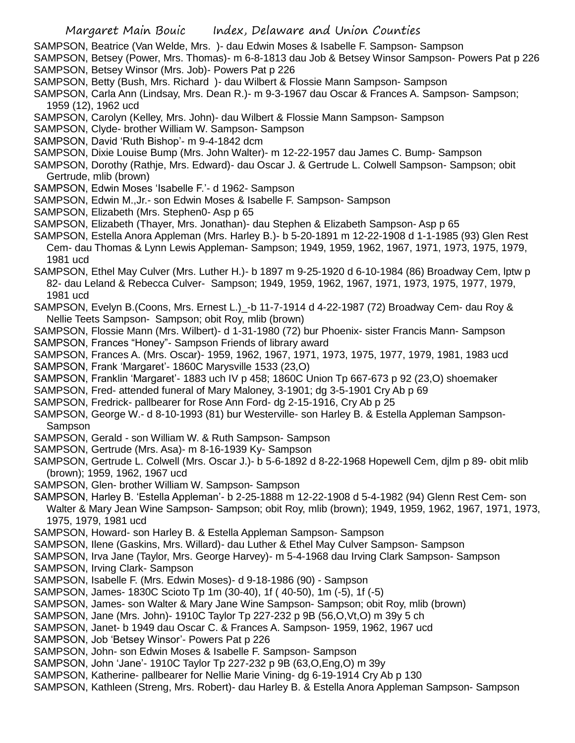SAMPSON, Beatrice (Van Welde, Mrs. )- dau Edwin Moses & Isabelle F. Sampson- Sampson

SAMPSON, Betsey (Power, Mrs. Thomas)- m 6-8-1813 dau Job & Betsey Winsor Sampson- Powers Pat p 226

SAMPSON, Betsey Winsor (Mrs. Job)- Powers Pat p 226

SAMPSON, Betty (Bush, Mrs. Richard )- dau Wilbert & Flossie Mann Sampson- Sampson

SAMPSON, Carla Ann (Lindsay, Mrs. Dean R.)- m 9-3-1967 dau Oscar & Frances A. Sampson- Sampson; 1959 (12), 1962 ucd

SAMPSON, Carolyn (Kelley, Mrs. John)- dau Wilbert & Flossie Mann Sampson- Sampson

SAMPSON, Clyde- brother William W. Sampson- Sampson

SAMPSON, David 'Ruth Bishop'- m 9-4-1842 dcm

SAMPSON, Dixie Louise Bump (Mrs. John Walter)- m 12-22-1957 dau James C. Bump- Sampson

SAMPSON, Dorothy (Rathje, Mrs. Edward)- dau Oscar J. & Gertrude L. Colwell Sampson- Sampson; obit Gertrude, mlib (brown)

SAMPSON, Edwin Moses 'Isabelle F.'- d 1962- Sampson

SAMPSON, Edwin M.,Jr.- son Edwin Moses & Isabelle F. Sampson- Sampson

SAMPSON, Elizabeth (Mrs. Stephen0- Asp p 65

SAMPSON, Elizabeth (Thayer, Mrs. Jonathan)- dau Stephen & Elizabeth Sampson- Asp p 65

SAMPSON, Estella Anora Appleman (Mrs. Harley B.)- b 5-20-1891 m 12-22-1908 d 1-1-1985 (93) Glen Rest Cem- dau Thomas & Lynn Lewis Appleman- Sampson; 1949, 1959, 1962, 1967, 1971, 1973, 1975, 1979, 1981 ucd

SAMPSON, Ethel May Culver (Mrs. Luther H.)- b 1897 m 9-25-1920 d 6-10-1984 (86) Broadway Cem, lptw p 82- dau Leland & Rebecca Culver- Sampson; 1949, 1959, 1962, 1967, 1971, 1973, 1975, 1977, 1979, 1981 ucd

SAMPSON, Evelyn B.(Coons, Mrs. Ernest L.)_-b 11-7-1914 d 4-22-1987 (72) Broadway Cem- dau Roy & Nellie Teets Sampson- Sampson; obit Roy, mlib (brown)

SAMPSON, Flossie Mann (Mrs. Wilbert)- d 1-31-1980 (72) bur Phoenix- sister Francis Mann- Sampson

SAMPSON, Frances "Honey"- Sampson Friends of library award

SAMPSON, Frances A. (Mrs. Oscar)- 1959, 1962, 1967, 1971, 1973, 1975, 1977, 1979, 1981, 1983 ucd

SAMPSON, Frank 'Margaret'- 1860C Marysville 1533 (23,O)

SAMPSON, Franklin 'Margaret'- 1883 uch IV p 458; 1860C Union Tp 667-673 p 92 (23,O) shoemaker

SAMPSON, Fred- attended funeral of Mary Maloney, 3-1901; dg 3-5-1901 Cry Ab p 69

SAMPSON, Fredrick- pallbearer for Rose Ann Ford- dg 2-15-1916, Cry Ab p 25

SAMPSON, George W.- d 8-10-1993 (81) bur Westerville- son Harley B. & Estella Appleman Sampson- Sampson

SAMPSON, Gerald - son William W. & Ruth Sampson- Sampson

SAMPSON, Gertrude (Mrs. Asa)- m 8-16-1939 Ky- Sampson

SAMPSON, Gertrude L. Colwell (Mrs. Oscar J.)- b 5-6-1892 d 8-22-1968 Hopewell Cem, djlm p 89- obit mlib (brown); 1959, 1962, 1967 ucd

SAMPSON, Glen- brother William W. Sampson- Sampson

SAMPSON, Harley B. 'Estella Appleman'- b 2-25-1888 m 12-22-1908 d 5-4-1982 (94) Glenn Rest Cem- son Walter & Mary Jean Wine Sampson- Sampson; obit Roy, mlib (brown); 1949, 1959, 1962, 1967, 1971, 1973, 1975, 1979, 1981 ucd

SAMPSON, Howard- son Harley B. & Estella Appleman Sampson- Sampson

SAMPSON, Ilene (Gaskins, Mrs. Willard)- dau Luther & Ethel May Culver Sampson- Sampson

SAMPSON, Irva Jane (Taylor, Mrs. George Harvey)- m 5-4-1968 dau Irving Clark Sampson- Sampson

SAMPSON, Irving Clark- Sampson

SAMPSON, Isabelle F. (Mrs. Edwin Moses)- d 9-18-1986 (90) - Sampson

SAMPSON, James- 1830C Scioto Tp 1m (30-40), 1f ( 40-50), 1m (-5), 1f (-5)

SAMPSON, James- son Walter & Mary Jane Wine Sampson- Sampson; obit Roy, mlib (brown)

SAMPSON, Jane (Mrs. John)- 1910C Taylor Tp 227-232 p 9B (56,O,Vt,O) m 39y 5 ch

SAMPSON, Janet- b 1949 dau Oscar C. & Frances A. Sampson- 1959, 1962, 1967 ucd

SAMPSON, Job 'Betsey Winsor'- Powers Pat p 226

SAMPSON, John- son Edwin Moses & Isabelle F. Sampson- Sampson

SAMPSON, John 'Jane'- 1910C Taylor Tp 227-232 p 9B (63,O,Eng,O) m 39y

SAMPSON, Katherine- pallbearer for Nellie Marie Vining- dg 6-19-1914 Cry Ab p 130

SAMPSON, Kathleen (Streng, Mrs. Robert)- dau Harley B. & Estella Anora Appleman Sampson- Sampson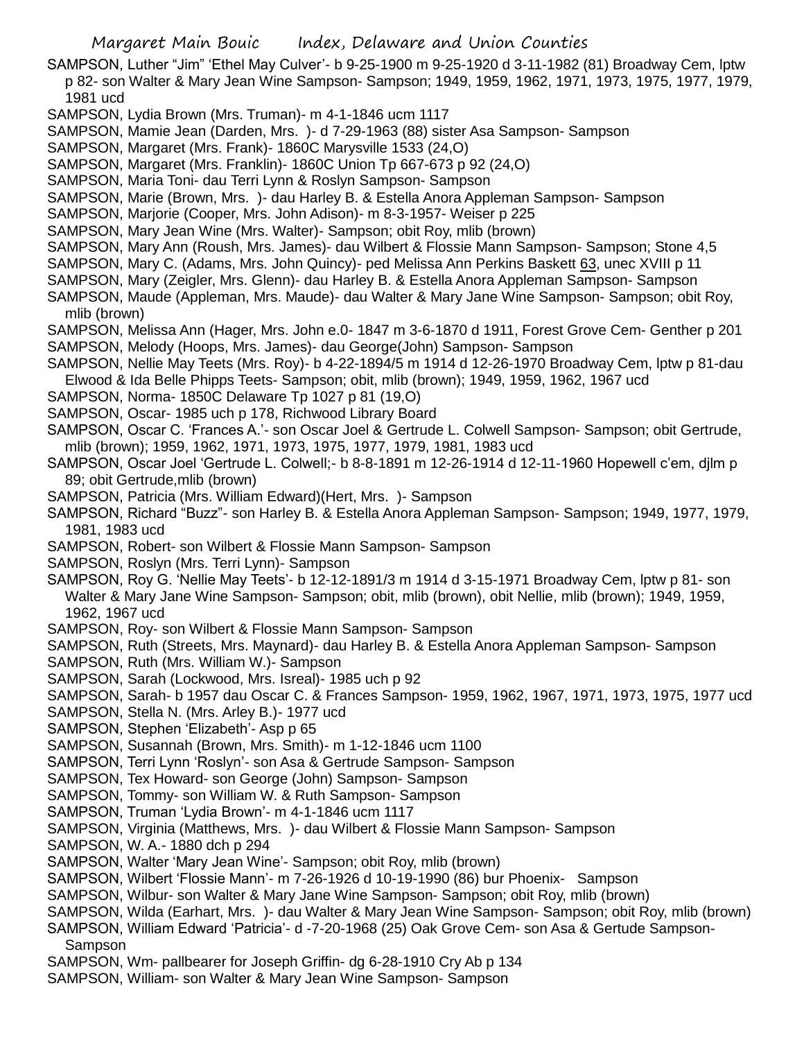SAMPSON, Luther "Jim" 'Ethel May Culver'- b 9-25-1900 m 9-25-1920 d 3-11-1982 (81) Broadway Cem, lptw p 82- son Walter & Mary Jean Wine Sampson- Sampson; 1949, 1959, 1962, 1971, 1973, 1975, 1977, 1979, 1981 ucd

SAMPSON, Lydia Brown (Mrs. Truman)- m 4-1-1846 ucm 1117

SAMPSON, Mamie Jean (Darden, Mrs. )- d 7-29-1963 (88) sister Asa Sampson- Sampson

SAMPSON, Margaret (Mrs. Frank)- 1860C Marysville 1533 (24,O)

SAMPSON, Margaret (Mrs. Franklin)- 1860C Union Tp 667-673 p 92 (24,O)

SAMPSON, Maria Toni- dau Terri Lynn & Roslyn Sampson- Sampson

SAMPSON, Marie (Brown, Mrs. )- dau Harley B. & Estella Anora Appleman Sampson- Sampson

SAMPSON, Marjorie (Cooper, Mrs. John Adison)- m 8-3-1957- Weiser p 225

SAMPSON, Mary Jean Wine (Mrs. Walter)- Sampson; obit Roy, mlib (brown)

SAMPSON, Mary Ann (Roush, Mrs. James)- dau Wilbert & Flossie Mann Sampson- Sampson; Stone 4,5

SAMPSON, Mary C. (Adams, Mrs. John Quincy)- ped Melissa Ann Perkins Baskett 63, unec XVIII p 11

SAMPSON, Mary (Zeigler, Mrs. Glenn)- dau Harley B. & Estella Anora Appleman Sampson- Sampson

SAMPSON, Maude (Appleman, Mrs. Maude)- dau Walter & Mary Jane Wine Sampson- Sampson; obit Roy, mlib (brown)

SAMPSON, Melissa Ann (Hager, Mrs. John e.0- 1847 m 3-6-1870 d 1911, Forest Grove Cem- Genther p 201

SAMPSON, Melody (Hoops, Mrs. James)- dau George(John) Sampson- Sampson

SAMPSON, Nellie May Teets (Mrs. Roy)- b 4-22-1894/5 m 1914 d 12-26-1970 Broadway Cem, lptw p 81-dau Elwood & Ida Belle Phipps Teets- Sampson; obit, mlib (brown); 1949, 1959, 1962, 1967 ucd

SAMPSON, Norma- 1850C Delaware Tp 1027 p 81 (19,O)

SAMPSON, Oscar- 1985 uch p 178, Richwood Library Board

SAMPSON, Oscar C. 'Frances A.'- son Oscar Joel & Gertrude L. Colwell Sampson- Sampson; obit Gertrude, mlib (brown); 1959, 1962, 1971, 1973, 1975, 1977, 1979, 1981, 1983 ucd

SAMPSON, Oscar Joel 'Gertrude L. Colwell;- b 8-8-1891 m 12-26-1914 d 12-11-1960 Hopewell c'em, djlm p 89; obit Gertrude,mlib (brown)

SAMPSON, Patricia (Mrs. William Edward)(Hert, Mrs. )- Sampson

SAMPSON, Richard "Buzz"- son Harley B. & Estella Anora Appleman Sampson- Sampson; 1949, 1977, 1979, 1981, 1983 ucd

SAMPSON, Robert- son Wilbert & Flossie Mann Sampson- Sampson

SAMPSON, Roslyn (Mrs. Terri Lynn)- Sampson

SAMPSON, Roy G. 'Nellie May Teets'- b 12-12-1891/3 m 1914 d 3-15-1971 Broadway Cem, lptw p 81- son Walter & Mary Jane Wine Sampson- Sampson; obit, mlib (brown), obit Nellie, mlib (brown); 1949, 1959, 1962, 1967 ucd

SAMPSON, Roy- son Wilbert & Flossie Mann Sampson- Sampson

SAMPSON, Ruth (Streets, Mrs. Maynard)- dau Harley B. & Estella Anora Appleman Sampson- Sampson

SAMPSON, Ruth (Mrs. William W.)- Sampson

SAMPSON, Sarah (Lockwood, Mrs. Isreal)- 1985 uch p 92

SAMPSON, Sarah- b 1957 dau Oscar C. & Frances Sampson- 1959, 1962, 1967, 1971, 1973, 1975, 1977 ucd

SAMPSON, Stella N. (Mrs. Arley B.)- 1977 ucd

SAMPSON, Stephen 'Elizabeth'- Asp p 65

SAMPSON, Susannah (Brown, Mrs. Smith)- m 1-12-1846 ucm 1100

SAMPSON, Terri Lynn 'Roslyn'- son Asa & Gertrude Sampson- Sampson

SAMPSON, Tex Howard- son George (John) Sampson- Sampson

SAMPSON, Tommy- son William W. & Ruth Sampson- Sampson

SAMPSON, Truman 'Lydia Brown'- m 4-1-1846 ucm 1117

SAMPSON, Virginia (Matthews, Mrs. )- dau Wilbert & Flossie Mann Sampson- Sampson

SAMPSON, W. A.- 1880 dch p 294

SAMPSON, Walter 'Mary Jean Wine'- Sampson; obit Roy, mlib (brown)

SAMPSON, Wilbert 'Flossie Mann'- m 7-26-1926 d 10-19-1990 (86) bur Phoenix- Sampson

SAMPSON, Wilbur- son Walter & Mary Jane Wine Sampson- Sampson; obit Roy, mlib (brown)

SAMPSON, Wilda (Earhart, Mrs. )- dau Walter & Mary Jean Wine Sampson- Sampson; obit Roy, mlib (brown)

SAMPSON, William Edward 'Patricia'- d -7-20-1968 (25) Oak Grove Cem- son Asa & Gertude Sampson- Sampson

SAMPSON, Wm- pallbearer for Joseph Griffin- dg 6-28-1910 Cry Ab p 134

SAMPSON, William- son Walter & Mary Jean Wine Sampson- Sampson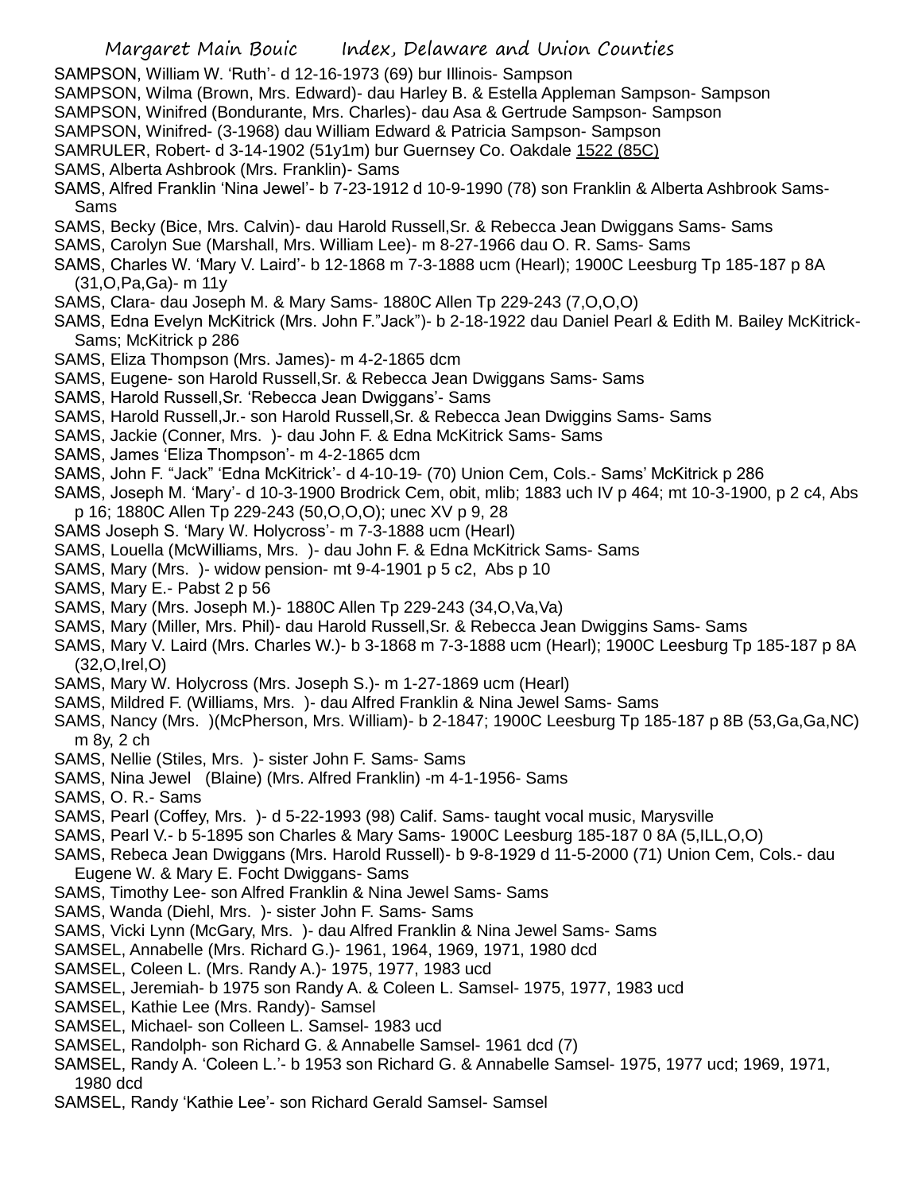SAMPSON, William W. 'Ruth'- d 12-16-1973 (69) bur Illinois- Sampson

SAMPSON, Wilma (Brown, Mrs. Edward)- dau Harley B. & Estella Appleman Sampson- Sampson

SAMPSON, Winifred (Bondurante, Mrs. Charles)- dau Asa & Gertrude Sampson- Sampson

SAMPSON, Winifred- (3-1968) dau William Edward & Patricia Sampson- Sampson

SAMRULER, Robert- d 3-14-1902 (51y1m) bur Guernsey Co. Oakdale 1522 (85C)

SAMS, Alberta Ashbrook (Mrs. Franklin)- Sams

SAMS, Alfred Franklin 'Nina Jewel'- b 7-23-1912 d 10-9-1990 (78) son Franklin & Alberta Ashbrook Sams- Sams

SAMS, Becky (Bice, Mrs. Calvin)- dau Harold Russell,Sr. & Rebecca Jean Dwiggans Sams- Sams

SAMS, Carolyn Sue (Marshall, Mrs. William Lee)- m 8-27-1966 dau O. R. Sams- Sams

SAMS, Charles W. 'Mary V. Laird'- b 12-1868 m 7-3-1888 ucm (Hearl); 1900C Leesburg Tp 185-187 p 8A (31,O,Pa,Ga)- m 11y

SAMS, Clara- dau Joseph M. & Mary Sams- 1880C Allen Tp 229-243 (7,O,O,O)

SAMS, Edna Evelyn McKitrick (Mrs. John F."Jack")- b 2-18-1922 dau Daniel Pearl & Edith M. Bailey McKitrick- Sams; McKitrick p 286

SAMS, Eliza Thompson (Mrs. James)- m 4-2-1865 dcm

SAMS, Eugene- son Harold Russell,Sr. & Rebecca Jean Dwiggans Sams- Sams

SAMS, Harold Russell,Sr. 'Rebecca Jean Dwiggans'- Sams

SAMS, Harold Russell,Jr.- son Harold Russell,Sr. & Rebecca Jean Dwiggins Sams- Sams

SAMS, Jackie (Conner, Mrs. )- dau John F. & Edna McKitrick Sams- Sams

SAMS, James 'Eliza Thompson'- m 4-2-1865 dcm

SAMS, John F. "Jack" 'Edna McKitrick'- d 4-10-19- (70) Union Cem, Cols.- Sams' McKitrick p 286

SAMS, Joseph M. 'Mary'- d 10-3-1900 Brodrick Cem, obit, mlib; 1883 uch IV p 464; mt 10-3-1900, p 2 c4, Abs p 16; 1880C Allen Tp 229-243 (50,O,O,O); unec XV p 9, 28

SAMS Joseph S. 'Mary W. Holycross'- m 7-3-1888 ucm (Hearl)

SAMS, Louella (McWilliams, Mrs. )- dau John F. & Edna McKitrick Sams- Sams

SAMS, Mary (Mrs. )- widow pension- mt 9-4-1901 p 5 c2, Abs p 10

SAMS, Mary E.- Pabst 2 p 56

SAMS, Mary (Mrs. Joseph M.)- 1880C Allen Tp 229-243 (34,O,Va,Va)

SAMS, Mary (Miller, Mrs. Phil)- dau Harold Russell,Sr. & Rebecca Jean Dwiggins Sams- Sams

SAMS, Mary V. Laird (Mrs. Charles W.)- b 3-1868 m 7-3-1888 ucm (Hearl); 1900C Leesburg Tp 185-187 p 8A (32,O,Irel,O)

SAMS, Mary W. Holycross (Mrs. Joseph S.)- m 1-27-1869 ucm (Hearl)

SAMS, Mildred F. (Williams, Mrs. )- dau Alfred Franklin & Nina Jewel Sams- Sams

SAMS, Nancy (Mrs. )(McPherson, Mrs. William)- b 2-1847; 1900C Leesburg Tp 185-187 p 8B (53,Ga,Ga,NC) m 8y, 2 ch

SAMS, Nellie (Stiles, Mrs. )- sister John F. Sams- Sams

SAMS, Nina Jewel (Blaine) (Mrs. Alfred Franklin) -m 4-1-1956- Sams

SAMS, O. R.- Sams

SAMS, Pearl (Coffey, Mrs. )- d 5-22-1993 (98) Calif. Sams- taught vocal music, Marysville

SAMS, Pearl V.- b 5-1895 son Charles & Mary Sams- 1900C Leesburg 185-187 0 8A (5,ILL,O,O)

SAMS, Rebeca Jean Dwiggans (Mrs. Harold Russell)- b 9-8-1929 d 11-5-2000 (71) Union Cem, Cols.- dau Eugene W. & Mary E. Focht Dwiggans- Sams

SAMS, Timothy Lee- son Alfred Franklin & Nina Jewel Sams- Sams

SAMS, Wanda (Diehl, Mrs. )- sister John F. Sams- Sams

SAMS, Vicki Lynn (McGary, Mrs. )- dau Alfred Franklin & Nina Jewel Sams- Sams

SAMSEL, Annabelle (Mrs. Richard G.)- 1961, 1964, 1969, 1971, 1980 dcd

SAMSEL, Coleen L. (Mrs. Randy A.)- 1975, 1977, 1983 ucd

SAMSEL, Jeremiah- b 1975 son Randy A. & Coleen L. Samsel- 1975, 1977, 1983 ucd

SAMSEL, Kathie Lee (Mrs. Randy)- Samsel

SAMSEL, Michael- son Colleen L. Samsel- 1983 ucd

SAMSEL, Randolph- son Richard G. & Annabelle Samsel- 1961 dcd (7)

SAMSEL, Randy A. 'Coleen L.'- b 1953 son Richard G. & Annabelle Samsel- 1975, 1977 ucd; 1969, 1971, 1980 dcd

SAMSEL, Randy 'Kathie Lee'- son Richard Gerald Samsel- Samsel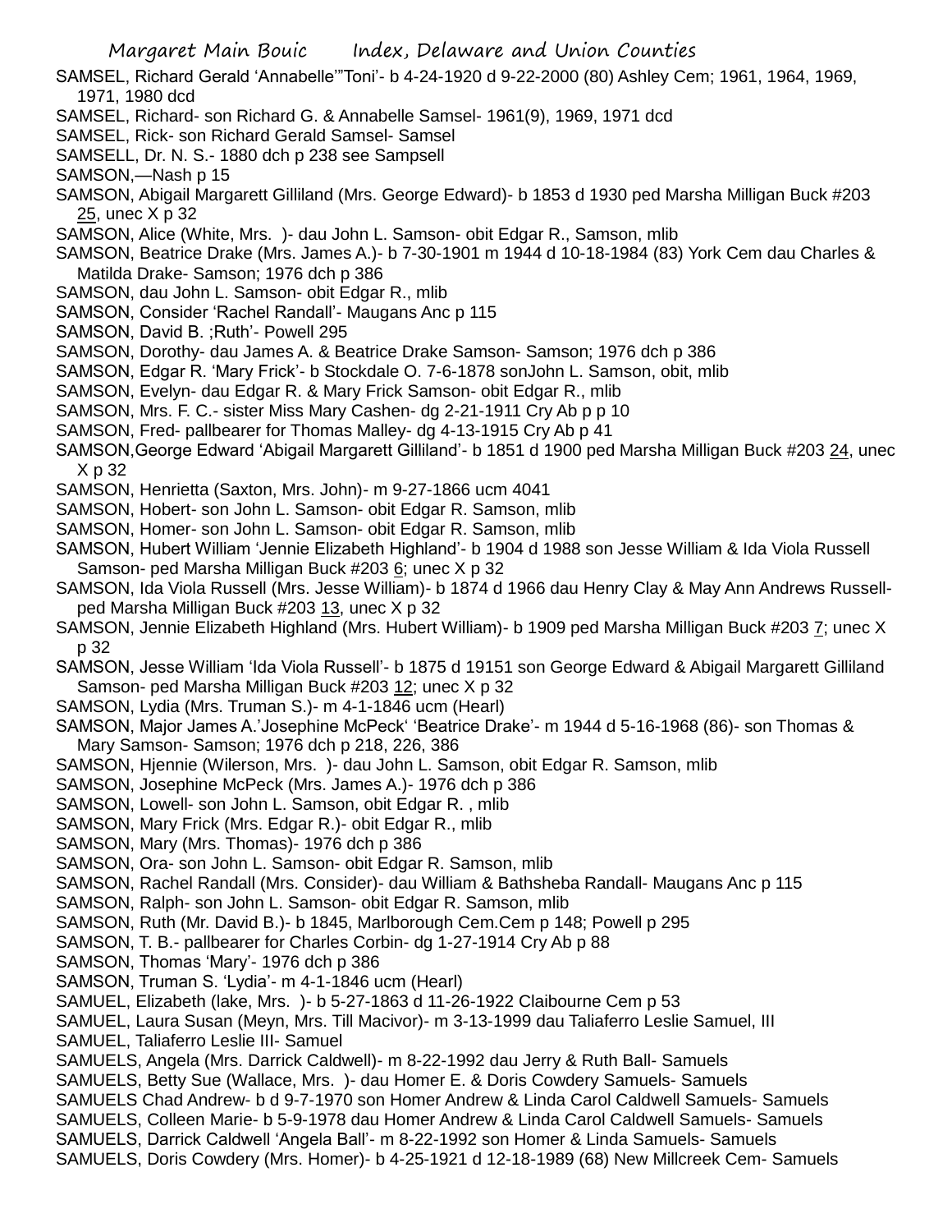SAMSEL, Richard Gerald 'Annabelle'"Toni'- b 4-24-1920 d 9-22-2000 (80) Ashley Cem; 1961, 1964, 1969, 1971, 1980 dcd

SAMSEL, Richard- son Richard G. & Annabelle Samsel- 1961(9), 1969, 1971 dcd

SAMSEL, Rick- son Richard Gerald Samsel- Samsel

SAMSELL, Dr. N. S.- 1880 dch p 238 see Sampsell

SAMSON,—Nash p 15

SAMSON, Abigail Margarett Gilliland (Mrs. George Edward)- b 1853 d 1930 ped Marsha Milligan Buck #203 25, unec X p 32

SAMSON, Alice (White, Mrs. )- dau John L. Samson- obit Edgar R., Samson, mlib

SAMSON, Beatrice Drake (Mrs. James A.)- b 7-30-1901 m 1944 d 10-18-1984 (83) York Cem dau Charles & Matilda Drake- Samson; 1976 dch p 386

SAMSON, dau John L. Samson- obit Edgar R., mlib

SAMSON, Consider 'Rachel Randall'- Maugans Anc p 115

SAMSON, David B. ;Ruth'- Powell 295

SAMSON, Dorothy- dau James A. & Beatrice Drake Samson- Samson; 1976 dch p 386

SAMSON, Edgar R. 'Mary Frick'- b Stockdale O. 7-6-1878 sonJohn L. Samson, obit, mlib

SAMSON, Evelyn- dau Edgar R. & Mary Frick Samson- obit Edgar R., mlib

SAMSON, Mrs. F. C.- sister Miss Mary Cashen- dg 2-21-1911 Cry Ab p p 10

SAMSON, Fred- pallbearer for Thomas Malley- dg 4-13-1915 Cry Ab p 41

SAMSON,George Edward 'Abigail Margarett Gilliland'- b 1851 d 1900 ped Marsha Milligan Buck #203 24, unec X p 32

SAMSON, Henrietta (Saxton, Mrs. John)- m 9-27-1866 ucm 4041

SAMSON, Hobert- son John L. Samson- obit Edgar R. Samson, mlib

SAMSON, Homer- son John L. Samson- obit Edgar R. Samson, mlib

SAMSON, Hubert William 'Jennie Elizabeth Highland'- b 1904 d 1988 son Jesse William & Ida Viola Russell Samson- ped Marsha Milligan Buck #203 6; unec X p 32

SAMSON, Ida Viola Russell (Mrs. Jesse William)- b 1874 d 1966 dau Henry Clay & May Ann Andrews Russell- ped Marsha Milligan Buck #203 13, unec X p 32

SAMSON, Jennie Elizabeth Highland (Mrs. Hubert William)- b 1909 ped Marsha Milligan Buck #203 7; unec X p 32

SAMSON, Jesse William 'Ida Viola Russell'- b 1875 d 19151 son George Edward & Abigail Margarett Gilliland Samson- ped Marsha Milligan Buck #203 12; unec X p 32

SAMSON, Lydia (Mrs. Truman S.)- m 4-1-1846 ucm (Hearl)

SAMSON, Major James A.'Josephine McPeck' 'Beatrice Drake'- m 1944 d 5-16-1968 (86)- son Thomas & Mary Samson- Samson; 1976 dch p 218, 226, 386

SAMSON, Hjennie (Wilerson, Mrs. )- dau John L. Samson, obit Edgar R. Samson, mlib

SAMSON, Josephine McPeck (Mrs. James A.)- 1976 dch p 386

SAMSON, Lowell- son John L. Samson, obit Edgar R. , mlib

SAMSON, Mary Frick (Mrs. Edgar R.)- obit Edgar R., mlib

SAMSON, Mary (Mrs. Thomas)- 1976 dch p 386

SAMSON, Ora- son John L. Samson- obit Edgar R. Samson, mlib

SAMSON, Rachel Randall (Mrs. Consider)- dau William & Bathsheba Randall- Maugans Anc p 115

SAMSON, Ralph- son John L. Samson- obit Edgar R. Samson, mlib

SAMSON, Ruth (Mr. David B.)- b 1845, Marlborough Cem.Cem p 148; Powell p 295

SAMSON, T. B.- pallbearer for Charles Corbin- dg 1-27-1914 Cry Ab p 88

SAMSON, Thomas 'Mary'- 1976 dch p 386

SAMSON, Truman S. 'Lydia'- m 4-1-1846 ucm (Hearl)

SAMUEL, Elizabeth (lake, Mrs. )- b 5-27-1863 d 11-26-1922 Claibourne Cem p 53

SAMUEL, Laura Susan (Meyn, Mrs. Till Macivor)- m 3-13-1999 dau Taliaferro Leslie Samuel, III

SAMUEL, Taliaferro Leslie III- Samuel

SAMUELS, Angela (Mrs. Darrick Caldwell)- m 8-22-1992 dau Jerry & Ruth Ball- Samuels

SAMUELS, Betty Sue (Wallace, Mrs. )- dau Homer E. & Doris Cowdery Samuels- Samuels

SAMUELS Chad Andrew- b d 9-7-1970 son Homer Andrew & Linda Carol Caldwell Samuels- Samuels

SAMUELS, Colleen Marie- b 5-9-1978 dau Homer Andrew & Linda Carol Caldwell Samuels- Samuels

SAMUELS, Darrick Caldwell 'Angela Ball'- m 8-22-1992 son Homer & Linda Samuels- Samuels

SAMUELS, Doris Cowdery (Mrs. Homer)- b 4-25-1921 d 12-18-1989 (68) New Millcreek Cem- Samuels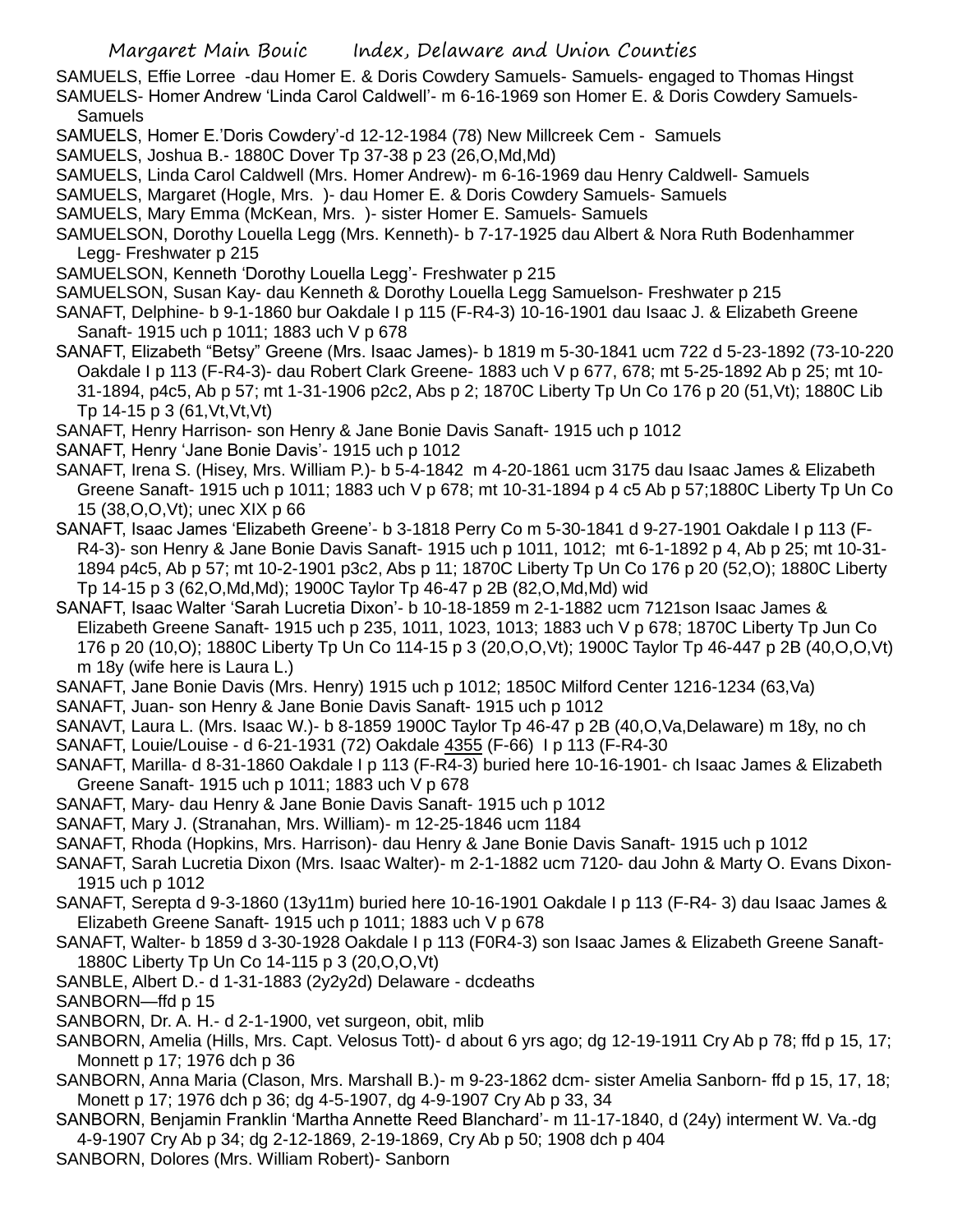SAMUELS, Effie Lorree -dau Homer E. & Doris Cowdery Samuels- Samuels- engaged to Thomas Hingst

SAMUELS- Homer Andrew 'Linda Carol Caldwell'- m 6-16-1969 son Homer E. & Doris Cowdery Samuels- Samuels

SAMUELS, Homer E.'Doris Cowdery'-d 12-12-1984 (78) New Millcreek Cem - Samuels

SAMUELS, Joshua B.- 1880C Dover Tp 37-38 p 23 (26,O,Md,Md)

SAMUELS, Linda Carol Caldwell (Mrs. Homer Andrew)- m 6-16-1969 dau Henry Caldwell- Samuels

SAMUELS, Margaret (Hogle, Mrs. )- dau Homer E. & Doris Cowdery Samuels- Samuels

SAMUELS, Mary Emma (McKean, Mrs. )- sister Homer E. Samuels- Samuels

SAMUELSON, Dorothy Louella Legg (Mrs. Kenneth)- b 7-17-1925 dau Albert & Nora Ruth Bodenhammer Legg- Freshwater p 215

SAMUELSON, Kenneth 'Dorothy Louella Legg'- Freshwater p 215

SAMUELSON, Susan Kay- dau Kenneth & Dorothy Louella Legg Samuelson- Freshwater p 215

SANAFT, Delphine- b 9-1-1860 bur Oakdale I p 115 (F-R4-3) 10-16-1901 dau Isaac J. & Elizabeth Greene Sanaft- 1915 uch p 1011; 1883 uch V p 678

SANAFT, Elizabeth "Betsy" Greene (Mrs. Isaac James)- b 1819 m 5-30-1841 ucm 722 d 5-23-1892 (73-10-220 Oakdale I p 113 (F-R4-3)- dau Robert Clark Greene- 1883 uch V p 677, 678; mt 5-25-1892 Ab p 25; mt 10-31-1894, p4c5, Ab p 57; mt 1-31-1906 p2c2, Abs p 2; 1870C Liberty Tp Un Co 176 p 20 (51,Vt); 1880C Lib Tp 14-15 p 3 (61,Vt,Vt,Vt)

SANAFT, Henry Harrison- son Henry & Jane Bonie Davis Sanaft- 1915 uch p 1012

SANAFT, Henry 'Jane Bonie Davis'- 1915 uch p 1012

SANAFT, Irena S. (Hisey, Mrs. William P.)- b 5-4-1842 m 4-20-1861 ucm 3175 dau Isaac James & Elizabeth Greene Sanaft- 1915 uch p 1011; 1883 uch V p 678; mt 10-31-1894 p 4 c5 Ab p 57;1880C Liberty Tp Un Co 15 (38,O,O,Vt); unec XIX p 66

SANAFT, Isaac James 'Elizabeth Greene'- b 3-1818 Perry Co m 5-30-1841 d 9-27-1901 Oakdale I p 113 (F-R4-3)- son Henry & Jane Bonie Davis Sanaft- 1915 uch p 1011, 1012; mt 6-1-1892 p 4, Ab p 25; mt 10-31-1894 p4c5, Ab p 57; mt 10-2-1901 p3c2, Abs p 11; 1870C Liberty Tp Un Co 176 p 20 (52,O); 1880C Liberty Tp 14-15 p 3 (62,O,Md,Md); 1900C Taylor Tp 46-47 p 2B (82,O,Md,Md) wid

SANAFT, Isaac Walter 'Sarah Lucretia Dixon'- b 10-18-1859 m 2-1-1882 ucm 7121son Isaac James & Elizabeth Greene Sanaft- 1915 uch p 235, 1011, 1023, 1013; 1883 uch V p 678; 1870C Liberty Tp Jun Co 176 p 20 (10,O); 1880C Liberty Tp Un Co 114-15 p 3 (20,O,O,Vt); 1900C Taylor Tp 46-447 p 2B (40,O,O,Vt) m 18y (wife here is Laura L.)

SANAFT, Jane Bonie Davis (Mrs. Henry) 1915 uch p 1012; 1850C Milford Center 1216-1234 (63,Va)

SANAFT, Juan- son Henry & Jane Bonie Davis Sanaft- 1915 uch p 1012

SANAVT, Laura L. (Mrs. Isaac W.)- b 8-1859 1900C Taylor Tp 46-47 p 2B (40,O,Va,Delaware) m 18y, no ch

SANAFT, Louie/Louise - d 6-21-1931 (72) Oakdale 4355 (F-66) I p 113 (F-R4-30

SANAFT, Marilla- d 8-31-1860 Oakdale I p 113 (F-R4-3) buried here 10-16-1901- ch Isaac James & Elizabeth Greene Sanaft- 1915 uch p 1011; 1883 uch V p 678

SANAFT, Mary- dau Henry & Jane Bonie Davis Sanaft- 1915 uch p 1012

SANAFT, Mary J. (Stranahan, Mrs. William)- m 12-25-1846 ucm 1184

SANAFT, Rhoda (Hopkins, Mrs. Harrison)- dau Henry & Jane Bonie Davis Sanaft- 1915 uch p 1012

SANAFT, Sarah Lucretia Dixon (Mrs. Isaac Walter)- m 2-1-1882 ucm 7120- dau John & Marty O. Evans Dixon- 1915 uch p 1012

SANAFT, Serepta d 9-3-1860 (13y11m) buried here 10-16-1901 Oakdale I p 113 (F-R4- 3) dau Isaac James & Elizabeth Greene Sanaft- 1915 uch p 1011; 1883 uch V p 678

SANAFT, Walter- b 1859 d 3-30-1928 Oakdale I p 113 (F0R4-3) son Isaac James & Elizabeth Greene Sanaft- 1880C Liberty Tp Un Co 14-115 p 3 (20,O,O,Vt)

SANBLE, Albert D.- d 1-31-1883 (2y2y2d) Delaware - dcdeaths

SANBORN—ffd p 15

SANBORN, Dr. A. H.- d 2-1-1900, vet surgeon, obit, mlib

SANBORN, Amelia (Hills, Mrs. Capt. Velosus Tott)- d about 6 yrs ago; dg 12-19-1911 Cry Ab p 78; ffd p 15, 17; Monnett p 17; 1976 dch p 36

SANBORN, Anna Maria (Clason, Mrs. Marshall B.)- m 9-23-1862 dcm- sister Amelia Sanborn- ffd p 15, 17, 18; Monnett p 17; 1976 dch p 36; dg 4-5-1907, dg 4-9-1907 Cry Ab p 33, 34

SANBORN, Benjamin Franklin 'Martha Annette Reed Blanchard'- m 11-17-1840, d (24y) interment W. Va.-dg 4-9-1907 Cry Ab p 34; dg 2-12-1869, 2-19-1869, Cry Ab p 50; 1908 dch p 404

SANBORN, Dolores (Mrs. William Robert)- Sanborn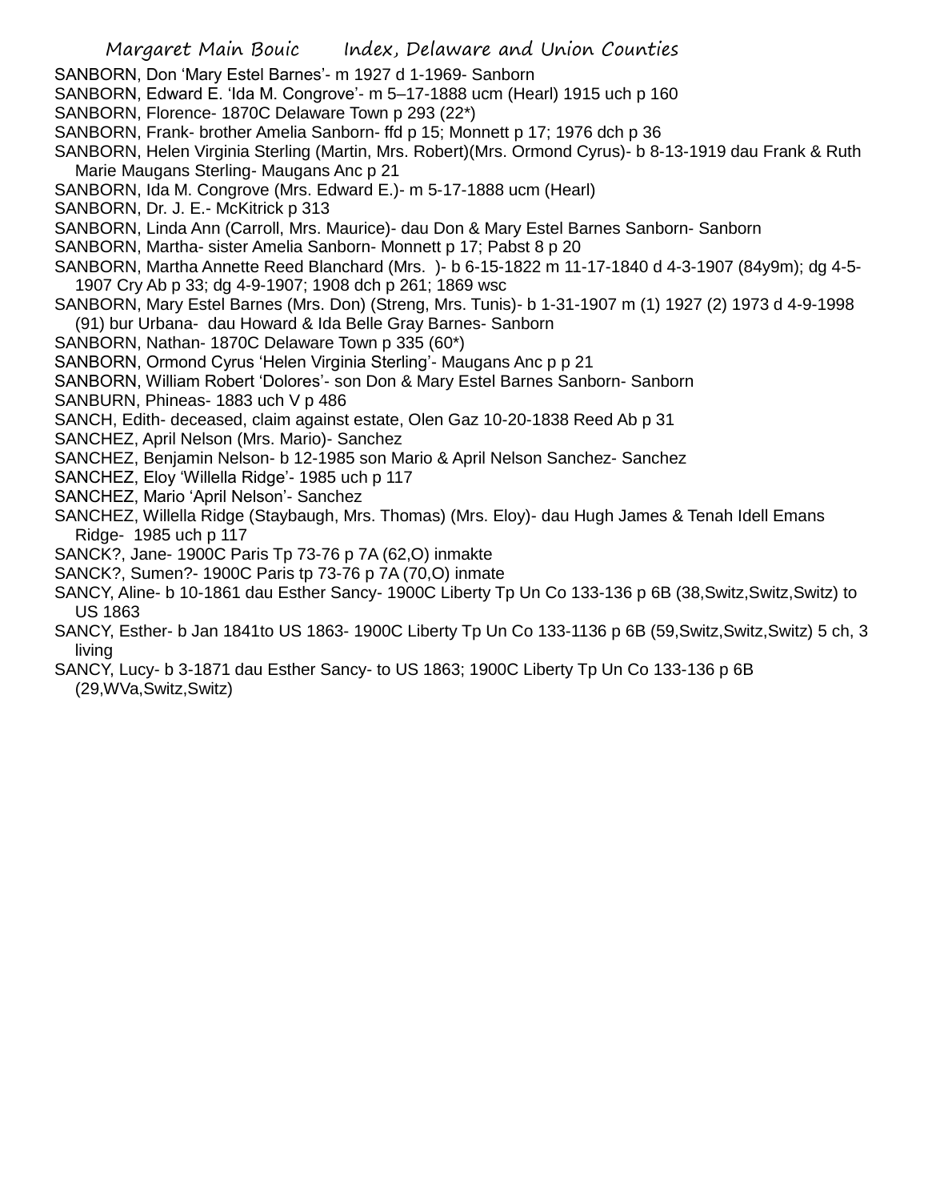SANBORN, Don ‘Mary Estel Barnes’- m 1927 d 1-1969- Sanborn

SANBORN, Edward E. ‘Ida M. Congrove’- m 5–17-1888 ucm (Hearl) 1915 uch p 160

SANBORN, Florence- 1870C Delaware Town p 293 (22*)

SANBORN, Frank- brother Amelia Sanborn- ffd p 15; Monnett p 17; 1976 dch p 36

SANBORN, Helen Virginia Sterling (Martin, Mrs. Robert)(Mrs. Ormond Cyrus)- b 8-13-1919 dau Frank & Ruth Marie Maugans Sterling- Maugans Anc p 21

SANBORN, Ida M. Congrove (Mrs. Edward E.)- m 5-17-1888 ucm (Hearl)

SANBORN, Dr. J. E.- McKitrick p 313

SANBORN, Linda Ann (Carroll, Mrs. Maurice)- dau Don & Mary Estel Barnes Sanborn- Sanborn

SANBORN, Martha- sister Amelia Sanborn- Monnett p 17; Pabst 8 p 20

SANBORN, Martha Annette Reed Blanchard (Mrs.  )- b 6-15-1822 m 11-17-1840 d 4-3-1907 (84y9m); dg 4-5-1907 Cry Ab p 33; dg 4-9-1907; 1908 dch p 261; 1869 wsc

SANBORN, Mary Estel Barnes (Mrs. Don) (Streng, Mrs. Tunis)- b 1-31-1907 m (1) 1927 (2) 1973 d 4-9-1998 (91) bur Urbana-  dau Howard & Ida Belle Gray Barnes- Sanborn

SANBORN, Nathan- 1870C Delaware Town p 335 (60*)

SANBORN, Ormond Cyrus ‘Helen Virginia Sterling’- Maugans Anc p p 21

SANBORN, William Robert ‘Dolores’- son Don & Mary Estel Barnes Sanborn- Sanborn

SANBURN, Phineas- 1883 uch V p 486

SANCH, Edith- deceased, claim against estate, Olen Gaz 10-20-1838 Reed Ab p 31

SANCHEZ, April Nelson (Mrs. Mario)- Sanchez

SANCHEZ, Benjamin Nelson- b 12-1985 son Mario & April Nelson Sanchez- Sanchez

SANCHEZ, Eloy ‘Willella Ridge’- 1985 uch p 117

SANCHEZ, Mario ‘April Nelson’- Sanchez

SANCHEZ, Willella Ridge (Staybaugh, Mrs. Thomas) (Mrs. Eloy)- dau Hugh James & Tenah Idell Emans Ridge-  1985 uch p 117

SANCK?, Jane- 1900C Paris Tp 73-76 p 7A (62,O) inmakte

SANCK?, Sumen?- 1900C Paris tp 73-76 p 7A (70,O) inmate

SANCY, Aline- b 10-1861 dau Esther Sancy- 1900C Liberty Tp Un Co 133-136 p 6B (38,Switz,Switz,Switz) to US 1863

SANCY, Esther- b Jan 1841to US 1863- 1900C Liberty Tp Un Co 133-1136 p 6B (59,Switz,Switz,Switz) 5 ch, 3 living

SANCY, Lucy- b 3-1871 dau Esther Sancy- to US 1863; 1900C Liberty Tp Un Co 133-136 p 6B (29,WVa,Switz,Switz)